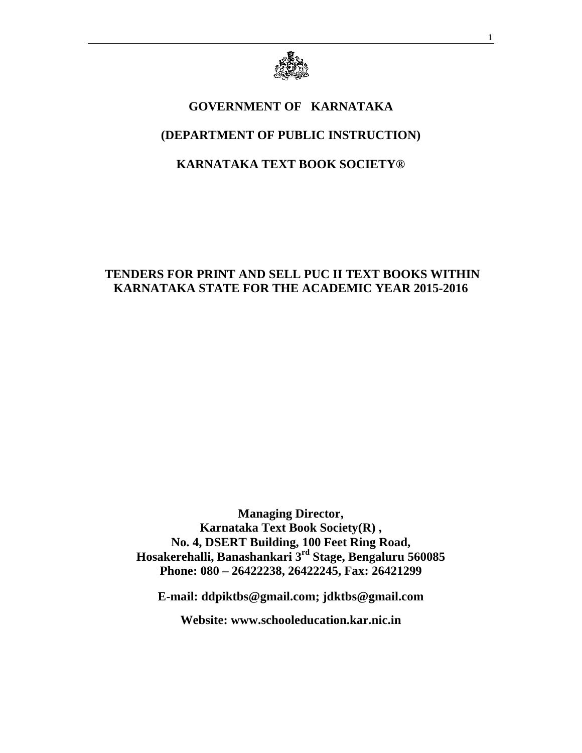# GOVERNMENT OF KARNATAKA

## (DEPARTMENT OF PUBLIC INSTRUCTION)

## KARNATAKA TEXT BOOK SOCIETY®

## TENDERS FOR PRINT AND SELL PUC II TEXT BOOKS WITHIN KARNATAKA STATE FOR THE ACADEMIC YEAR 2015-2016

**Managing Director,**
**Karnataka Text Book Society(R) ,**
**No. 4, DSERT Building, 100 Feet Ring Road,**
**Hosakerehalli, Banashankari 3rd Stage, Bengaluru 560085**
**Phone: 080 – 26422238, 26422245, Fax: 26421299**

**E-mail: ddpiktbs@gmail.com; jdktbs@gmail.com**

**Website: www.schooleducation.kar.nic.in**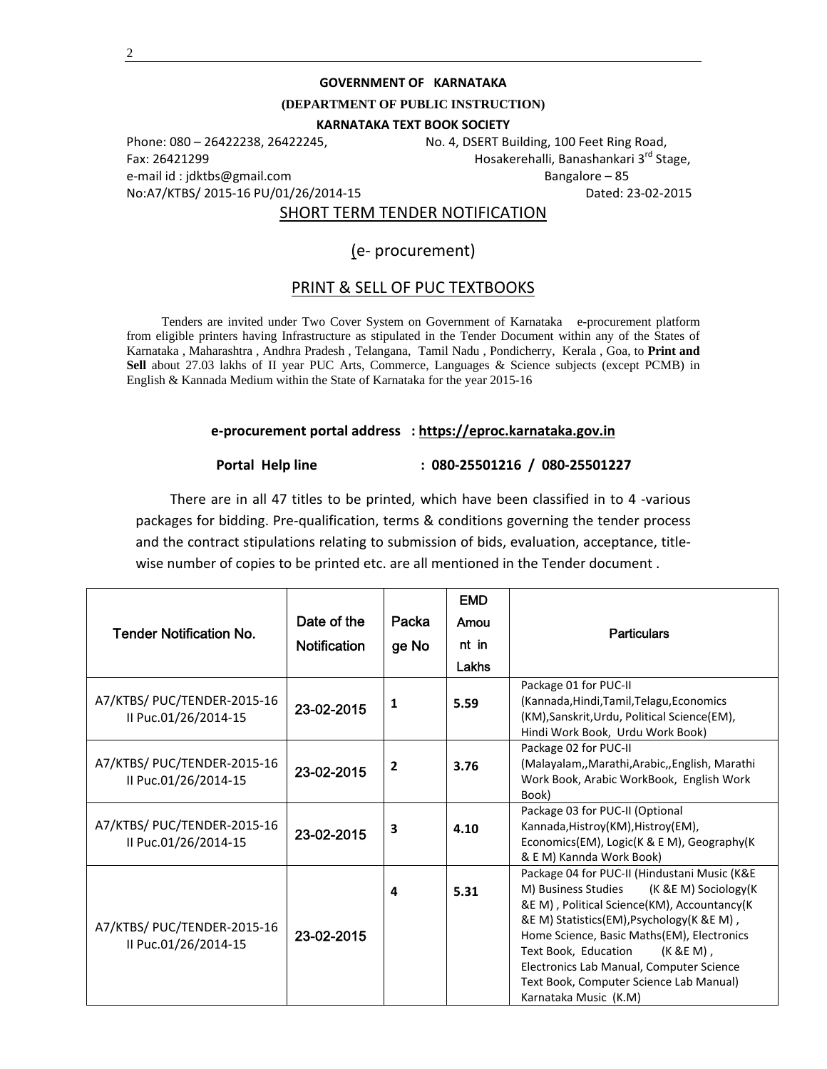**GOVERNMENT OF KARNATAKA**

**(DEPARTMENT OF PUBLIC INSTRUCTION)**

**KARNATAKA TEXT BOOK SOCIETY**

Phone: 080 – 26422238, 26422245,
Fax: 26421299
e-mail id : jdktbs@gmail.com

No. 4, DSERT Building, 100 Feet Ring Road,
Hosakerehalli, Banashankari 3rd Stage,
Bangalore – 85

No:A7/KTBS/ 2015-16 PU/01/26/2014-15 Dated: 23-02-2015

## SHORT TERM TENDER NOTIFICATION

## (e- procurement)

## PRINT & SELL OF PUC TEXTBOOKS

Tenders are invited under Two Cover System on Government of Karnataka e-procurement platform from eligible printers having Infrastructure as stipulated in the Tender Document within any of the States of Karnataka , Maharashtra , Andhra Pradesh , Telangana, Tamil Nadu , Pondicherry, Kerala , Goa, to **Print and Sell** about 27.03 lakhs of II year PUC Arts, Commerce, Languages & Science subjects (except PCMB) in English & Kannada Medium within the State of Karnataka for the year 2015-16

**e-procurement portal address : https://eproc.karnataka.gov.in**

**Portal Help line : 080-25501216 / 080-25501227**

There are in all 47 titles to be printed, which have been classified in to 4 -various packages for bidding. Pre-qualification, terms & conditions governing the tender process and the contract stipulations relating to submission of bids, evaluation, acceptance, title-wise number of copies to be printed etc. are all mentioned in the Tender document .

| Tender Notification No. | Date of the Notification | Package No | EMD Amount in Lakhs | Particulars |
|---|---|---|---|---|
| A7/KTBS/ PUC/TENDER-2015-16 II Puc.01/26/2014-15 | 23-02-2015 | 1 | 5.59 | Package 01 for PUC-II (Kannada,Hindi,Tamil,Telagu,Economics (KM),Sanskrit,Urdu, Political Science(EM), Hindi Work Book, Urdu Work Book) |
| A7/KTBS/ PUC/TENDER-2015-16 II Puc.01/26/2014-15 | 23-02-2015 | 2 | 3.76 | Package 02 for PUC-II (Malayalam,,Marathi,Arabic,,English, Marathi Work Book, Arabic WorkBook, English Work Book) |
| A7/KTBS/ PUC/TENDER-2015-16 II Puc.01/26/2014-15 | 23-02-2015 | 3 | 4.10 | Package 03 for PUC-II (Optional Kannada,Histroy(KM),Histroy(EM), Economics(EM), Logic(K & E M), Geography(K & E M) Kannda Work Book) |
| A7/KTBS/ PUC/TENDER-2015-16 II Puc.01/26/2014-15 | 23-02-2015 | 4 | 5.31 | Package 04 for PUC-II (Hindustani Music (K&E M) Business Studies (K &E M) Sociology(K &E M) , Political Science(KM), Accountancy(K &E M) Statistics(EM),Psychology(K &E M) , Home Science, Basic Maths(EM), Electronics Text Book, Education (K &E M) , Electronics Lab Manual, Computer Science Text Book, Computer Science Lab Manual) Karnataka Music (K.M) |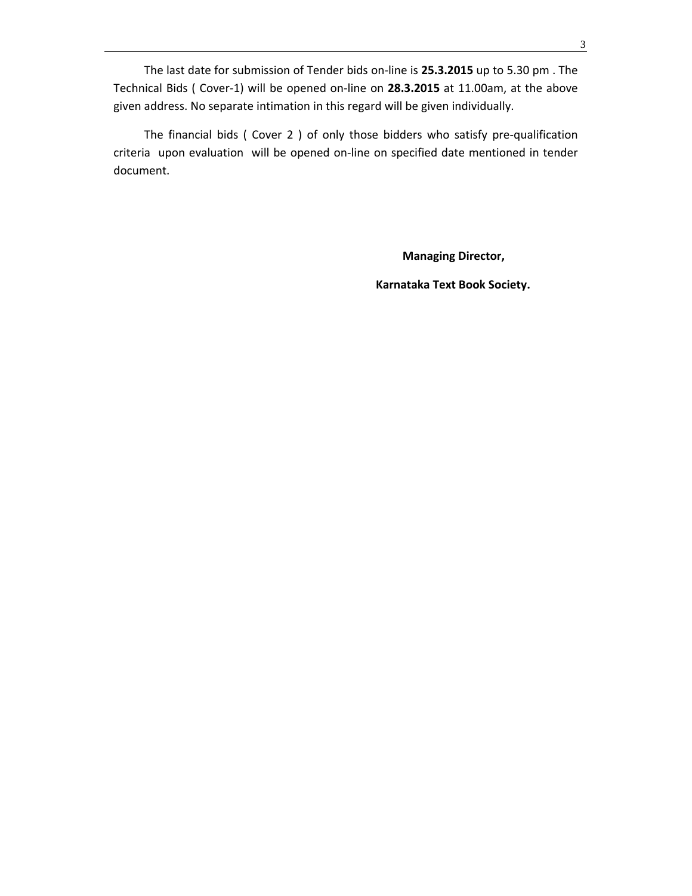The last date for submission of Tender bids on-line is **25.3.2015** up to 5.30 pm . The Technical Bids ( Cover-1) will be opened on-line on **28.3.2015** at 11.00am, at the above given address. No separate intimation in this regard will be given individually.

The financial bids ( Cover 2 ) of only those bidders who satisfy pre-qualification criteria upon evaluation will be opened on-line on specified date mentioned in tender document.

**Managing Director,**

**Karnataka Text Book Society.**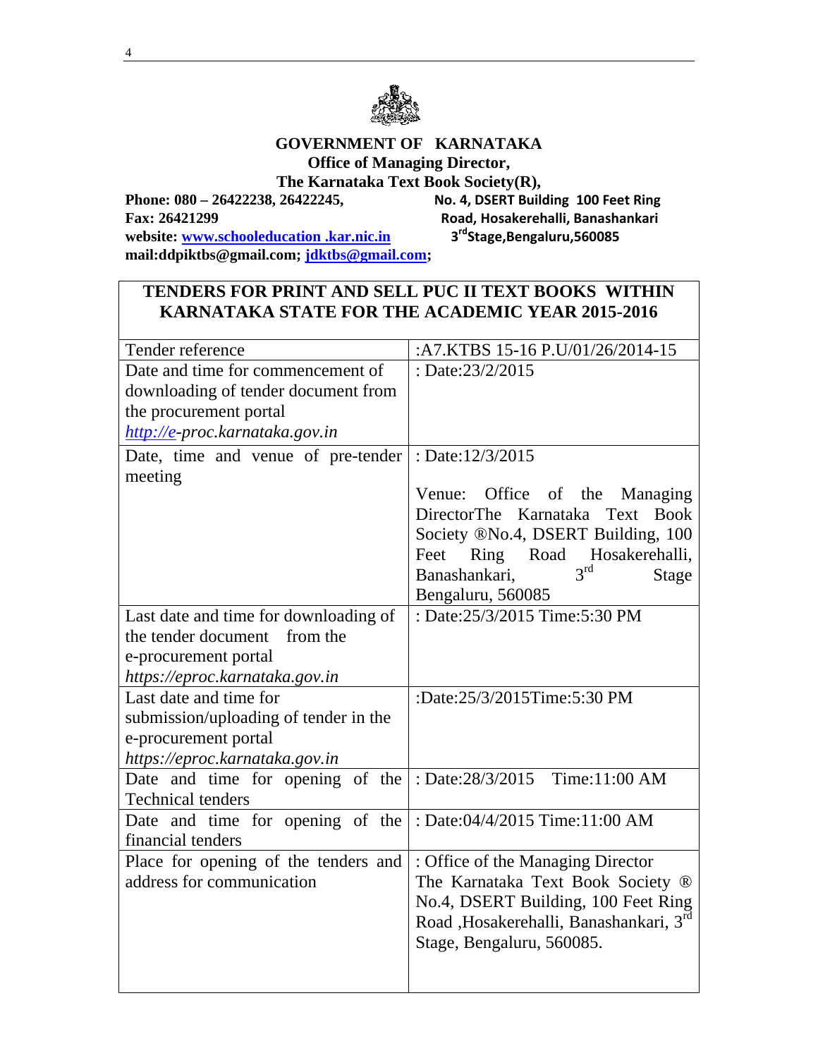**GOVERNMENT OF KARNATAKA**
**Office of Managing Director,**
**The Karnataka Text Book Society(R),**

**Phone: 080 – 26422238, 26422245,**
**Fax: 26421299**
**website: [www.schooleducation .kar.nic.in](www.schooleducation .kar.nic.in)**
**mail:ddpiktbs@gmail.com; [jdktbs@gmail.com](mailto:jdktbs@gmail.com);**

**No. 4, DSERT Building 100 Feet Ring Road, Hosakerehalli, Banashankari 3rd Stage,Bengaluru,560085**

## TENDERS FOR PRINT AND SELL PUC II TEXT BOOKS WITHIN KARNATAKA STATE FOR THE ACADEMIC YEAR 2015-2016

| | |
|---|---|
| Tender reference | :A7.KTBS 15-16 P.U/01/26/2014-15 |
| Date and time for commencement of downloading of tender document from the procurement portal *http://e-proc.karnataka.gov.in* | : Date:23/2/2015 |
| Date, time and venue of pre-tender meeting | : Date:12/3/2015<br>Venue: Office of the Managing DirectorThe Karnataka Text Book Society ®No.4, DSERT Building, 100 Feet Ring Road Hosakerehalli, Banashankari, 3rd Stage Bengaluru, 560085 |
| Last date and time for downloading of the tender document from the e-procurement portal *https://eproc.karnataka.gov.in* | : Date:25/3/2015 Time:5:30 PM |
| Last date and time for submission/uploading of tender in the e-procurement portal *https://eproc.karnataka.gov.in* | :Date:25/3/2015Time:5:30 PM |
| Date and time for opening of the Technical tenders | : Date:28/3/2015 Time:11:00 AM |
| Date and time for opening of the financial tenders | : Date:04/4/2015 Time:11:00 AM |
| Place for opening of the tenders and address for communication | : Office of the Managing Director The Karnataka Text Book Society ® No.4, DSERT Building, 100 Feet Ring Road ,Hosakerehalli, Banashankari, 3rd Stage, Bengaluru, 560085. |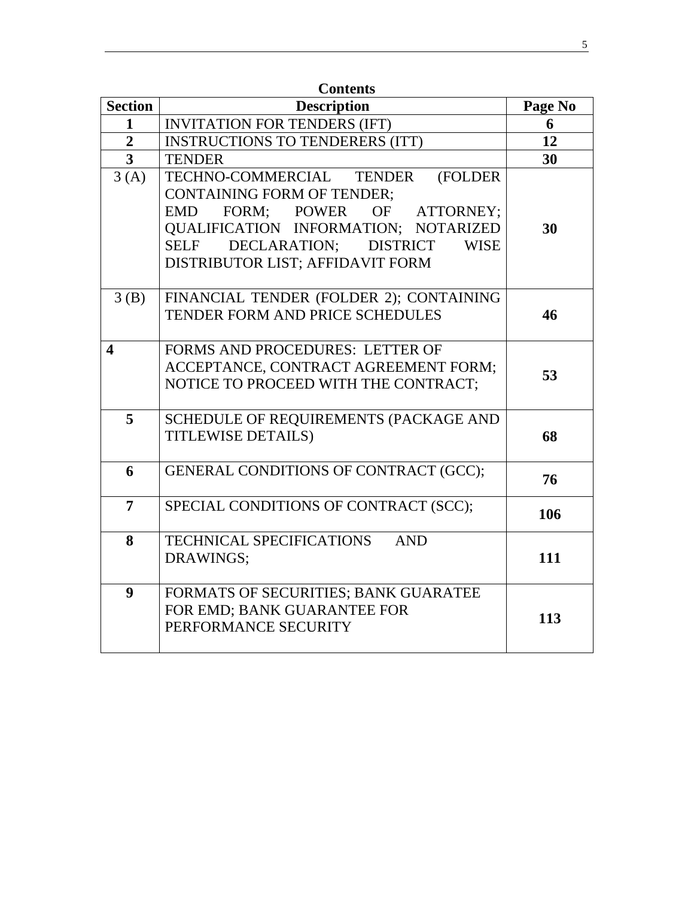## Contents

| Section | Description | Page No |
|---|---|---|
| **1** | INVITATION FOR TENDERS (IFT) | **6** |
| **2** | INSTRUCTIONS TO TENDERERS (ITT) | **12** |
| **3** | TENDER | **30** |
| 3 (A) | TECHNO-COMMERCIAL TENDER (FOLDER CONTAINING FORM OF TENDER; EMD FORM; POWER OF ATTORNEY; QUALIFICATION INFORMATION; NOTARIZED SELF DECLARATION; DISTRICT WISE DISTRIBUTOR LIST; AFFIDAVIT FORM | **30** |
| 3 (B) | FINANCIAL TENDER (FOLDER 2); CONTAINING TENDER FORM AND PRICE SCHEDULES | **46** |
| **4** | FORMS AND PROCEDURES: LETTER OF ACCEPTANCE, CONTRACT AGREEMENT FORM; NOTICE TO PROCEED WITH THE CONTRACT; | **53** |
| **5** | SCHEDULE OF REQUIREMENTS (PACKAGE AND TITLEWISE DETAILS) | **68** |
| **6** | GENERAL CONDITIONS OF CONTRACT (GCC); | **76** |
| **7** | SPECIAL CONDITIONS OF CONTRACT (SCC); | **106** |
| **8** | TECHNICAL SPECIFICATIONS AND DRAWINGS; | **111** |
| **9** | FORMATS OF SECURITIES; BANK GUARATEE FOR EMD; BANK GUARANTEE FOR PERFORMANCE SECURITY | **113** |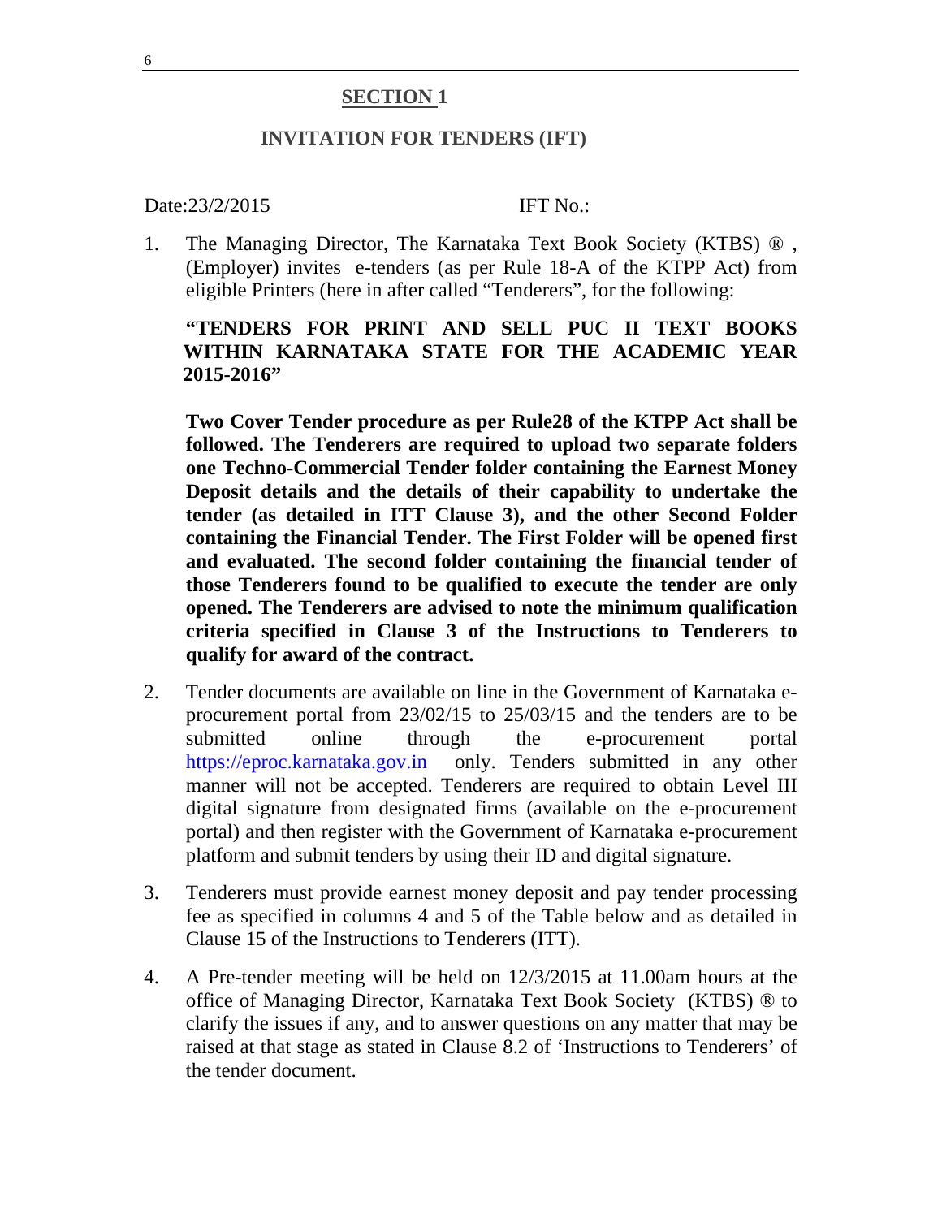## SECTION 1

### INVITATION FOR TENDERS (IFT)

Date:23/2/2015 IFT No.:

1. The Managing Director, The Karnataka Text Book Society (KTBS) ® , (Employer) invites e-tenders (as per Rule 18-A of the KTPP Act) from eligible Printers (here in after called "Tenderers", for the following:

   **"TENDERS FOR PRINT AND SELL PUC II TEXT BOOKS WITHIN KARNATAKA STATE FOR THE ACADEMIC YEAR 2015-2016"**

   **Two Cover Tender procedure as per Rule28 of the KTPP Act shall be followed. The Tenderers are required to upload two separate folders one Techno-Commercial Tender folder containing the Earnest Money Deposit details and the details of their capability to undertake the tender (as detailed in ITT Clause 3), and the other Second Folder containing the Financial Tender. The First Folder will be opened first and evaluated. The second folder containing the financial tender of those Tenderers found to be qualified to execute the tender are only opened. The Tenderers are advised to note the minimum qualification criteria specified in Clause 3 of the Instructions to Tenderers to qualify for award of the contract.**

2. Tender documents are available on line in the Government of Karnataka e-procurement portal from 23/02/15 to 25/03/15 and the tenders are to be submitted online through the e-procurement portal https://eproc.karnataka.gov.in only. Tenders submitted in any other manner will not be accepted. Tenderers are required to obtain Level III digital signature from designated firms (available on the e-procurement portal) and then register with the Government of Karnataka e-procurement platform and submit tenders by using their ID and digital signature.

3. Tenderers must provide earnest money deposit and pay tender processing fee as specified in columns 4 and 5 of the Table below and as detailed in Clause 15 of the Instructions to Tenderers (ITT).

4. A Pre-tender meeting will be held on 12/3/2015 at 11.00am hours at the office of Managing Director, Karnataka Text Book Society (KTBS) ® to clarify the issues if any, and to answer questions on any matter that may be raised at that stage as stated in Clause 8.2 of 'Instructions to Tenderers' of the tender document.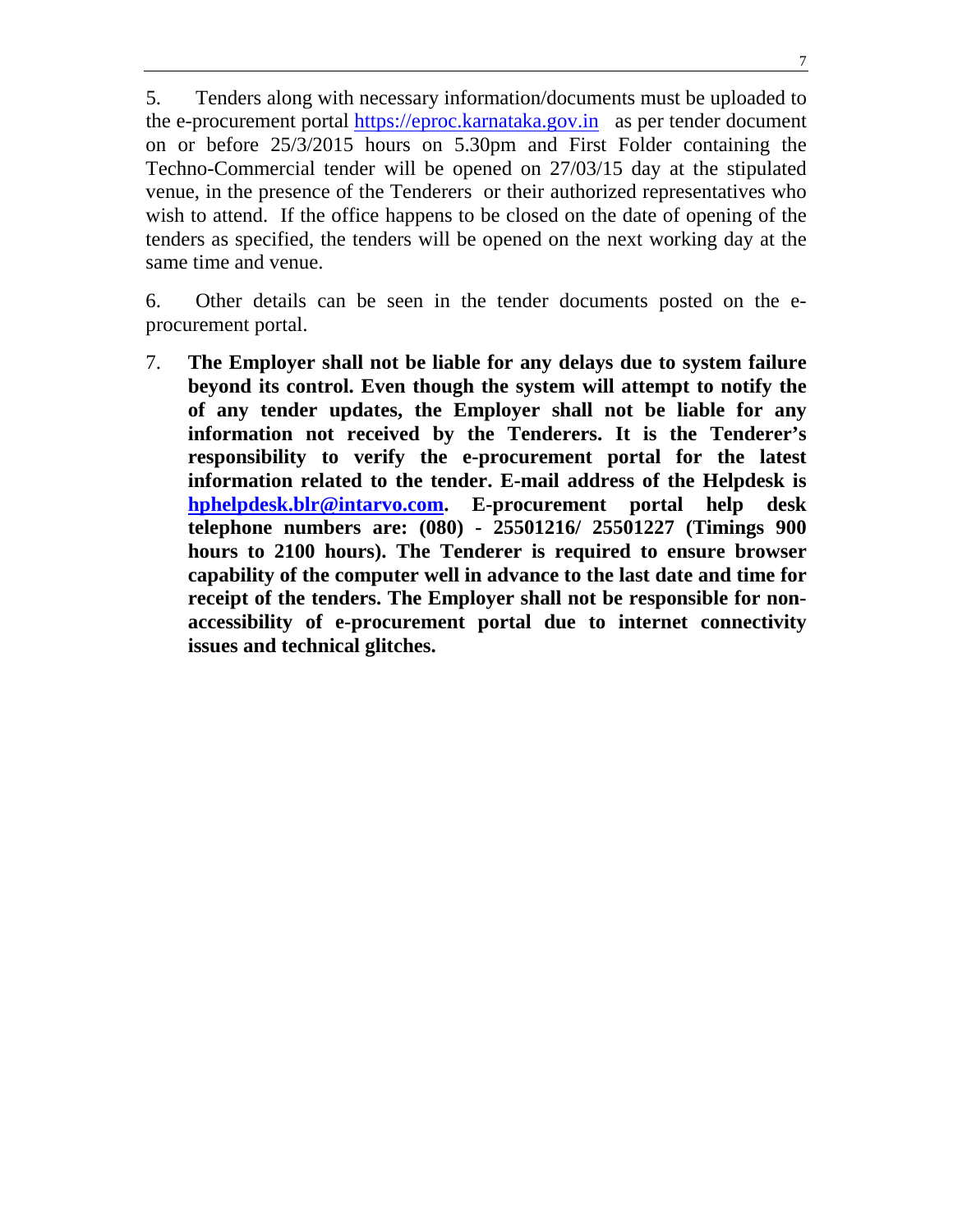5. Tenders along with necessary information/documents must be uploaded to the e-procurement portal https://eproc.karnataka.gov.in as per tender document on or before 25/3/2015 hours on 5.30pm and First Folder containing the Techno-Commercial tender will be opened on 27/03/15 day at the stipulated venue, in the presence of the Tenderers or their authorized representatives who wish to attend. If the office happens to be closed on the date of opening of the tenders as specified, the tenders will be opened on the next working day at the same time and venue.

6. Other details can be seen in the tender documents posted on the e-procurement portal.

7. **The Employer shall not be liable for any delays due to system failure beyond its control. Even though the system will attempt to notify the of any tender updates, the Employer shall not be liable for any information not received by the Tenderers. It is the Tenderer's responsibility to verify the e-procurement portal for the latest information related to the tender. E-mail address of the Helpdesk is hphelpdesk.blr@intarvo.com. E-procurement portal help desk telephone numbers are: (080) - 25501216/ 25501227 (Timings 900 hours to 2100 hours). The Tenderer is required to ensure browser capability of the computer well in advance to the last date and time for receipt of the tenders. The Employer shall not be responsible for non-accessibility of e-procurement portal due to internet connectivity issues and technical glitches.**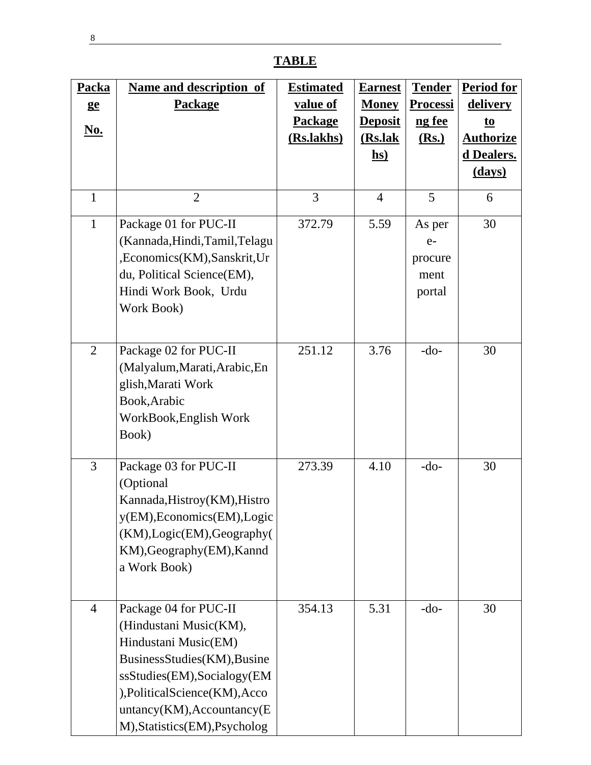## TABLE

| Package No. | Name and description of Package | Estimated value of Package (Rs.lakhs) | Earnest Money Deposit (Rs.lakhs) | Tender Processing fee (Rs.) | Period for delivery to Authorized Dealers. (days) |
|---|---|---|---|---|---|
| 1 | 2 | 3 | 4 | 5 | 6 |
| 1 | Package 01 for PUC-II (Kannada,Hindi,Tamil,Telagu,Economics(KM),Sanskrit,Urdu, Political Science(EM), Hindi Work Book, Urdu Work Book) | 372.79 | 5.59 | As per e-procurement portal | 30 |
| 2 | Package 02 for PUC-II (Malyalum,Marati,Arabic,English,Marati Work Book,Arabic WorkBook,English Work Book) | 251.12 | 3.76 | -do- | 30 |
| 3 | Package 03 for PUC-II (Optional Kannada,Histroy(KM),Histroy(EM),Economics(EM),Logic(KM),Logic(EM),Geography(KM),Geography(EM),Kannda Work Book) | 273.39 | 4.10 | -do- | 30 |
| 4 | Package 04 for PUC-II (Hindustani Music(KM), Hindustani Music(EM) BusinessStudies(KM),BusinessStudies(EM),Socialogy(EM),PoliticalScience(KM),Accountancy(KM),Accountancy(EM),Statistics(EM),Psycholog | 354.13 | 5.31 | -do- | 30 |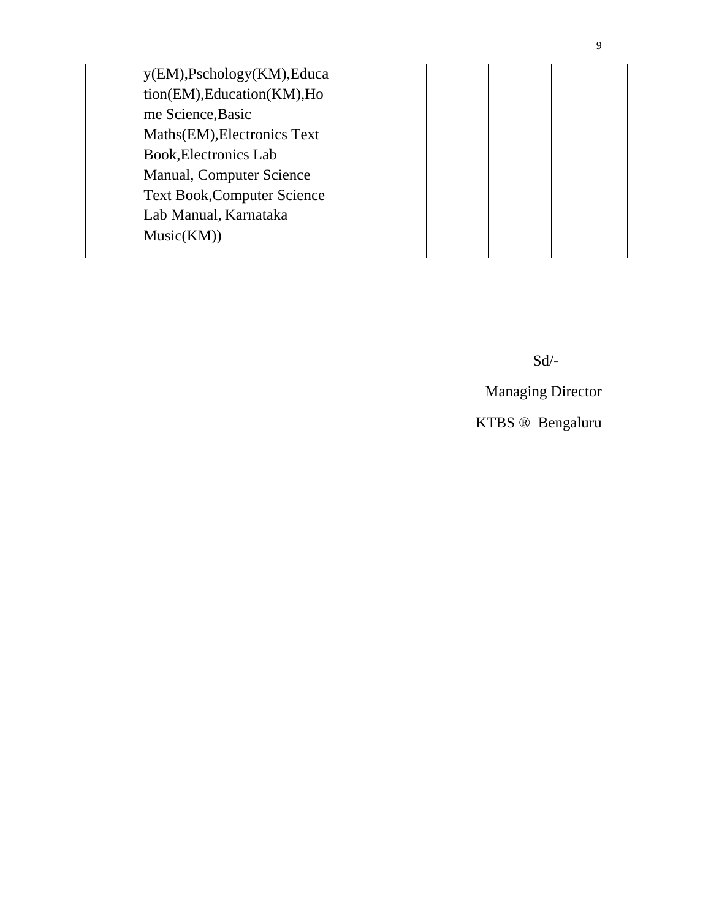| | | | | | |
|---|---|---|---|---|---|
| | y(EM),Pschology(KM),Education(EM),Education(KM),Home Science,Basic Maths(EM),Electronics Text Book,Electronics Lab Manual, Computer Science Text Book,Computer Science Lab Manual, Karnataka Music(KM)) | | | | |

Sd/-

Managing Director

KTBS ® Bengaluru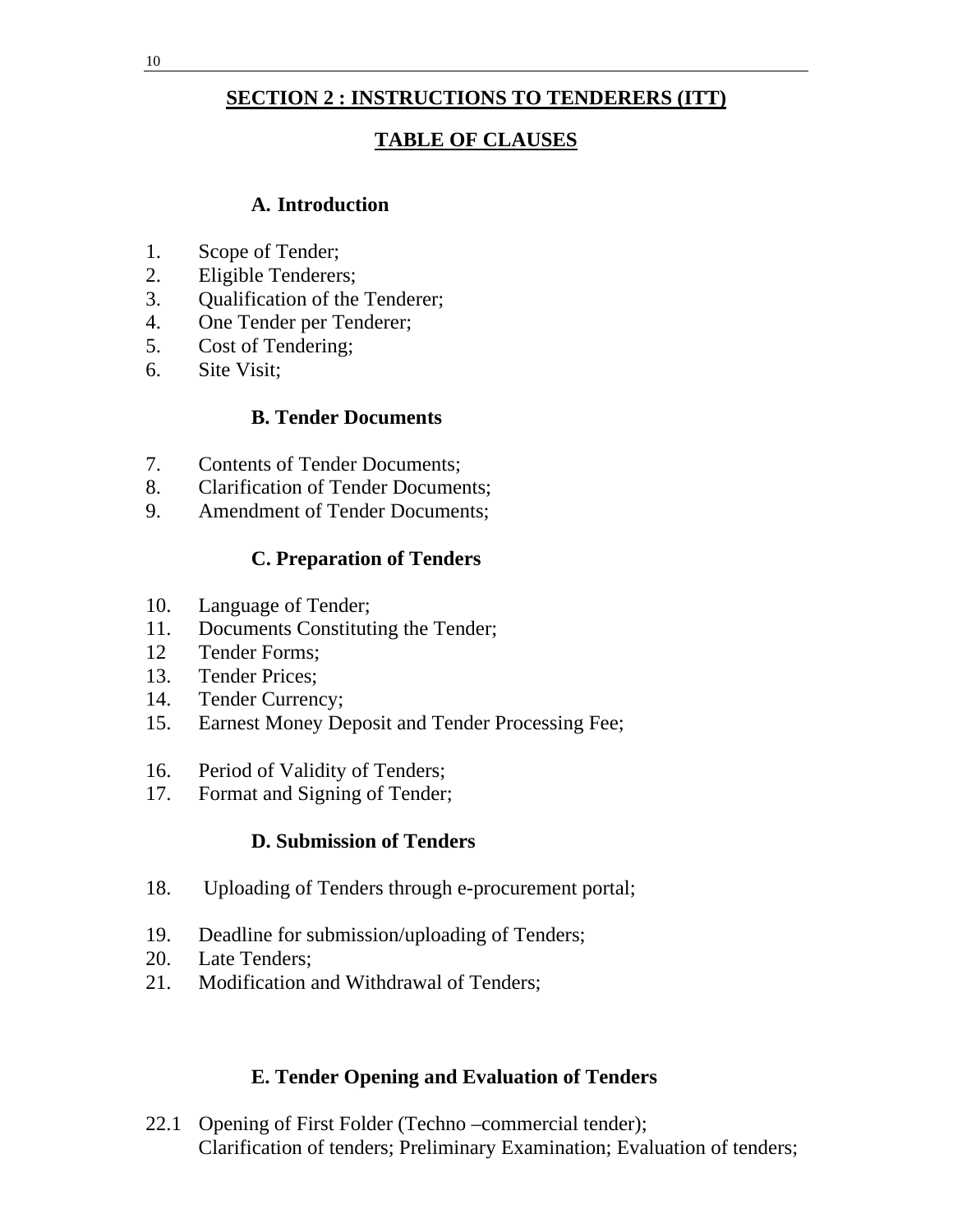## SECTION 2 : INSTRUCTIONS TO TENDERERS (ITT)

## TABLE OF CLAUSES

### A. Introduction

1. Scope of Tender;
2. Eligible Tenderers;
3. Qualification of the Tenderer;
4. One Tender per Tenderer;
5. Cost of Tendering;
6. Site Visit;

### B. Tender Documents

7. Contents of Tender Documents;
8. Clarification of Tender Documents;
9. Amendment of Tender Documents;

### C. Preparation of Tenders

10. Language of Tender;
11. Documents Constituting the Tender;
12 Tender Forms;
13. Tender Prices;
14. Tender Currency;
15. Earnest Money Deposit and Tender Processing Fee;

16. Period of Validity of Tenders;
17. Format and Signing of Tender;

### D. Submission of Tenders

18. Uploading of Tenders through e-procurement portal;

19. Deadline for submission/uploading of Tenders;
20. Late Tenders;
21. Modification and Withdrawal of Tenders;

### E. Tender Opening and Evaluation of Tenders

22.1 Opening of First Folder (Techno –commercial tender);
Clarification of tenders; Preliminary Examination; Evaluation of tenders;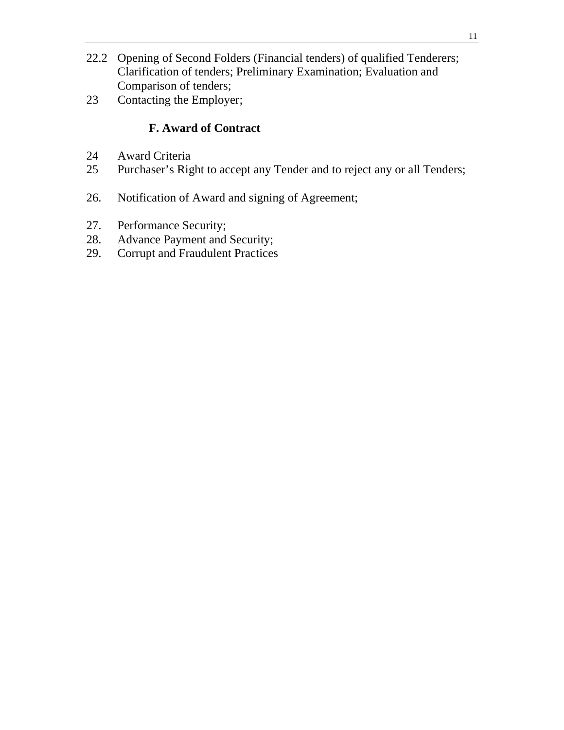22.2 Opening of Second Folders (Financial tenders) of qualified Tenderers; Clarification of tenders; Preliminary Examination; Evaluation and Comparison of tenders;

23 Contacting the Employer;

### F. Award of Contract

24 Award Criteria

25 Purchaser's Right to accept any Tender and to reject any or all Tenders;

26. Notification of Award and signing of Agreement;

27. Performance Security;

28. Advance Payment and Security;

29. Corrupt and Fraudulent Practices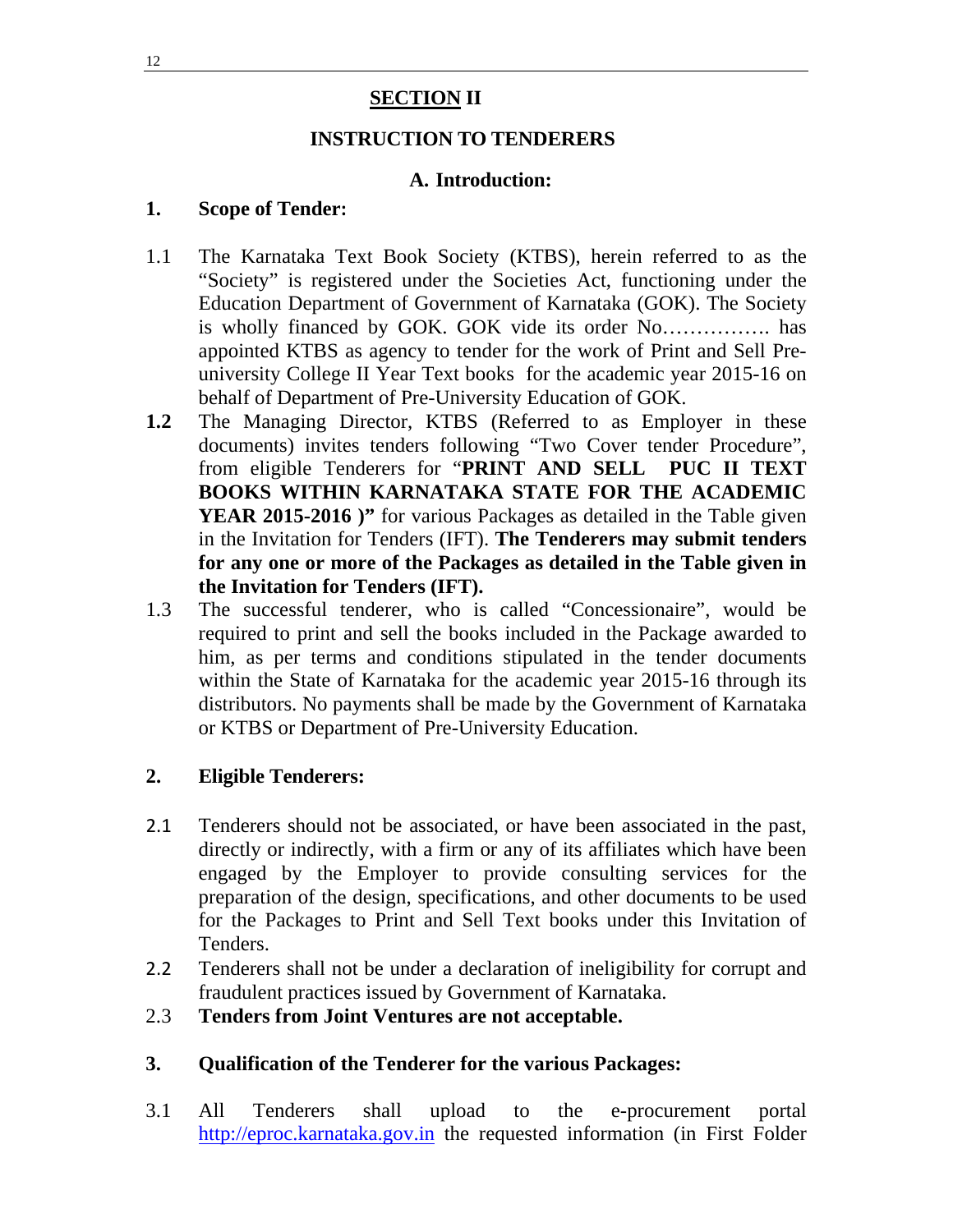## SECTION II

## INSTRUCTION TO TENDERERS

### A. Introduction:

**1. Scope of Tender:**

1.1 The Karnataka Text Book Society (KTBS), herein referred to as the "Society" is registered under the Societies Act, functioning under the Education Department of Government of Karnataka (GOK). The Society is wholly financed by GOK. GOK vide its order No……………. has appointed KTBS as agency to tender for the work of Print and Sell Pre-university College II Year Text books for the academic year 2015-16 on behalf of Department of Pre-University Education of GOK.

**1.2** The Managing Director, KTBS (Referred to as Employer in these documents) invites tenders following "Two Cover tender Procedure", from eligible Tenderers for "**PRINT AND SELL PUC II TEXT BOOKS WITHIN KARNATAKA STATE FOR THE ACADEMIC YEAR 2015-2016 )"** for various Packages as detailed in the Table given in the Invitation for Tenders (IFT). **The Tenderers may submit tenders for any one or more of the Packages as detailed in the Table given in the Invitation for Tenders (IFT).**

1.3 The successful tenderer, who is called "Concessionaire", would be required to print and sell the books included in the Package awarded to him, as per terms and conditions stipulated in the tender documents within the State of Karnataka for the academic year 2015-16 through its distributors. No payments shall be made by the Government of Karnataka or KTBS or Department of Pre-University Education.

**2. Eligible Tenderers:**

2.1 Tenderers should not be associated, or have been associated in the past, directly or indirectly, with a firm or any of its affiliates which have been engaged by the Employer to provide consulting services for the preparation of the design, specifications, and other documents to be used for the Packages to Print and Sell Text books under this Invitation of Tenders.

2.2 Tenderers shall not be under a declaration of ineligibility for corrupt and fraudulent practices issued by Government of Karnataka.

2.3 **Tenders from Joint Ventures are not acceptable.**

**3. Qualification of the Tenderer for the various Packages:**

3.1 All Tenderers shall upload to the e-procurement portal http://eproc.karnataka.gov.in the requested information (in First Folder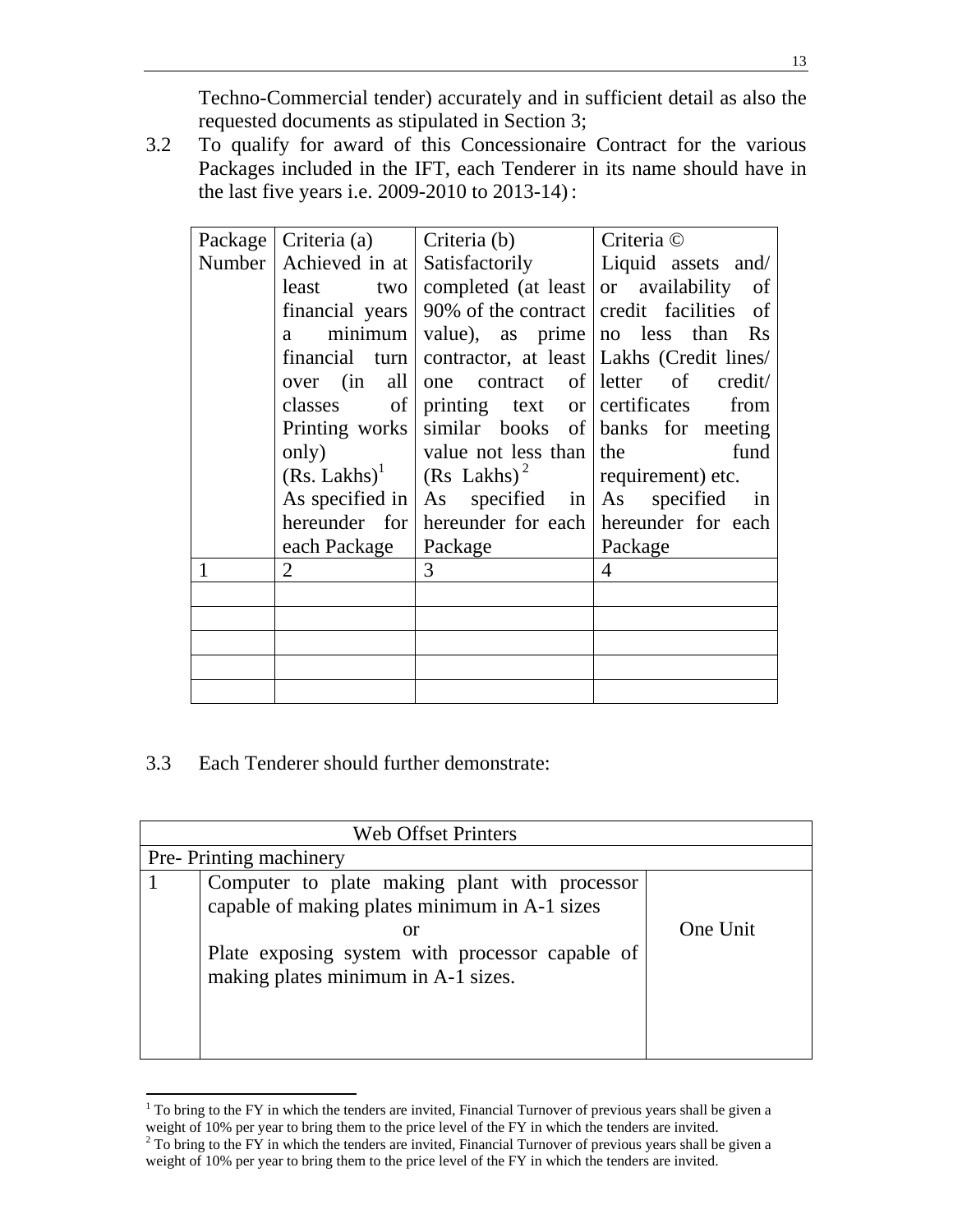Techno-Commercial tender) accurately and in sufficient detail as also the requested documents as stipulated in Section 3;

3.2 To qualify for award of this Concessionaire Contract for the various Packages included in the IFT, each Tenderer in its name should have in the last five years i.e. 2009-2010 to 2013-14) :

| Package Number | Criteria (a) Achieved in at least two financial years a minimum financial turn over (in all classes of Printing works only) (Rs. Lakhs)[1] As specified in hereunder for each Package | Criteria (b) Satisfactorily completed (at least 90% of the contract value), as prime contractor, at least one contract of printing text or similar books of value not less than (Rs Lakhs)[2] As specified in hereunder for each Package | Criteria © Liquid assets and/ or availability of credit facilities of no less than Rs Lakhs (Credit lines/ letter of credit/ certificates from banks for meeting the fund requirement) etc. As specified in hereunder for each Package |
|---|---|---|---|
| 1 | 2 | 3 | 4 |
| | | | |
| | | | |
| | | | |
| | | | |
| | | | |

3.3 Each Tenderer should further demonstrate:

| Web Offset Printers | | |
|---|---|---|
| Pre- Printing machinery | | |
| 1 | Computer to plate making plant with processor capable of making plates minimum in A-1 sizes<br>or<br>Plate exposing system with processor capable of making plates minimum in A-1 sizes. | One Unit |

[1] To bring to the FY in which the tenders are invited, Financial Turnover of previous years shall be given a weight of 10% per year to bring them to the price level of the FY in which the tenders are invited.

[2] To bring to the FY in which the tenders are invited, Financial Turnover of previous years shall be given a weight of 10% per year to bring them to the price level of the FY in which the tenders are invited.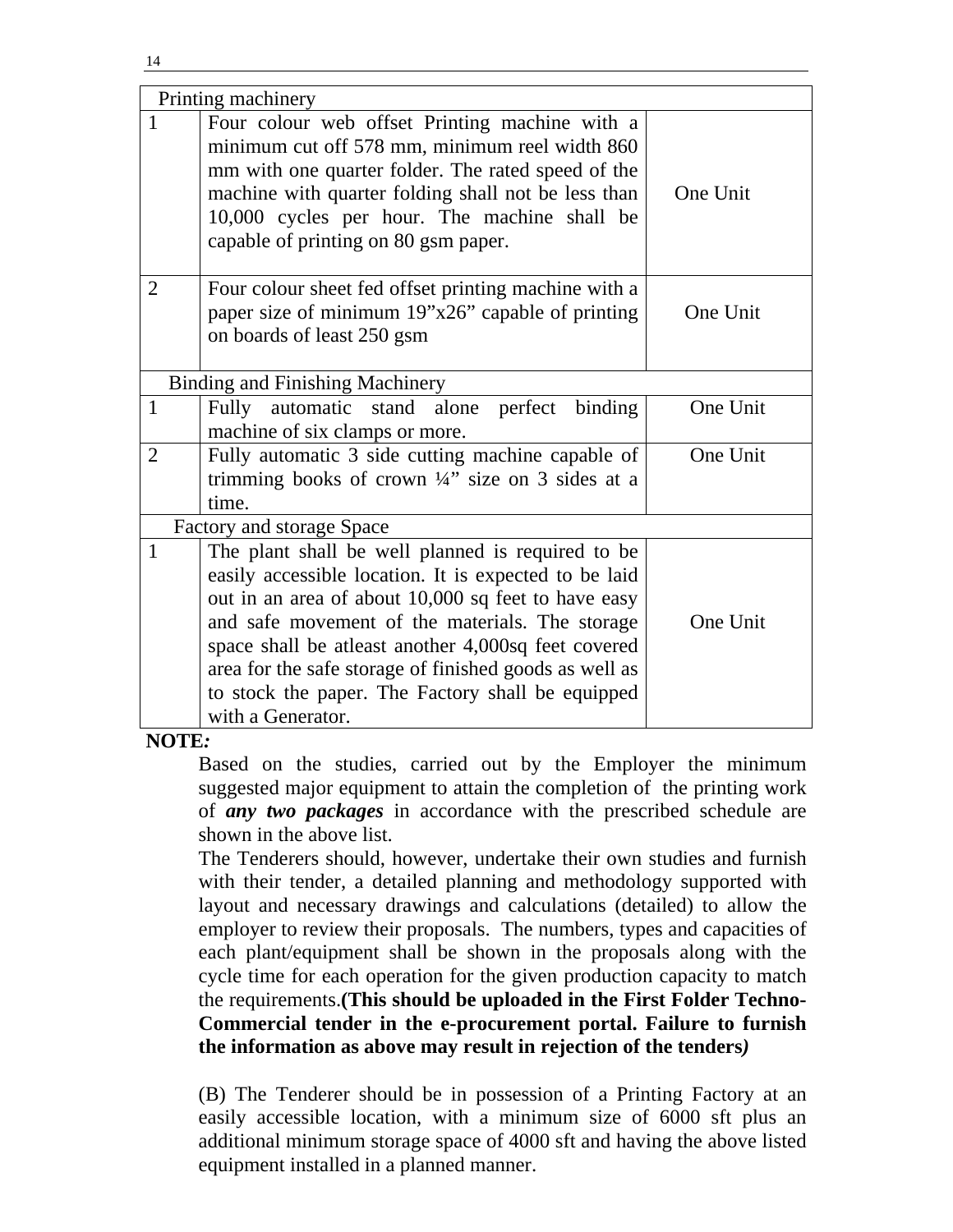| | | |
|---|---|---|
| Printing machinery | | |
| 1 | Four colour web offset Printing machine with a minimum cut off 578 mm, minimum reel width 860 mm with one quarter folder. The rated speed of the machine with quarter folding shall not be less than 10,000 cycles per hour. The machine shall be capable of printing on 80 gsm paper. | One Unit |
| 2 | Four colour sheet fed offset printing machine with a paper size of minimum 19”x26” capable of printing on boards of least 250 gsm | One Unit |
| Binding and Finishing Machinery | | |
| 1 | Fully automatic stand alone perfect binding machine of six clamps or more. | One Unit |
| 2 | Fully automatic 3 side cutting machine capable of trimming books of crown ¼” size on 3 sides at a time. | One Unit |
| Factory and storage Space | | |
| 1 | The plant shall be well planned is required to be easily accessible location. It is expected to be laid out in an area of about 10,000 sq feet to have easy and safe movement of the materials. The storage space shall be atleast another 4,000sq feet covered area for the safe storage of finished goods as well as to stock the paper. The Factory shall be equipped with a Generator. | One Unit |

**NOTE*:***

Based on the studies, carried out by the Employer the minimum suggested major equipment to attain the completion of the printing work of ***any two packages*** in accordance with the prescribed schedule are shown in the above list.

The Tenderers should, however, undertake their own studies and furnish with their tender, a detailed planning and methodology supported with layout and necessary drawings and calculations (detailed) to allow the employer to review their proposals. The numbers, types and capacities of each plant/equipment shall be shown in the proposals along with the cycle time for each operation for the given production capacity to match the requirements.**(This should be uploaded in the First Folder Techno-Commercial tender in the e-procurement portal. Failure to furnish the information as above may result in rejection of the tenders*)***

(B) The Tenderer should be in possession of a Printing Factory at an easily accessible location, with a minimum size of 6000 sft plus an additional minimum storage space of 4000 sft and having the above listed equipment installed in a planned manner.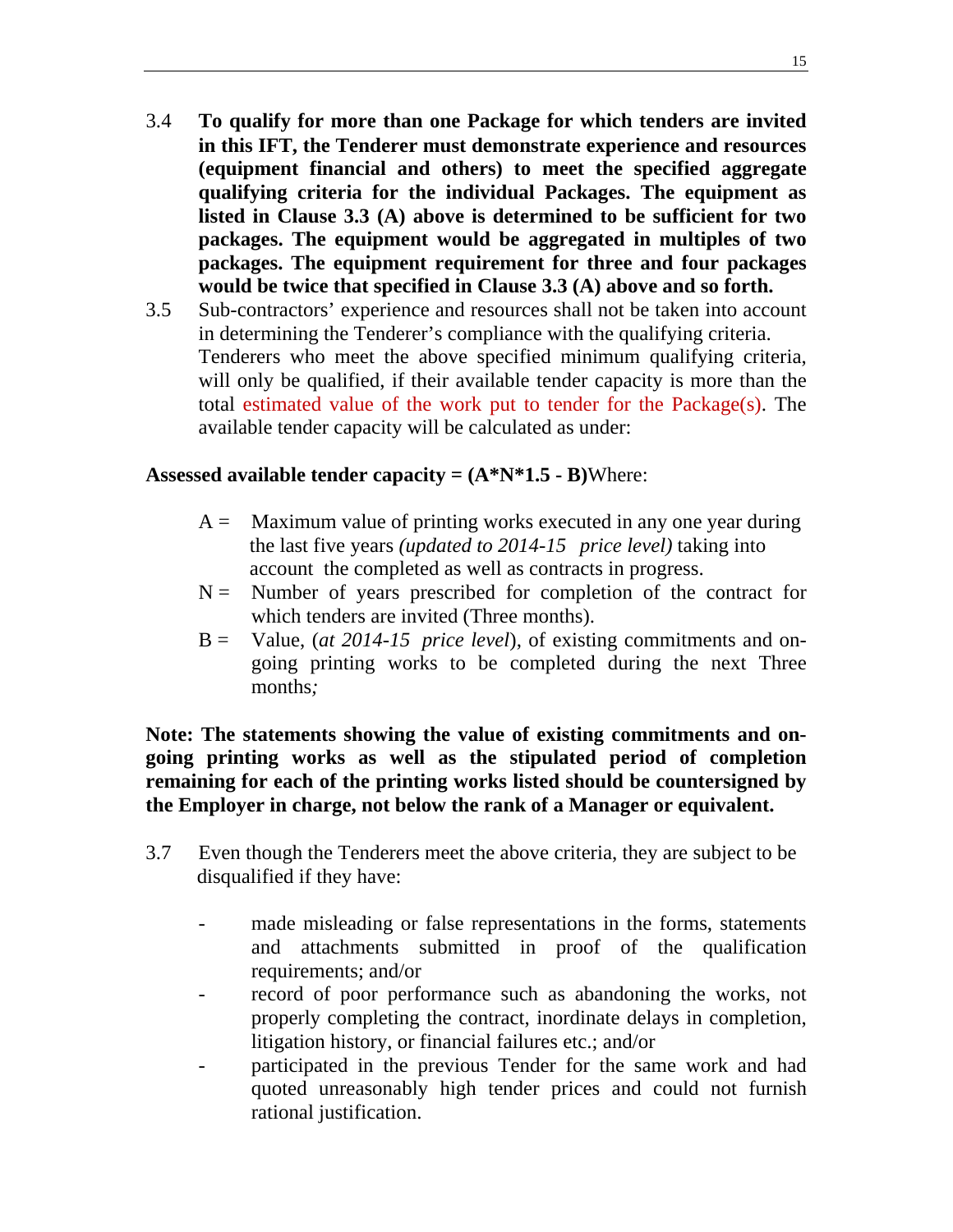3.4 **To qualify for more than one Package for which tenders are invited in this IFT, the Tenderer must demonstrate experience and resources (equipment financial and others) to meet the specified aggregate qualifying criteria for the individual Packages. The equipment as listed in Clause 3.3 (A) above is determined to be sufficient for two packages. The equipment would be aggregated in multiples of two packages. The equipment requirement for three and four packages would be twice that specified in Clause 3.3 (A) above and so forth.**

3.5 Sub-contractors' experience and resources shall not be taken into account in determining the Tenderer's compliance with the qualifying criteria. Tenderers who meet the above specified minimum qualifying criteria, will only be qualified, if their available tender capacity is more than the total estimated value of the work put to tender for the Package(s). The available tender capacity will be calculated as under:

**Assessed available tender capacity = (A\*N\*1.5 - B)**Where:

- A = Maximum value of printing works executed in any one year during the last five years *(updated to 2014-15 price level)* taking into account the completed as well as contracts in progress.
- N = Number of years prescribed for completion of the contract for which tenders are invited (Three months).
- B = Value, (*at 2014-15 price level*), of existing commitments and on-going printing works to be completed during the next Three months*;*

**Note: The statements showing the value of existing commitments and on-going printing works as well as the stipulated period of completion remaining for each of the printing works listed should be countersigned by the Employer in charge, not below the rank of a Manager or equivalent.**

3.7 Even though the Tenderers meet the above criteria, they are subject to be disqualified if they have:

- made misleading or false representations in the forms, statements and attachments submitted in proof of the qualification requirements; and/or
- record of poor performance such as abandoning the works, not properly completing the contract, inordinate delays in completion, litigation history, or financial failures etc.; and/or
- participated in the previous Tender for the same work and had quoted unreasonably high tender prices and could not furnish rational justification.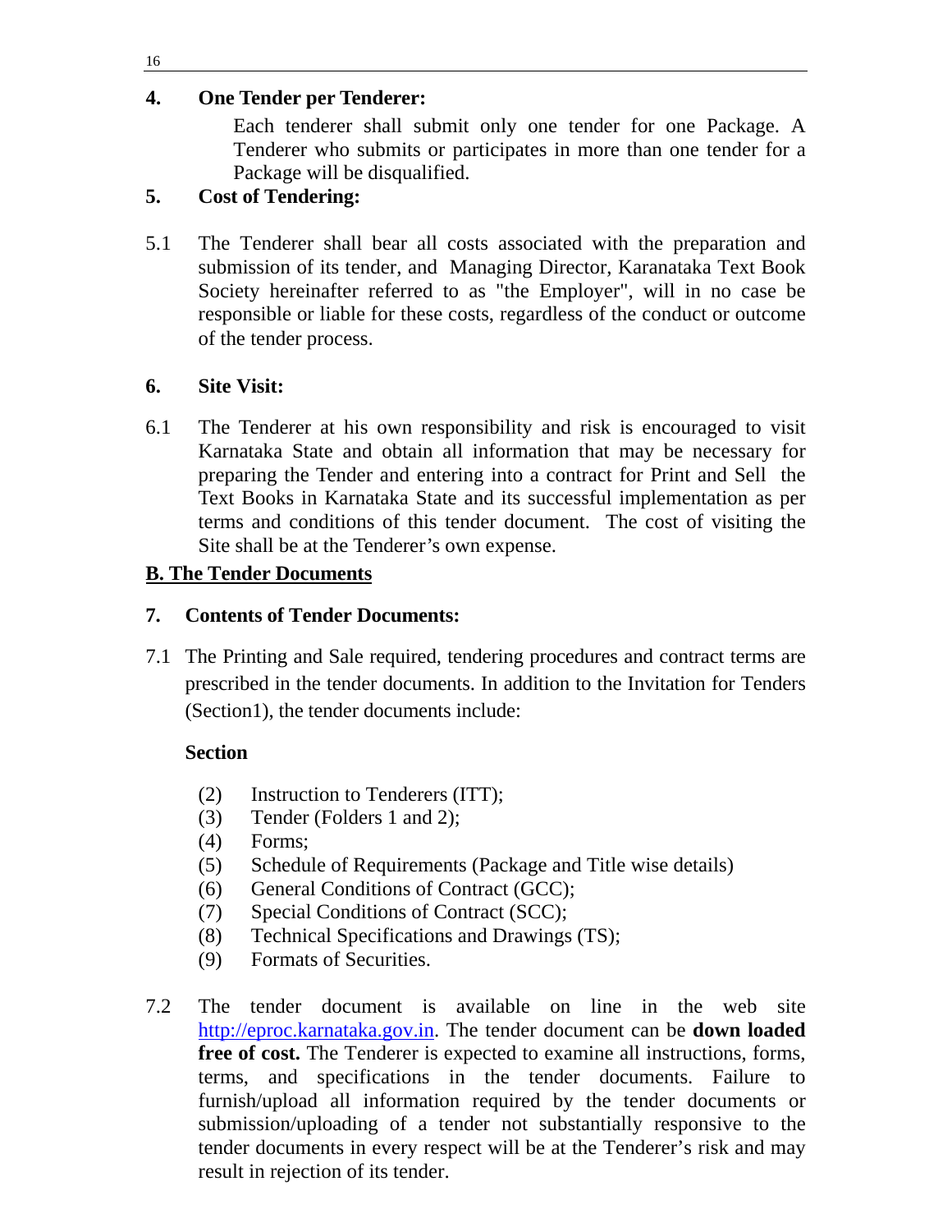### 4. One Tender per Tenderer:

Each tenderer shall submit only one tender for one Package. A Tenderer who submits or participates in more than one tender for a Package will be disqualified.

### 5. Cost of Tendering:

5.1 The Tenderer shall bear all costs associated with the preparation and submission of its tender, and Managing Director, Karanataka Text Book Society hereinafter referred to as "the Employer", will in no case be responsible or liable for these costs, regardless of the conduct or outcome of the tender process.

### 6. Site Visit:

6.1 The Tenderer at his own responsibility and risk is encouraged to visit Karnataka State and obtain all information that may be necessary for preparing the Tender and entering into a contract for Print and Sell the Text Books in Karnataka State and its successful implementation as per terms and conditions of this tender document. The cost of visiting the Site shall be at the Tenderer's own expense.

## B. The Tender Documents

### 7. Contents of Tender Documents:

7.1 The Printing and Sale required, tendering procedures and contract terms are prescribed in the tender documents. In addition to the Invitation for Tenders (Section1), the tender documents include:

**Section**

(2) Instruction to Tenderers (ITT);
(3) Tender (Folders 1 and 2);
(4) Forms;
(5) Schedule of Requirements (Package and Title wise details)
(6) General Conditions of Contract (GCC);
(7) Special Conditions of Contract (SCC);
(8) Technical Specifications and Drawings (TS);
(9) Formats of Securities.

7.2 The tender document is available on line in the web site http://eproc.karnataka.gov.in. The tender document can be **down loaded free of cost.** The Tenderer is expected to examine all instructions, forms, terms, and specifications in the tender documents. Failure to furnish/upload all information required by the tender documents or submission/uploading of a tender not substantially responsive to the tender documents in every respect will be at the Tenderer's risk and may result in rejection of its tender.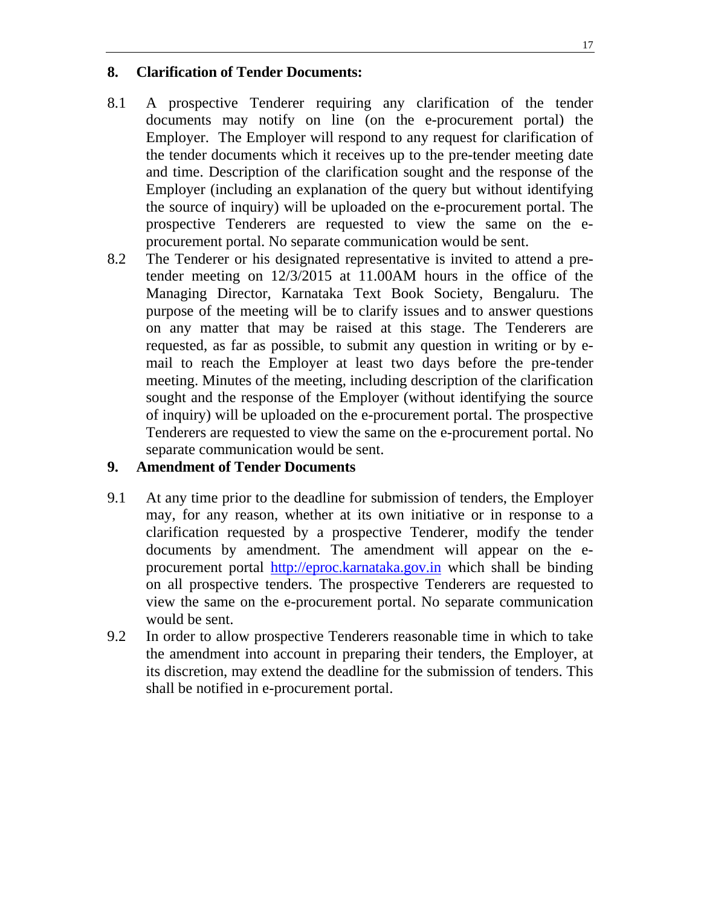## 8. Clarification of Tender Documents:

8.1 A prospective Tenderer requiring any clarification of the tender documents may notify on line (on the e-procurement portal) the Employer. The Employer will respond to any request for clarification of the tender documents which it receives up to the pre-tender meeting date and time. Description of the clarification sought and the response of the Employer (including an explanation of the query but without identifying the source of inquiry) will be uploaded on the e-procurement portal. The prospective Tenderers are requested to view the same on the e-procurement portal. No separate communication would be sent.

8.2 The Tenderer or his designated representative is invited to attend a pre-tender meeting on 12/3/2015 at 11.00AM hours in the office of the Managing Director, Karnataka Text Book Society, Bengaluru. The purpose of the meeting will be to clarify issues and to answer questions on any matter that may be raised at this stage. The Tenderers are requested, as far as possible, to submit any question in writing or by e-mail to reach the Employer at least two days before the pre-tender meeting. Minutes of the meeting, including description of the clarification sought and the response of the Employer (without identifying the source of inquiry) will be uploaded on the e-procurement portal. The prospective Tenderers are requested to view the same on the e-procurement portal. No separate communication would be sent.

## 9. Amendment of Tender Documents

9.1 At any time prior to the deadline for submission of tenders, the Employer may, for any reason, whether at its own initiative or in response to a clarification requested by a prospective Tenderer, modify the tender documents by amendment. The amendment will appear on the e-procurement portal http://eproc.karnataka.gov.in which shall be binding on all prospective tenders. The prospective Tenderers are requested to view the same on the e-procurement portal. No separate communication would be sent.

9.2 In order to allow prospective Tenderers reasonable time in which to take the amendment into account in preparing their tenders, the Employer, at its discretion, may extend the deadline for the submission of tenders. This shall be notified in e-procurement portal.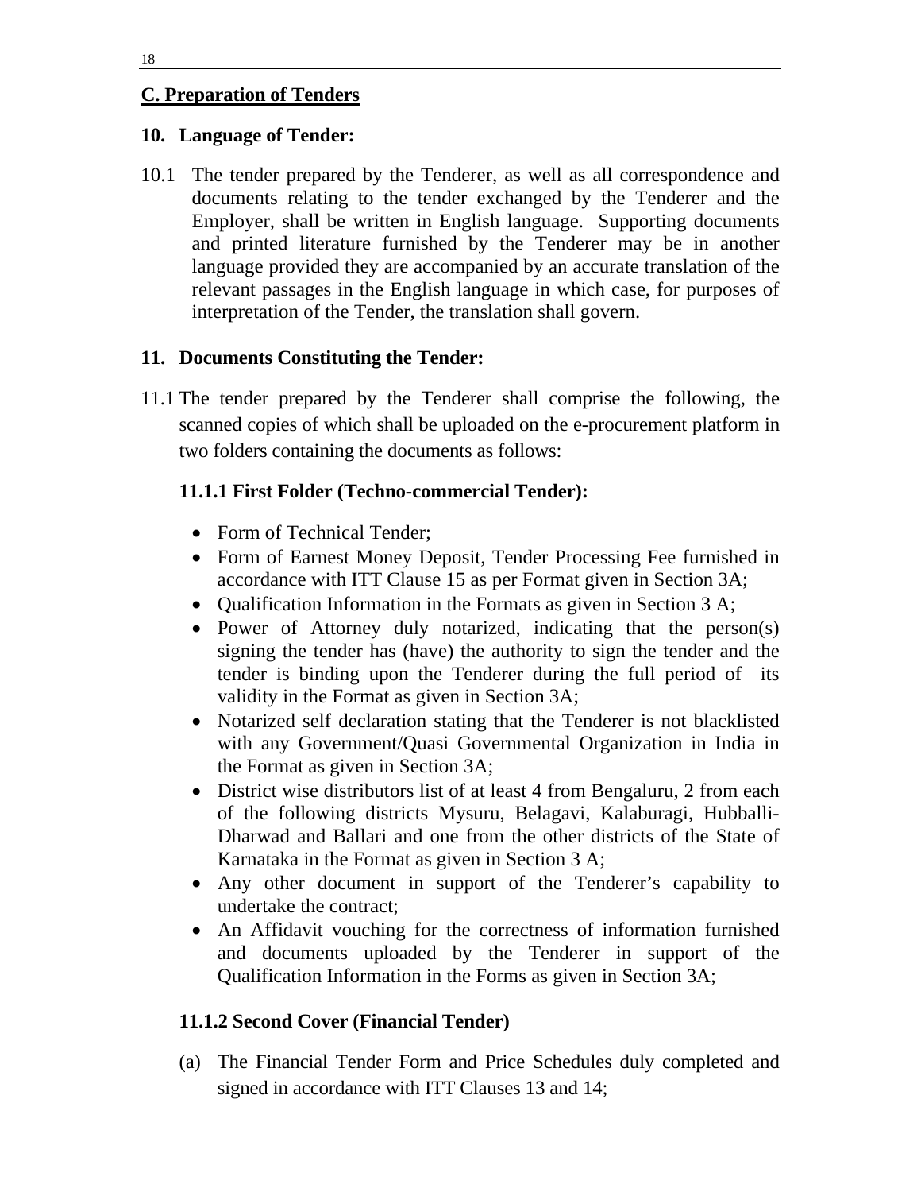## C. Preparation of Tenders

### 10. Language of Tender:

10.1 The tender prepared by the Tenderer, as well as all correspondence and documents relating to the tender exchanged by the Tenderer and the Employer, shall be written in English language. Supporting documents and printed literature furnished by the Tenderer may be in another language provided they are accompanied by an accurate translation of the relevant passages in the English language in which case, for purposes of interpretation of the Tender, the translation shall govern.

### 11. Documents Constituting the Tender:

11.1 The tender prepared by the Tenderer shall comprise the following, the scanned copies of which shall be uploaded on the e-procurement platform in two folders containing the documents as follows:

#### 11.1.1 First Folder (Techno-commercial Tender):

- Form of Technical Tender;
- Form of Earnest Money Deposit, Tender Processing Fee furnished in accordance with ITT Clause 15 as per Format given in Section 3A;
- Qualification Information in the Formats as given in Section 3 A;
- Power of Attorney duly notarized, indicating that the person(s) signing the tender has (have) the authority to sign the tender and the tender is binding upon the Tenderer during the full period of its validity in the Format as given in Section 3A;
- Notarized self declaration stating that the Tenderer is not blacklisted with any Government/Quasi Governmental Organization in India in the Format as given in Section 3A;
- District wise distributors list of at least 4 from Bengaluru, 2 from each of the following districts Mysuru, Belagavi, Kalaburagi, Hubballi-Dharwad and Ballari and one from the other districts of the State of Karnataka in the Format as given in Section 3 A;
- Any other document in support of the Tenderer's capability to undertake the contract;
- An Affidavit vouching for the correctness of information furnished and documents uploaded by the Tenderer in support of the Qualification Information in the Forms as given in Section 3A;

#### 11.1.2 Second Cover (Financial Tender)

(a) The Financial Tender Form and Price Schedules duly completed and signed in accordance with ITT Clauses 13 and 14;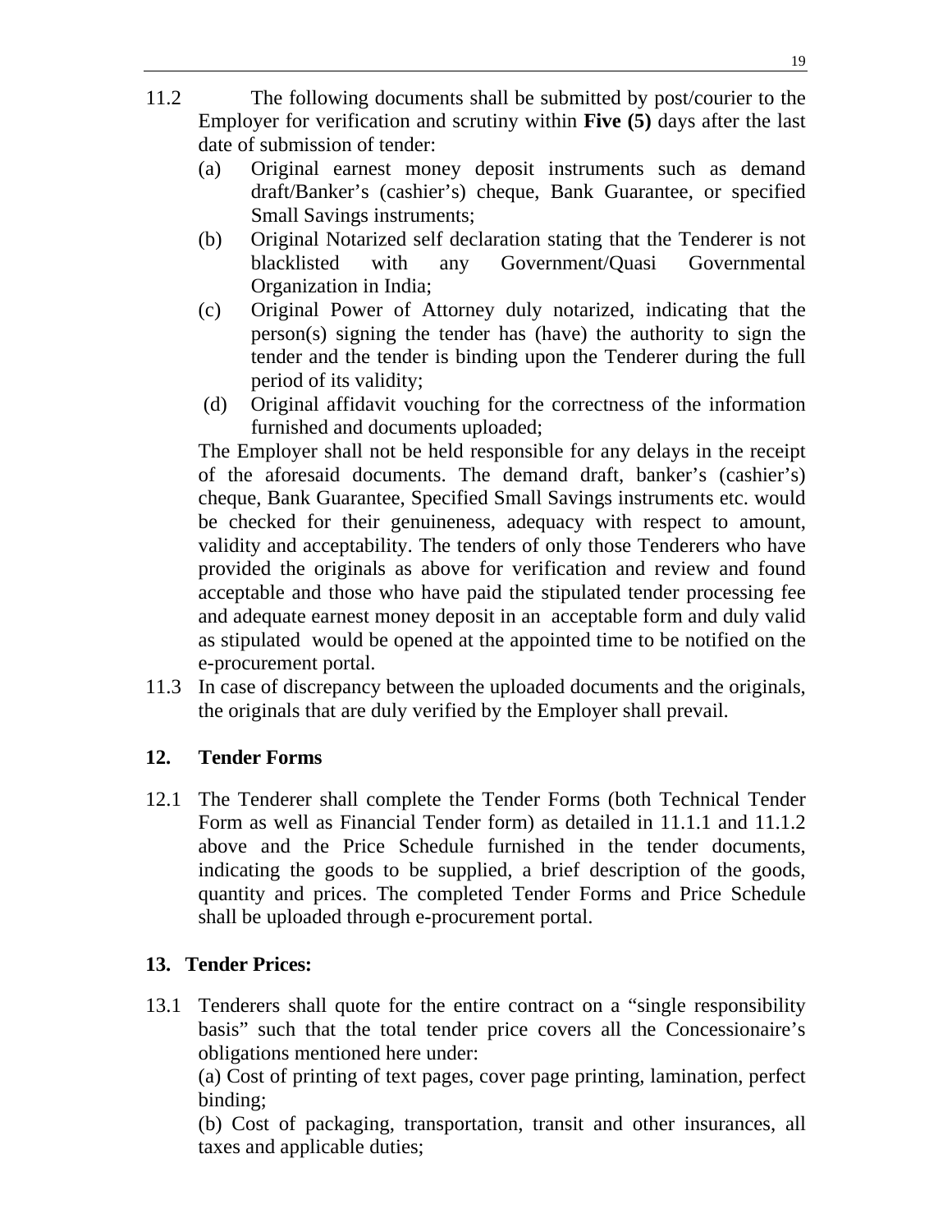11.2 The following documents shall be submitted by post/courier to the Employer for verification and scrutiny within **Five (5)** days after the last date of submission of tender:

(a) Original earnest money deposit instruments such as demand draft/Banker's (cashier's) cheque, Bank Guarantee, or specified Small Savings instruments;

(b) Original Notarized self declaration stating that the Tenderer is not blacklisted with any Government/Quasi Governmental Organization in India;

(c) Original Power of Attorney duly notarized, indicating that the person(s) signing the tender has (have) the authority to sign the tender and the tender is binding upon the Tenderer during the full period of its validity;

(d) Original affidavit vouching for the correctness of the information furnished and documents uploaded;

The Employer shall not be held responsible for any delays in the receipt of the aforesaid documents. The demand draft, banker's (cashier's) cheque, Bank Guarantee, Specified Small Savings instruments etc. would be checked for their genuineness, adequacy with respect to amount, validity and acceptability. The tenders of only those Tenderers who have provided the originals as above for verification and review and found acceptable and those who have paid the stipulated tender processing fee and adequate earnest money deposit in an acceptable form and duly valid as stipulated would be opened at the appointed time to be notified on the e-procurement portal.

11.3 In case of discrepancy between the uploaded documents and the originals, the originals that are duly verified by the Employer shall prevail.

## 12. Tender Forms

12.1 The Tenderer shall complete the Tender Forms (both Technical Tender Form as well as Financial Tender form) as detailed in 11.1.1 and 11.1.2 above and the Price Schedule furnished in the tender documents, indicating the goods to be supplied, a brief description of the goods, quantity and prices. The completed Tender Forms and Price Schedule shall be uploaded through e-procurement portal.

## 13. Tender Prices:

13.1 Tenderers shall quote for the entire contract on a "single responsibility basis" such that the total tender price covers all the Concessionaire's obligations mentioned here under:

(a) Cost of printing of text pages, cover page printing, lamination, perfect binding;

(b) Cost of packaging, transportation, transit and other insurances, all taxes and applicable duties;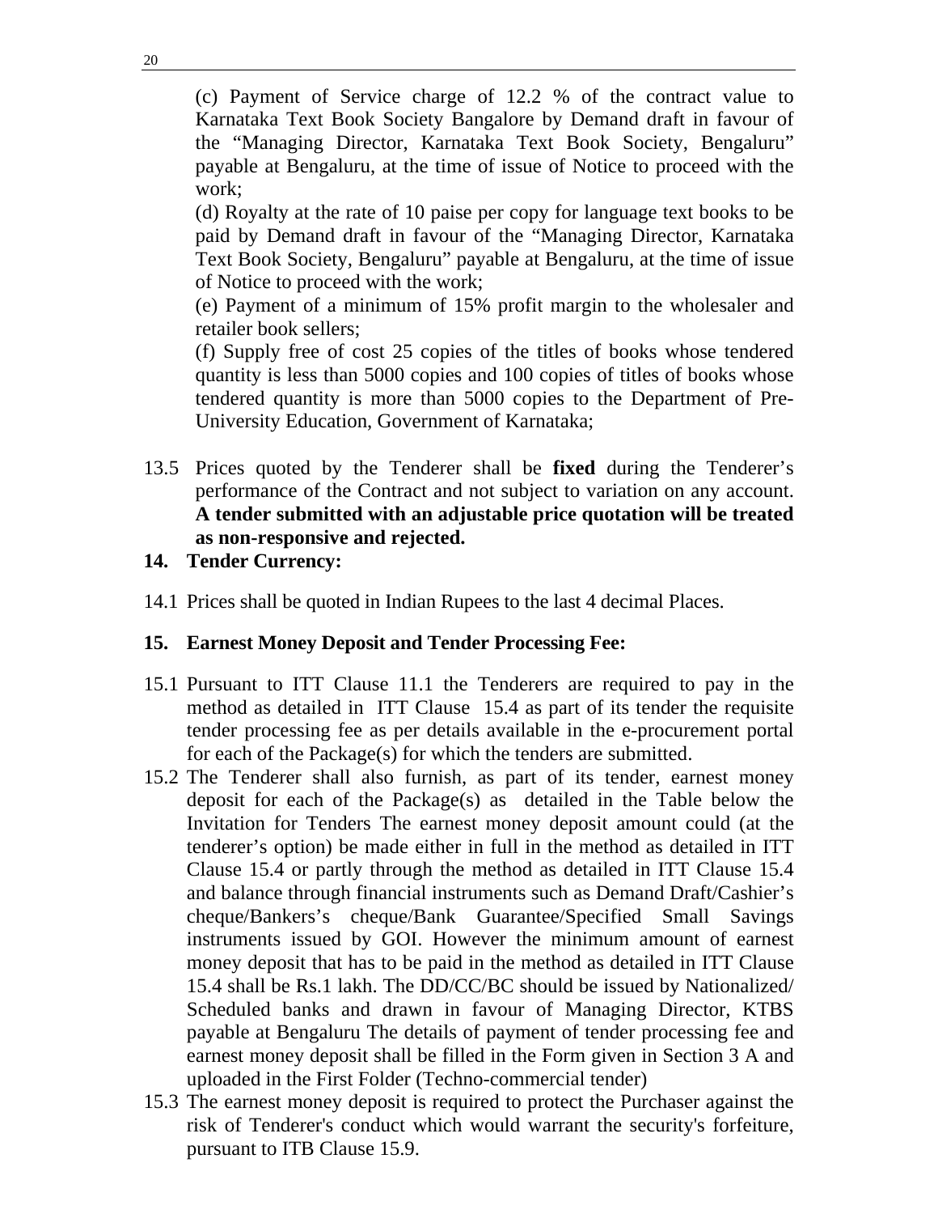(c) Payment of Service charge of 12.2 % of the contract value to Karnataka Text Book Society Bangalore by Demand draft in favour of the "Managing Director, Karnataka Text Book Society, Bengaluru" payable at Bengaluru, at the time of issue of Notice to proceed with the work;

(d) Royalty at the rate of 10 paise per copy for language text books to be paid by Demand draft in favour of the "Managing Director, Karnataka Text Book Society, Bengaluru" payable at Bengaluru, at the time of issue of Notice to proceed with the work;

(e) Payment of a minimum of 15% profit margin to the wholesaler and retailer book sellers;

(f) Supply free of cost 25 copies of the titles of books whose tendered quantity is less than 5000 copies and 100 copies of titles of books whose tendered quantity is more than 5000 copies to the Department of Pre-University Education, Government of Karnataka;

13.5 Prices quoted by the Tenderer shall be **fixed** during the Tenderer's performance of the Contract and not subject to variation on any account. **A tender submitted with an adjustable price quotation will be treated as non-responsive and rejected.**

**14. Tender Currency:**

14.1 Prices shall be quoted in Indian Rupees to the last 4 decimal Places.

**15. Earnest Money Deposit and Tender Processing Fee:**

15.1 Pursuant to ITT Clause 11.1 the Tenderers are required to pay in the method as detailed in ITT Clause 15.4 as part of its tender the requisite tender processing fee as per details available in the e-procurement portal for each of the Package(s) for which the tenders are submitted.

15.2 The Tenderer shall also furnish, as part of its tender, earnest money deposit for each of the Package(s) as detailed in the Table below the Invitation for Tenders The earnest money deposit amount could (at the tenderer's option) be made either in full in the method as detailed in ITT Clause 15.4 or partly through the method as detailed in ITT Clause 15.4 and balance through financial instruments such as Demand Draft/Cashier's cheque/Bankers's cheque/Bank Guarantee/Specified Small Savings instruments issued by GOI. However the minimum amount of earnest money deposit that has to be paid in the method as detailed in ITT Clause 15.4 shall be Rs.1 lakh. The DD/CC/BC should be issued by Nationalized/ Scheduled banks and drawn in favour of Managing Director, KTBS payable at Bengaluru The details of payment of tender processing fee and earnest money deposit shall be filled in the Form given in Section 3 A and uploaded in the First Folder (Techno-commercial tender)

15.3 The earnest money deposit is required to protect the Purchaser against the risk of Tenderer's conduct which would warrant the security's forfeiture, pursuant to ITB Clause 15.9.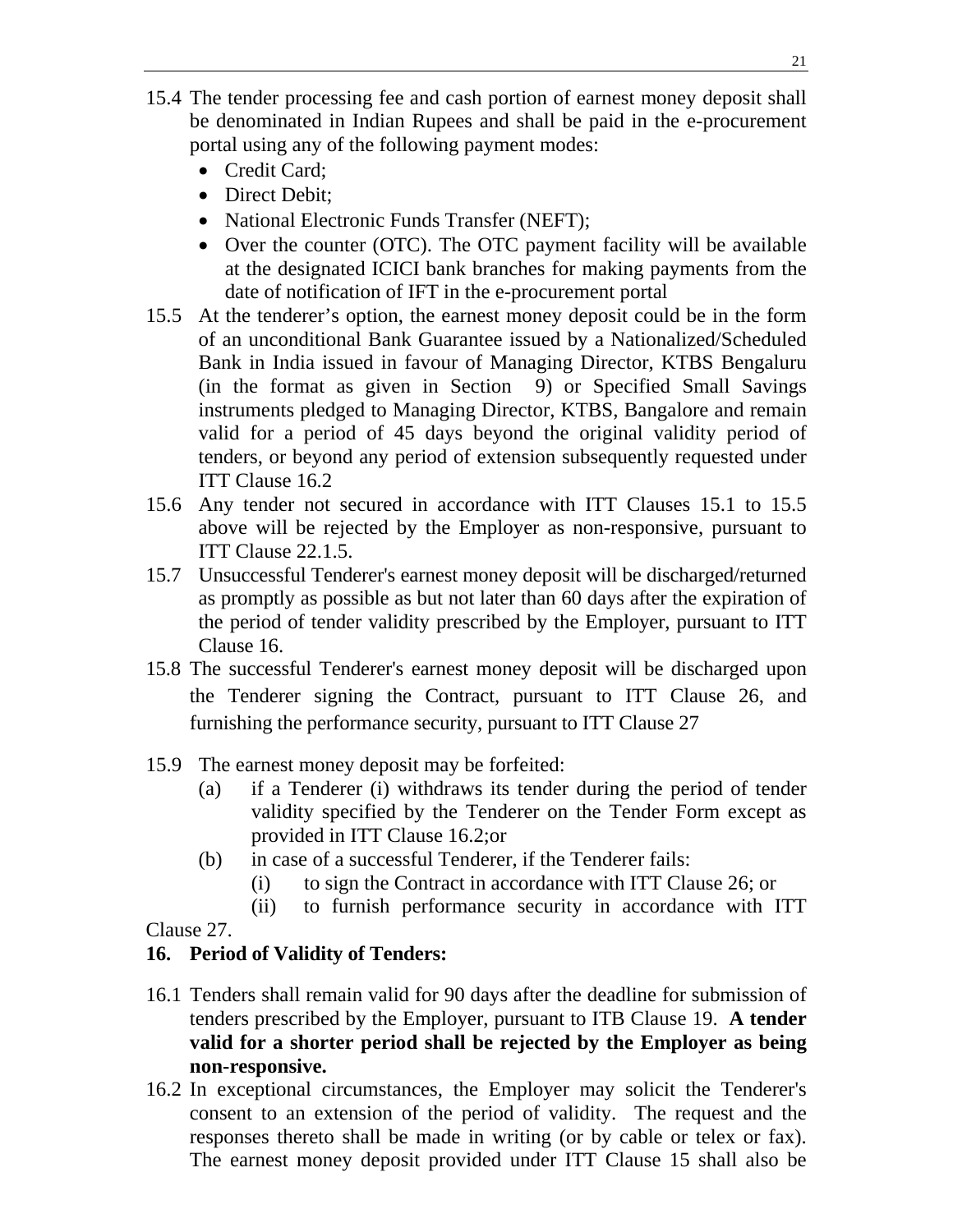15.4 The tender processing fee and cash portion of earnest money deposit shall be denominated in Indian Rupees and shall be paid in the e-procurement portal using any of the following payment modes:

- Credit Card;
- Direct Debit;
- National Electronic Funds Transfer (NEFT);
- Over the counter (OTC). The OTC payment facility will be available at the designated ICICI bank branches for making payments from the date of notification of IFT in the e-procurement portal

15.5 At the tenderer's option, the earnest money deposit could be in the form of an unconditional Bank Guarantee issued by a Nationalized/Scheduled Bank in India issued in favour of Managing Director, KTBS Bengaluru (in the format as given in Section 9) or Specified Small Savings instruments pledged to Managing Director, KTBS, Bangalore and remain valid for a period of 45 days beyond the original validity period of tenders, or beyond any period of extension subsequently requested under ITT Clause 16.2

15.6 Any tender not secured in accordance with ITT Clauses 15.1 to 15.5 above will be rejected by the Employer as non-responsive, pursuant to ITT Clause 22.1.5.

15.7 Unsuccessful Tenderer's earnest money deposit will be discharged/returned as promptly as possible as but not later than 60 days after the expiration of the period of tender validity prescribed by the Employer, pursuant to ITT Clause 16.

15.8 The successful Tenderer's earnest money deposit will be discharged upon the Tenderer signing the Contract, pursuant to ITT Clause 26, and furnishing the performance security, pursuant to ITT Clause 27

15.9 The earnest money deposit may be forfeited:

(a) if a Tenderer (i) withdraws its tender during the period of tender validity specified by the Tenderer on the Tender Form except as provided in ITT Clause 16.2;or

(b) in case of a successful Tenderer, if the Tenderer fails:

(i) to sign the Contract in accordance with ITT Clause 26; or

(ii) to furnish performance security in accordance with ITT Clause 27.

**16. Period of Validity of Tenders:**

16.1 Tenders shall remain valid for 90 days after the deadline for submission of tenders prescribed by the Employer, pursuant to ITB Clause 19. **A tender valid for a shorter period shall be rejected by the Employer as being non-responsive.**

16.2 In exceptional circumstances, the Employer may solicit the Tenderer's consent to an extension of the period of validity. The request and the responses thereto shall be made in writing (or by cable or telex or fax). The earnest money deposit provided under ITT Clause 15 shall also be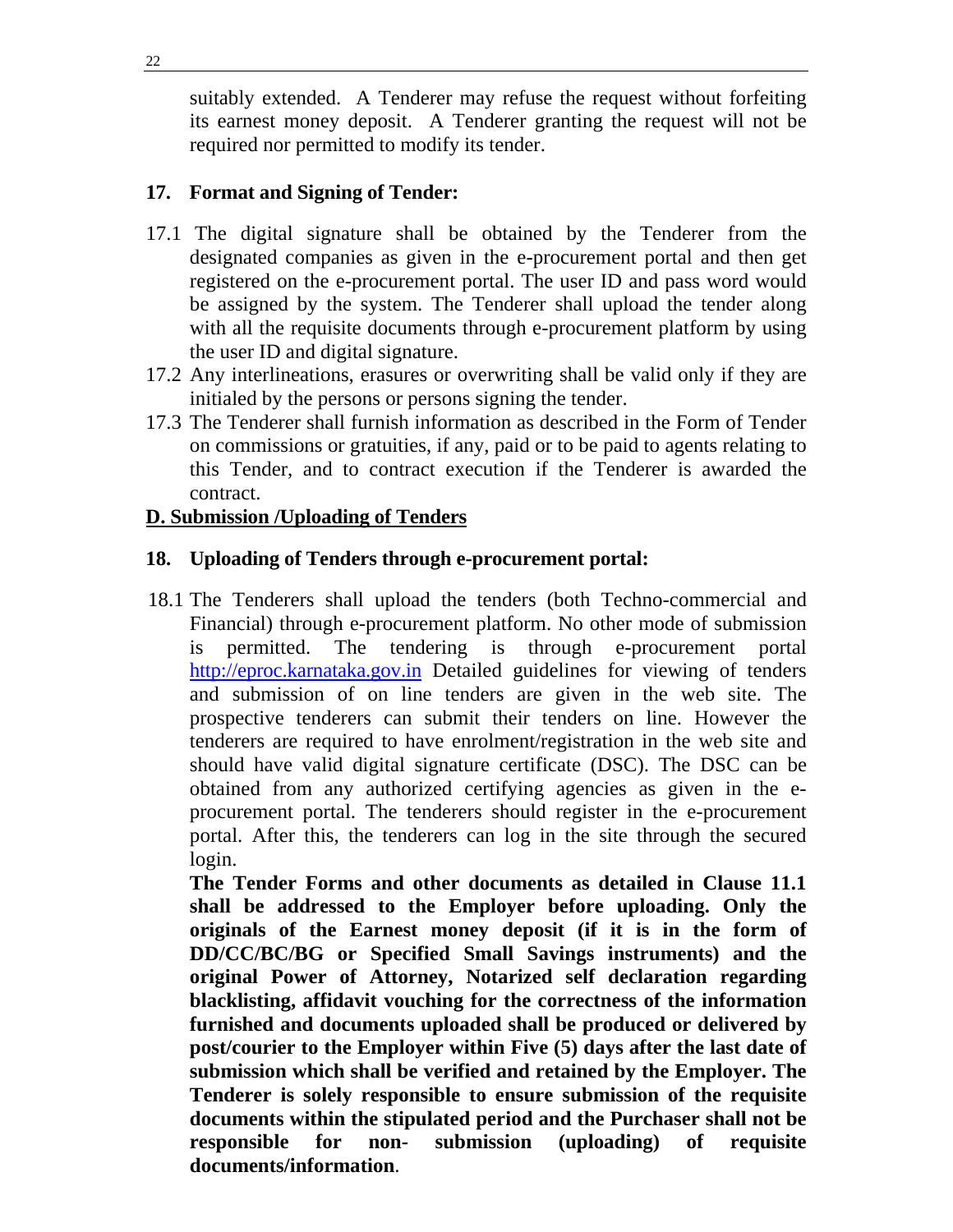suitably extended. A Tenderer may refuse the request without forfeiting its earnest money deposit. A Tenderer granting the request will not be required nor permitted to modify its tender.

**17. Format and Signing of Tender:**

17.1 The digital signature shall be obtained by the Tenderer from the designated companies as given in the e-procurement portal and then get registered on the e-procurement portal. The user ID and pass word would be assigned by the system. The Tenderer shall upload the tender along with all the requisite documents through e-procurement platform by using the user ID and digital signature.

17.2 Any interlineations, erasures or overwriting shall be valid only if they are initialed by the persons or persons signing the tender.

17.3 The Tenderer shall furnish information as described in the Form of Tender on commissions or gratuities, if any, paid or to be paid to agents relating to this Tender, and to contract execution if the Tenderer is awarded the contract.

**D. Submission /Uploading of Tenders**

**18. Uploading of Tenders through e-procurement portal:**

18.1 The Tenderers shall upload the tenders (both Techno-commercial and Financial) through e-procurement platform. No other mode of submission is permitted. The tendering is through e-procurement portal http://eproc.karnataka.gov.in Detailed guidelines for viewing of tenders and submission of on line tenders are given in the web site. The prospective tenderers can submit their tenders on line. However the tenderers are required to have enrolment/registration in the web site and should have valid digital signature certificate (DSC). The DSC can be obtained from any authorized certifying agencies as given in the e-procurement portal. The tenderers should register in the e-procurement portal. After this, the tenderers can log in the site through the secured login.

**The Tender Forms and other documents as detailed in Clause 11.1 shall be addressed to the Employer before uploading. Only the originals of the Earnest money deposit (if it is in the form of DD/CC/BC/BG or Specified Small Savings instruments) and the original Power of Attorney, Notarized self declaration regarding blacklisting, affidavit vouching for the correctness of the information furnished and documents uploaded shall be produced or delivered by post/courier to the Employer within Five (5) days after the last date of submission which shall be verified and retained by the Employer. The Tenderer is solely responsible to ensure submission of the requisite documents within the stipulated period and the Purchaser shall not be responsible for non- submission (uploading) of requisite documents/information**.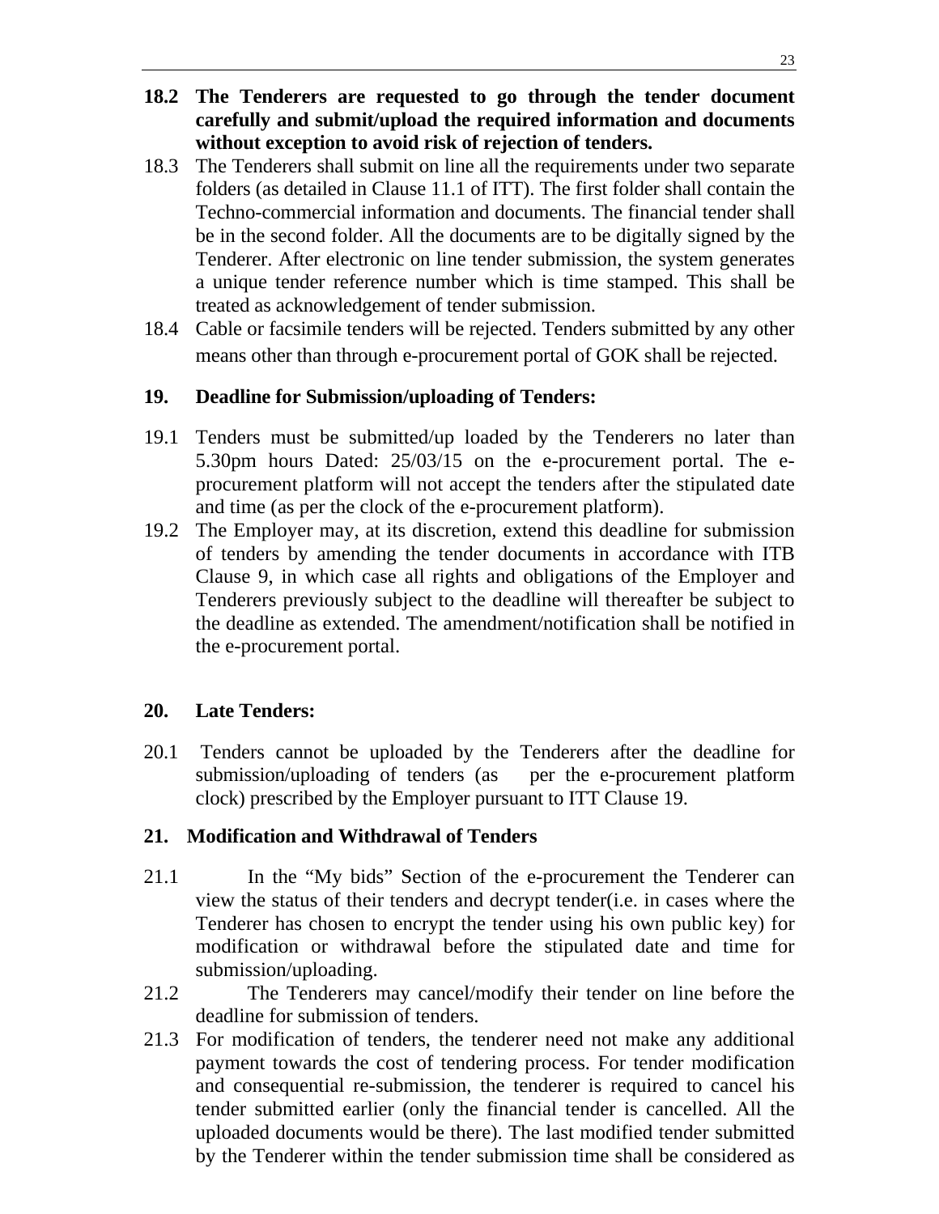**18.2 The Tenderers are requested to go through the tender document carefully and submit/upload the required information and documents without exception to avoid risk of rejection of tenders.**

18.3 The Tenderers shall submit on line all the requirements under two separate folders (as detailed in Clause 11.1 of ITT). The first folder shall contain the Techno-commercial information and documents. The financial tender shall be in the second folder. All the documents are to be digitally signed by the Tenderer. After electronic on line tender submission, the system generates a unique tender reference number which is time stamped. This shall be treated as acknowledgement of tender submission.

18.4 Cable or facsimile tenders will be rejected. Tenders submitted by any other means other than through e-procurement portal of GOK shall be rejected.

## 19. Deadline for Submission/uploading of Tenders:

19.1 Tenders must be submitted/up loaded by the Tenderers no later than 5.30pm hours Dated: 25/03/15 on the e-procurement portal. The e-procurement platform will not accept the tenders after the stipulated date and time (as per the clock of the e-procurement platform).

19.2 The Employer may, at its discretion, extend this deadline for submission of tenders by amending the tender documents in accordance with ITB Clause 9, in which case all rights and obligations of the Employer and Tenderers previously subject to the deadline will thereafter be subject to the deadline as extended. The amendment/notification shall be notified in the e-procurement portal.

## 20. Late Tenders:

20.1 Tenders cannot be uploaded by the Tenderers after the deadline for submission/uploading of tenders (as per the e-procurement platform clock) prescribed by the Employer pursuant to ITT Clause 19.

## 21. Modification and Withdrawal of Tenders

21.1 In the "My bids" Section of the e-procurement the Tenderer can view the status of their tenders and decrypt tender(i.e. in cases where the Tenderer has chosen to encrypt the tender using his own public key) for modification or withdrawal before the stipulated date and time for submission/uploading.

21.2 The Tenderers may cancel/modify their tender on line before the deadline for submission of tenders.

21.3 For modification of tenders, the tenderer need not make any additional payment towards the cost of tendering process. For tender modification and consequential re-submission, the tenderer is required to cancel his tender submitted earlier (only the financial tender is cancelled. All the uploaded documents would be there). The last modified tender submitted by the Tenderer within the tender submission time shall be considered as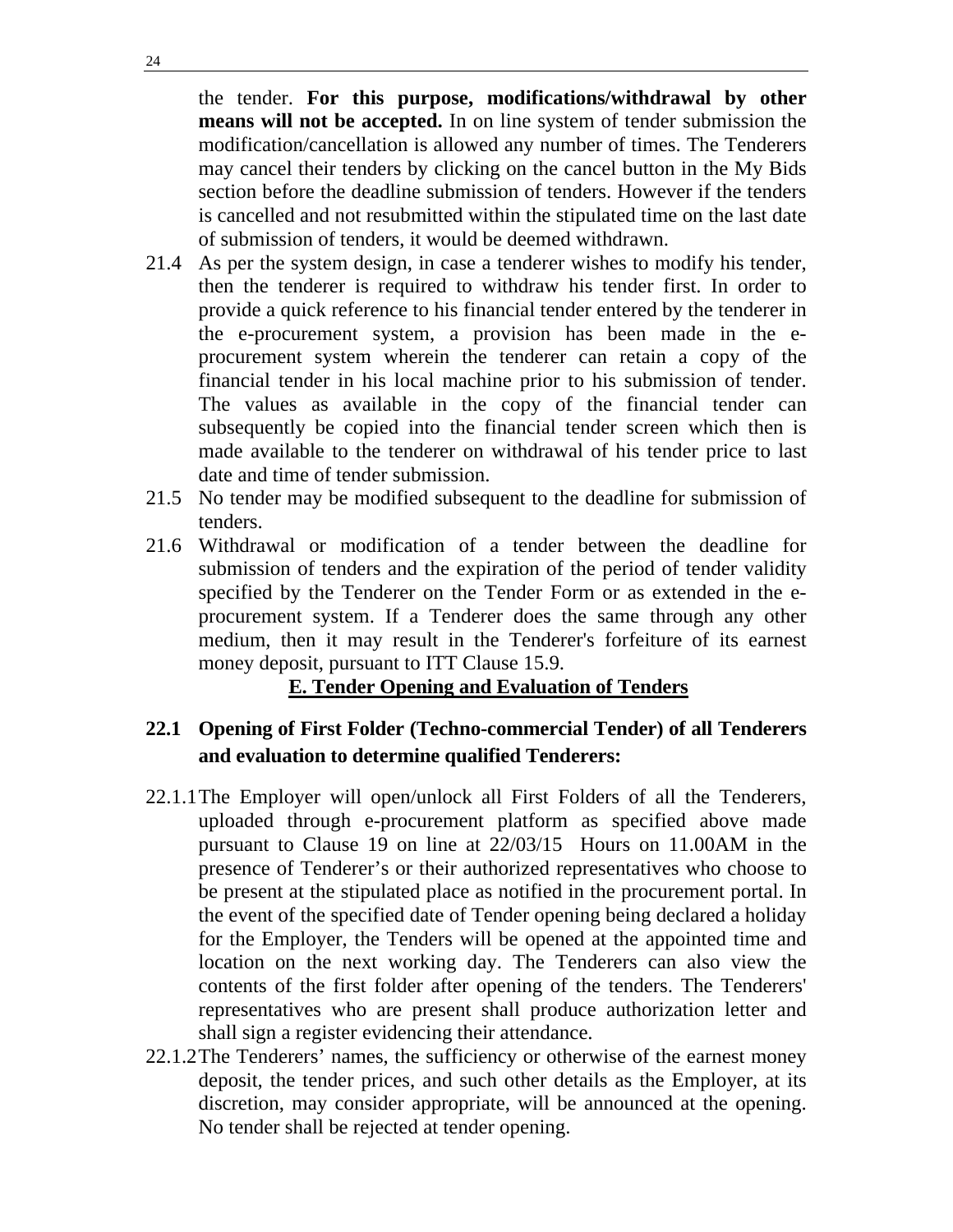the tender. **For this purpose, modifications/withdrawal by other means will not be accepted.** In on line system of tender submission the modification/cancellation is allowed any number of times. The Tenderers may cancel their tenders by clicking on the cancel button in the My Bids section before the deadline submission of tenders. However if the tenders is cancelled and not resubmitted within the stipulated time on the last date of submission of tenders, it would be deemed withdrawn.

21.4 As per the system design, in case a tenderer wishes to modify his tender, then the tenderer is required to withdraw his tender first. In order to provide a quick reference to his financial tender entered by the tenderer in the e-procurement system, a provision has been made in the e-procurement system wherein the tenderer can retain a copy of the financial tender in his local machine prior to his submission of tender. The values as available in the copy of the financial tender can subsequently be copied into the financial tender screen which then is made available to the tenderer on withdrawal of his tender price to last date and time of tender submission.

21.5 No tender may be modified subsequent to the deadline for submission of tenders.

21.6 Withdrawal or modification of a tender between the deadline for submission of tenders and the expiration of the period of tender validity specified by the Tenderer on the Tender Form or as extended in the e-procurement system. If a Tenderer does the same through any other medium, then it may result in the Tenderer's forfeiture of its earnest money deposit, pursuant to ITT Clause 15.9.

## E. Tender Opening and Evaluation of Tenders

### 22.1 Opening of First Folder (Techno-commercial Tender) of all Tenderers and evaluation to determine qualified Tenderers:

22.1.1 The Employer will open/unlock all First Folders of all the Tenderers, uploaded through e-procurement platform as specified above made pursuant to Clause 19 on line at 22/03/15 Hours on 11.00AM in the presence of Tenderer's or their authorized representatives who choose to be present at the stipulated place as notified in the procurement portal. In the event of the specified date of Tender opening being declared a holiday for the Employer, the Tenders will be opened at the appointed time and location on the next working day. The Tenderers can also view the contents of the first folder after opening of the tenders. The Tenderers' representatives who are present shall produce authorization letter and shall sign a register evidencing their attendance.

22.1.2 The Tenderers' names, the sufficiency or otherwise of the earnest money deposit, the tender prices, and such other details as the Employer, at its discretion, may consider appropriate, will be announced at the opening. No tender shall be rejected at tender opening.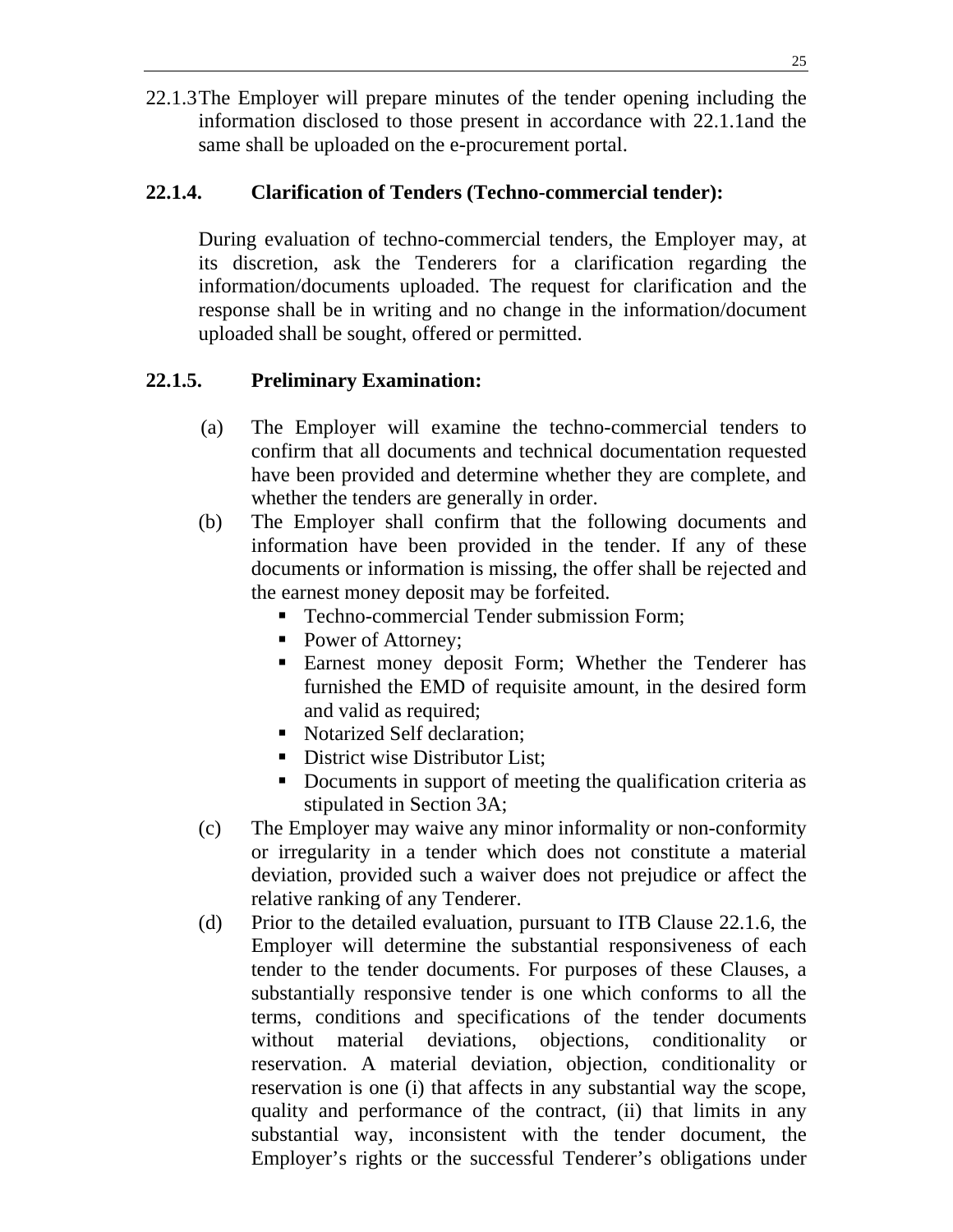22.1.3 The Employer will prepare minutes of the tender opening including the information disclosed to those present in accordance with 22.1.1and the same shall be uploaded on the e-procurement portal.

**22.1.4. Clarification of Tenders (Techno-commercial tender):**

During evaluation of techno-commercial tenders, the Employer may, at its discretion, ask the Tenderers for a clarification regarding the information/documents uploaded. The request for clarification and the response shall be in writing and no change in the information/document uploaded shall be sought, offered or permitted.

**22.1.5. Preliminary Examination:**

(a) The Employer will examine the techno-commercial tenders to confirm that all documents and technical documentation requested have been provided and determine whether they are complete, and whether the tenders are generally in order.

(b) The Employer shall confirm that the following documents and information have been provided in the tender. If any of these documents or information is missing, the offer shall be rejected and the earnest money deposit may be forfeited.

- Techno-commercial Tender submission Form;
- Power of Attorney;
- Earnest money deposit Form; Whether the Tenderer has furnished the EMD of requisite amount, in the desired form and valid as required;
- Notarized Self declaration;
- District wise Distributor List;
- Documents in support of meeting the qualification criteria as stipulated in Section 3A;

(c) The Employer may waive any minor informality or non-conformity or irregularity in a tender which does not constitute a material deviation, provided such a waiver does not prejudice or affect the relative ranking of any Tenderer.

(d) Prior to the detailed evaluation, pursuant to ITB Clause 22.1.6, the Employer will determine the substantial responsiveness of each tender to the tender documents. For purposes of these Clauses, a substantially responsive tender is one which conforms to all the terms, conditions and specifications of the tender documents without material deviations, objections, conditionality or reservation. A material deviation, objection, conditionality or reservation is one (i) that affects in any substantial way the scope, quality and performance of the contract, (ii) that limits in any substantial way, inconsistent with the tender document, the Employer's rights or the successful Tenderer's obligations under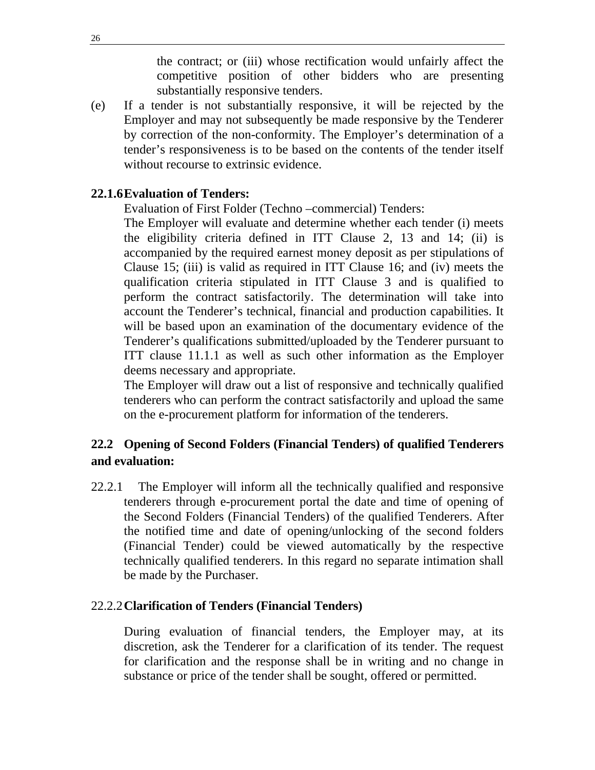the contract; or (iii) whose rectification would unfairly affect the competitive position of other bidders who are presenting substantially responsive tenders.

(e) If a tender is not substantially responsive, it will be rejected by the Employer and may not subsequently be made responsive by the Tenderer by correction of the non-conformity. The Employer's determination of a tender's responsiveness is to be based on the contents of the tender itself without recourse to extrinsic evidence.

**22.1.6 Evaluation of Tenders:**

Evaluation of First Folder (Techno –commercial) Tenders:

The Employer will evaluate and determine whether each tender (i) meets the eligibility criteria defined in ITT Clause 2, 13 and 14; (ii) is accompanied by the required earnest money deposit as per stipulations of Clause 15; (iii) is valid as required in ITT Clause 16; and (iv) meets the qualification criteria stipulated in ITT Clause 3 and is qualified to perform the contract satisfactorily. The determination will take into account the Tenderer's technical, financial and production capabilities. It will be based upon an examination of the documentary evidence of the Tenderer's qualifications submitted/uploaded by the Tenderer pursuant to ITT clause 11.1.1 as well as such other information as the Employer deems necessary and appropriate.

The Employer will draw out a list of responsive and technically qualified tenderers who can perform the contract satisfactorily and upload the same on the e-procurement platform for information of the tenderers.

## 22.2 Opening of Second Folders (Financial Tenders) of qualified Tenderers and evaluation:

22.2.1 The Employer will inform all the technically qualified and responsive tenderers through e-procurement portal the date and time of opening of the Second Folders (Financial Tenders) of the qualified Tenderers. After the notified time and date of opening/unlocking of the second folders (Financial Tender) could be viewed automatically by the respective technically qualified tenderers. In this regard no separate intimation shall be made by the Purchaser.

22.2.2 **Clarification of Tenders (Financial Tenders)**

During evaluation of financial tenders, the Employer may, at its discretion, ask the Tenderer for a clarification of its tender. The request for clarification and the response shall be in writing and no change in substance or price of the tender shall be sought, offered or permitted.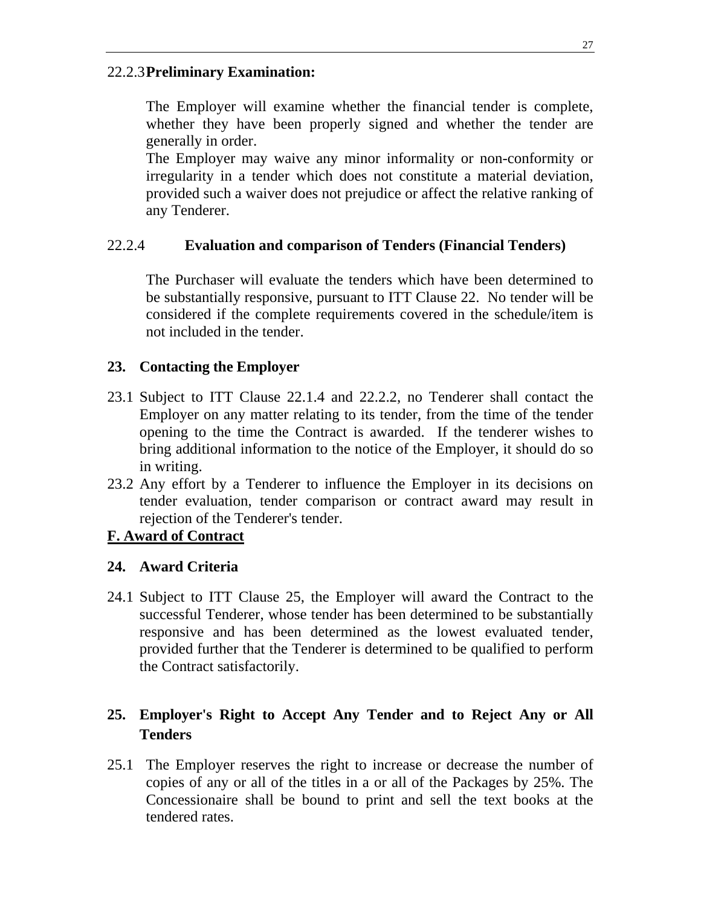22.2.3 **Preliminary Examination:**

The Employer will examine whether the financial tender is complete, whether they have been properly signed and whether the tender are generally in order.

The Employer may waive any minor informality or non-conformity or irregularity in a tender which does not constitute a material deviation, provided such a waiver does not prejudice or affect the relative ranking of any Tenderer.

22.2.4 **Evaluation and comparison of Tenders (Financial Tenders)**

The Purchaser will evaluate the tenders which have been determined to be substantially responsive, pursuant to ITT Clause 22. No tender will be considered if the complete requirements covered in the schedule/item is not included in the tender.

**23. Contacting the Employer**

23.1 Subject to ITT Clause 22.1.4 and 22.2.2, no Tenderer shall contact the Employer on any matter relating to its tender, from the time of the tender opening to the time the Contract is awarded. If the tenderer wishes to bring additional information to the notice of the Employer, it should do so in writing.

23.2 Any effort by a Tenderer to influence the Employer in its decisions on tender evaluation, tender comparison or contract award may result in rejection of the Tenderer's tender.

**F. Award of Contract**

**24. Award Criteria**

24.1 Subject to ITT Clause 25, the Employer will award the Contract to the successful Tenderer, whose tender has been determined to be substantially responsive and has been determined as the lowest evaluated tender, provided further that the Tenderer is determined to be qualified to perform the Contract satisfactorily.

**25. Employer's Right to Accept Any Tender and to Reject Any or All Tenders**

25.1 The Employer reserves the right to increase or decrease the number of copies of any or all of the titles in a or all of the Packages by 25%. The Concessionaire shall be bound to print and sell the text books at the tendered rates.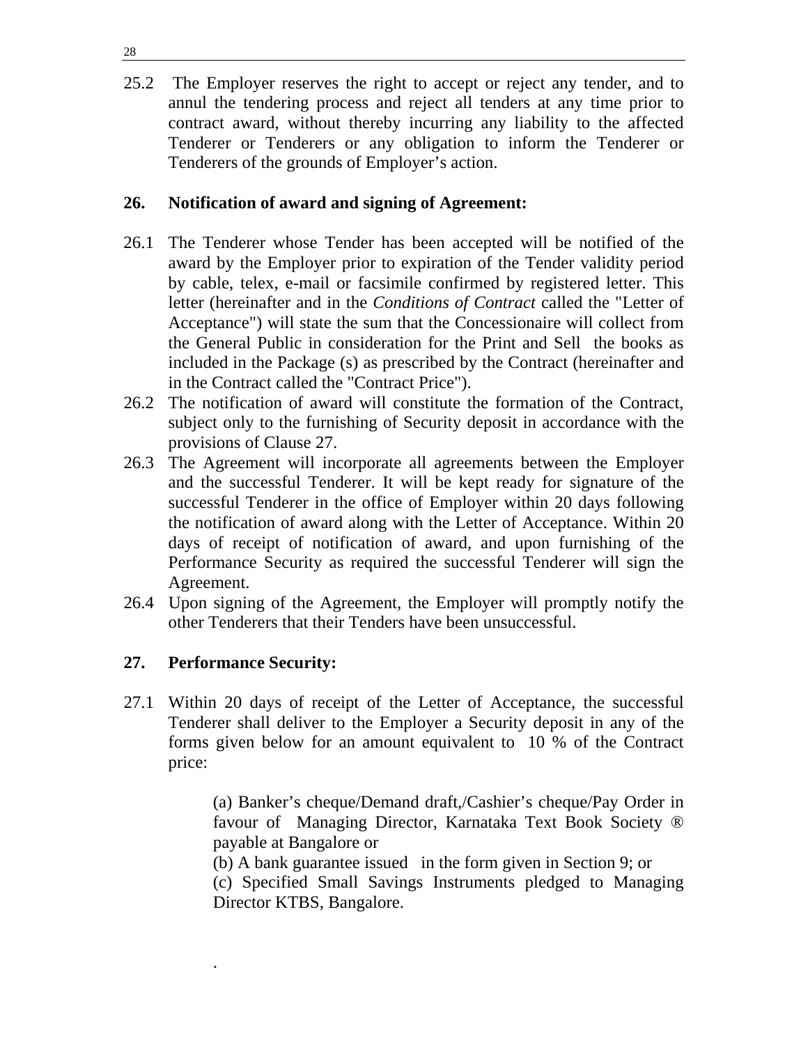25.2 The Employer reserves the right to accept or reject any tender, and to annul the tendering process and reject all tenders at any time prior to contract award, without thereby incurring any liability to the affected Tenderer or Tenderers or any obligation to inform the Tenderer or Tenderers of the grounds of Employer's action.

**26. Notification of award and signing of Agreement:**

26.1 The Tenderer whose Tender has been accepted will be notified of the award by the Employer prior to expiration of the Tender validity period by cable, telex, e-mail or facsimile confirmed by registered letter. This letter (hereinafter and in the *Conditions of Contract* called the "Letter of Acceptance") will state the sum that the Concessionaire will collect from the General Public in consideration for the Print and Sell the books as included in the Package (s) as prescribed by the Contract (hereinafter and in the Contract called the "Contract Price").

26.2 The notification of award will constitute the formation of the Contract, subject only to the furnishing of Security deposit in accordance with the provisions of Clause 27.

26.3 The Agreement will incorporate all agreements between the Employer and the successful Tenderer. It will be kept ready for signature of the successful Tenderer in the office of Employer within 20 days following the notification of award along with the Letter of Acceptance. Within 20 days of receipt of notification of award, and upon furnishing of the Performance Security as required the successful Tenderer will sign the Agreement.

26.4 Upon signing of the Agreement, the Employer will promptly notify the other Tenderers that their Tenders have been unsuccessful.

**27. Performance Security:**

27.1 Within 20 days of receipt of the Letter of Acceptance, the successful Tenderer shall deliver to the Employer a Security deposit in any of the forms given below for an amount equivalent to 10 % of the Contract price:

(a) Banker's cheque/Demand draft,/Cashier's cheque/Pay Order in favour of Managing Director, Karnataka Text Book Society ® payable at Bangalore or

(b) A bank guarantee issued in the form given in Section 9; or

(c) Specified Small Savings Instruments pledged to Managing Director KTBS, Bangalore.

.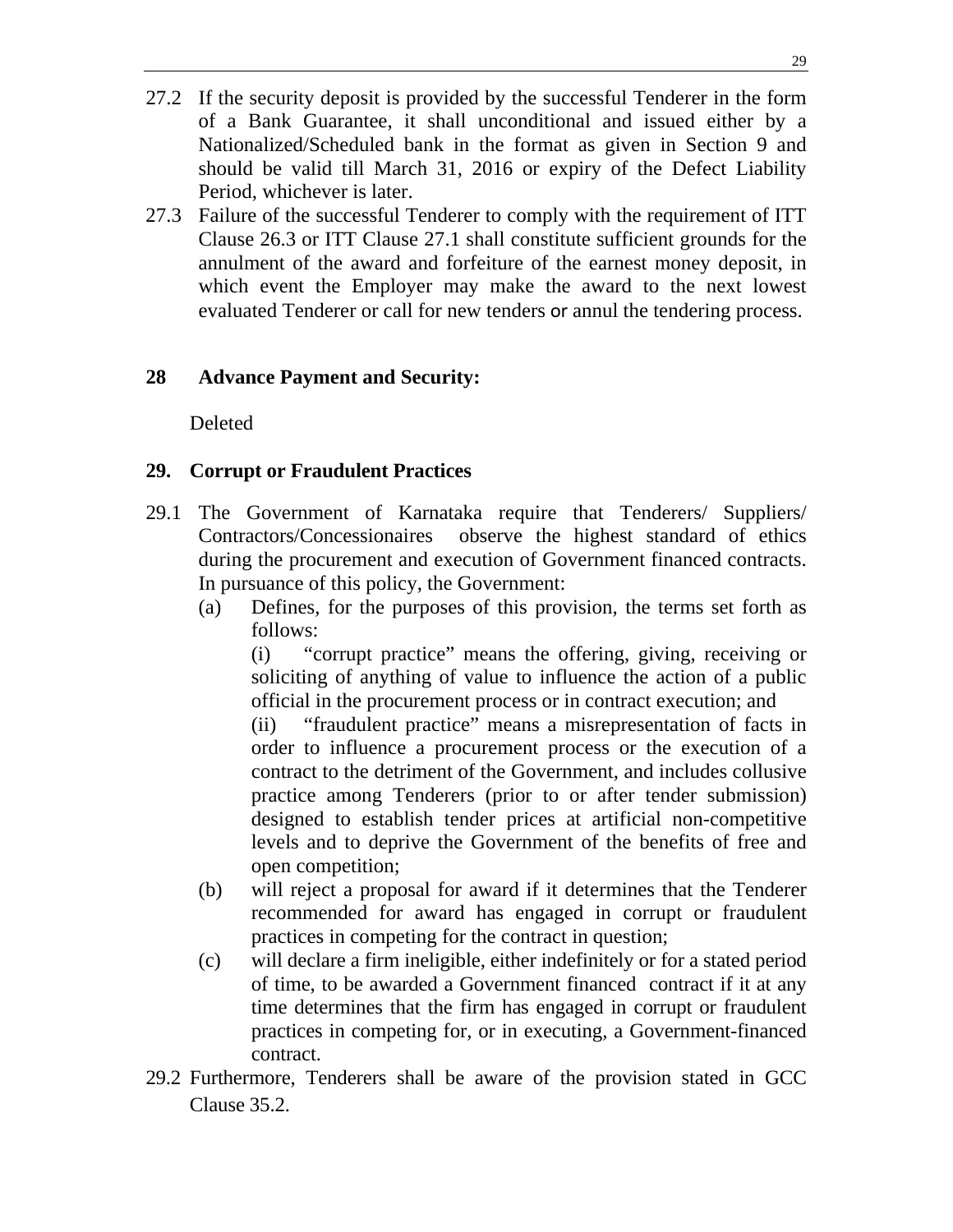27.2 If the security deposit is provided by the successful Tenderer in the form of a Bank Guarantee, it shall unconditional and issued either by a Nationalized/Scheduled bank in the format as given in Section 9 and should be valid till March 31, 2016 or expiry of the Defect Liability Period, whichever is later.

27.3 Failure of the successful Tenderer to comply with the requirement of ITT Clause 26.3 or ITT Clause 27.1 shall constitute sufficient grounds for the annulment of the award and forfeiture of the earnest money deposit, in which event the Employer may make the award to the next lowest evaluated Tenderer or call for new tenders or annul the tendering process.

**28 Advance Payment and Security:**

Deleted

**29. Corrupt or Fraudulent Practices**

29.1 The Government of Karnataka require that Tenderers/ Suppliers/ Contractors/Concessionaires observe the highest standard of ethics during the procurement and execution of Government financed contracts. In pursuance of this policy, the Government:

(a) Defines, for the purposes of this provision, the terms set forth as follows:

(i) "corrupt practice" means the offering, giving, receiving or soliciting of anything of value to influence the action of a public official in the procurement process or in contract execution; and

(ii) "fraudulent practice" means a misrepresentation of facts in order to influence a procurement process or the execution of a contract to the detriment of the Government, and includes collusive practice among Tenderers (prior to or after tender submission) designed to establish tender prices at artificial non-competitive levels and to deprive the Government of the benefits of free and open competition;

(b) will reject a proposal for award if it determines that the Tenderer recommended for award has engaged in corrupt or fraudulent practices in competing for the contract in question;

(c) will declare a firm ineligible, either indefinitely or for a stated period of time, to be awarded a Government financed contract if it at any time determines that the firm has engaged in corrupt or fraudulent practices in competing for, or in executing, a Government-financed contract.

29.2 Furthermore, Tenderers shall be aware of the provision stated in GCC Clause 35.2.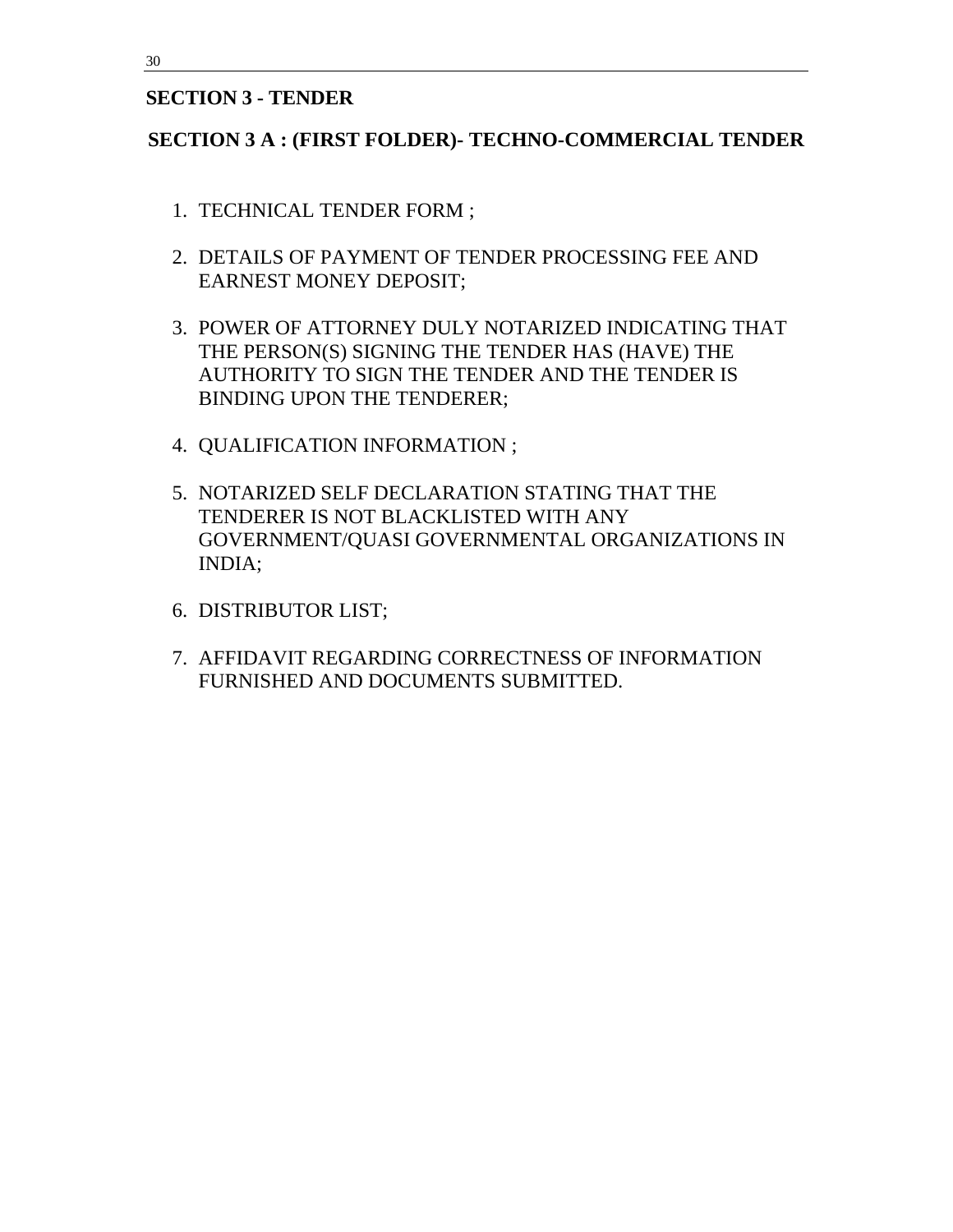## SECTION 3 - TENDER

### SECTION 3 A : (FIRST FOLDER)- TECHNO-COMMERCIAL TENDER

1. TECHNICAL TENDER FORM ;
2. DETAILS OF PAYMENT OF TENDER PROCESSING FEE AND EARNEST MONEY DEPOSIT;
3. POWER OF ATTORNEY DULY NOTARIZED INDICATING THAT THE PERSON(S) SIGNING THE TENDER HAS (HAVE) THE AUTHORITY TO SIGN THE TENDER AND THE TENDER IS BINDING UPON THE TENDERER;
4. QUALIFICATION INFORMATION ;
5. NOTARIZED SELF DECLARATION STATING THAT THE TENDERER IS NOT BLACKLISTED WITH ANY GOVERNMENT/QUASI GOVERNMENTAL ORGANIZATIONS IN INDIA;
6. DISTRIBUTOR LIST;
7. AFFIDAVIT REGARDING CORRECTNESS OF INFORMATION FURNISHED AND DOCUMENTS SUBMITTED.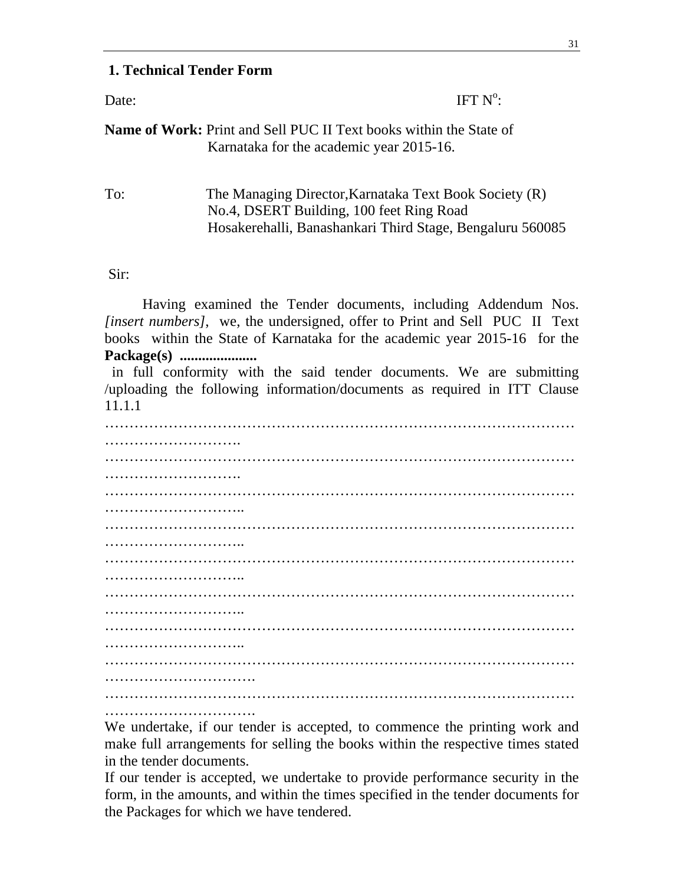## 1. Technical Tender Form

Date: IFT N$^{o}$:

**Name of Work:** Print and Sell PUC II Text books within the State of Karnataka for the academic year 2015-16.

To: The Managing Director,Karnataka Text Book Society (R)
No.4, DSERT Building, 100 feet Ring Road
Hosakerehalli, Banashankari Third Stage, Bengaluru 560085

Sir:

Having examined the Tender documents, including Addendum Nos. *[insert numbers]*, we, the undersigned, offer to Print and Sell PUC II Text books within the State of Karnataka for the academic year 2015-16 for the **Package(s) .....................**
in full conformity with the said tender documents. We are submitting /uploading the following information/documents as required in ITT Clause 11.1.1

…………………………………………………………………………………………………………….

…………………………………………………………………………………………………………….

……………………………………………………………………………………………………………..

……………………………………………………………………………………………………………..

……………………………………………………………………………………………………………..

……………………………………………………………………………………………………………..

……………………………………………………………………………………………………………..

……………………………………………………………………………………………………………….

……………………………………………………………………………………………………………….

We undertake, if our tender is accepted, to commence the printing work and make full arrangements for selling the books within the respective times stated in the tender documents.

If our tender is accepted, we undertake to provide performance security in the form, in the amounts, and within the times specified in the tender documents for the Packages for which we have tendered.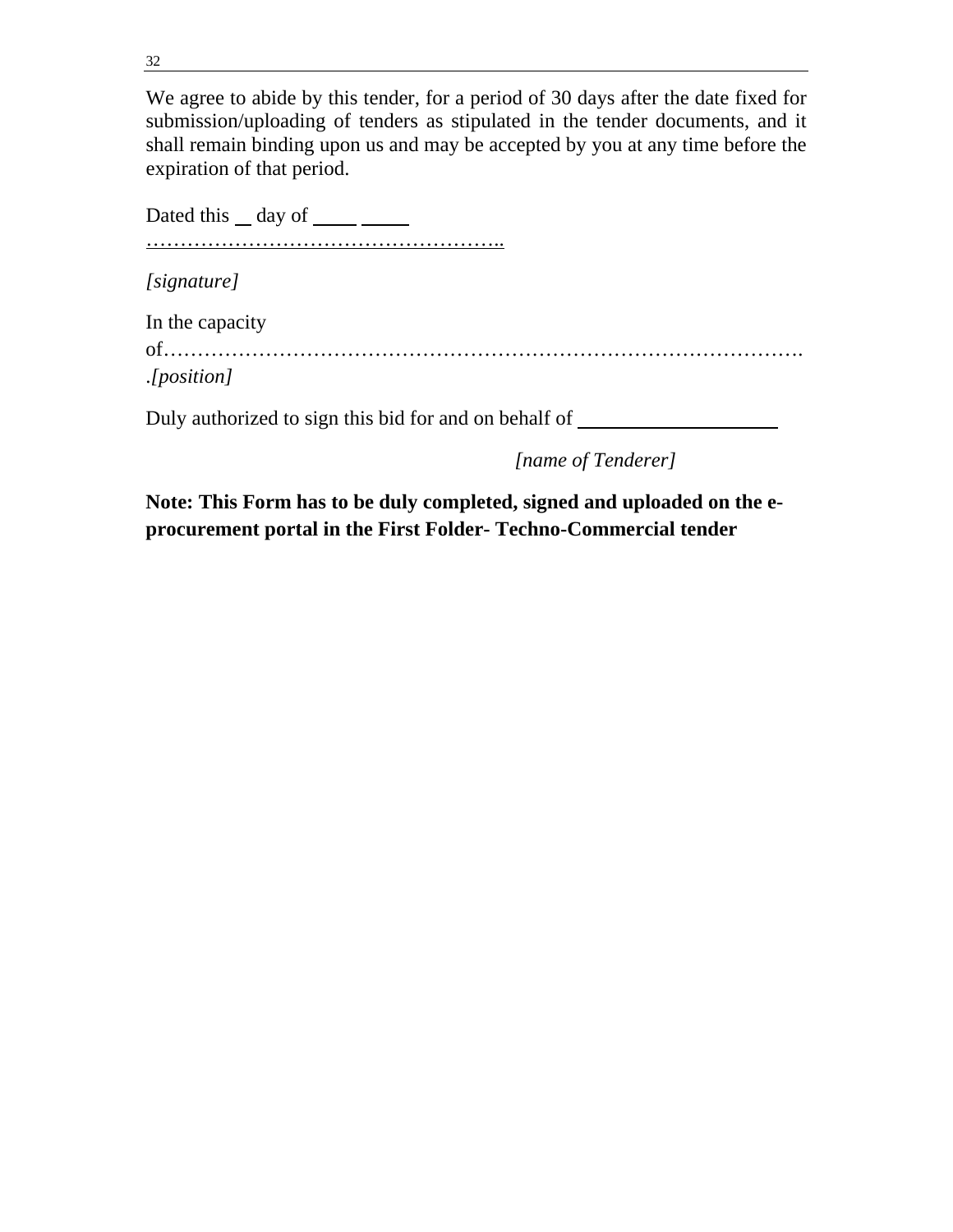We agree to abide by this tender, for a period of 30 days after the date fixed for submission/uploading of tenders as stipulated in the tender documents, and it shall remain binding upon us and may be accepted by you at any time before the expiration of that period.

Dated this __ day of _____ _____

……………………………………………..

*[signature]*

In the capacity of……………………………………………………………………………….*[position]*

Duly authorized to sign this bid for and on behalf of ____________________

*[name of Tenderer]*

**Note: This Form has to be duly completed, signed and uploaded on the e-procurement portal in the First Folder- Techno-Commercial tender**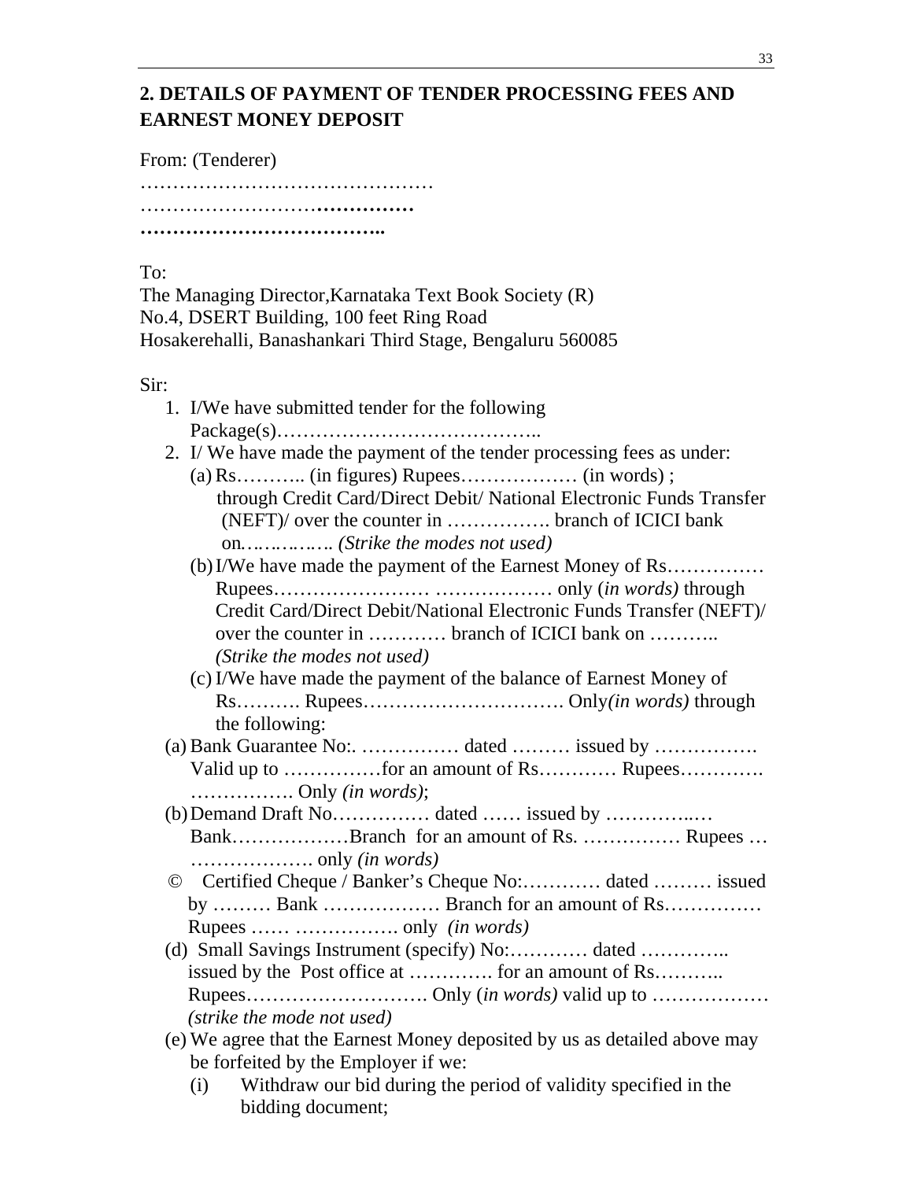## 2. DETAILS OF PAYMENT OF TENDER PROCESSING FEES AND EARNEST MONEY DEPOSIT

From: (Tenderer)

………………………………………

………………………**……………**

**………………………………..**

To:

The Managing Director,Karnataka Text Book Society (R)
No.4, DSERT Building, 100 feet Ring Road
Hosakerehalli, Banashankari Third Stage, Bengaluru 560085

Sir:

1. I/We have submitted tender for the following Package(s)…………………………………..
2. I/ We have made the payment of the tender processing fees as under:
   (a) Rs……….. (in figures) Rupees……………… (in words) ; through Credit Card/Direct Debit/ National Electronic Funds Transfer (NEFT)/ over the counter in ……………. branch of ICICI bank on……………. *(Strike the modes not used)*
   (b) I/We have made the payment of the Earnest Money of Rs…………… Rupees…………………… ……………… only (*in words)* through Credit Card/Direct Debit/National Electronic Funds Transfer (NEFT)/ over the counter in ………… branch of ICICI bank on ……….. *(Strike the modes not used)*
   (c) I/We have made the payment of the balance of Earnest Money of Rs………. Rupees…………………………. Only*(in words)* through the following:

(a) Bank Guarantee No:. …………… dated ……… issued by ……………. Valid up to ……………for an amount of Rs………… Rupees…………. ……………. Only *(in words)*;

(b) Demand Draft No…………… dated …… issued by …………..… Bank………………Branch for an amount of Rs. …………… Rupees … ………………. only *(in words)*

© Certified Cheque / Banker's Cheque No:………… dated ……… issued by ……… Bank ……………… Branch for an amount of Rs…………… Rupees …… ……………. only *(in words)*

(d) Small Savings Instrument (specify) No:………… dated ………….. issued by the Post office at …………. for an amount of Rs……….. Rupees………………………. Only (*in words)* valid up to ……………… *(strike the mode not used)*

(e) We agree that the Earnest Money deposited by us as detailed above may be forfeited by the Employer if we:

   (i) Withdraw our bid during the period of validity specified in the bidding document;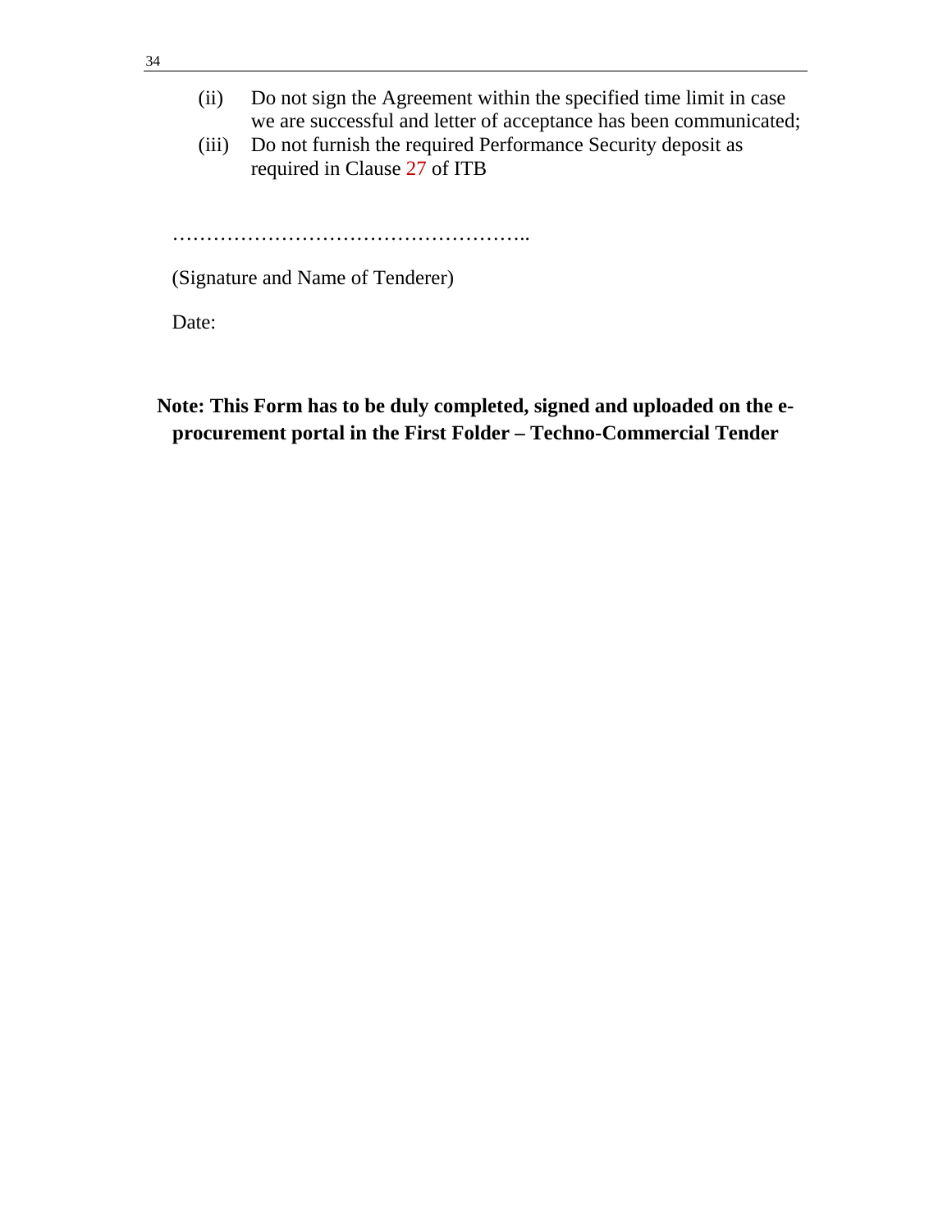(ii) Do not sign the Agreement within the specified time limit in case we are successful and letter of acceptance has been communicated;

(iii) Do not furnish the required Performance Security deposit as required in Clause 27 of ITB

……………………………………………..

(Signature and Name of Tenderer)

Date:

**Note: This Form has to be duly completed, signed and uploaded on the e-procurement portal in the First Folder – Techno-Commercial Tender**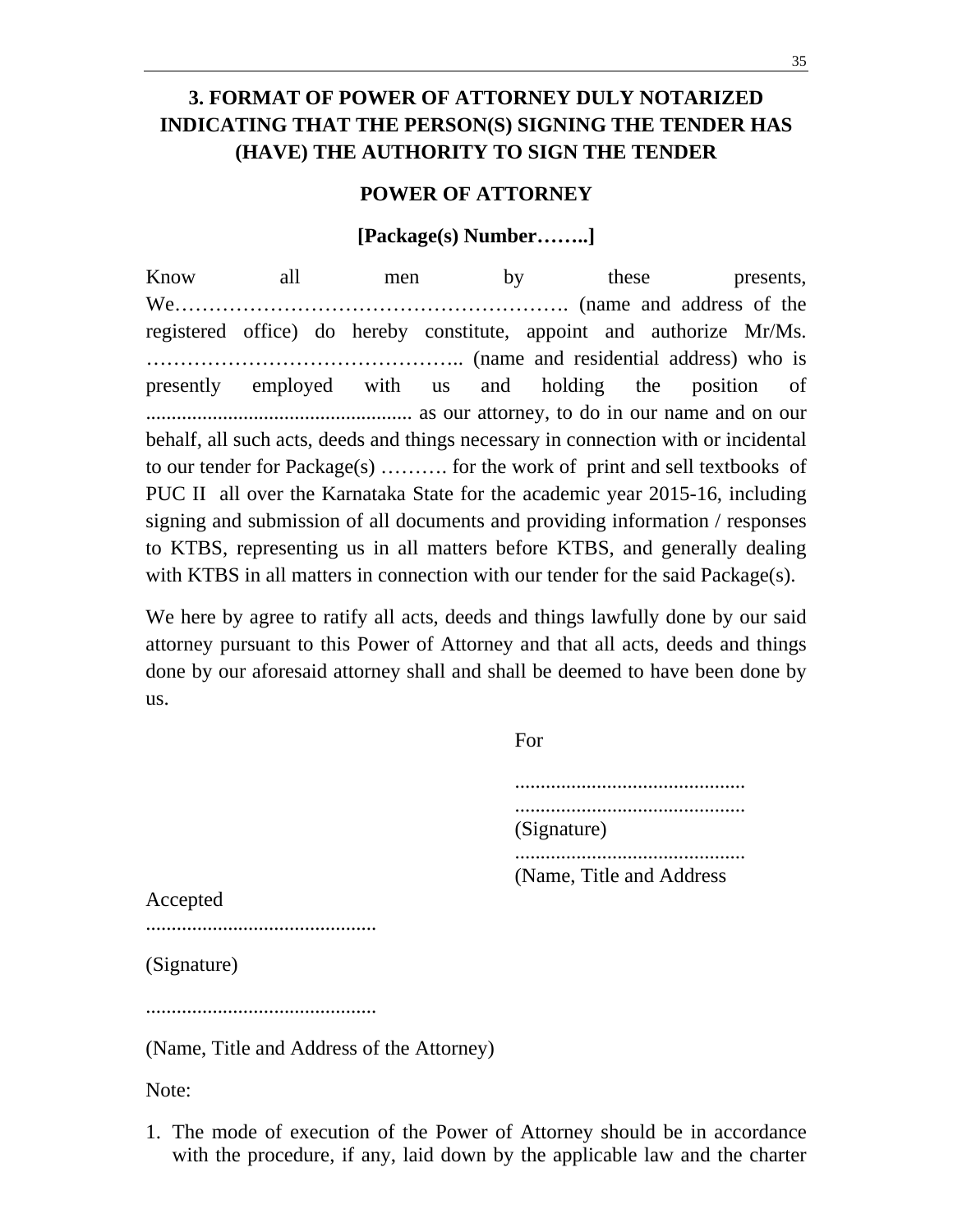## 3. FORMAT OF POWER OF ATTORNEY DULY NOTARIZED INDICATING THAT THE PERSON(S) SIGNING THE TENDER HAS (HAVE) THE AUTHORITY TO SIGN THE TENDER

**POWER OF ATTORNEY**

**[Package(s) Number……..]**

Know all men by these presents, We…………………………………………………. (name and address of the registered office) do hereby constitute, appoint and authorize Mr/Ms. ……………………………………….. (name and residential address) who is presently employed with us and holding the position of .................................................... as our attorney, to do in our name and on our behalf, all such acts, deeds and things necessary in connection with or incidental to our tender for Package(s) ………. for the work of print and sell textbooks of PUC II all over the Karnataka State for the academic year 2015-16, including signing and submission of all documents and providing information / responses to KTBS, representing us in all matters before KTBS, and generally dealing with KTBS in all matters in connection with our tender for the said Package(s).

We here by agree to ratify all acts, deeds and things lawfully done by our said attorney pursuant to this Power of Attorney and that all acts, deeds and things done by our aforesaid attorney shall and shall be deemed to have been done by us.

For

.............................................
.............................................
(Signature)
.............................................
(Name, Title and Address

Accepted
.............................................

(Signature)

.............................................

(Name, Title and Address of the Attorney)

Note:

1. The mode of execution of the Power of Attorney should be in accordance with the procedure, if any, laid down by the applicable law and the charter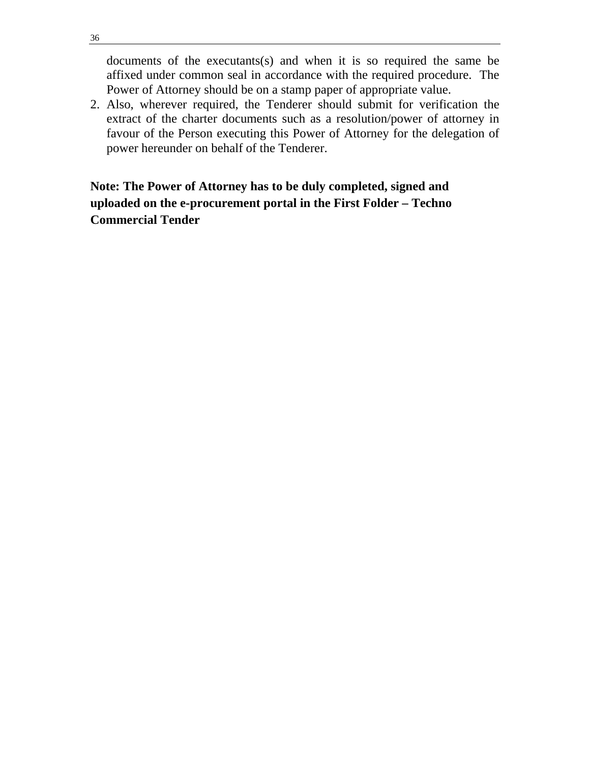documents of the executants(s) and when it is so required the same be affixed under common seal in accordance with the required procedure. The Power of Attorney should be on a stamp paper of appropriate value.

2. Also, wherever required, the Tenderer should submit for verification the extract of the charter documents such as a resolution/power of attorney in favour of the Person executing this Power of Attorney for the delegation of power hereunder on behalf of the Tenderer.

**Note: The Power of Attorney has to be duly completed, signed and uploaded on the e-procurement portal in the First Folder – Techno Commercial Tender**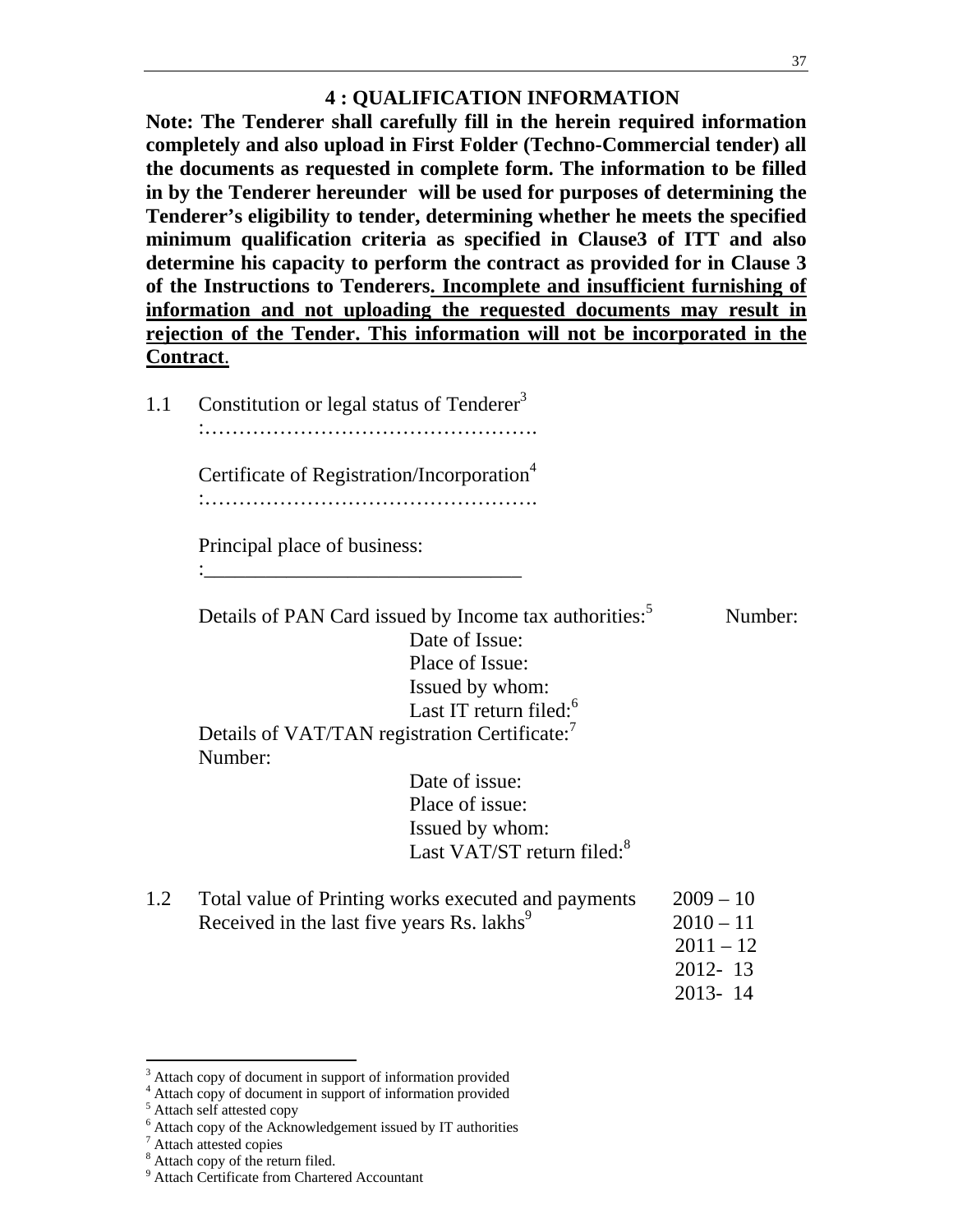## 4 : QUALIFICATION INFORMATION

**Note: The Tenderer shall carefully fill in the herein required information completely and also upload in First Folder (Techno-Commercial tender) all the documents as requested in complete form. The information to be filled in by the Tenderer hereunder will be used for purposes of determining the Tenderer's eligibility to tender, determining whether he meets the specified minimum qualification criteria as specified in Clause3 of ITT and also determine his capacity to perform the contract as provided for in Clause 3 of the Instructions to Tenderers. <u>Incomplete and insufficient furnishing of information and not uploading the requested documents may result in rejection of the Tender. This information will not be incorporated in the Contract</u>.**

1.1 Constitution or legal status of Tenderer[3]

:………………………………………….

Certificate of Registration/Incorporation[4]

:………………………………………….

Principal place of business:

:_____________________________

Details of PAN Card issued by Income tax authorities:[5] Number:

Date of Issue:

Place of Issue:

Issued by whom:

Last IT return filed:[6]

Details of VAT/TAN registration Certificate:[7]

Number:

Date of issue:

Place of issue:

Issued by whom:

Last VAT/ST return filed:[8]

1.2 Total value of Printing works executed and payments Received in the last five years Rs. lakhs[9]

2009 – 10

2010 – 11

2011 – 12

2012- 13

2013- 14

---

[3] Attach copy of document in support of information provided

[4] Attach copy of document in support of information provided

[5] Attach self attested copy

[6] Attach copy of the Acknowledgement issued by IT authorities

[7] Attach attested copies

[8] Attach copy of the return filed.

[9] Attach Certificate from Chartered Accountant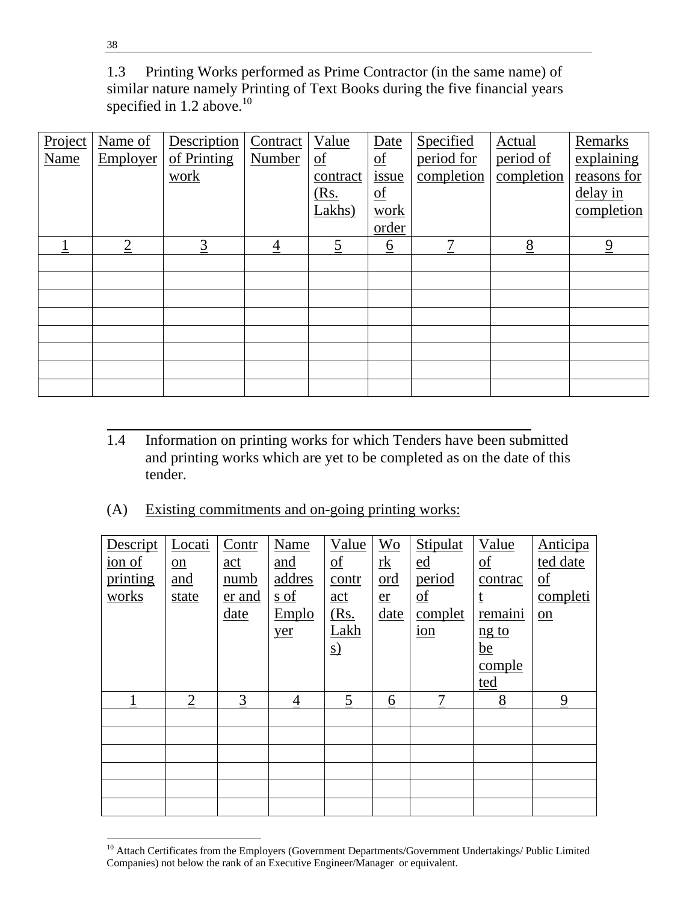1.3 Printing Works performed as Prime Contractor (in the same name) of similar nature namely Printing of Text Books during the five financial years specified in 1.2 above.[10]

| Project Name | Name of Employer | Description of Printing work | Contract Number | Value of contract (Rs. Lakhs) | Date of issue of work order | Specified period for completion | Actual period of completion | Remarks explaining reasons for delay in completion |
|---|---|---|---|---|---|---|---|---|
| 1 | 2 | 3 | 4 | 5 | 6 | 7 | 8 | 9 |
| | | | | | | | | |
| | | | | | | | | |
| | | | | | | | | |
| | | | | | | | | |
| | | | | | | | | |
| | | | | | | | | |
| | | | | | | | | |
| | | | | | | | | |

1.4 Information on printing works for which Tenders have been submitted and printing works which are yet to be completed as on the date of this tender.

(A) Existing commitments and on-going printing works:

| Description of printing works | Location and state | Contract number and date | Name and address of Employer | Value of contract (Rs. Lakhs) | Work order date | Stipulated period of completion | Value of contract remaining to be completed | Anticipated date of completion |
|---|---|---|---|---|---|---|---|---|
| 1 | 2 | 3 | 4 | 5 | 6 | 7 | 8 | 9 |
| | | | | | | | | |
| | | | | | | | | |
| | | | | | | | | |
| | | | | | | | | |
| | | | | | | | | |
| | | | | | | | | |

[10] Attach Certificates from the Employers (Government Departments/Government Undertakings/ Public Limited Companies) not below the rank of an Executive Engineer/Manager or equivalent.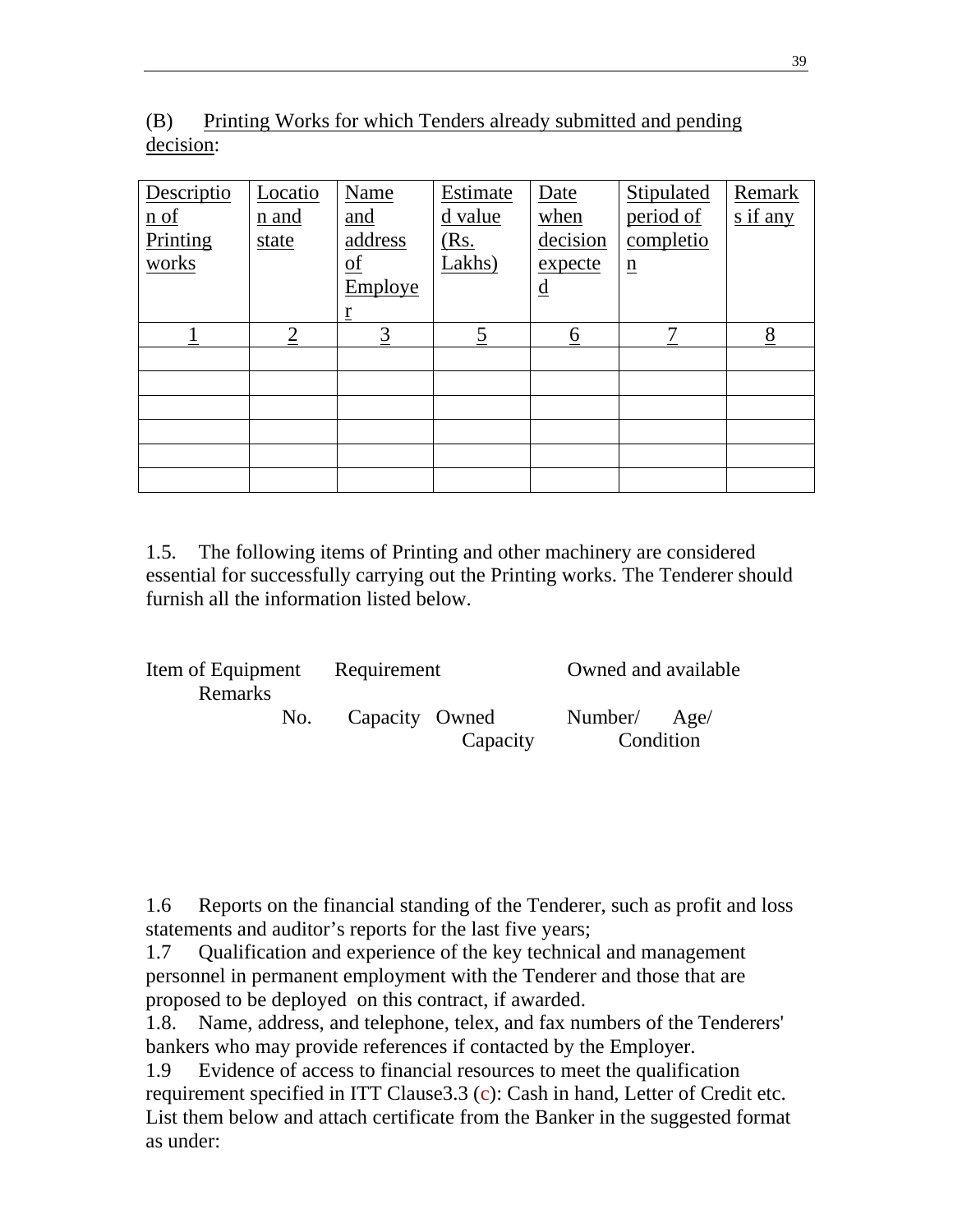(B) Printing Works for which Tenders already submitted and pending decision:

| Description of Printing works | Location and state | Name and address of Employer | Estimated value (Rs. Lakhs) | Date when decision expected | Stipulated period of completion | Remarks if any |
|---|---|---|---|---|---|---|
| 1 | 2 | 3 | 5 | 6 | 7 | 8 |
| | | | | | | |
| | | | | | | |
| | | | | | | |
| | | | | | | |
| | | | | | | |
| | | | | | | |

1.5. The following items of Printing and other machinery are considered essential for successfully carrying out the Printing works. The Tenderer should furnish all the information listed below.

| Item of Equipment | Requirement | | Owned and available | | Remarks |
|---|---|---|---|---|---|
| | No. | Capacity | Owned Capacity | Number/ Age/ Condition | |

1.6 Reports on the financial standing of the Tenderer, such as profit and loss statements and auditor's reports for the last five years;

1.7 Qualification and experience of the key technical and management personnel in permanent employment with the Tenderer and those that are proposed to be deployed on this contract, if awarded.

1.8. Name, address, and telephone, telex, and fax numbers of the Tenderers' bankers who may provide references if contacted by the Employer.

1.9 Evidence of access to financial resources to meet the qualification requirement specified in ITT Clause3.3 (c): Cash in hand, Letter of Credit etc. List them below and attach certificate from the Banker in the suggested format as under: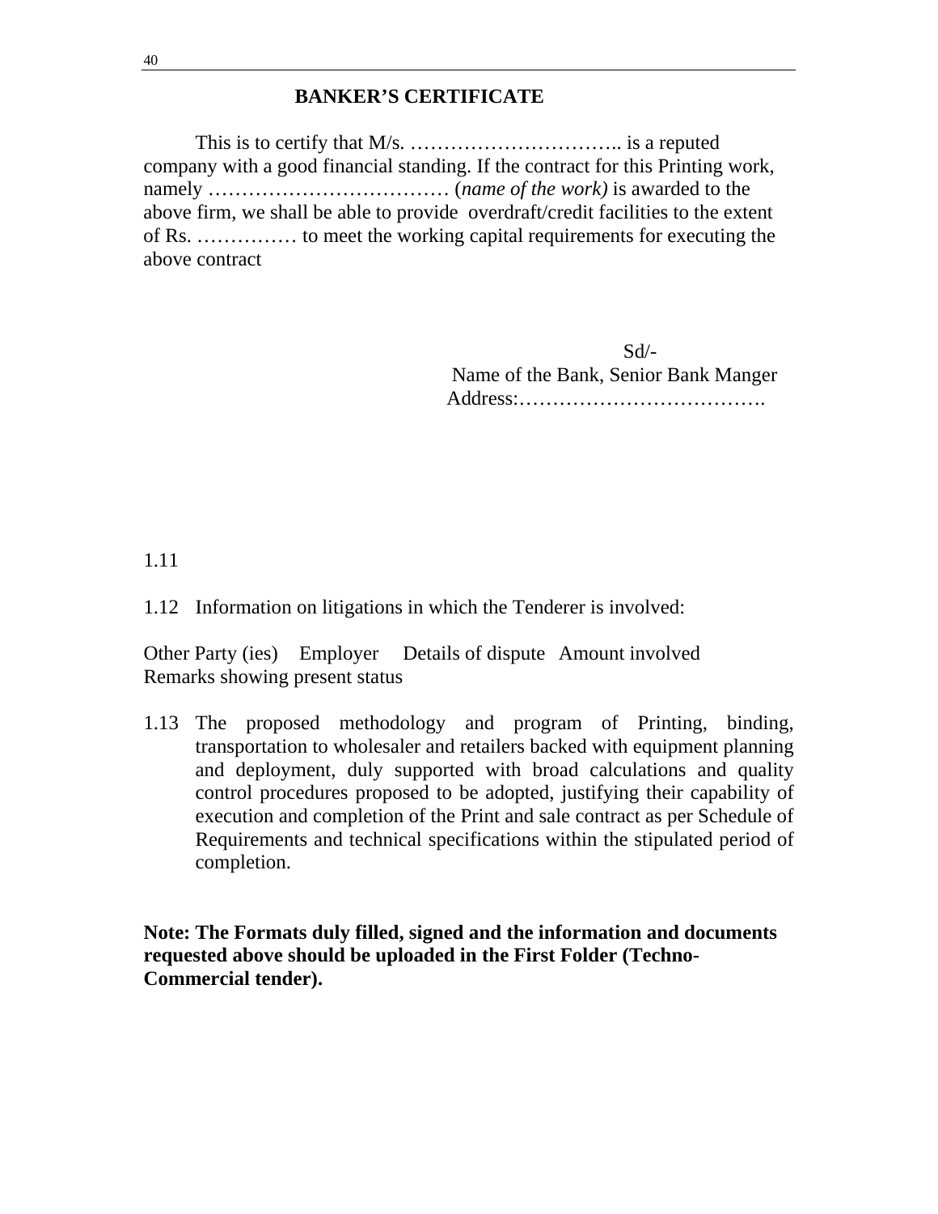## BANKER'S CERTIFICATE

This is to certify that M/s. ………………………….. is a reputed company with a good financial standing. If the contract for this Printing work, namely ……………………………… (*name of the work)* is awarded to the above firm, we shall be able to provide overdraft/credit facilities to the extent of Rs. …………… to meet the working capital requirements for executing the above contract

Sd/-
Name of the Bank, Senior Bank Manger
Address:……………………………….

1.11

1.12 Information on litigations in which the Tenderer is involved:

Other Party (ies) Employer Details of dispute Amount involved Remarks showing present status

1.13 The proposed methodology and program of Printing, binding, transportation to wholesaler and retailers backed with equipment planning and deployment, duly supported with broad calculations and quality control procedures proposed to be adopted, justifying their capability of execution and completion of the Print and sale contract as per Schedule of Requirements and technical specifications within the stipulated period of completion.

**Note: The Formats duly filled, signed and the information and documents requested above should be uploaded in the First Folder (Techno-Commercial tender).**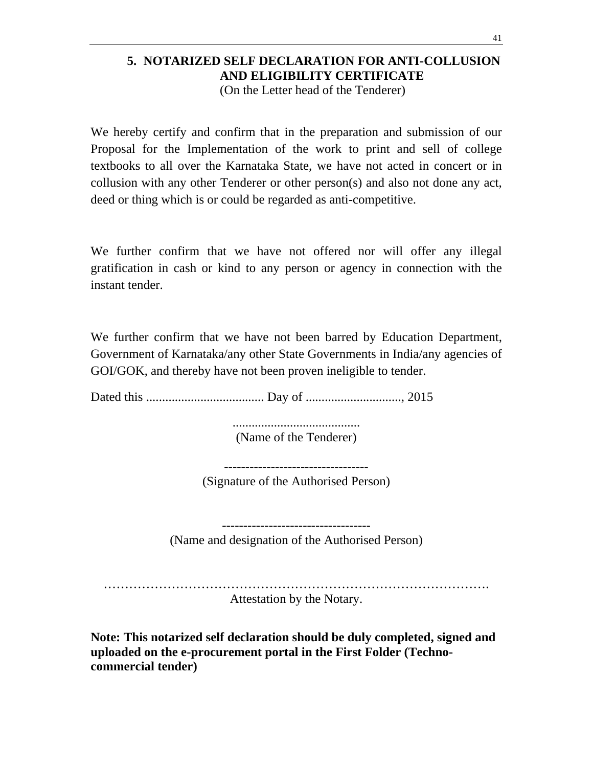## 5. NOTARIZED SELF DECLARATION FOR ANTI-COLLUSION AND ELIGIBILITY CERTIFICATE

(On the Letter head of the Tenderer)

We hereby certify and confirm that in the preparation and submission of our Proposal for the Implementation of the work to print and sell of college textbooks to all over the Karnataka State, we have not acted in concert or in collusion with any other Tenderer or other person(s) and also not done any act, deed or thing which is or could be regarded as anti-competitive.

We further confirm that we have not offered nor will offer any illegal gratification in cash or kind to any person or agency in connection with the instant tender.

We further confirm that we have not been barred by Education Department, Government of Karnataka/any other State Governments in India/any agencies of GOI/GOK, and thereby have not been proven ineligible to tender.

Dated this ..................................... Day of .............................., 2015

........................................
(Name of the Tenderer)

----------------------------------
(Signature of the Authorised Person)

-----------------------------------
(Name and designation of the Authorised Person)

……………………………………………………………………………….
Attestation by the Notary.

**Note: This notarized self declaration should be duly completed, signed and uploaded on the e-procurement portal in the First Folder (Techno-commercial tender)**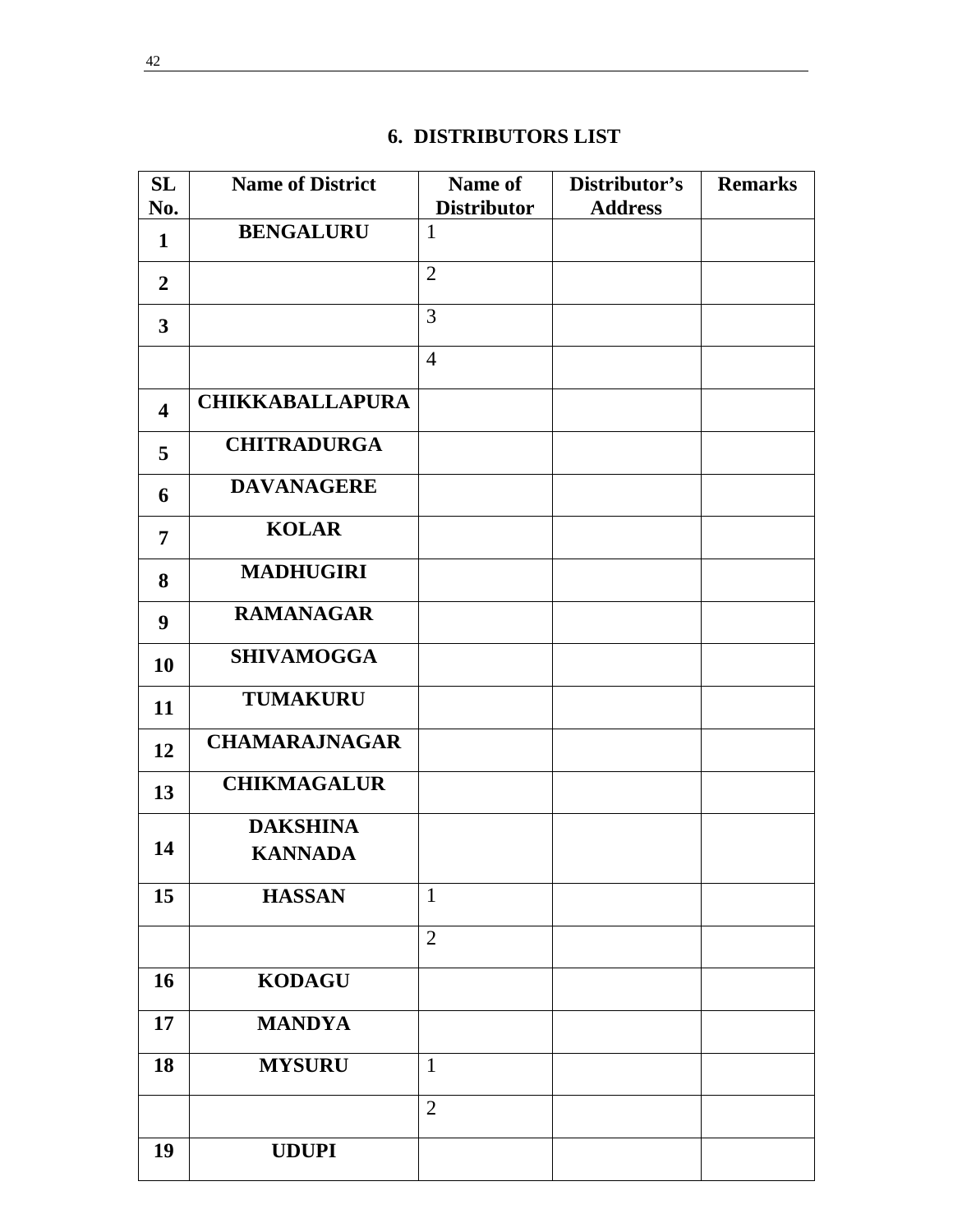## 6. DISTRIBUTORS LIST

| SL No. | Name of District | Name of Distributor | Distributor's Address | Remarks |
|---|---|---|---|---|
| **1** | **BENGALURU** | 1 | | |
| **2** | | 2 | | |
| **3** | | 3 | | |
| | | 4 | | |
| **4** | **CHIKKABALLAPURA** | | | |
| **5** | **CHITRADURGA** | | | |
| **6** | **DAVANAGERE** | | | |
| **7** | **KOLAR** | | | |
| **8** | **MADHUGIRI** | | | |
| **9** | **RAMANAGAR** | | | |
| **10** | **SHIVAMOGGA** | | | |
| **11** | **TUMAKURU** | | | |
| **12** | **CHAMARAJNAGAR** | | | |
| **13** | **CHIKMAGALUR** | | | |
| **14** | **DAKSHINA KANNADA** | | | |
| **15** | **HASSAN** | 1 | | |
| | | 2 | | |
| **16** | **KODAGU** | | | |
| **17** | **MANDYA** | | | |
| **18** | **MYSURU** | 1 | | |
| | | 2 | | |
| **19** | **UDUPI** | | | |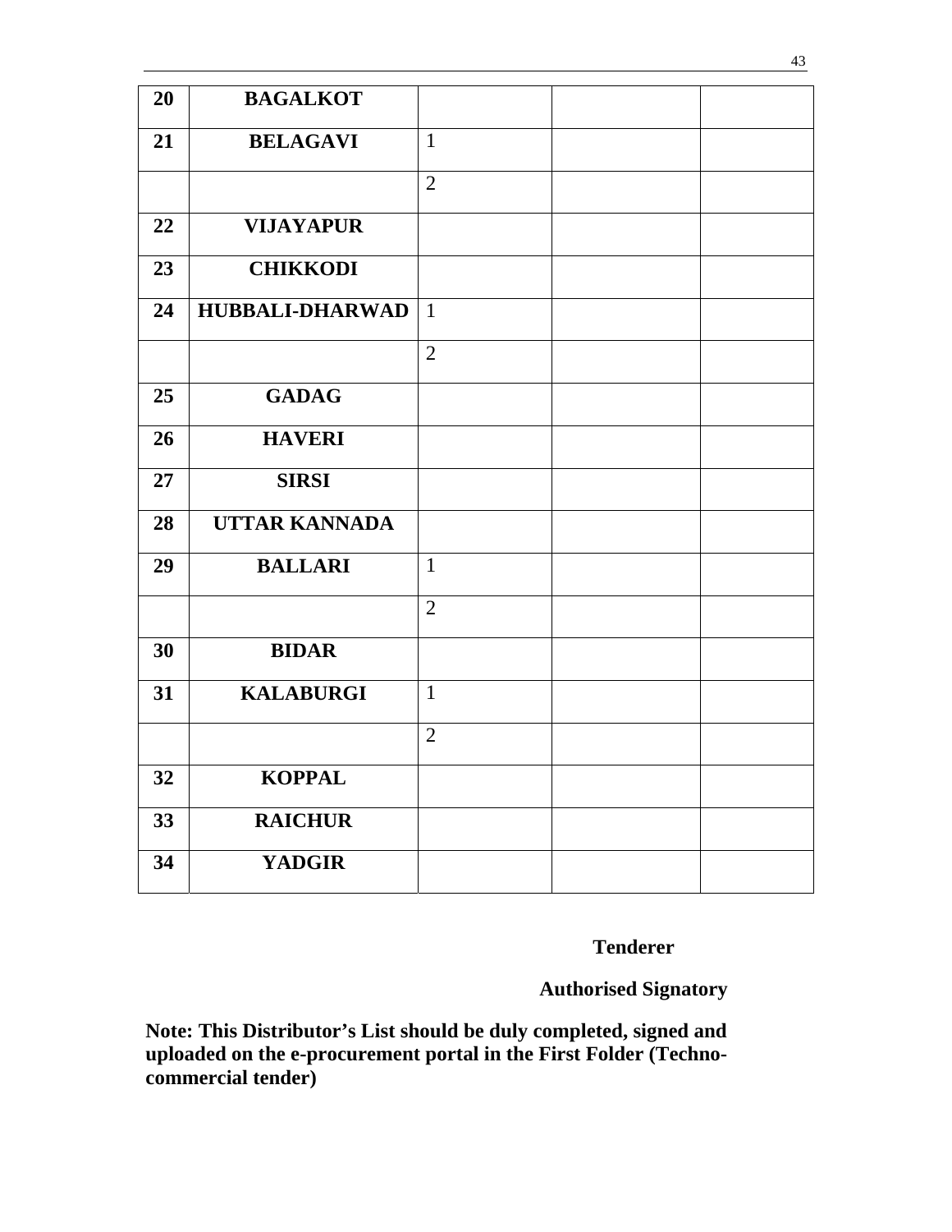| | | | | |
|---|---|---|---|---|
| **20** | **BAGALKOT** | | | |
| **21** | **BELAGAVI** | 1 | | |
| | | 2 | | |
| **22** | **VIJAYAPUR** | | | |
| **23** | **CHIKKODI** | | | |
| **24** | **HUBBALI-DHARWAD** | 1 | | |
| | | 2 | | |
| **25** | **GADAG** | | | |
| **26** | **HAVERI** | | | |
| **27** | **SIRSI** | | | |
| **28** | **UTTAR KANNADA** | | | |
| **29** | **BALLARI** | 1 | | |
| | | 2 | | |
| **30** | **BIDAR** | | | |
| **31** | **KALABURGI** | 1 | | |
| | | 2 | | |
| **32** | **KOPPAL** | | | |
| **33** | **RAICHUR** | | | |
| **34** | **YADGIR** | | | |

**Tenderer**

**Authorised Signatory**

**Note: This Distributor's List should be duly completed, signed and uploaded on the e-procurement portal in the First Folder (Techno-commercial tender)**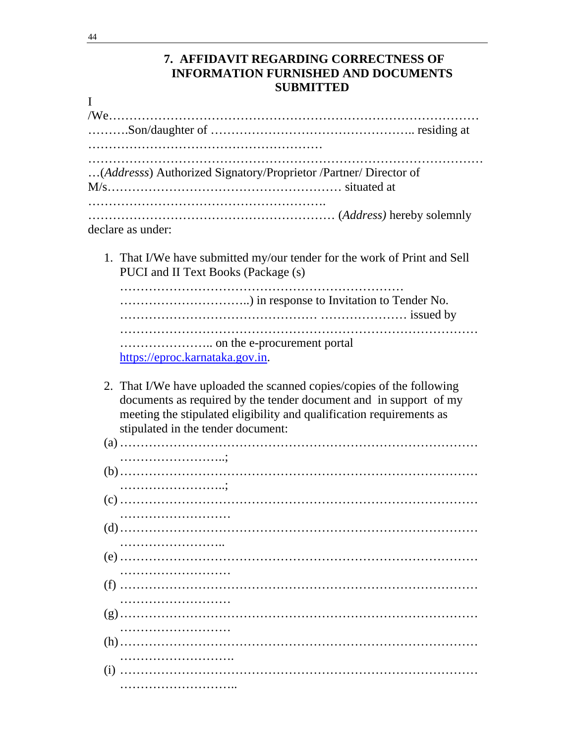## 7. AFFIDAVIT REGARDING CORRECTNESS OF INFORMATION FURNISHED AND DOCUMENTS SUBMITTED

I /We……………………………………………………………………………… ……….Son/daughter of ……………………………………….. residing at ………………………………………………… ………………………………………………………………………………… …(*Addresss*) Authorized Signatory/Proprietor /Partner/ Director of M/s………………………………………………… situated at …………………………………………………. …………………………………………………… (*Address)* hereby solemnly declare as under:

1. That I/We have submitted my/our tender for the work of Print and Sell PUCI and II Text Books (Package (s) …………………………………………………………… …………………………..) in response to Invitation to Tender No. ……………………………………… ………………… issued by …………………………………………………………………………… ………………….. on the e-procurement portal https://eproc.karnataka.gov.in.

2. That I/We have uploaded the scanned copies/copies of the following documents as required by the tender document and in support of my meeting the stipulated eligibility and qualification requirements as stipulated in the tender document:

(a) ……………………………………………………………………………… ……………………..;

(b) ……………………………………………………………………………… ……………………..;

(c) ……………………………………………………………………………… ………………………

(d) ……………………………………………………………………………… ……………………..

(e) ……………………………………………………………………………… ………………………

(f) ……………………………………………………………………………… ………………………

(g) ……………………………………………………………………………… ………………………

(h) ……………………………………………………………………………… ……………………….

(i) ……………………………………………………………………………… ………………………..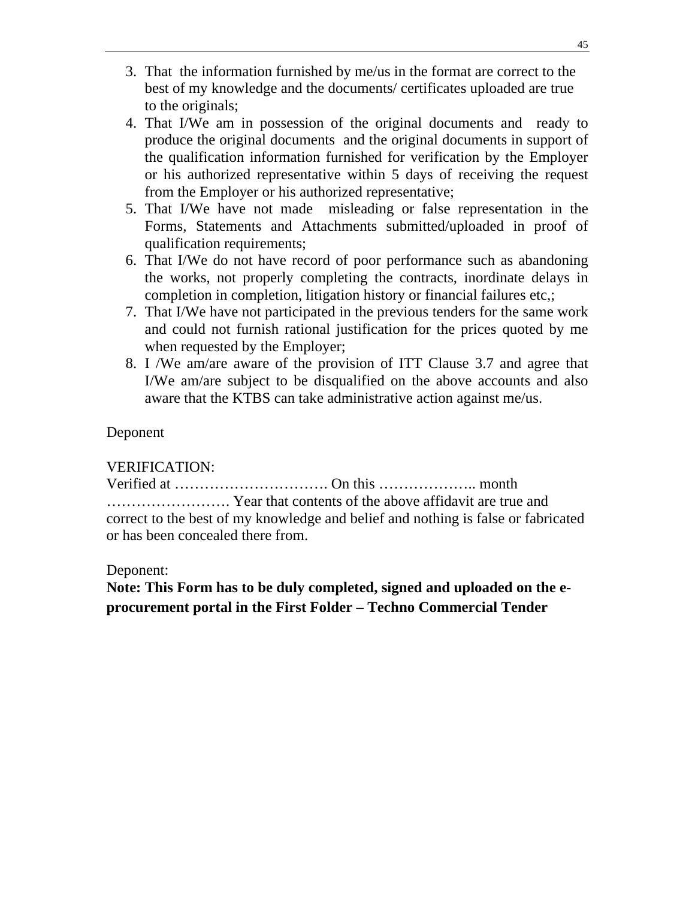3. That the information furnished by me/us in the format are correct to the best of my knowledge and the documents/ certificates uploaded are true to the originals;
4. That I/We am in possession of the original documents and ready to produce the original documents and the original documents in support of the qualification information furnished for verification by the Employer or his authorized representative within 5 days of receiving the request from the Employer or his authorized representative;
5. That I/We have not made misleading or false representation in the Forms, Statements and Attachments submitted/uploaded in proof of qualification requirements;
6. That I/We do not have record of poor performance such as abandoning the works, not properly completing the contracts, inordinate delays in completion in completion, litigation history or financial failures etc,;
7. That I/We have not participated in the previous tenders for the same work and could not furnish rational justification for the prices quoted by me when requested by the Employer;
8. I /We am/are aware of the provision of ITT Clause 3.7 and agree that I/We am/are subject to be disqualified on the above accounts and also aware that the KTBS can take administrative action against me/us.

Deponent

VERIFICATION:
Verified at …………………………. On this ……………….. month ……………………. Year that contents of the above affidavit are true and correct to the best of my knowledge and belief and nothing is false or fabricated or has been concealed there from.

Deponent:

**Note: This Form has to be duly completed, signed and uploaded on the e-procurement portal in the First Folder – Techno Commercial Tender**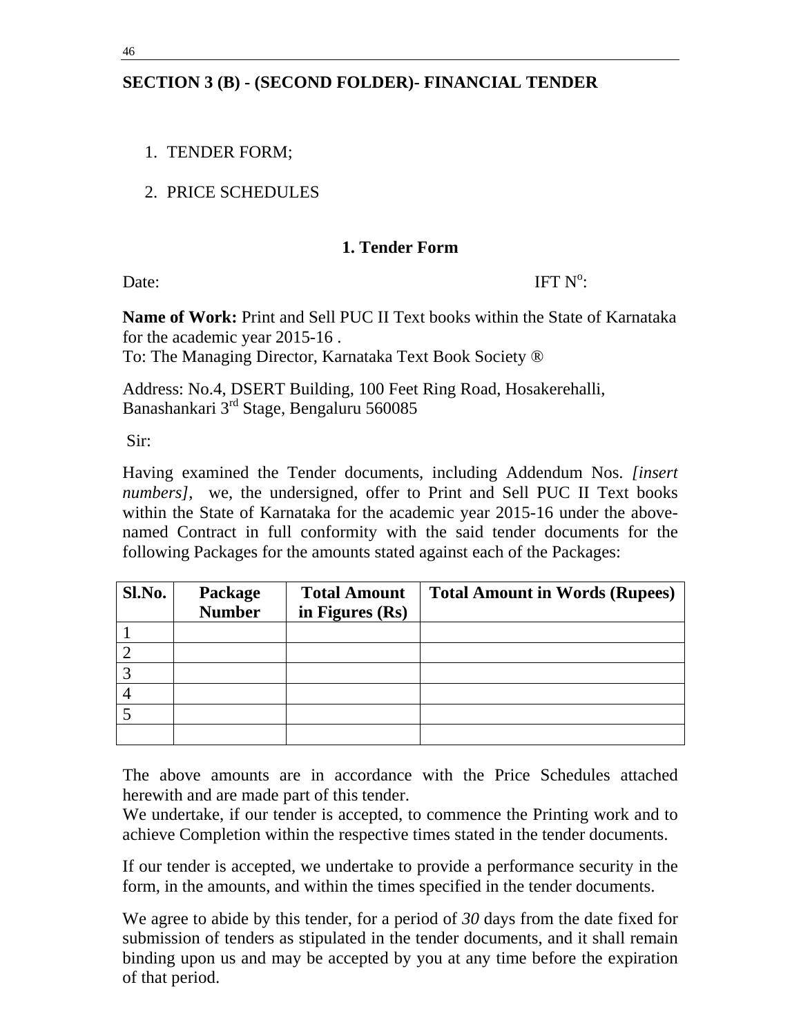## SECTION 3 (B) - (SECOND FOLDER)- FINANCIAL TENDER

1. TENDER FORM;
2. PRICE SCHEDULES

### 1. Tender Form

Date: IFT N$^{o}$:

**Name of Work:** Print and Sell PUC II Text books within the State of Karnataka for the academic year 2015-16 .
To: The Managing Director, Karnataka Text Book Society ®

Address: No.4, DSERT Building, 100 Feet Ring Road, Hosakerehalli, Banashankari 3$^{rd}$ Stage, Bengaluru 560085

Sir:

Having examined the Tender documents, including Addendum Nos. *[insert numbers]*, we, the undersigned, offer to Print and Sell PUC II Text books within the State of Karnataka for the academic year 2015-16 under the above-named Contract in full conformity with the said tender documents for the following Packages for the amounts stated against each of the Packages:

| Sl.No. | Package Number | Total Amount in Figures (Rs) | Total Amount in Words (Rupees) |
|---|---|---|---|
| 1 | | | |
| 2 | | | |
| 3 | | | |
| 4 | | | |
| 5 | | | |
| | | | |

The above amounts are in accordance with the Price Schedules attached herewith and are made part of this tender.
We undertake, if our tender is accepted, to commence the Printing work and to achieve Completion within the respective times stated in the tender documents.

If our tender is accepted, we undertake to provide a performance security in the form, in the amounts, and within the times specified in the tender documents.

We agree to abide by this tender, for a period of *30* days from the date fixed for submission of tenders as stipulated in the tender documents, and it shall remain binding upon us and may be accepted by you at any time before the expiration of that period.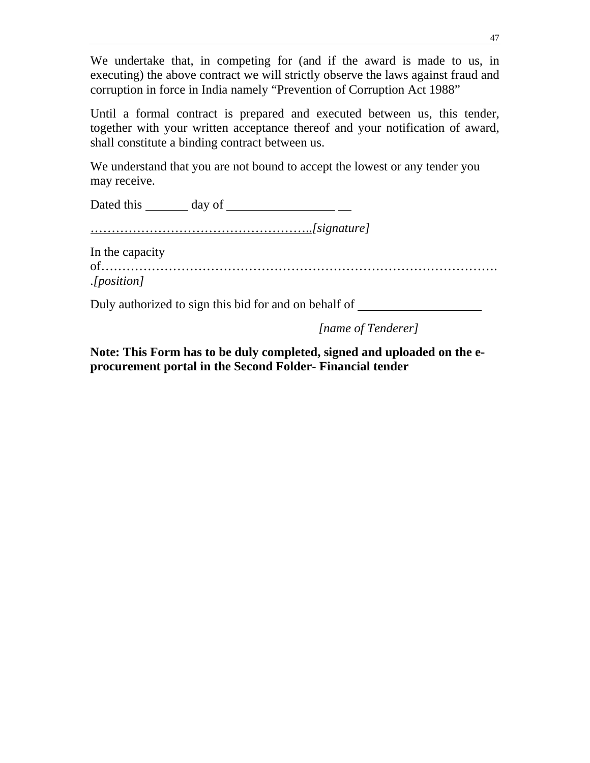We undertake that, in competing for (and if the award is made to us, in executing) the above contract we will strictly observe the laws against fraud and corruption in force in India namely "Prevention of Corruption Act 1988"

Until a formal contract is prepared and executed between us, this tender, together with your written acceptance thereof and your notification of award, shall constitute a binding contract between us.

We understand that you are not bound to accept the lowest or any tender you may receive.

Dated this _______ day of _________________ __

……………………………………………..*[signature]*

In the capacity of……………………………………………………………………………….*[position]*

Duly authorized to sign this bid for and on behalf of ____________________

*[name of Tenderer]*

**Note: This Form has to be duly completed, signed and uploaded on the e-procurement portal in the Second Folder- Financial tender**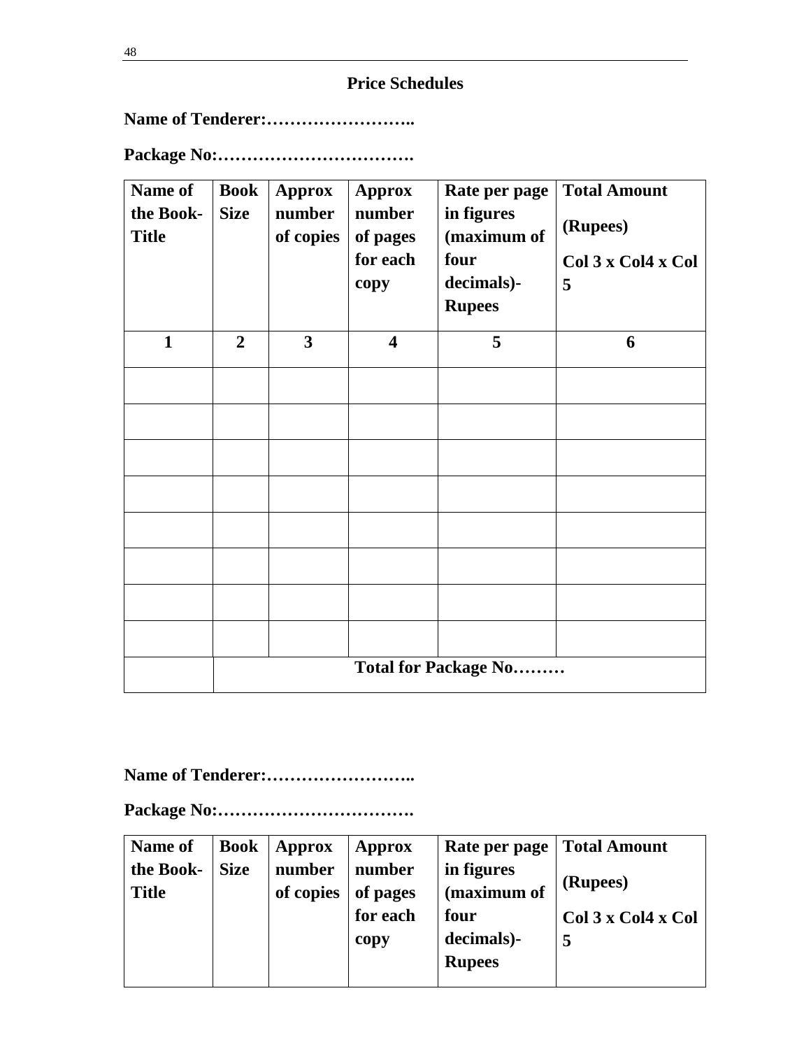## Price Schedules

**Name of Tenderer:……………………..**

**Package No:…………………………….**

| Name of the Book-Title | Book Size | Approx number of copies | Approx number of pages for each copy | Rate per page in figures (maximum of four decimals)-Rupees | Total Amount (Rupees) Col 3 x Col4 x Col 5 |
|---|---|---|---|---|---|
| 1 | 2 | 3 | 4 | 5 | 6 |
| | | | | | |
| | | | | | |
| | | | | | |
| | | | | | |
| | | | | | |
| | | | | | |
| | | | | | |
| | | | | | |
| | Total for Package No……… | | | | |

**Name of Tenderer:……………………..**

**Package No:…………………………….**

| Name of the Book-Title | Book Size | Approx number of copies | Approx number of pages for each copy | Rate per page in figures (maximum of four decimals)-Rupees | Total Amount (Rupees) Col 3 x Col4 x Col 5 |
|---|---|---|---|---|---|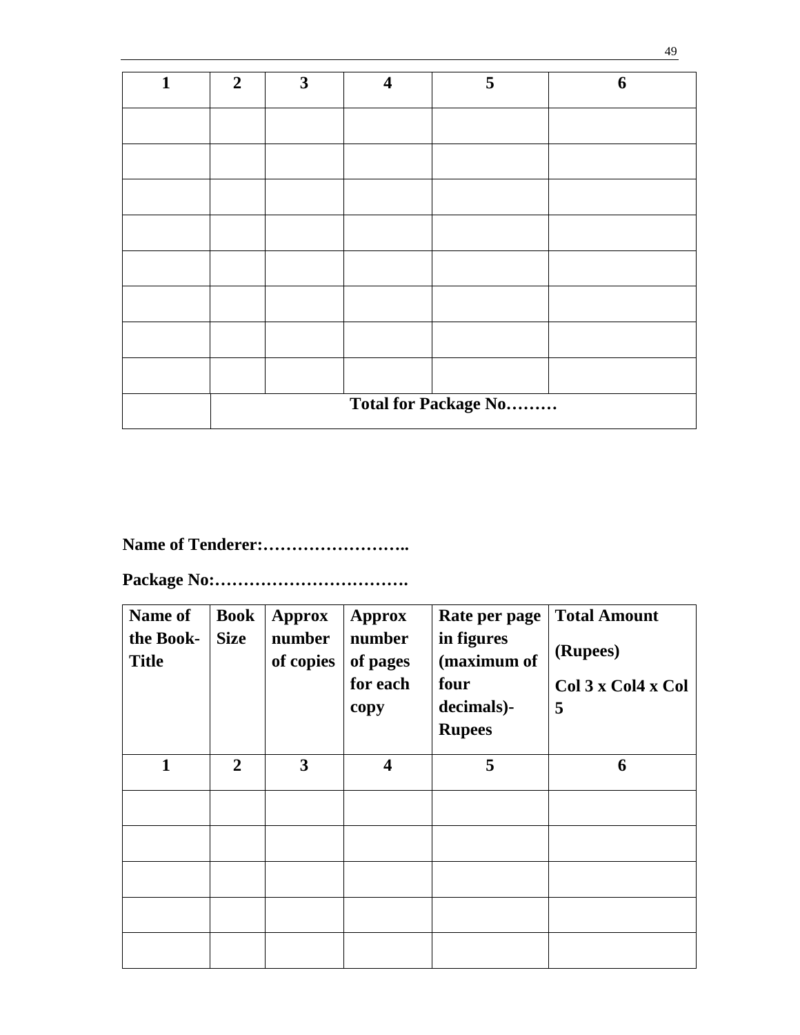| 1 | 2 | 3 | 4 | 5 | 6 |
|---|---|---|---|---|---|
| | | | | | |
| | | | | | |
| | | | | | |
| | | | | | |
| | | | | | |
| | | | | | |
| | | | | | |
| | | | | | |
| | **Total for Package No………** | | | | |

**Name of Tenderer:……………………..**

**Package No:…………………………….**

| Name of the Book-Title | Book Size | Approx number of copies | Approx number of pages for each copy | Rate per page in figures (maximum of four decimals)- Rupees | Total Amount (Rupees) Col 3 x Col4 x Col 5 |
|---|---|---|---|---|---|
| **1** | **2** | **3** | **4** | **5** | **6** |
| | | | | | |
| | | | | | |
| | | | | | |
| | | | | | |
| | | | | | |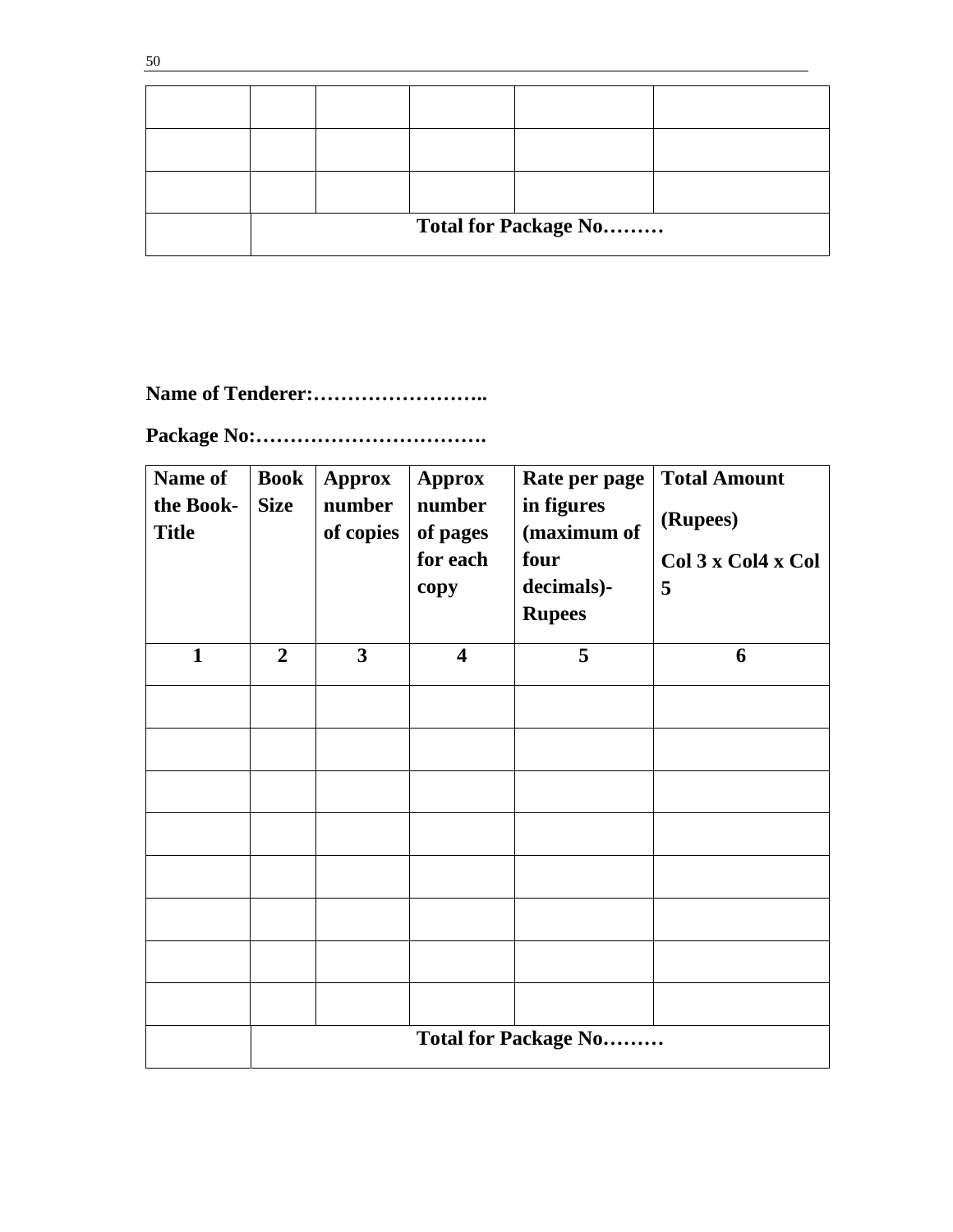| | | | | | |
|---|---|---|---|---|---|
| | | | | | |
| | | | | | |
| | | | | | |
| | Total for Package No……… | | | | |

**Name of Tenderer:……………………..**

**Package No:…………………………….**

| Name of the Book-Title | Book Size | Approx number of copies | Approx number of pages for each copy | Rate per page in figures (maximum of four decimals)- Rupees | Total Amount (Rupees) Col 3 x Col4 x Col 5 |
|---|---|---|---|---|---|
| 1 | 2 | 3 | 4 | 5 | 6 |
| | | | | | |
| | | | | | |
| | | | | | |
| | | | | | |
| | | | | | |
| | | | | | |
| | | | | | |
| | | | | | |
| | Total for Package No……… | | | | |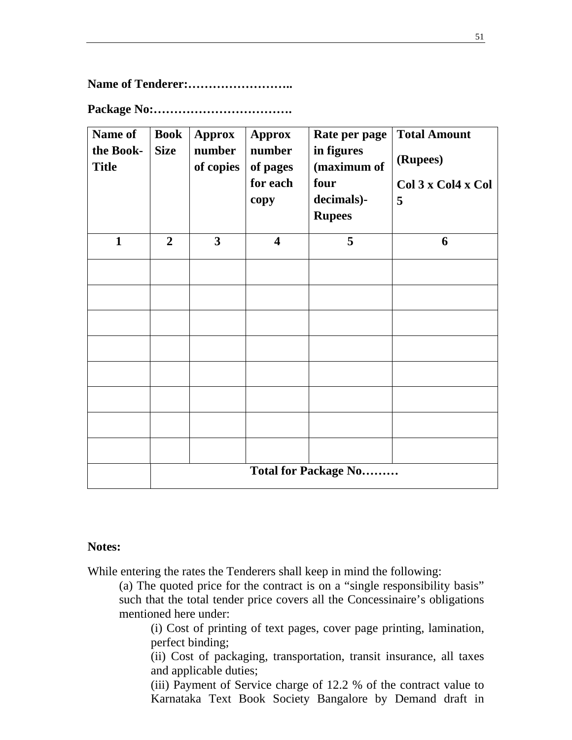**Name of Tenderer:……………………..**

**Package No:…………………………….**

| Name of the Book-Title | Book Size | Approx number of copies | Approx number of pages for each copy | Rate per page in figures (maximum of four decimals)-Rupees | Total Amount (Rupees) Col 3 x Col4 x Col 5 |
|---|---|---|---|---|---|
| **1** | **2** | **3** | **4** | **5** | **6** |
| | | | | | |
| | | | | | |
| | | | | | |
| | | | | | |
| | | | | | |
| | | | | | |
| | | | | | |
| | | | | | |
| | **Total for Package No………** | | | | |

**Notes:**

While entering the rates the Tenderers shall keep in mind the following:

(a) The quoted price for the contract is on a "single responsibility basis" such that the total tender price covers all the Concessinaire's obligations mentioned here under:

(i) Cost of printing of text pages, cover page printing, lamination, perfect binding;

(ii) Cost of packaging, transportation, transit insurance, all taxes and applicable duties;

(iii) Payment of Service charge of 12.2 % of the contract value to Karnataka Text Book Society Bangalore by Demand draft in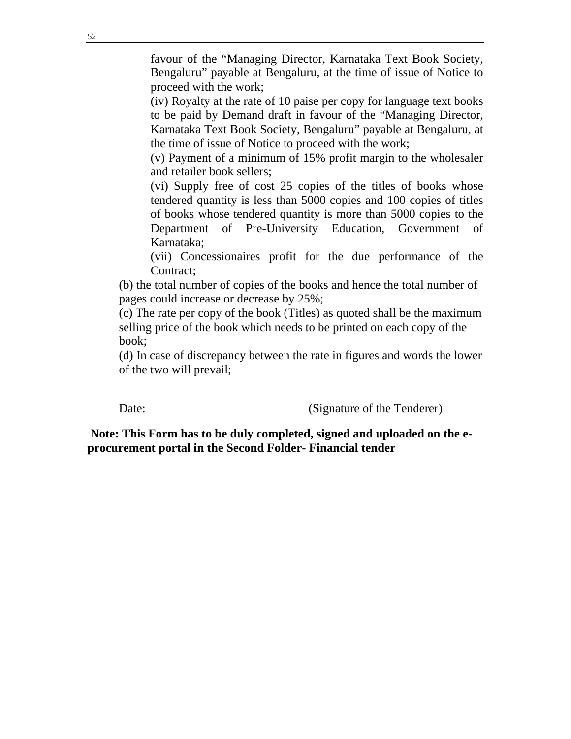favour of the "Managing Director, Karnataka Text Book Society, Bengaluru" payable at Bengaluru, at the time of issue of Notice to proceed with the work;

(iv) Royalty at the rate of 10 paise per copy for language text books to be paid by Demand draft in favour of the "Managing Director, Karnataka Text Book Society, Bengaluru" payable at Bengaluru, at the time of issue of Notice to proceed with the work;

(v) Payment of a minimum of 15% profit margin to the wholesaler and retailer book sellers;

(vi) Supply free of cost 25 copies of the titles of books whose tendered quantity is less than 5000 copies and 100 copies of titles of books whose tendered quantity is more than 5000 copies to the Department of Pre-University Education, Government of Karnataka;

(vii) Concessionaires profit for the due performance of the Contract;

(b) the total number of copies of the books and hence the total number of pages could increase or decrease by 25%;

(c) The rate per copy of the book (Titles) as quoted shall be the maximum selling price of the book which needs to be printed on each copy of the book;

(d) In case of discrepancy between the rate in figures and words the lower of the two will prevail;

Date: (Signature of the Tenderer)

**Note: This Form has to be duly completed, signed and uploaded on the e-procurement portal in the Second Folder- Financial tender**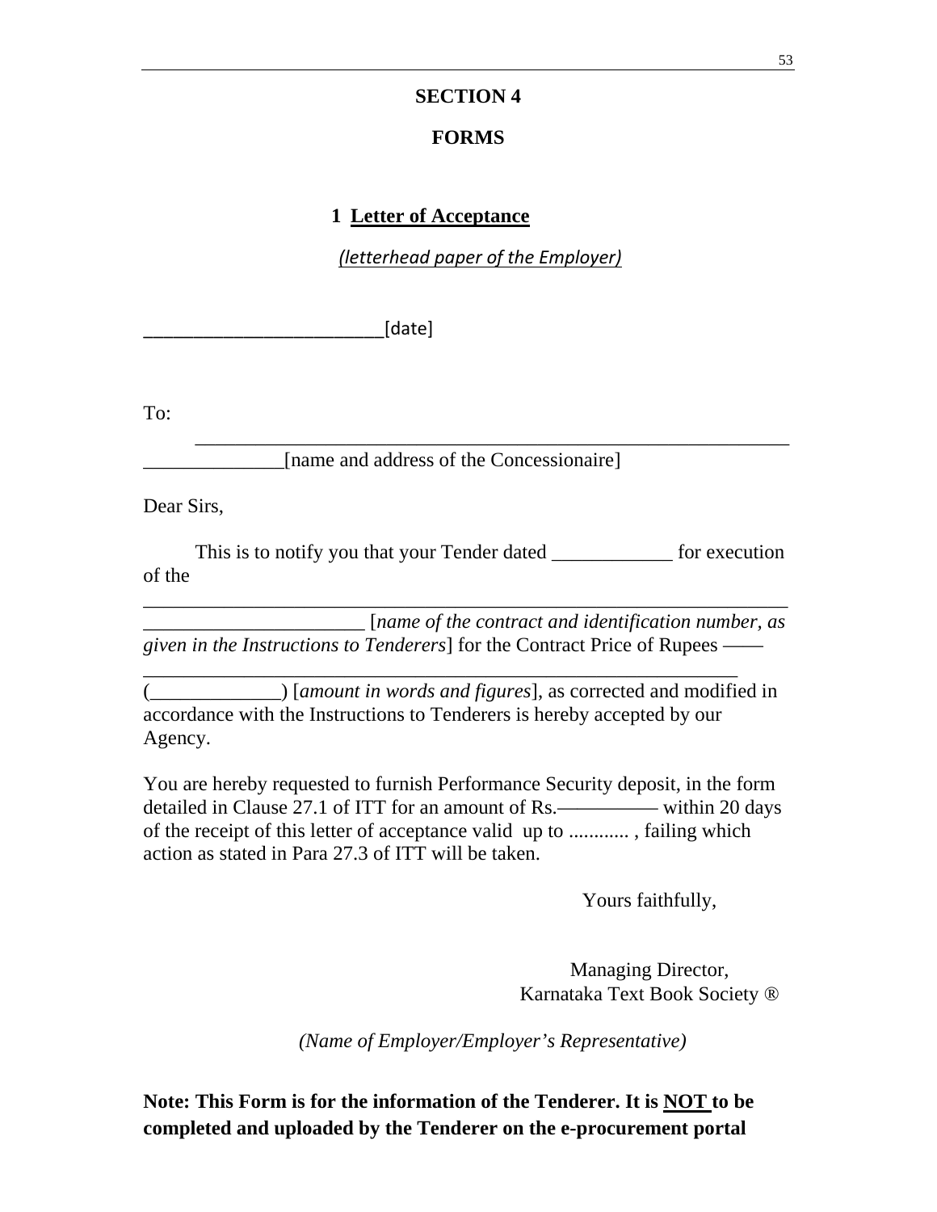# SECTION 4

# FORMS

## 1 Letter of Acceptance

*(letterhead paper of the Employer)*

_________________________[date]

To:

______________________________________________________________
______________[name and address of the Concessionaire]

Dear Sirs,

This is to notify you that your Tender dated ____________ for execution of the
_________________________________________________________________
______________________ [*name of the contract and identification number, as given in the Instructions to Tenderers*] for the Contract Price of Rupees ——
_____________________________________________________________
(_____________) [*amount in words and figures*], as corrected and modified in accordance with the Instructions to Tenderers is hereby accepted by our Agency.

You are hereby requested to furnish Performance Security deposit, in the form detailed in Clause 27.1 of ITT for an amount of Rs.—————— within 20 days of the receipt of this letter of acceptance valid up to ............ , failing which action as stated in Para 27.3 of ITT will be taken.

Yours faithfully,

Managing Director,
Karnataka Text Book Society ®

*(Name of Employer/Employer's Representative)*

**Note: This Form is for the information of the Tenderer. It is NOT to be completed and uploaded by the Tenderer on the e-procurement portal**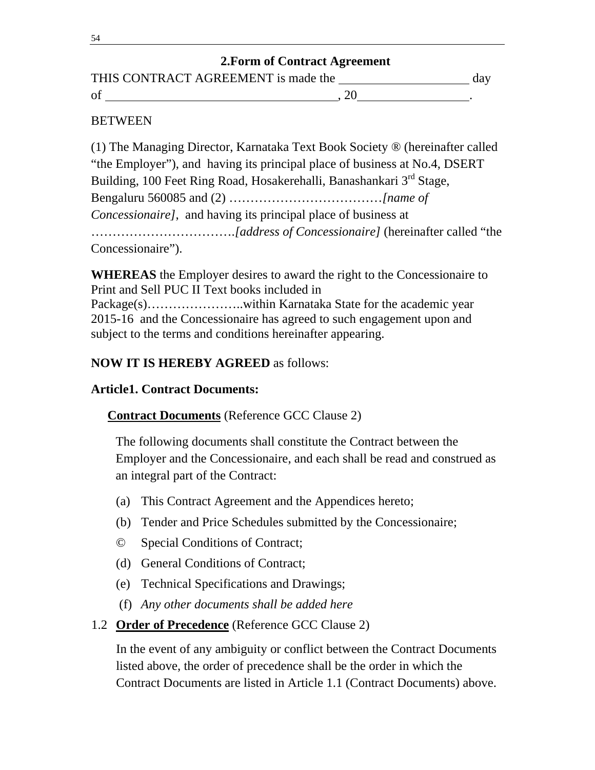## 2.Form of Contract Agreement

THIS CONTRACT AGREEMENT is made the ____________________ day of ____________________________________, 20_________________.

BETWEEN

(1) The Managing Director, Karnataka Text Book Society ® (hereinafter called "the Employer"), and having its principal place of business at No.4, DSERT Building, 100 Feet Ring Road, Hosakerehalli, Banashankari 3rd Stage, Bengaluru 560085 and (2) ………………………………*[name of Concessionaire]*, and having its principal place of business at …………………………….*[address of Concessionaire]* (hereinafter called "the Concessionaire").

**WHEREAS** the Employer desires to award the right to the Concessionaire to Print and Sell PUC II Text books included in Package(s)…………………..within Karnataka State for the academic year 2015-16 and the Concessionaire has agreed to such engagement upon and subject to the terms and conditions hereinafter appearing.

**NOW IT IS HEREBY AGREED** as follows:

**Article1. Contract Documents:**

**Contract Documents** (Reference GCC Clause 2)

The following documents shall constitute the Contract between the Employer and the Concessionaire, and each shall be read and construed as an integral part of the Contract:

(a) This Contract Agreement and the Appendices hereto;

(b) Tender and Price Schedules submitted by the Concessionaire;

© Special Conditions of Contract;

(d) General Conditions of Contract;

(e) Technical Specifications and Drawings;

(f) *Any other documents shall be added here*

1.2 **Order of Precedence** (Reference GCC Clause 2)

In the event of any ambiguity or conflict between the Contract Documents listed above, the order of precedence shall be the order in which the Contract Documents are listed in Article 1.1 (Contract Documents) above.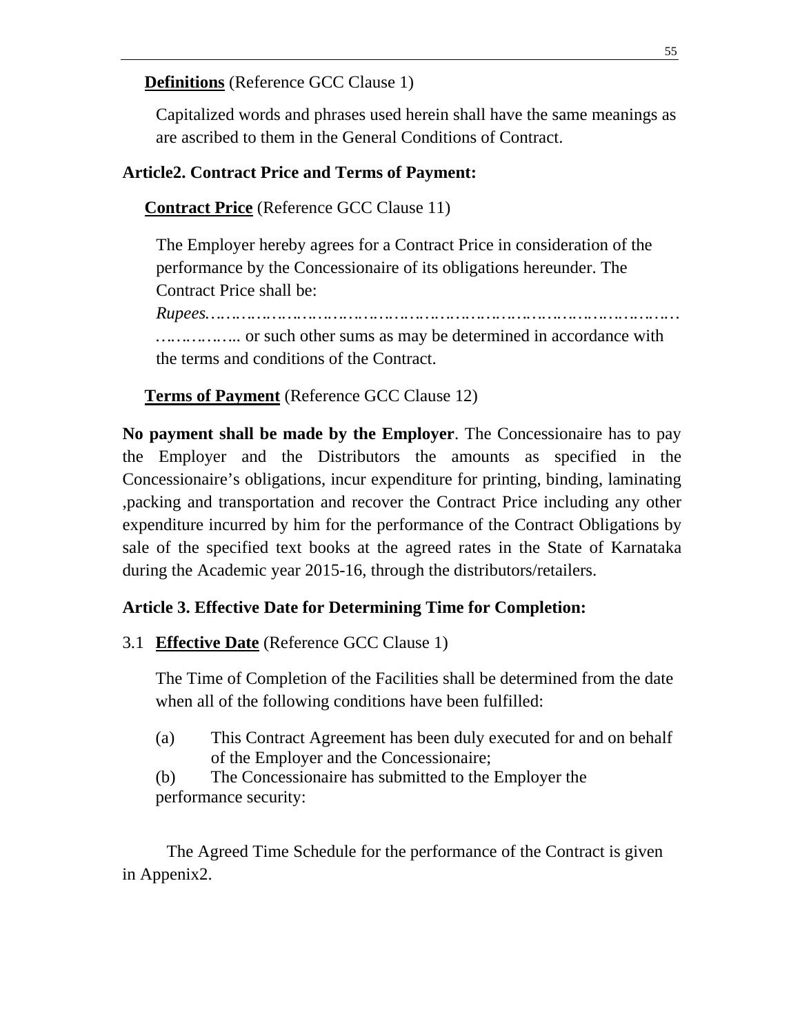**Definitions** (Reference GCC Clause 1)

Capitalized words and phrases used herein shall have the same meanings as are ascribed to them in the General Conditions of Contract.

**Article2. Contract Price and Terms of Payment:**

**Contract Price** (Reference GCC Clause 11)

The Employer hereby agrees for a Contract Price in consideration of the performance by the Concessionaire of its obligations hereunder. The Contract Price shall be:
*Rupees…………………………………………………………………………… ……………* or such other sums as may be determined in accordance with the terms and conditions of the Contract.

**Terms of Payment** (Reference GCC Clause 12)

**No payment shall be made by the Employer**. The Concessionaire has to pay the Employer and the Distributors the amounts as specified in the Concessionaire's obligations, incur expenditure for printing, binding, laminating ,packing and transportation and recover the Contract Price including any other expenditure incurred by him for the performance of the Contract Obligations by sale of the specified text books at the agreed rates in the State of Karnataka during the Academic year 2015-16, through the distributors/retailers.

**Article 3. Effective Date for Determining Time for Completion:**

3.1 **Effective Date** (Reference GCC Clause 1)

The Time of Completion of the Facilities shall be determined from the date when all of the following conditions have been fulfilled:

(a) This Contract Agreement has been duly executed for and on behalf of the Employer and the Concessionaire;

(b) The Concessionaire has submitted to the Employer the performance security:

The Agreed Time Schedule for the performance of the Contract is given in Appenix2.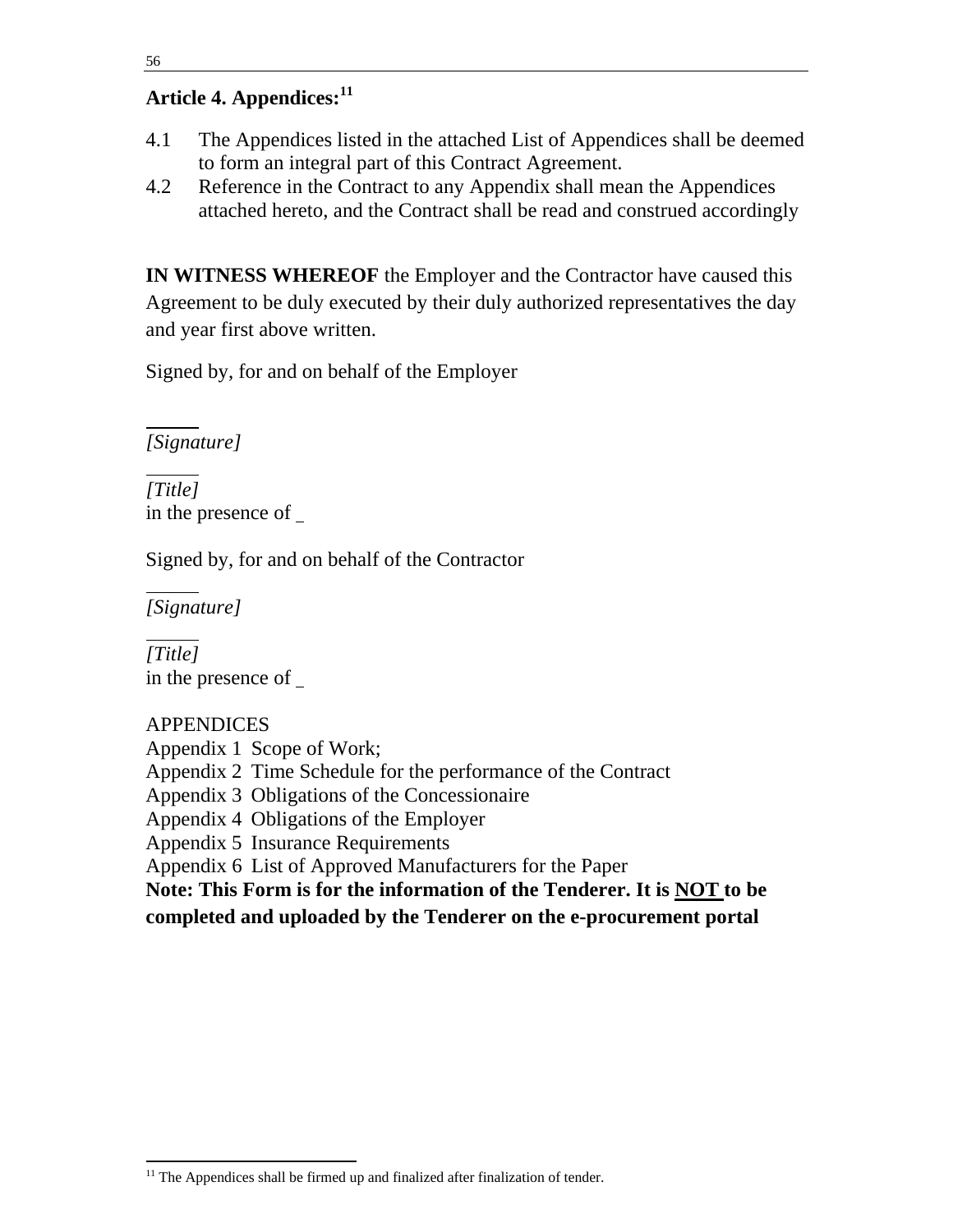### Article 4. Appendices:[11]

4.1 The Appendices listed in the attached List of Appendices shall be deemed to form an integral part of this Contract Agreement.

4.2 Reference in the Contract to any Appendix shall mean the Appendices attached hereto, and the Contract shall be read and construed accordingly

**IN WITNESS WHEREOF** the Employer and the Contractor have caused this Agreement to be duly executed by their duly authorized representatives the day and year first above written.

Signed by, for and on behalf of the Employer

_____
*[Signature]*

_____
*[Title]*
in the presence of _

Signed by, for and on behalf of the Contractor

_____
*[Signature]*

_____
*[Title]*
in the presence of _

APPENDICES
Appendix 1 Scope of Work;
Appendix 2 Time Schedule for the performance of the Contract
Appendix 3 Obligations of the Concessionaire
Appendix 4 Obligations of the Employer
Appendix 5 Insurance Requirements
Appendix 6 List of Approved Manufacturers for the Paper

**Note: This Form is for the information of the Tenderer. It is NOT to be completed and uploaded by the Tenderer on the e-procurement portal**

[11] The Appendices shall be firmed up and finalized after finalization of tender.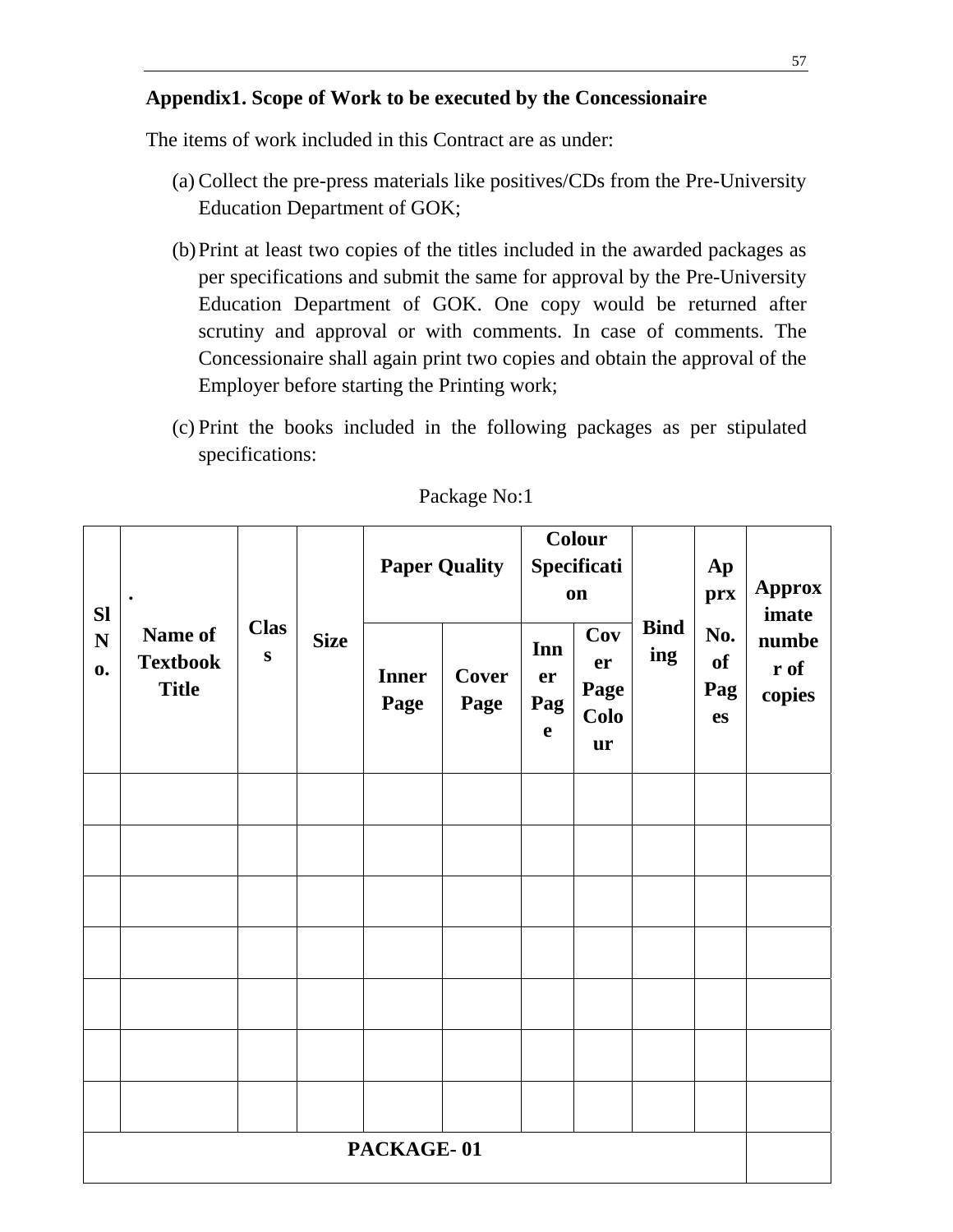**Appendix1. Scope of Work to be executed by the Concessionaire**

The items of work included in this Contract are as under:

(a) Collect the pre-press materials like positives/CDs from the Pre-University Education Department of GOK;

(b) Print at least two copies of the titles included in the awarded packages as per specifications and submit the same for approval by the Pre-University Education Department of GOK. One copy would be returned after scrutiny and approval or with comments. In case of comments. The Concessionaire shall again print two copies and obtain the approval of the Employer before starting the Printing work;

(c) Print the books included in the following packages as per stipulated specifications:

Package No:1

| Sl No. | . Name of Textbook Title | Class | Size | Paper Quality | | Colour Specification | | Binding | Apprx No. of Pages | Approximate number of copies |
|---|---|---|---|---|---|---|---|---|---|---|
| | | | | Inner Page | Cover Page | Inner Page | Cover Page Colour | | | |
| | | | | | | | | | | |
| | | | | | | | | | | |
| | | | | | | | | | | |
| | | | | | | | | | | |
| | | | | | | | | | | |
| | | | | | | | | | | |
| | | | | | | | | | | |
| **PACKAGE- 01** | | | | | | | | | | |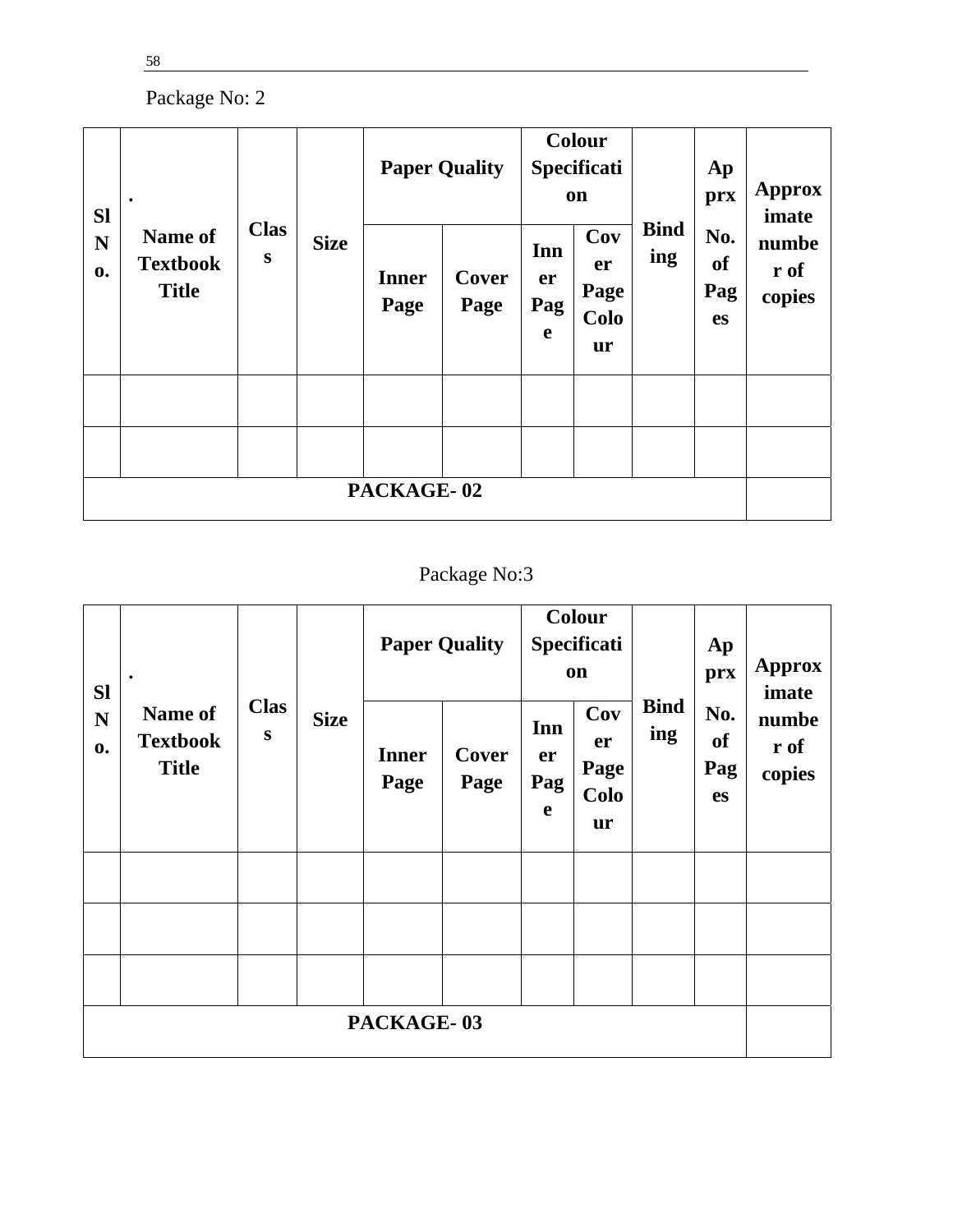Package No: 2

| Sl No. | Name of Textbook Title | Class | Size | Paper Quality | | Colour Specification | | Binding | Aprx No. of Pages | Approximate number of copies |
|---|---|---|---|---|---|---|---|---|---|---|
| | | | | Inner Page | Cover Page | Inner Page | Cover Page Colour | | | |
| | | | | | | | | | | |
| | | | | | | | | | | |
| **PACKAGE- 02** | | | | | | | | | | |

Package No:3

| Sl No. | Name of Textbook Title | Class | Size | Paper Quality | | Colour Specification | | Binding | Aprx No. of Pages | Approximate number of copies |
|---|---|---|---|---|---|---|---|---|---|---|
| | | | | Inner Page | Cover Page | Inner Page | Cover Page Colour | | | |
| | | | | | | | | | | |
| | | | | | | | | | | |
| | | | | | | | | | | |
| **PACKAGE- 03** | | | | | | | | | | |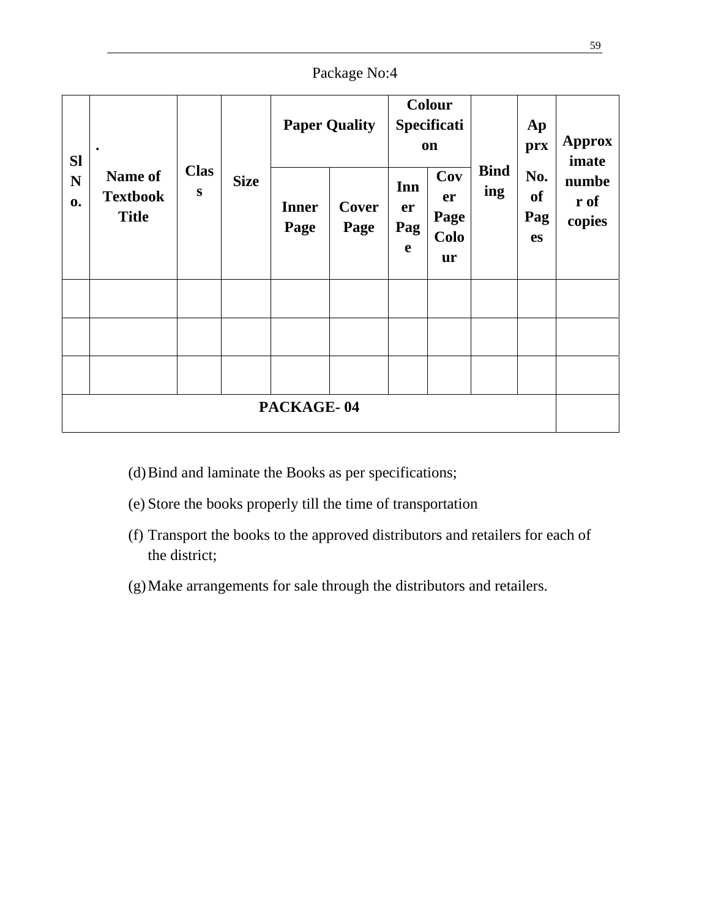Package No:4

| Sl No. | . Name of Textbook Title | Class | Size | Paper Quality | | Colour Specification | | Binding | Aprx No. of Pages | Approximate number of copies |
|---|---|---|---|---|---|---|---|---|---|---|
| | | | | Inner Page | Cover Page | Inner Page | Cover Page Colour | | | |
| | | | | | | | | | | |
| | | | | | | | | | | |
| | | | | | | | | | | |
| **PACKAGE- 04** | | | | | | | | | | |

(d) Bind and laminate the Books as per specifications;

(e) Store the books properly till the time of transportation

(f) Transport the books to the approved distributors and retailers for each of the district;

(g) Make arrangements for sale through the distributors and retailers.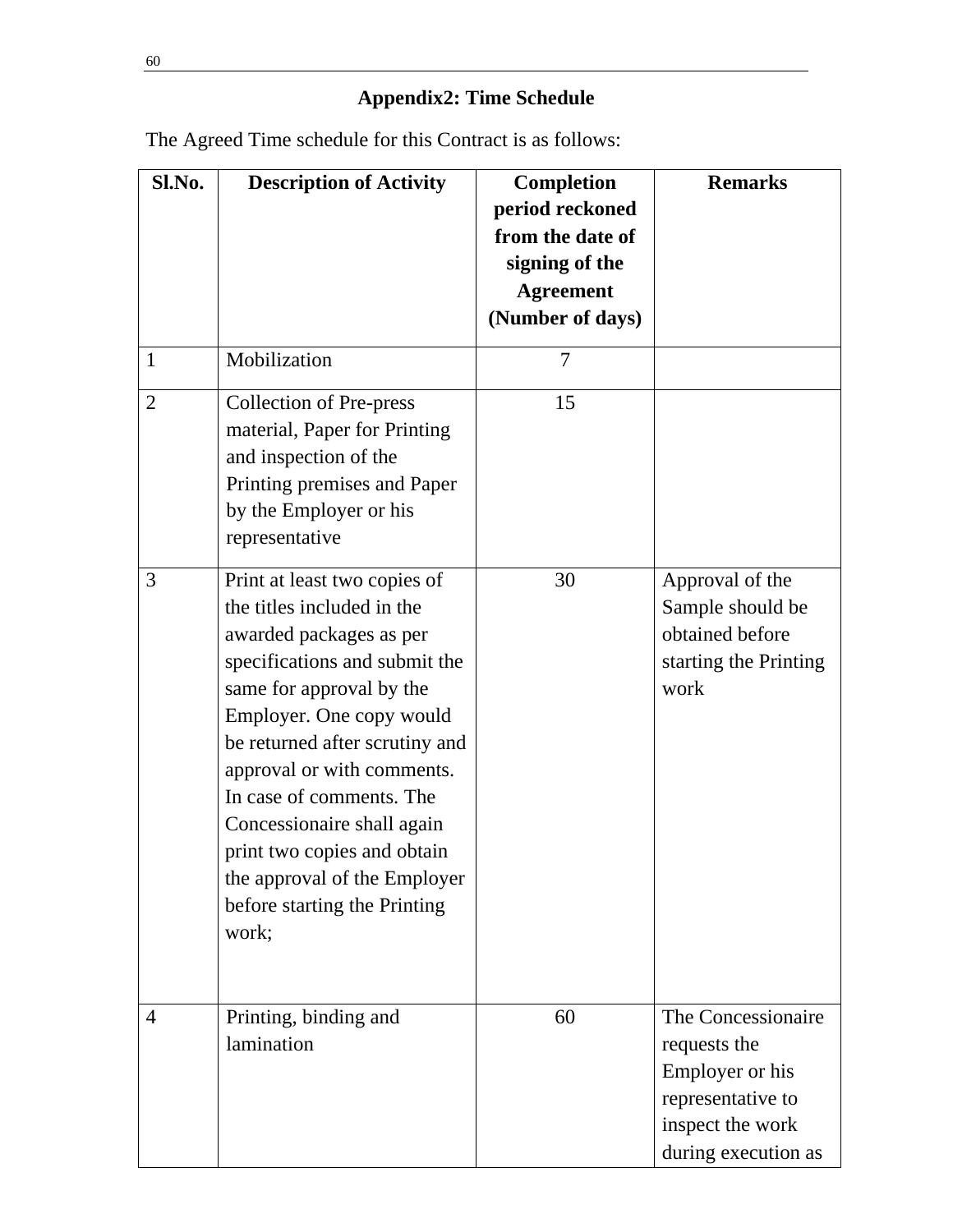## Appendix2: Time Schedule

The Agreed Time schedule for this Contract is as follows:

| Sl.No. | Description of Activity | Completion period reckoned from the date of signing of the Agreement (Number of days) | Remarks |
|---|---|---|---|
| 1 | Mobilization | 7 | |
| 2 | Collection of Pre-press material, Paper for Printing and inspection of the Printing premises and Paper by the Employer or his representative | 15 | |
| 3 | Print at least two copies of the titles included in the awarded packages as per specifications and submit the same for approval by the Employer. One copy would be returned after scrutiny and approval or with comments. In case of comments. The Concessionaire shall again print two copies and obtain the approval of the Employer before starting the Printing work; | 30 | Approval of the Sample should be obtained before starting the Printing work |
| 4 | Printing, binding and lamination | 60 | The Concessionaire requests the Employer or his representative to inspect the work during execution as |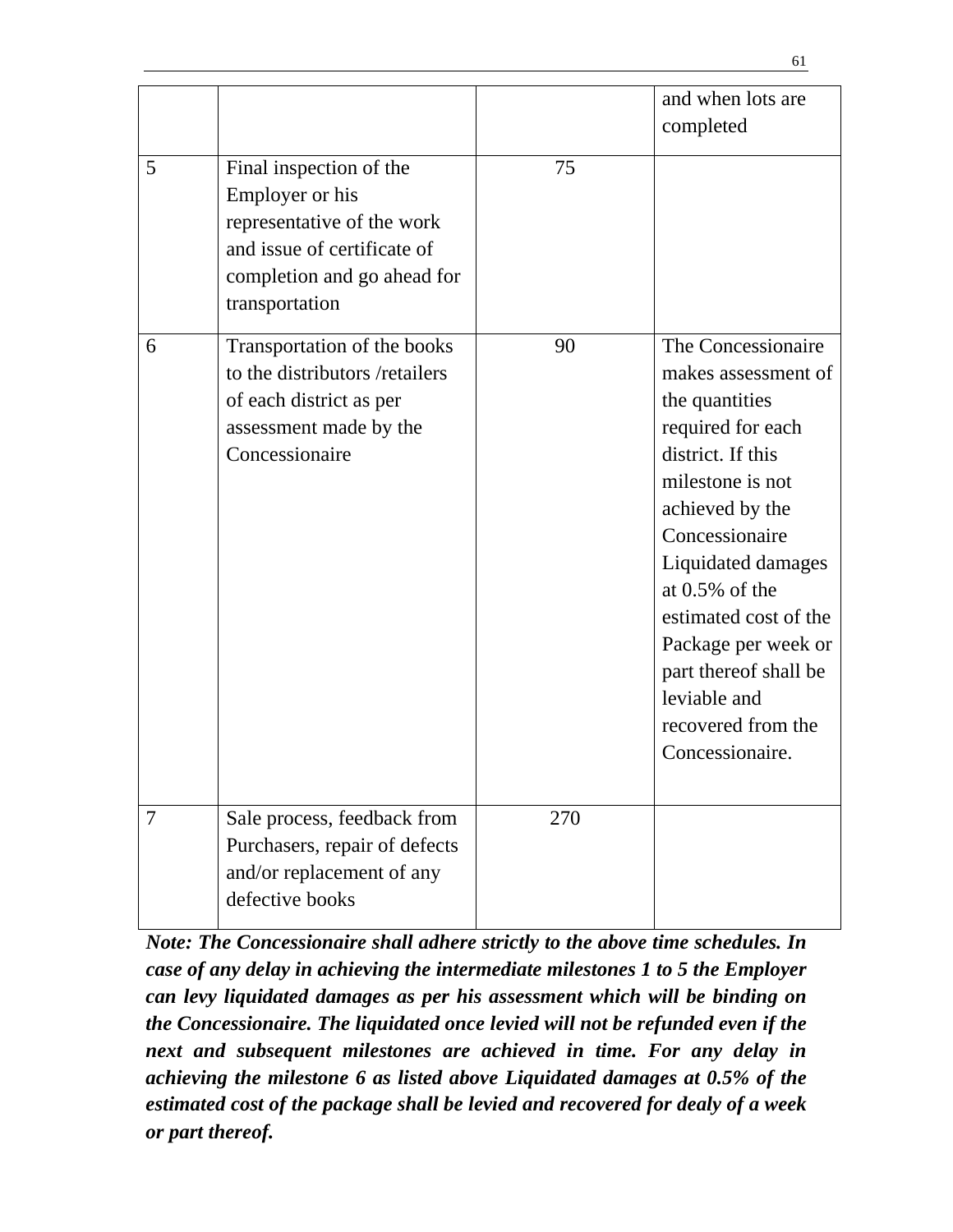| | | | |
|---|---|---|---|
| | | | and when lots are completed |
| 5 | Final inspection of the Employer or his representative of the work and issue of certificate of completion and go ahead for transportation | 75 | |
| 6 | Transportation of the books to the distributors /retailers of each district as per assessment made by the Concessionaire | 90 | The Concessionaire makes assessment of the quantities required for each district. If this milestone is not achieved by the Concessionaire Liquidated damages at 0.5% of the estimated cost of the Package per week or part thereof shall be leviable and recovered from the Concessionaire. |
| 7 | Sale process, feedback from Purchasers, repair of defects and/or replacement of any defective books | 270 | |

***Note: The Concessionaire shall adhere strictly to the above time schedules. In case of any delay in achieving the intermediate milestones 1 to 5 the Employer can levy liquidated damages as per his assessment which will be binding on the Concessionaire. The liquidated once levied will not be refunded even if the next and subsequent milestones are achieved in time. For any delay in achieving the milestone 6 as listed above Liquidated damages at 0.5% of the estimated cost of the package shall be levied and recovered for dealy of a week or part thereof.***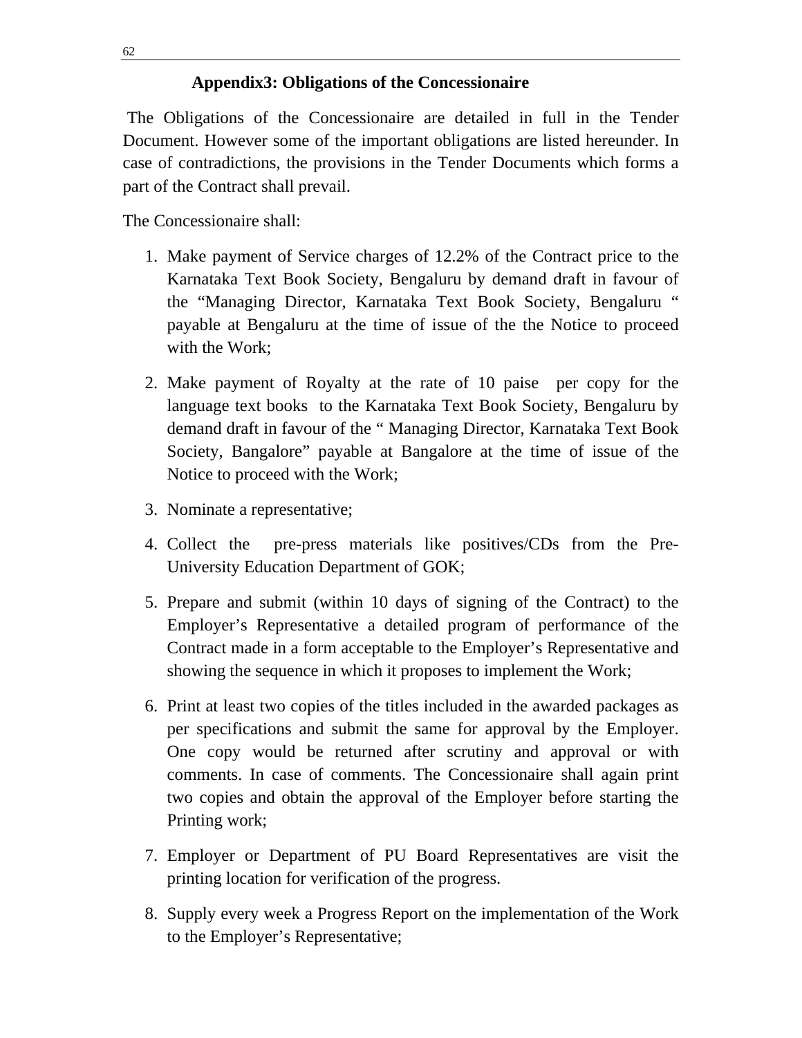## Appendix3: Obligations of the Concessionaire

The Obligations of the Concessionaire are detailed in full in the Tender Document. However some of the important obligations are listed hereunder. In case of contradictions, the provisions in the Tender Documents which forms a part of the Contract shall prevail.

The Concessionaire shall:

1. Make payment of Service charges of 12.2% of the Contract price to the Karnataka Text Book Society, Bengaluru by demand draft in favour of the "Managing Director, Karnataka Text Book Society, Bengaluru " payable at Bengaluru at the time of issue of the the Notice to proceed with the Work;
2. Make payment of Royalty at the rate of 10 paise per copy for the language text books to the Karnataka Text Book Society, Bengaluru by demand draft in favour of the " Managing Director, Karnataka Text Book Society, Bangalore" payable at Bangalore at the time of issue of the Notice to proceed with the Work;
3. Nominate a representative;
4. Collect the pre-press materials like positives/CDs from the Pre-University Education Department of GOK;
5. Prepare and submit (within 10 days of signing of the Contract) to the Employer's Representative a detailed program of performance of the Contract made in a form acceptable to the Employer's Representative and showing the sequence in which it proposes to implement the Work;
6. Print at least two copies of the titles included in the awarded packages as per specifications and submit the same for approval by the Employer. One copy would be returned after scrutiny and approval or with comments. In case of comments. The Concessionaire shall again print two copies and obtain the approval of the Employer before starting the Printing work;
7. Employer or Department of PU Board Representatives are visit the printing location for verification of the progress.
8. Supply every week a Progress Report on the implementation of the Work to the Employer's Representative;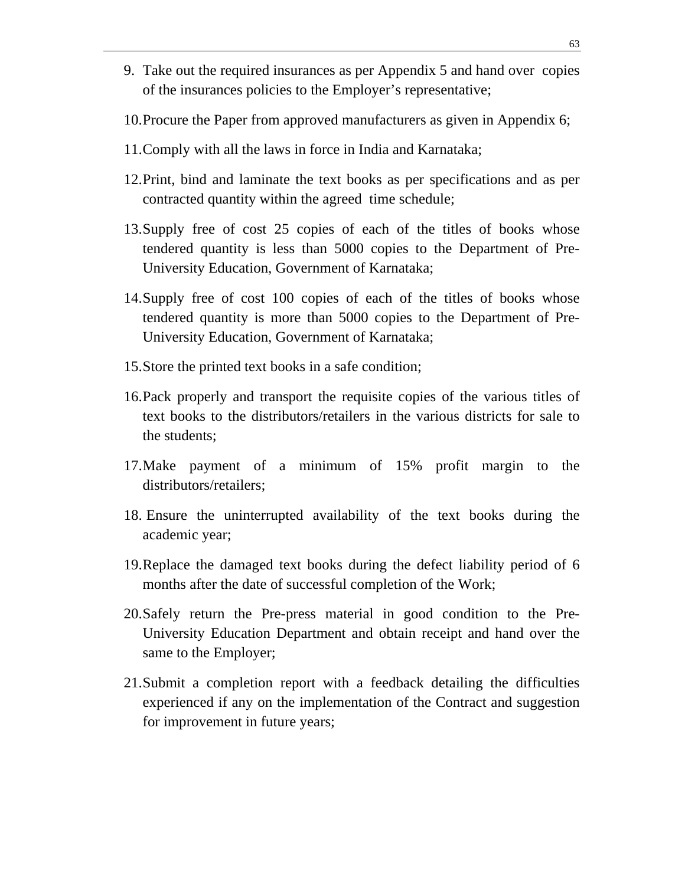9. Take out the required insurances as per Appendix 5 and hand over copies of the insurances policies to the Employer's representative;
10. Procure the Paper from approved manufacturers as given in Appendix 6;
11. Comply with all the laws in force in India and Karnataka;
12. Print, bind and laminate the text books as per specifications and as per contracted quantity within the agreed time schedule;
13. Supply free of cost 25 copies of each of the titles of books whose tendered quantity is less than 5000 copies to the Department of Pre-University Education, Government of Karnataka;
14. Supply free of cost 100 copies of each of the titles of books whose tendered quantity is more than 5000 copies to the Department of Pre-University Education, Government of Karnataka;
15. Store the printed text books in a safe condition;
16. Pack properly and transport the requisite copies of the various titles of text books to the distributors/retailers in the various districts for sale to the students;
17. Make payment of a minimum of 15% profit margin to the distributors/retailers;
18. Ensure the uninterrupted availability of the text books during the academic year;
19. Replace the damaged text books during the defect liability period of 6 months after the date of successful completion of the Work;
20. Safely return the Pre-press material in good condition to the Pre-University Education Department and obtain receipt and hand over the same to the Employer;
21. Submit a completion report with a feedback detailing the difficulties experienced if any on the implementation of the Contract and suggestion for improvement in future years;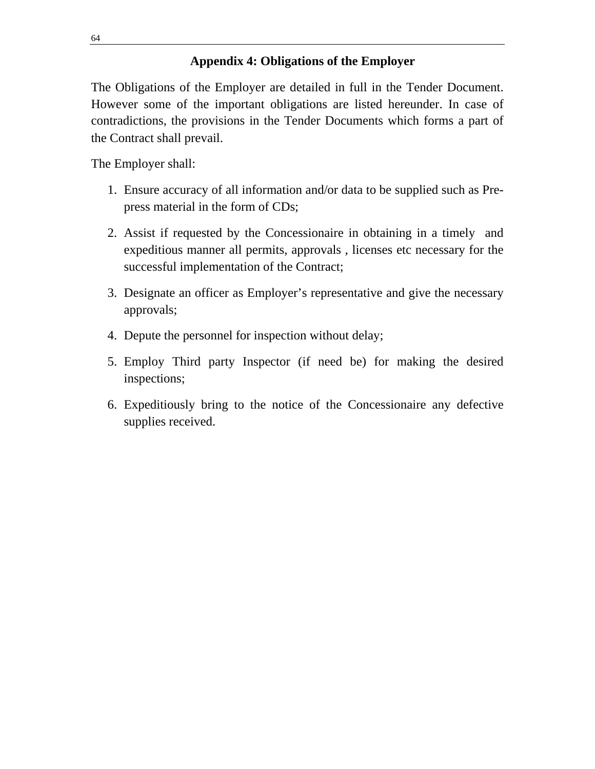## Appendix 4: Obligations of the Employer

The Obligations of the Employer are detailed in full in the Tender Document. However some of the important obligations are listed hereunder. In case of contradictions, the provisions in the Tender Documents which forms a part of the Contract shall prevail.

The Employer shall:

1. Ensure accuracy of all information and/or data to be supplied such as Pre-press material in the form of CDs;
2. Assist if requested by the Concessionaire in obtaining in a timely and expeditious manner all permits, approvals , licenses etc necessary for the successful implementation of the Contract;
3. Designate an officer as Employer's representative and give the necessary approvals;
4. Depute the personnel for inspection without delay;
5. Employ Third party Inspector (if need be) for making the desired inspections;
6. Expeditiously bring to the notice of the Concessionaire any defective supplies received.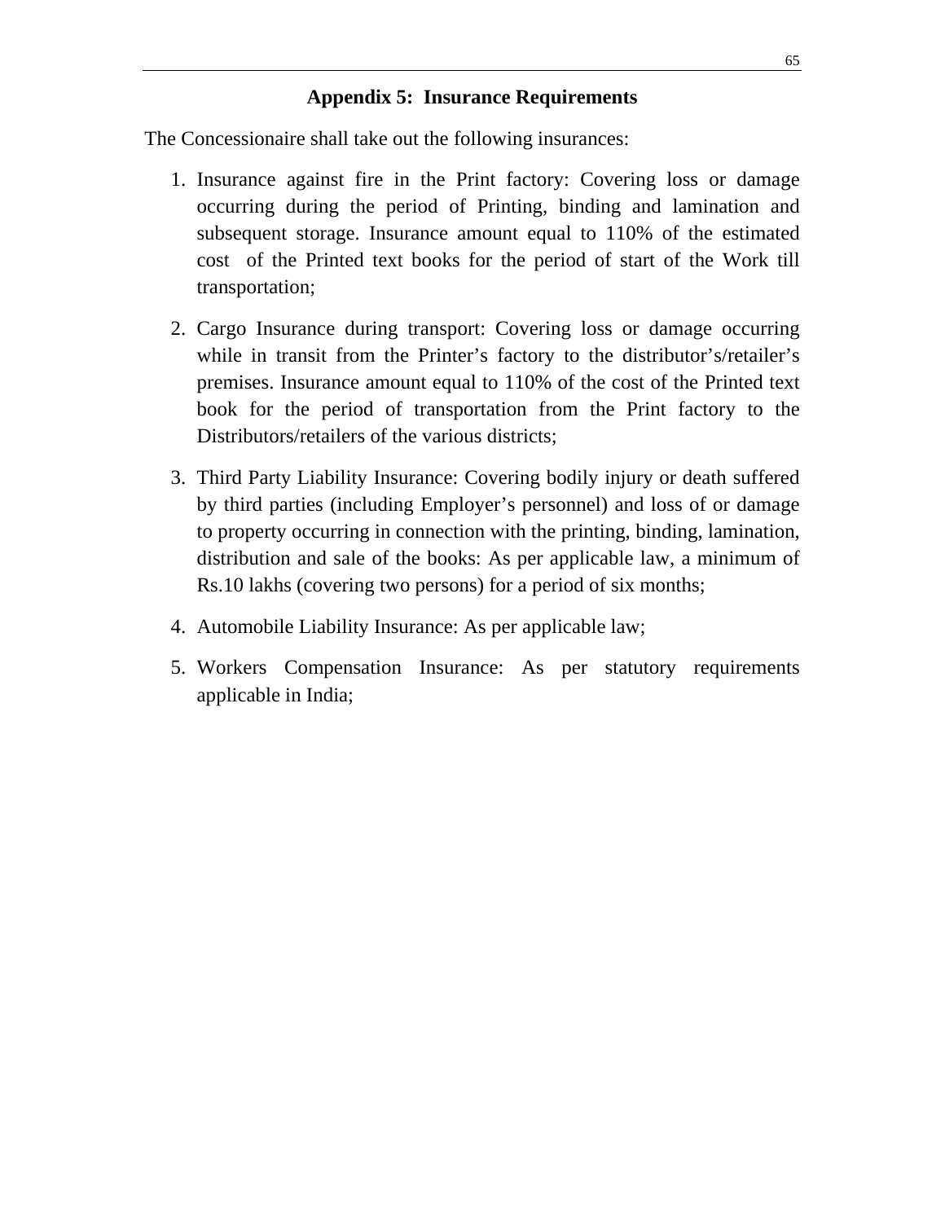## Appendix 5: Insurance Requirements

The Concessionaire shall take out the following insurances:

1. Insurance against fire in the Print factory: Covering loss or damage occurring during the period of Printing, binding and lamination and subsequent storage. Insurance amount equal to 110% of the estimated cost of the Printed text books for the period of start of the Work till transportation;
2. Cargo Insurance during transport: Covering loss or damage occurring while in transit from the Printer's factory to the distributor's/retailer's premises. Insurance amount equal to 110% of the cost of the Printed text book for the period of transportation from the Print factory to the Distributors/retailers of the various districts;
3. Third Party Liability Insurance: Covering bodily injury or death suffered by third parties (including Employer's personnel) and loss of or damage to property occurring in connection with the printing, binding, lamination, distribution and sale of the books: As per applicable law, a minimum of Rs.10 lakhs (covering two persons) for a period of six months;
4. Automobile Liability Insurance: As per applicable law;
5. Workers Compensation Insurance: As per statutory requirements applicable in India;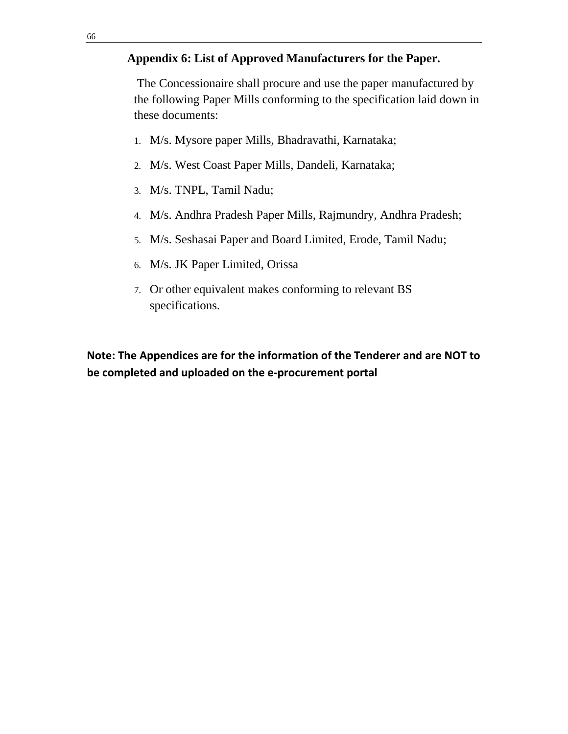## Appendix 6: List of Approved Manufacturers for the Paper.

The Concessionaire shall procure and use the paper manufactured by the following Paper Mills conforming to the specification laid down in these documents:

1. M/s. Mysore paper Mills, Bhadravathi, Karnataka;
2. M/s. West Coast Paper Mills, Dandeli, Karnataka;
3. M/s. TNPL, Tamil Nadu;
4. M/s. Andhra Pradesh Paper Mills, Rajmundry, Andhra Pradesh;
5. M/s. Seshasai Paper and Board Limited, Erode, Tamil Nadu;
6. M/s. JK Paper Limited, Orissa
7. Or other equivalent makes conforming to relevant BS specifications.

**Note: The Appendices are for the information of the Tenderer and are NOT to be completed and uploaded on the e-procurement portal**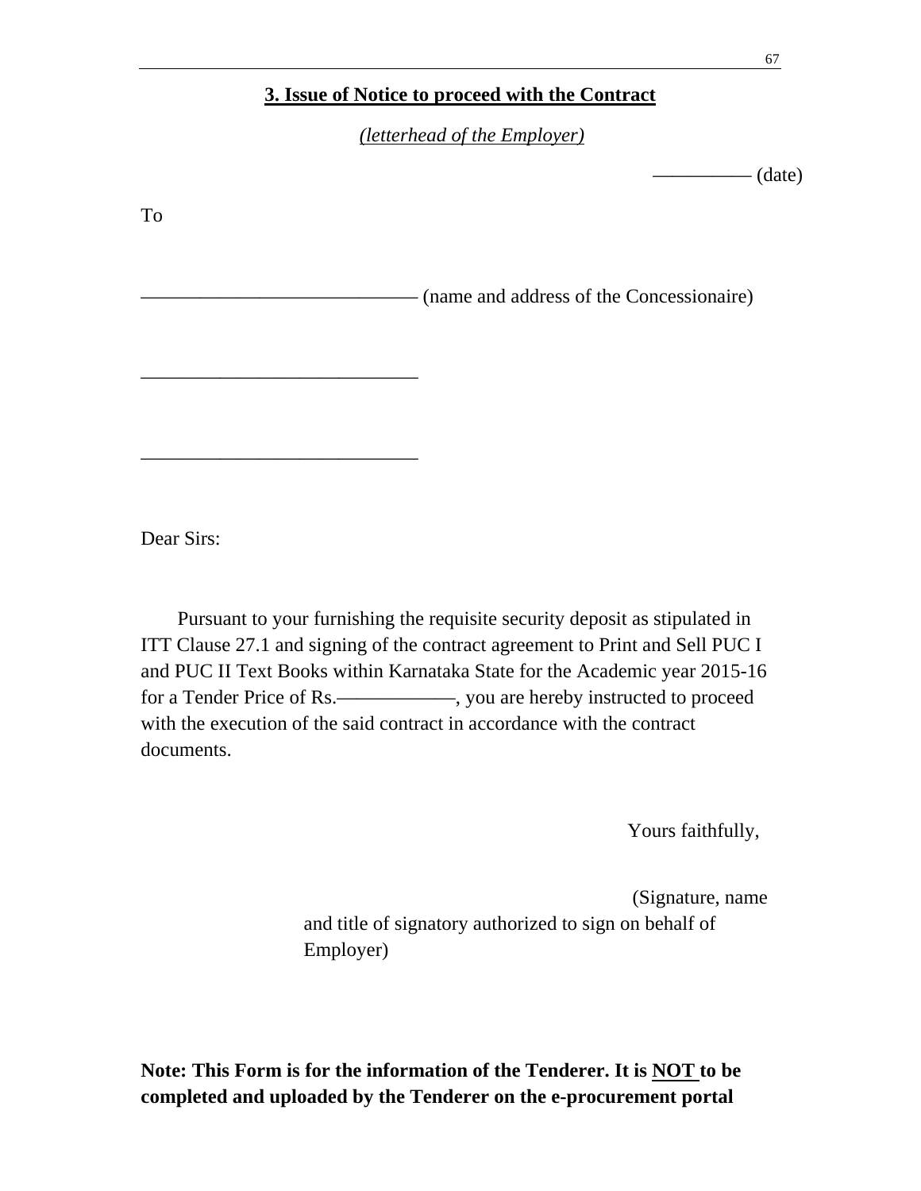## <u>3. Issue of Notice to proceed with the Contract</u>

*<u>(letterhead of the Employer)</u>*

—————— (date)

To

———————————————— (name and address of the Concessionaire)

————————————————

————————————————

Dear Sirs:

Pursuant to your furnishing the requisite security deposit as stipulated in ITT Clause 27.1 and signing of the contract agreement to Print and Sell PUC I and PUC II Text Books within Karnataka State for the Academic year 2015-16 for a Tender Price of Rs.——————, you are hereby instructed to proceed with the execution of the said contract in accordance with the contract documents.

Yours faithfully,

(Signature, name and title of signatory authorized to sign on behalf of Employer)

**Note: This Form is for the information of the Tenderer. It is <u>NOT</u> to be completed and uploaded by the Tenderer on the e-procurement portal**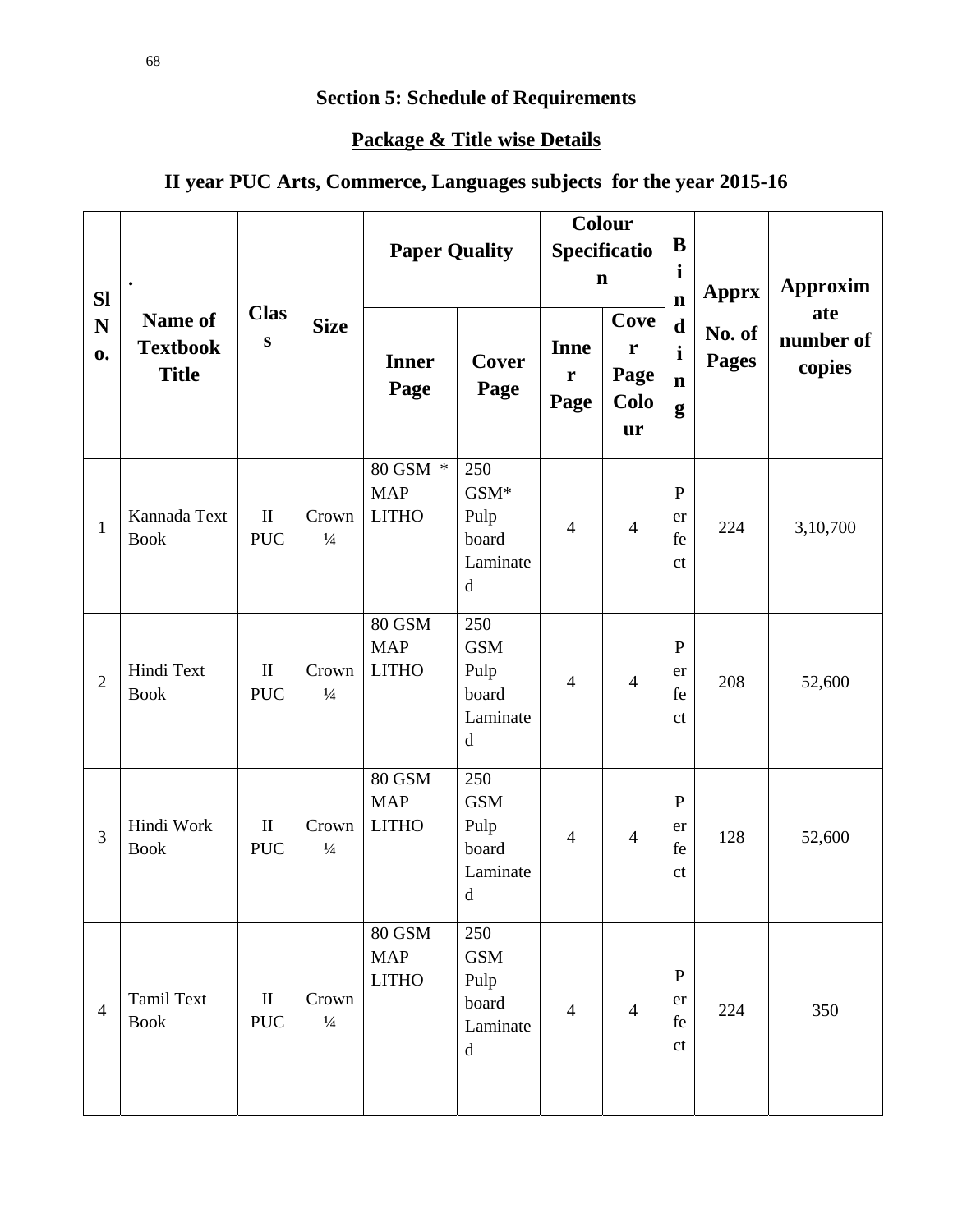## Section 5: Schedule of Requirements

### Package & Title wise Details

### II year PUC Arts, Commerce, Languages subjects for the year 2015-16

| Sl No. | . Name of Textbook Title | Class | Size | Paper Quality | | Colour Specification | | Binding | Apprx No. of Pages | Approximate number of copies |
|---|---|---|---|---|---|---|---|---|---|---|
| | | | | Inner Page | Cover Page | Inner Page | Cover Page Colour | | | |
| 1 | Kannada Text Book | II PUC | Crown ¼ | 80 GSM * MAP LITHO | 250 GSM* Pulp board Laminated | 4 | 4 | Perfect | 224 | 3,10,700 |
| 2 | Hindi Text Book | II PUC | Crown ¼ | 80 GSM MAP LITHO | 250 GSM Pulp board Laminated | 4 | 4 | Perfect | 208 | 52,600 |
| 3 | Hindi Work Book | II PUC | Crown ¼ | 80 GSM MAP LITHO | 250 GSM Pulp board Laminated | 4 | 4 | Perfect | 128 | 52,600 |
| 4 | Tamil Text Book | II PUC | Crown ¼ | 80 GSM MAP LITHO | 250 GSM Pulp board Laminated | 4 | 4 | Perfect | 224 | 350 |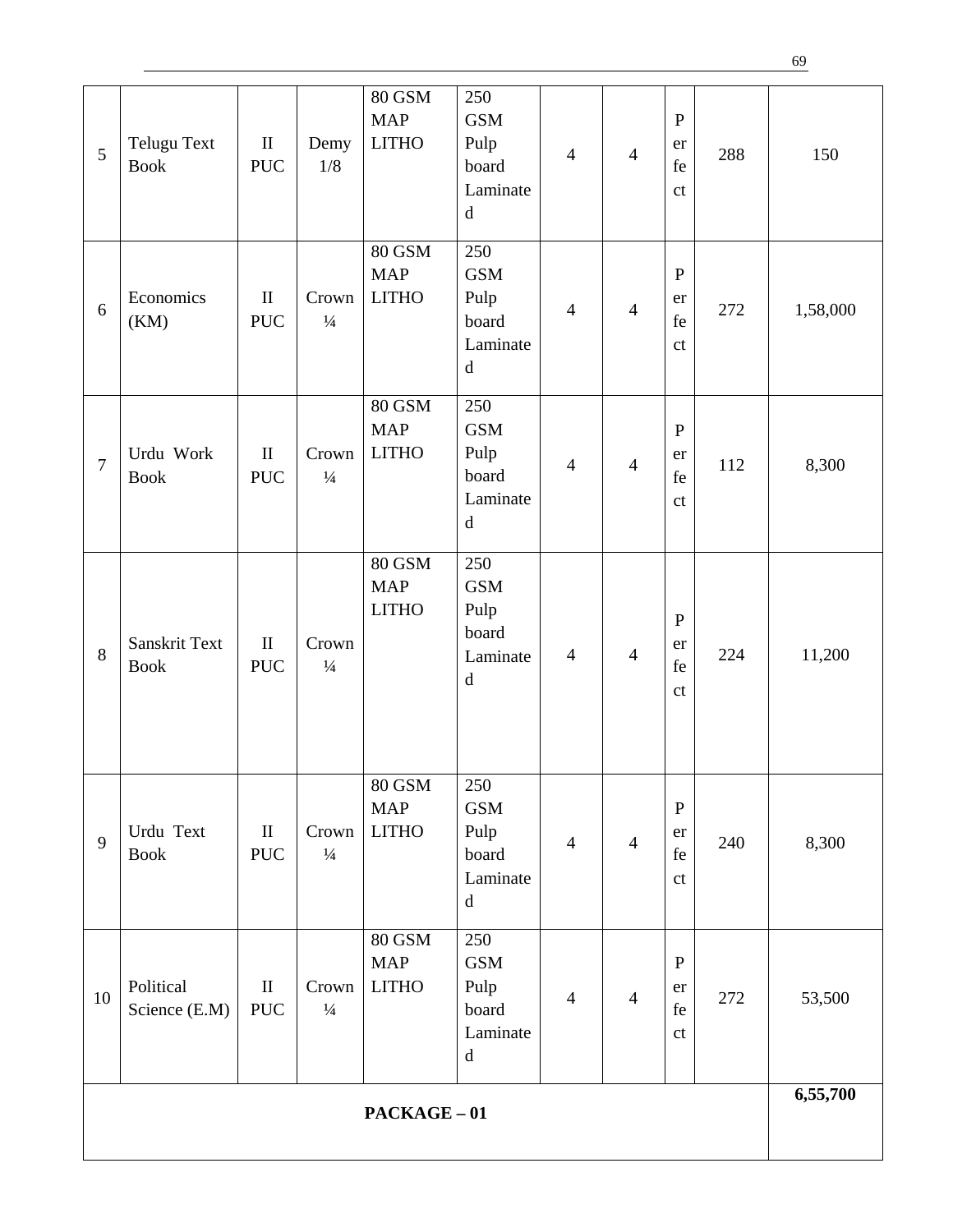| | | | | | | | | | | |
|---|---|---|---|---|---|---|---|---|---|---|
| 5 | Telugu Text Book | II PUC | Demy 1/8 | 80 GSM MAP LITHO | 250 GSM Pulp board Laminated | 4 | 4 | Perfect | 288 | 150 |
| 6 | Economics (KM) | II PUC | Crown ¼ | 80 GSM MAP LITHO | 250 GSM Pulp board Laminated | 4 | 4 | Perfect | 272 | 1,58,000 |
| 7 | Urdu Work Book | II PUC | Crown ¼ | 80 GSM MAP LITHO | 250 GSM Pulp board Laminated | 4 | 4 | Perfect | 112 | 8,300 |
| 8 | Sanskrit Text Book | II PUC | Crown ¼ | 80 GSM MAP LITHO | 250 GSM Pulp board Laminated | 4 | 4 | Perfect | 224 | 11,200 |
| 9 | Urdu Text Book | II PUC | Crown ¼ | 80 GSM MAP LITHO | 250 GSM Pulp board Laminated | 4 | 4 | Perfect | 240 | 8,300 |
| 10 | Political Science (E.M) | II PUC | Crown ¼ | 80 GSM MAP LITHO | 250 GSM Pulp board Laminated | 4 | 4 | Perfect | 272 | 53,500 |
| **PACKAGE – 01** | | | | | | | | | | **6,55,700** |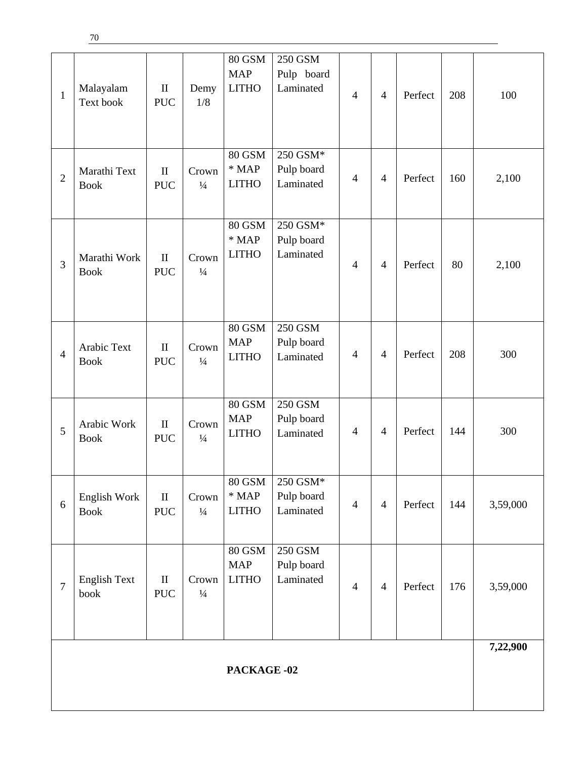| | | | | | | | | | | |
|---|---|---|---|---|---|---|---|---|---|---|
| 1 | Malayalam Text book | II PUC | Demy 1/8 | 80 GSM MAP LITHO | 250 GSM Pulp board Laminated | 4 | 4 | Perfect | 208 | 100 |
| 2 | Marathi Text Book | II PUC | Crown ¼ | 80 GSM * MAP LITHO | 250 GSM* Pulp board Laminated | 4 | 4 | Perfect | 160 | 2,100 |
| 3 | Marathi Work Book | II PUC | Crown ¼ | 80 GSM * MAP LITHO | 250 GSM* Pulp board Laminated | 4 | 4 | Perfect | 80 | 2,100 |
| 4 | Arabic Text Book | II PUC | Crown ¼ | 80 GSM MAP LITHO | 250 GSM Pulp board Laminated | 4 | 4 | Perfect | 208 | 300 |
| 5 | Arabic Work Book | II PUC | Crown ¼ | 80 GSM MAP LITHO | 250 GSM Pulp board Laminated | 4 | 4 | Perfect | 144 | 300 |
| 6 | English Work Book | II PUC | Crown ¼ | 80 GSM * MAP LITHO | 250 GSM* Pulp board Laminated | 4 | 4 | Perfect | 144 | 3,59,000 |
| 7 | English Text book | II PUC | Crown ¼ | 80 GSM MAP LITHO | 250 GSM Pulp board Laminated | 4 | 4 | Perfect | 176 | 3,59,000 |
| **PACKAGE -02** | | | | | | | | | | **7,22,900** |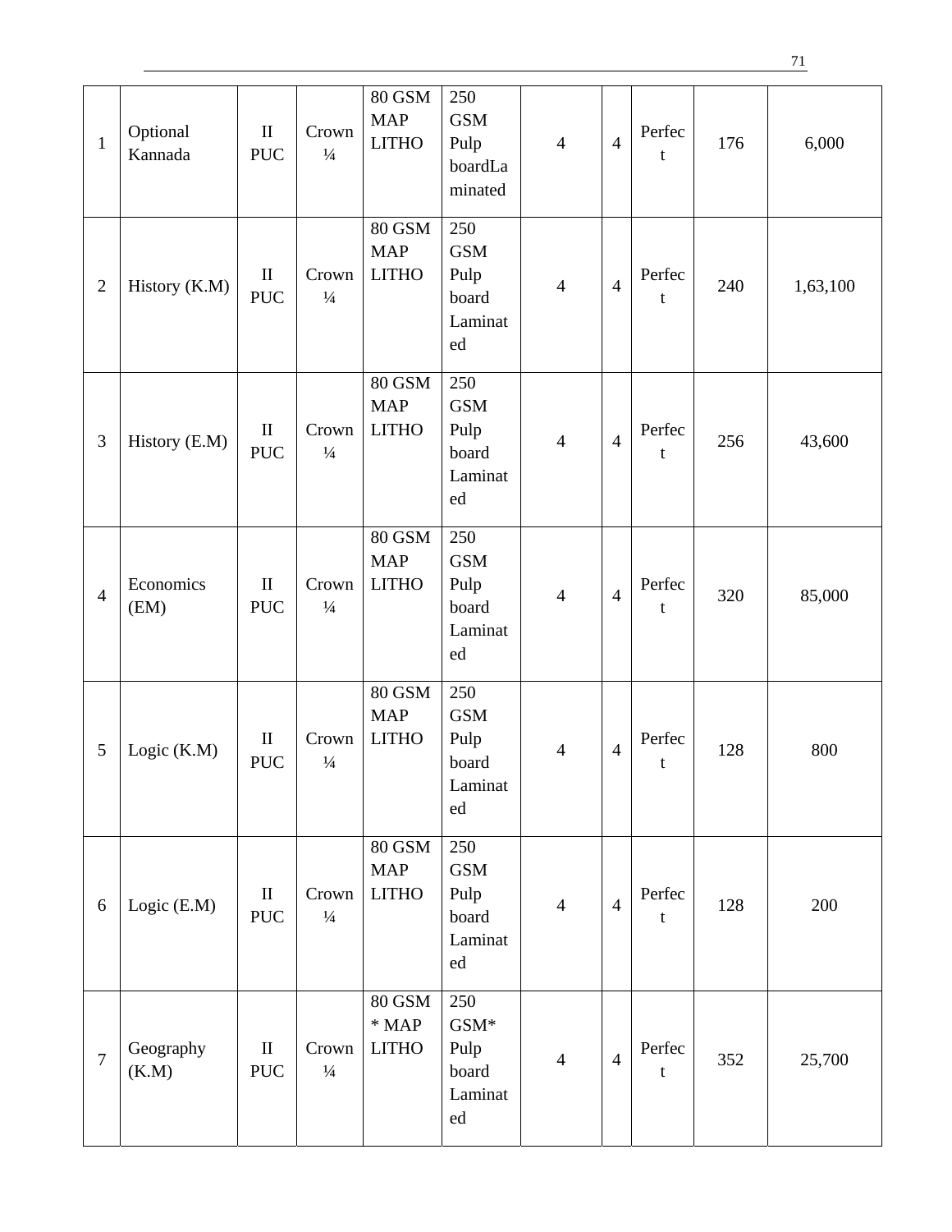| | | | | | | | | | | |
|---|---|---|---|---|---|---|---|---|---|---|
| 1 | Optional Kannada | II PUC | Crown ¼ | 80 GSM MAP LITHO | 250 GSM Pulp boardLaminated | 4 | 4 | Perfect | 176 | 6,000 |
| 2 | History (K.M) | II PUC | Crown ¼ | 80 GSM MAP LITHO | 250 GSM Pulp board Laminated | 4 | 4 | Perfect | 240 | 1,63,100 |
| 3 | History (E.M) | II PUC | Crown ¼ | 80 GSM MAP LITHO | 250 GSM Pulp board Laminated | 4 | 4 | Perfect | 256 | 43,600 |
| 4 | Economics (EM) | II PUC | Crown ¼ | 80 GSM MAP LITHO | 250 GSM Pulp board Laminated | 4 | 4 | Perfect | 320 | 85,000 |
| 5 | Logic (K.M) | II PUC | Crown ¼ | 80 GSM MAP LITHO | 250 GSM Pulp board Laminated | 4 | 4 | Perfect | 128 | 800 |
| 6 | Logic (E.M) | II PUC | Crown ¼ | 80 GSM MAP LITHO | 250 GSM Pulp board Laminated | 4 | 4 | Perfect | 128 | 200 |
| 7 | Geography (K.M) | II PUC | Crown ¼ | 80 GSM * MAP LITHO | 250 GSM* Pulp board Laminated | 4 | 4 | Perfect | 352 | 25,700 |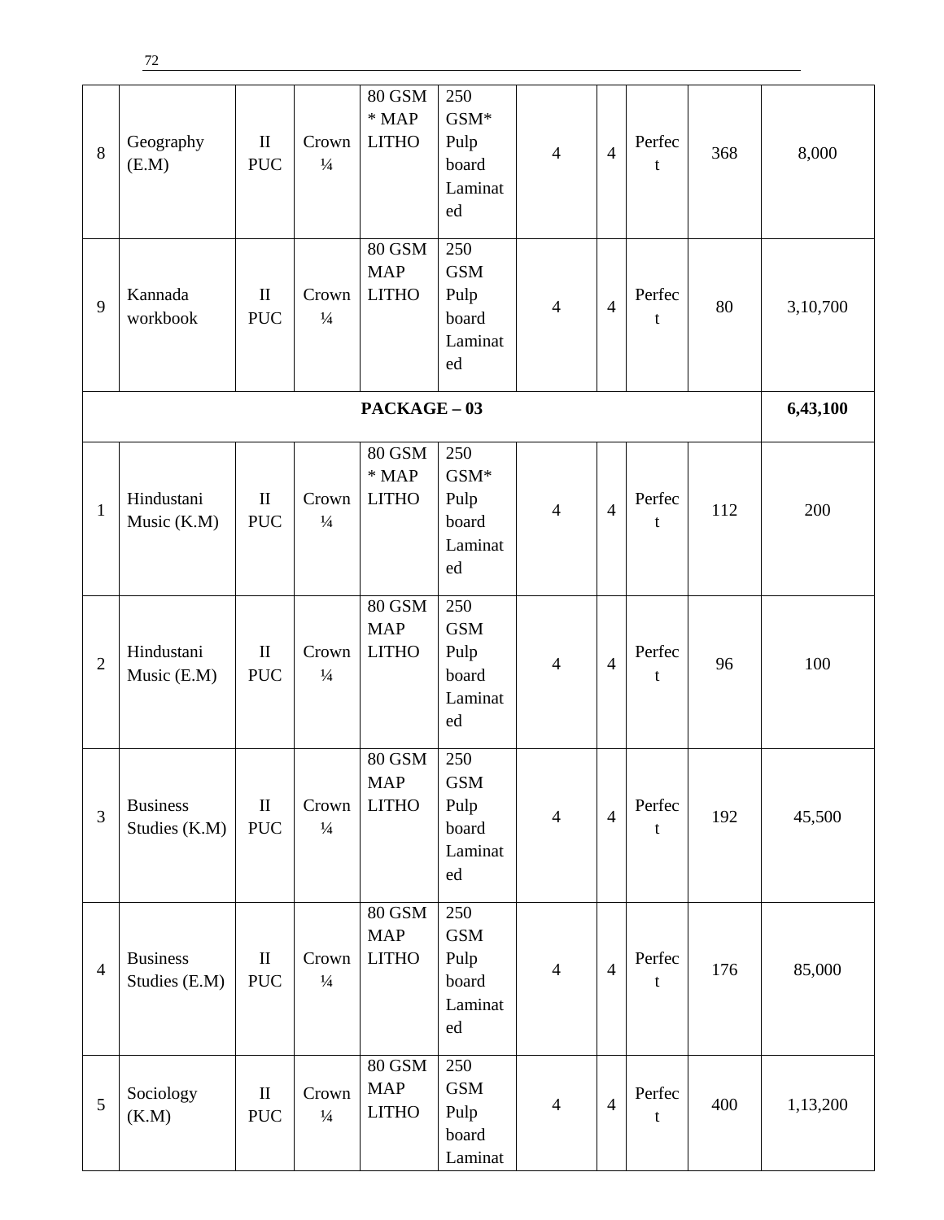| | | | | | | | | | | |
|---|---|---|---|---|---|---|---|---|---|---|
| 8 | Geography (E.M) | II PUC | Crown ¼ | 80 GSM * MAP LITHO | 250 GSM* Pulp board Laminated | 4 | 4 | Perfect | 368 | 8,000 |
| 9 | Kannada workbook | II PUC | Crown ¼ | 80 GSM MAP LITHO | 250 GSM Pulp board Laminated | 4 | 4 | Perfect | 80 | 3,10,700 |
| **PACKAGE – 03** | | | | | | | | | | **6,43,100** |
| 1 | Hindustani Music (K.M) | II PUC | Crown ¼ | 80 GSM * MAP LITHO | 250 GSM* Pulp board Laminated | 4 | 4 | Perfect | 112 | 200 |
| 2 | Hindustani Music (E.M) | II PUC | Crown ¼ | 80 GSM MAP LITHO | 250 GSM Pulp board Laminated | 4 | 4 | Perfect | 96 | 100 |
| 3 | Business Studies (K.M) | II PUC | Crown ¼ | 80 GSM MAP LITHO | 250 GSM Pulp board Laminated | 4 | 4 | Perfect | 192 | 45,500 |
| 4 | Business Studies (E.M) | II PUC | Crown ¼ | 80 GSM MAP LITHO | 250 GSM Pulp board Laminated | 4 | 4 | Perfect | 176 | 85,000 |
| 5 | Sociology (K.M) | II PUC | Crown ¼ | 80 GSM MAP LITHO | 250 GSM Pulp board Laminat | 4 | 4 | Perfect | 400 | 1,13,200 |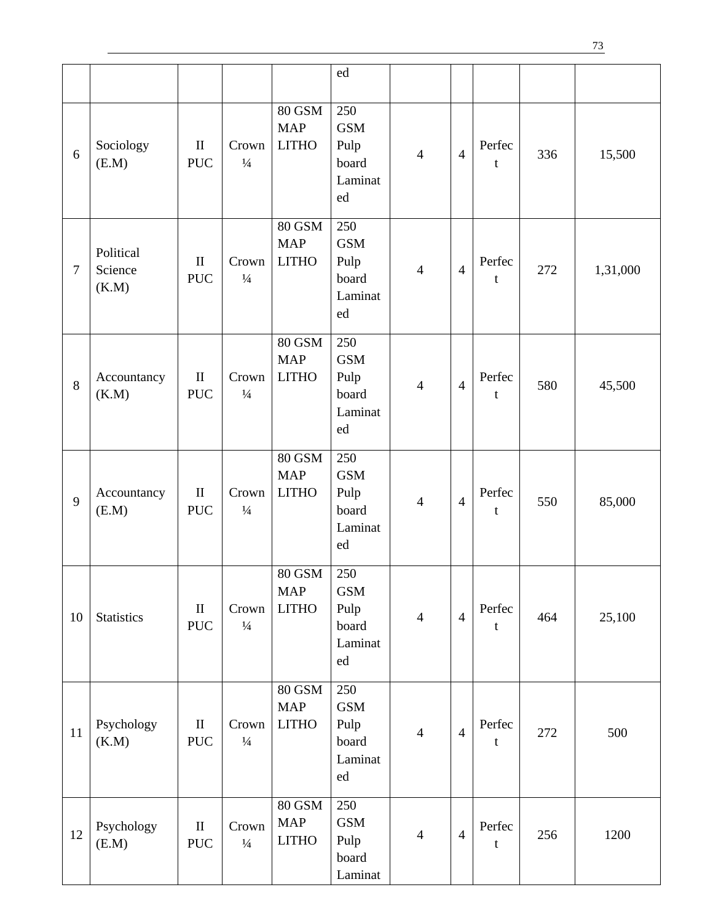| | | | | | | | | | | |
|---|---|---|---|---|---|---|---|---|---|---|
| | | | | | ed | | | | | |
| 6 | Sociology (E.M) | II PUC | Crown ¼ | 80 GSM MAP LITHO | 250 GSM Pulp board Laminated | 4 | 4 | Perfect | 336 | 15,500 |
| 7 | Political Science (K.M) | II PUC | Crown ¼ | 80 GSM MAP LITHO | 250 GSM Pulp board Laminated | 4 | 4 | Perfect | 272 | 1,31,000 |
| 8 | Accountancy (K.M) | II PUC | Crown ¼ | 80 GSM MAP LITHO | 250 GSM Pulp board Laminated | 4 | 4 | Perfect | 580 | 45,500 |
| 9 | Accountancy (E.M) | II PUC | Crown ¼ | 80 GSM MAP LITHO | 250 GSM Pulp board Laminated | 4 | 4 | Perfect | 550 | 85,000 |
| 10 | Statistics | II PUC | Crown ¼ | 80 GSM MAP LITHO | 250 GSM Pulp board Laminated | 4 | 4 | Perfect | 464 | 25,100 |
| 11 | Psychology (K.M) | II PUC | Crown ¼ | 80 GSM MAP LITHO | 250 GSM Pulp board Laminated | 4 | 4 | Perfect | 272 | 500 |
| 12 | Psychology (E.M) | II PUC | Crown ¼ | 80 GSM MAP LITHO | 250 GSM Pulp board Laminat | 4 | 4 | Perfect | 256 | 1200 |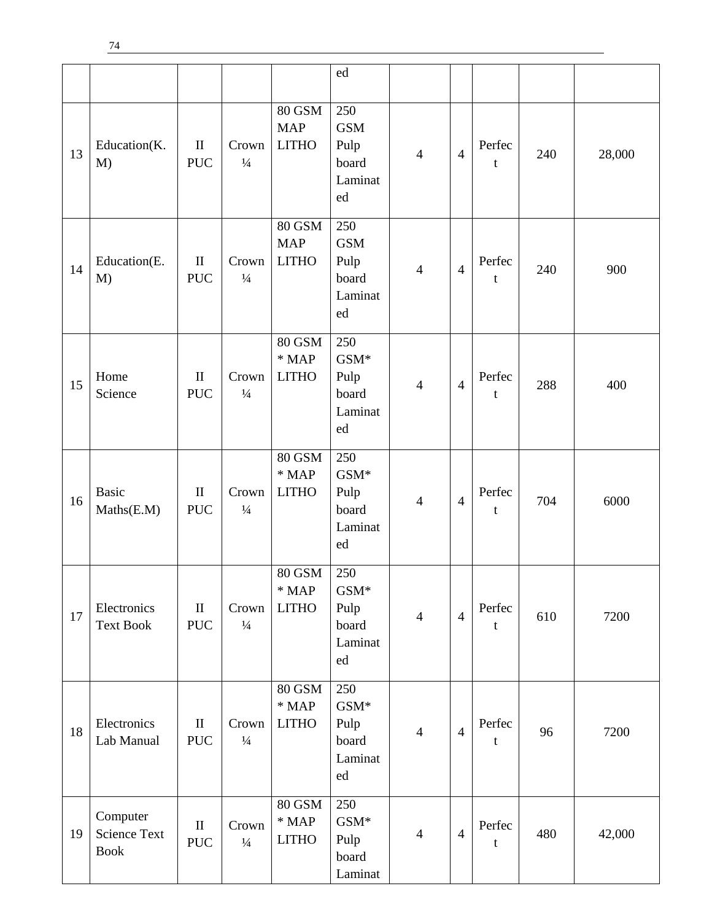| | | | | | | | | | | |
|---|---|---|---|---|---|---|---|---|---|---|
| | | | | | ed | | | | | |
| 13 | Education(K.M) | II PUC | Crown ¼ | 80 GSM MAP LITHO | 250 GSM Pulp board Laminated | 4 | 4 | Perfect | 240 | 28,000 |
| 14 | Education(E.M) | II PUC | Crown ¼ | 80 GSM MAP LITHO | 250 GSM Pulp board Laminated | 4 | 4 | Perfect | 240 | 900 |
| 15 | Home Science | II PUC | Crown ¼ | 80 GSM * MAP LITHO | 250 GSM* Pulp board Laminated | 4 | 4 | Perfect | 288 | 400 |
| 16 | Basic Maths(E.M) | II PUC | Crown ¼ | 80 GSM * MAP LITHO | 250 GSM* Pulp board Laminated | 4 | 4 | Perfect | 704 | 6000 |
| 17 | Electronics Text Book | II PUC | Crown ¼ | 80 GSM * MAP LITHO | 250 GSM* Pulp board Laminated | 4 | 4 | Perfect | 610 | 7200 |
| 18 | Electronics Lab Manual | II PUC | Crown ¼ | 80 GSM * MAP LITHO | 250 GSM* Pulp board Laminated | 4 | 4 | Perfect | 96 | 7200 |
| 19 | Computer Science Text Book | II PUC | Crown ¼ | 80 GSM * MAP LITHO | 250 GSM* Pulp board Laminat | 4 | 4 | Perfect | 480 | 42,000 |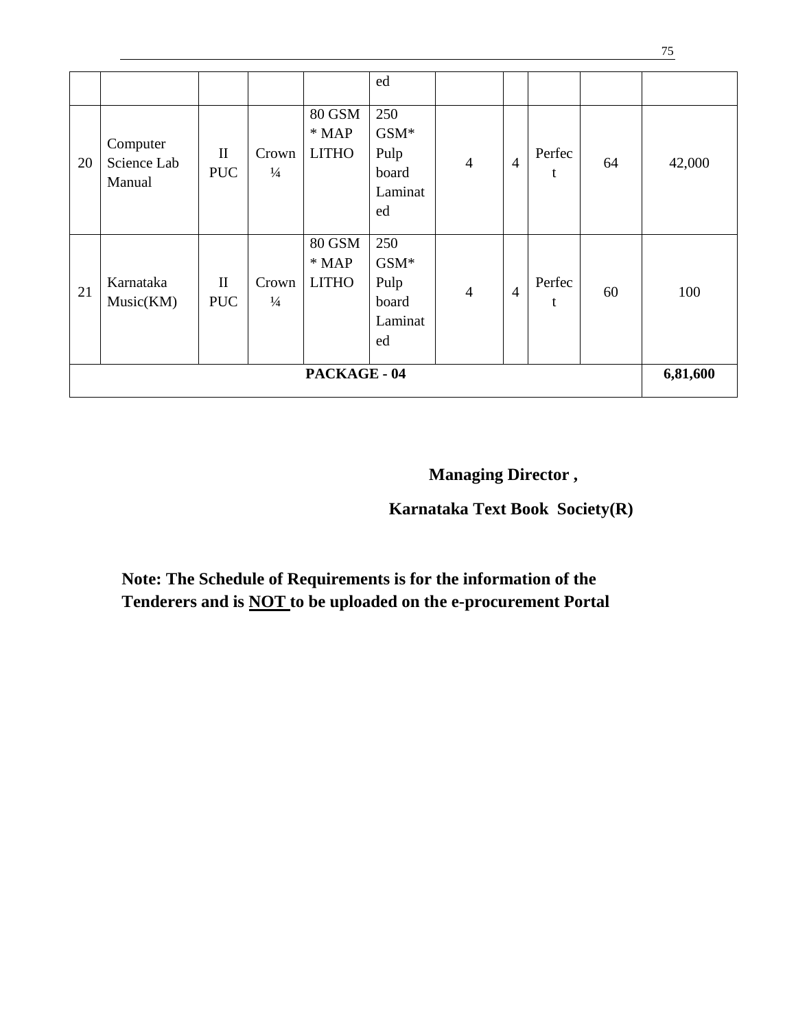| | | | | | | | | | | |
|---|---|---|---|---|---|---|---|---|---|---|
| | | | | | ed | | | | | |
| 20 | Computer Science Lab Manual | II PUC | Crown ¼ | 80 GSM * MAP LITHO | 250 GSM* Pulp board Laminated | 4 | 4 | Perfect | 64 | 42,000 |
| 21 | Karnataka Music(KM) | II PUC | Crown ¼ | 80 GSM * MAP LITHO | 250 GSM* Pulp board Laminated | 4 | 4 | Perfect | 60 | 100 |
| **PACKAGE - 04** | | | | | | | | | | **6,81,600** |

**Managing Director ,**

**Karnataka Text Book Society(R)**

**Note: The Schedule of Requirements is for the information of the Tenderers and is <u>NOT</u> to be uploaded on the e-procurement Portal**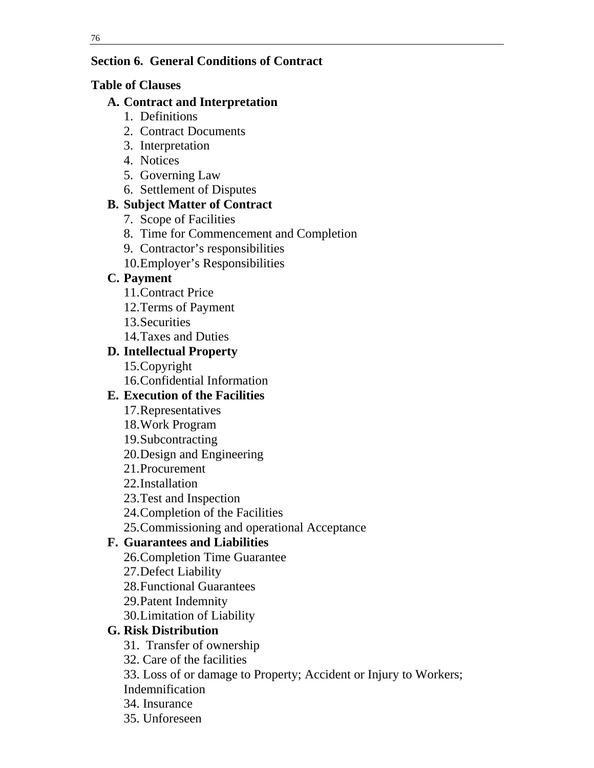## Section 6. General Conditions of Contract

### Table of Clauses

**A. Contract and Interpretation**

1. Definitions
2. Contract Documents
3. Interpretation
4. Notices
5. Governing Law
6. Settlement of Disputes

**B. Subject Matter of Contract**

7. Scope of Facilities
8. Time for Commencement and Completion
9. Contractor's responsibilities
10. Employer's Responsibilities

**C. Payment**

11. Contract Price
12. Terms of Payment
13. Securities
14. Taxes and Duties

**D. Intellectual Property**

15. Copyright
16. Confidential Information

**E. Execution of the Facilities**

17. Representatives
18. Work Program
19. Subcontracting
20. Design and Engineering
21. Procurement
22. Installation
23. Test and Inspection
24. Completion of the Facilities
25. Commissioning and operational Acceptance

**F. Guarantees and Liabilities**

26. Completion Time Guarantee
27. Defect Liability
28. Functional Guarantees
29. Patent Indemnity
30. Limitation of Liability

**G. Risk Distribution**

31. Transfer of ownership
32. Care of the facilities
33. Loss of or damage to Property; Accident or Injury to Workers; Indemnification
34. Insurance
35. Unforeseen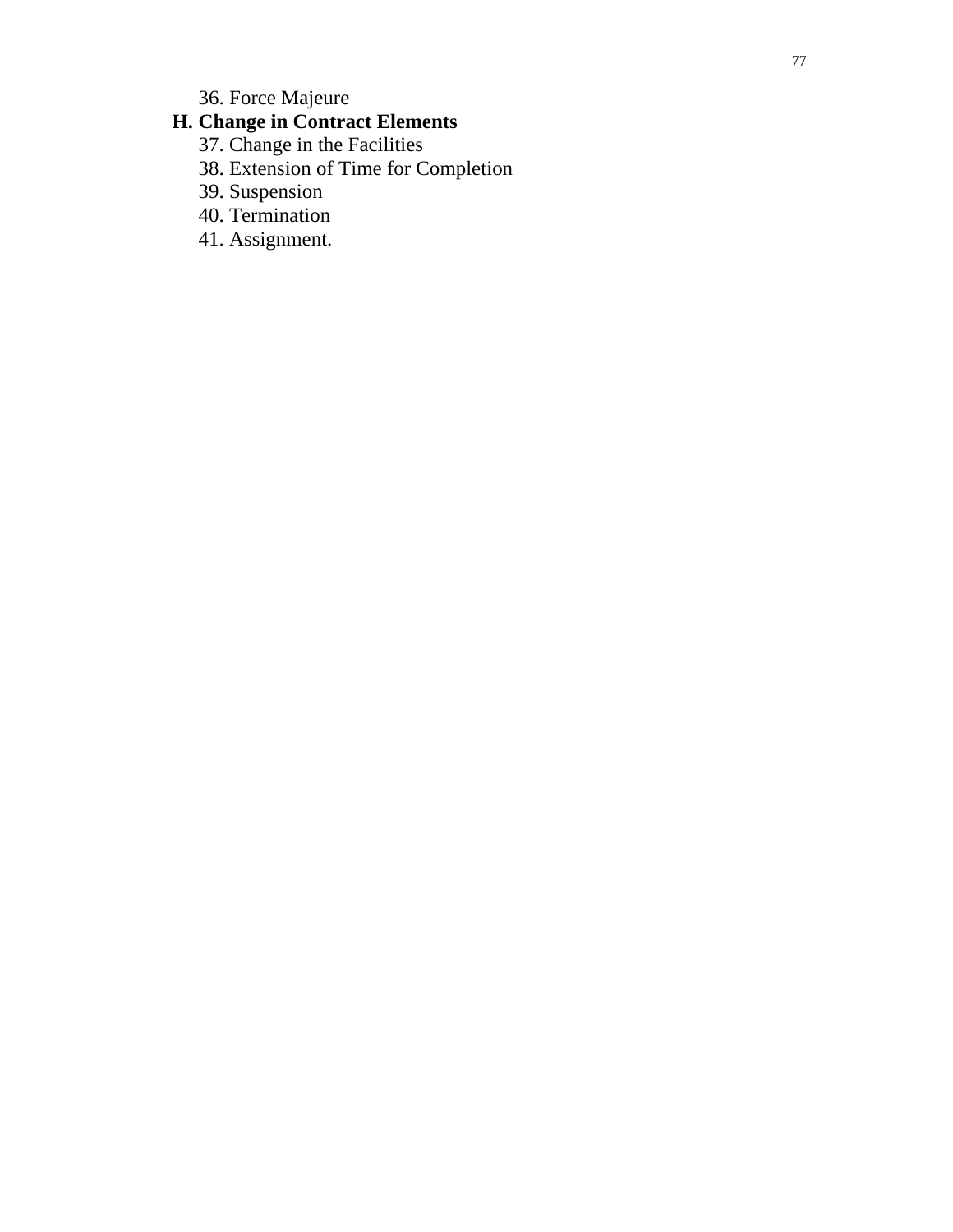36. Force Majeure

**H. Change in Contract Elements**

37. Change in the Facilities
38. Extension of Time for Completion
39. Suspension
40. Termination
41. Assignment.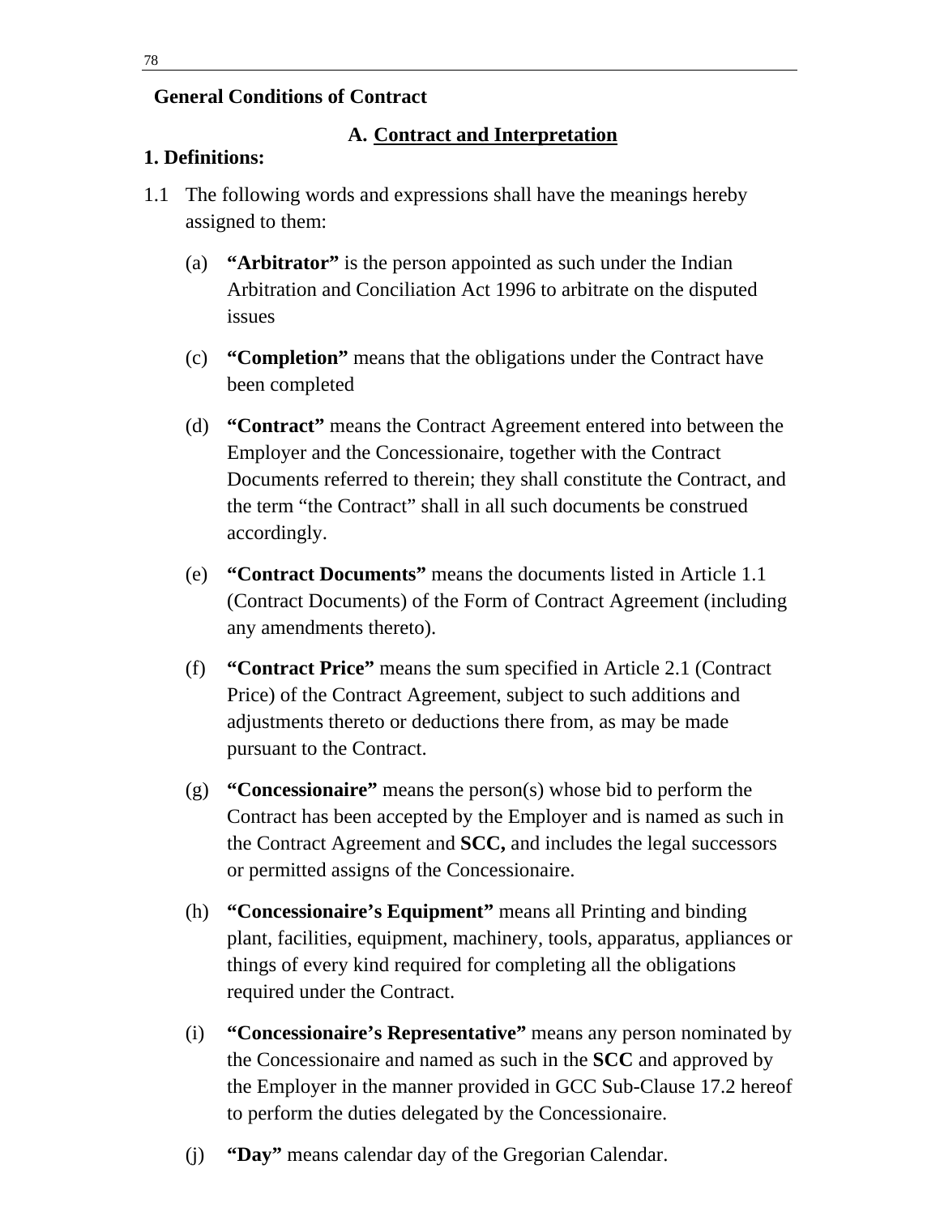## General Conditions of Contract

### A. Contract and Interpretation

**1. Definitions:**

1.1 The following words and expressions shall have the meanings hereby assigned to them:

(a) **"Arbitrator"** is the person appointed as such under the Indian Arbitration and Conciliation Act 1996 to arbitrate on the disputed issues

(c) **"Completion"** means that the obligations under the Contract have been completed

(d) **"Contract"** means the Contract Agreement entered into between the Employer and the Concessionaire, together with the Contract Documents referred to therein; they shall constitute the Contract, and the term "the Contract" shall in all such documents be construed accordingly.

(e) **"Contract Documents"** means the documents listed in Article 1.1 (Contract Documents) of the Form of Contract Agreement (including any amendments thereto).

(f) **"Contract Price"** means the sum specified in Article 2.1 (Contract Price) of the Contract Agreement, subject to such additions and adjustments thereto or deductions there from, as may be made pursuant to the Contract.

(g) **"Concessionaire"** means the person(s) whose bid to perform the Contract has been accepted by the Employer and is named as such in the Contract Agreement and **SCC,** and includes the legal successors or permitted assigns of the Concessionaire.

(h) **"Concessionaire's Equipment"** means all Printing and binding plant, facilities, equipment, machinery, tools, apparatus, appliances or things of every kind required for completing all the obligations required under the Contract.

(i) **"Concessionaire's Representative"** means any person nominated by the Concessionaire and named as such in the **SCC** and approved by the Employer in the manner provided in GCC Sub-Clause 17.2 hereof to perform the duties delegated by the Concessionaire.

(j) **"Day"** means calendar day of the Gregorian Calendar.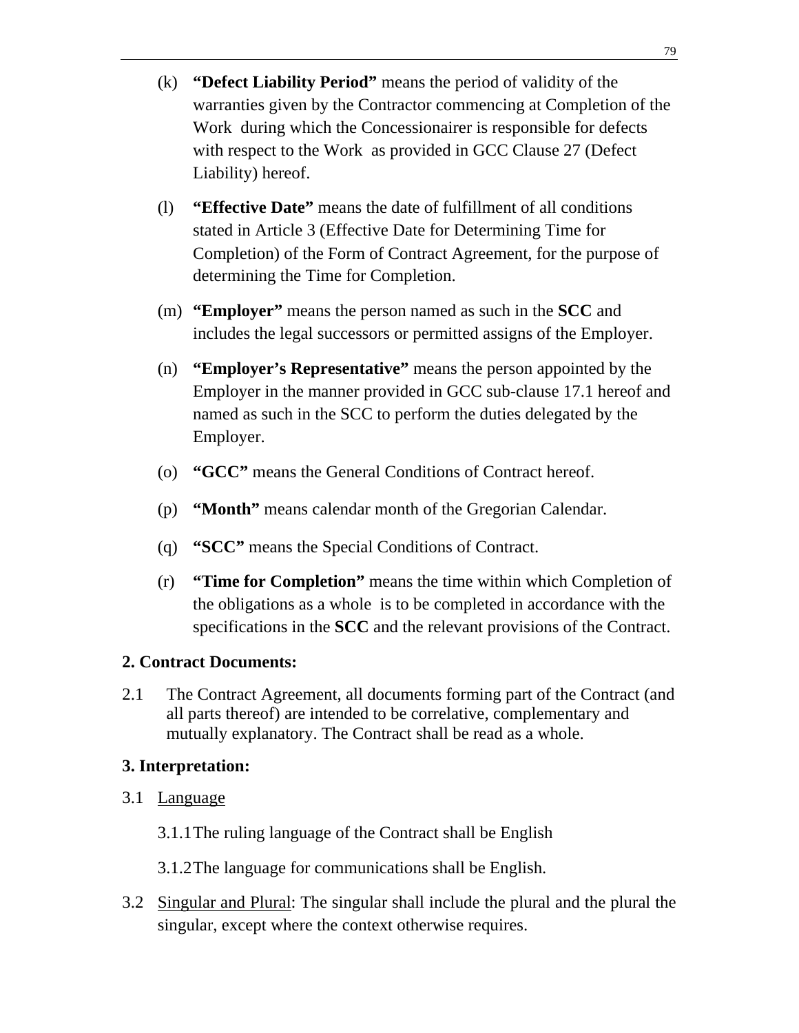(k) **"Defect Liability Period"** means the period of validity of the warranties given by the Contractor commencing at Completion of the Work during which the Concessionairer is responsible for defects with respect to the Work as provided in GCC Clause 27 (Defect Liability) hereof.

(l) **"Effective Date"** means the date of fulfillment of all conditions stated in Article 3 (Effective Date for Determining Time for Completion) of the Form of Contract Agreement, for the purpose of determining the Time for Completion.

(m) **"Employer"** means the person named as such in the **SCC** and includes the legal successors or permitted assigns of the Employer.

(n) **"Employer's Representative"** means the person appointed by the Employer in the manner provided in GCC sub-clause 17.1 hereof and named as such in the SCC to perform the duties delegated by the Employer.

(o) **"GCC"** means the General Conditions of Contract hereof.

(p) **"Month"** means calendar month of the Gregorian Calendar.

(q) **"SCC"** means the Special Conditions of Contract.

(r) **"Time for Completion"** means the time within which Completion of the obligations as a whole is to be completed in accordance with the specifications in the **SCC** and the relevant provisions of the Contract.

**2. Contract Documents:**

2.1 The Contract Agreement, all documents forming part of the Contract (and all parts thereof) are intended to be correlative, complementary and mutually explanatory. The Contract shall be read as a whole.

**3. Interpretation:**

3.1 Language

3.1.1 The ruling language of the Contract shall be English

3.1.2 The language for communications shall be English.

3.2 Singular and Plural: The singular shall include the plural and the plural the singular, except where the context otherwise requires.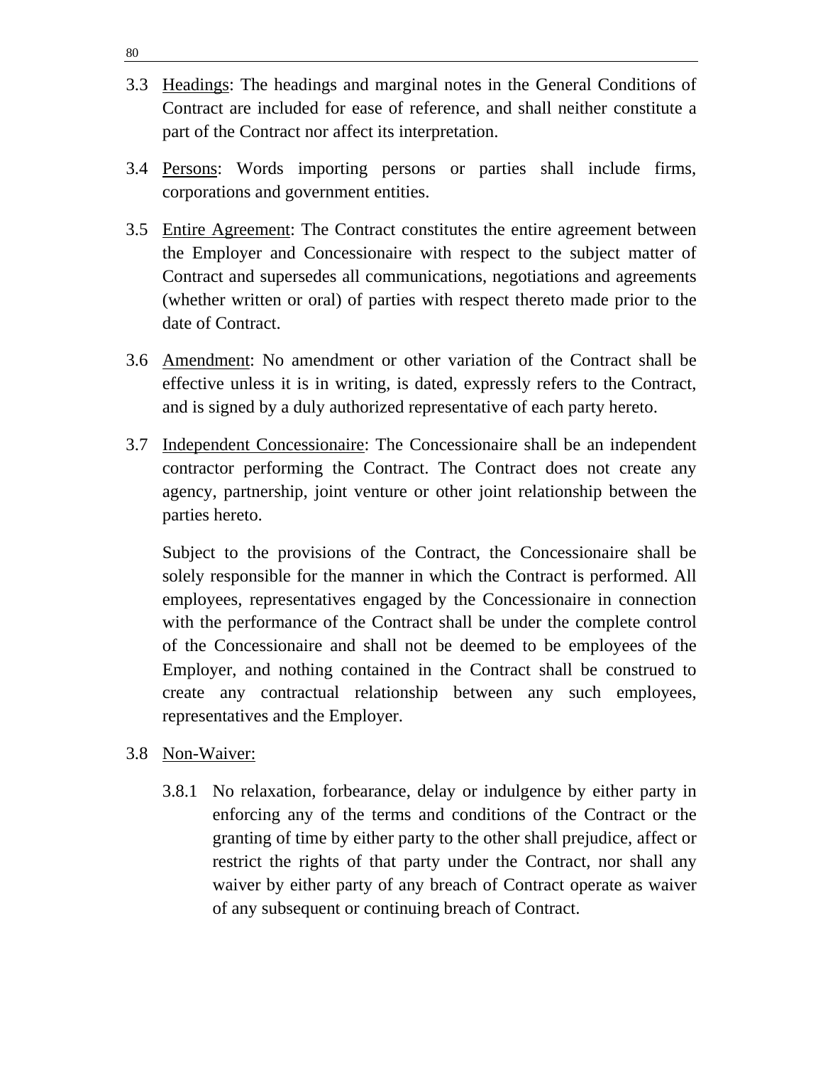3.3 Headings: The headings and marginal notes in the General Conditions of Contract are included for ease of reference, and shall neither constitute a part of the Contract nor affect its interpretation.

3.4 Persons: Words importing persons or parties shall include firms, corporations and government entities.

3.5 Entire Agreement: The Contract constitutes the entire agreement between the Employer and Concessionaire with respect to the subject matter of Contract and supersedes all communications, negotiations and agreements (whether written or oral) of parties with respect thereto made prior to the date of Contract.

3.6 Amendment: No amendment or other variation of the Contract shall be effective unless it is in writing, is dated, expressly refers to the Contract, and is signed by a duly authorized representative of each party hereto.

3.7 Independent Concessionaire: The Concessionaire shall be an independent contractor performing the Contract. The Contract does not create any agency, partnership, joint venture or other joint relationship between the parties hereto.

Subject to the provisions of the Contract, the Concessionaire shall be solely responsible for the manner in which the Contract is performed. All employees, representatives engaged by the Concessionaire in connection with the performance of the Contract shall be under the complete control of the Concessionaire and shall not be deemed to be employees of the Employer, and nothing contained in the Contract shall be construed to create any contractual relationship between any such employees, representatives and the Employer.

3.8 Non-Waiver:

3.8.1 No relaxation, forbearance, delay or indulgence by either party in enforcing any of the terms and conditions of the Contract or the granting of time by either party to the other shall prejudice, affect or restrict the rights of that party under the Contract, nor shall any waiver by either party of any breach of Contract operate as waiver of any subsequent or continuing breach of Contract.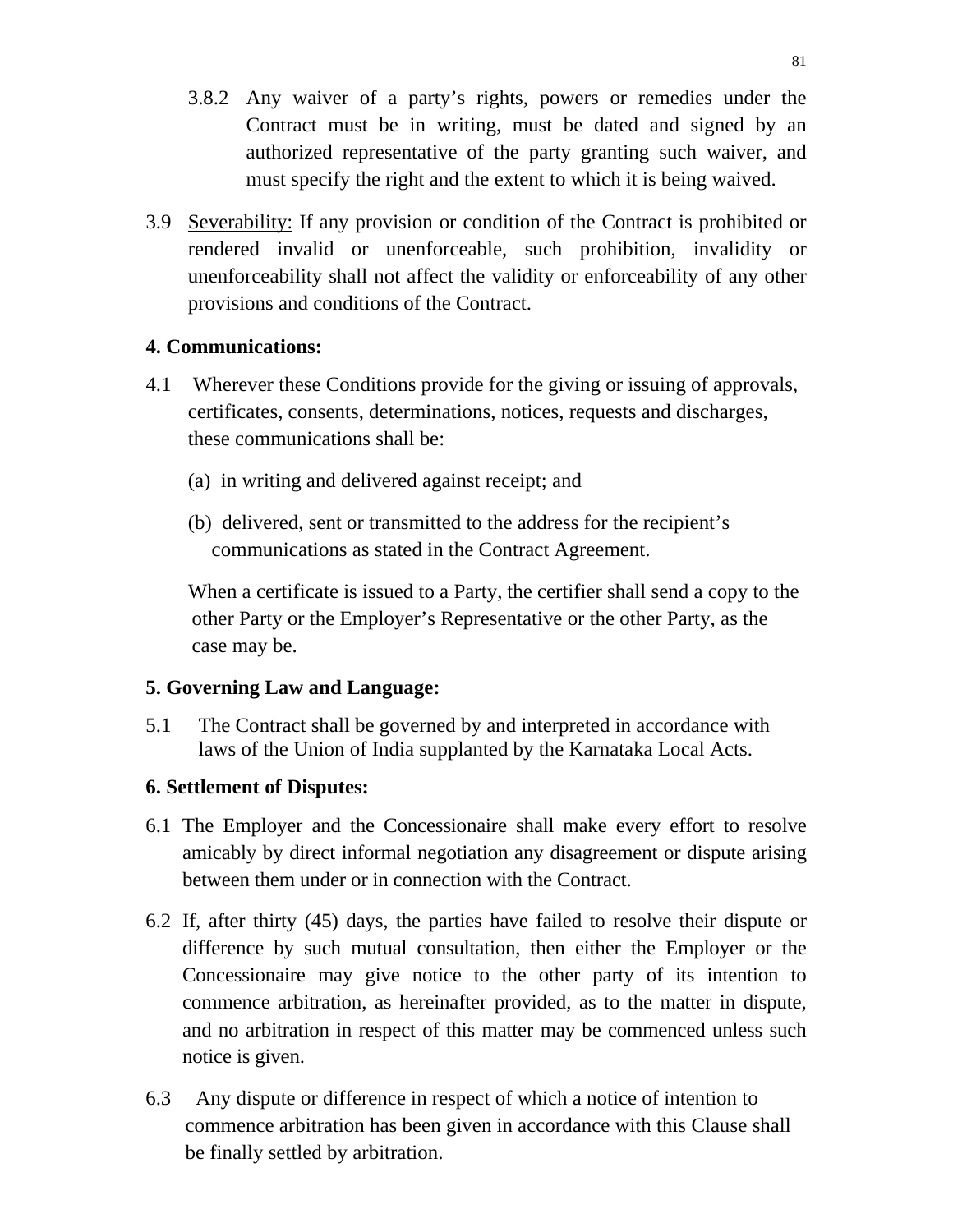3.8.2 Any waiver of a party's rights, powers or remedies under the Contract must be in writing, must be dated and signed by an authorized representative of the party granting such waiver, and must specify the right and the extent to which it is being waived.

3.9 Severability: If any provision or condition of the Contract is prohibited or rendered invalid or unenforceable, such prohibition, invalidity or unenforceability shall not affect the validity or enforceability of any other provisions and conditions of the Contract.

**4. Communications:**

4.1 Wherever these Conditions provide for the giving or issuing of approvals, certificates, consents, determinations, notices, requests and discharges, these communications shall be:

(a) in writing and delivered against receipt; and

(b) delivered, sent or transmitted to the address for the recipient's communications as stated in the Contract Agreement.

When a certificate is issued to a Party, the certifier shall send a copy to the other Party or the Employer's Representative or the other Party, as the case may be.

**5. Governing Law and Language:**

5.1 The Contract shall be governed by and interpreted in accordance with laws of the Union of India supplanted by the Karnataka Local Acts.

**6. Settlement of Disputes:**

6.1 The Employer and the Concessionaire shall make every effort to resolve amicably by direct informal negotiation any disagreement or dispute arising between them under or in connection with the Contract.

6.2 If, after thirty (45) days, the parties have failed to resolve their dispute or difference by such mutual consultation, then either the Employer or the Concessionaire may give notice to the other party of its intention to commence arbitration, as hereinafter provided, as to the matter in dispute, and no arbitration in respect of this matter may be commenced unless such notice is given.

6.3 Any dispute or difference in respect of which a notice of intention to commence arbitration has been given in accordance with this Clause shall be finally settled by arbitration.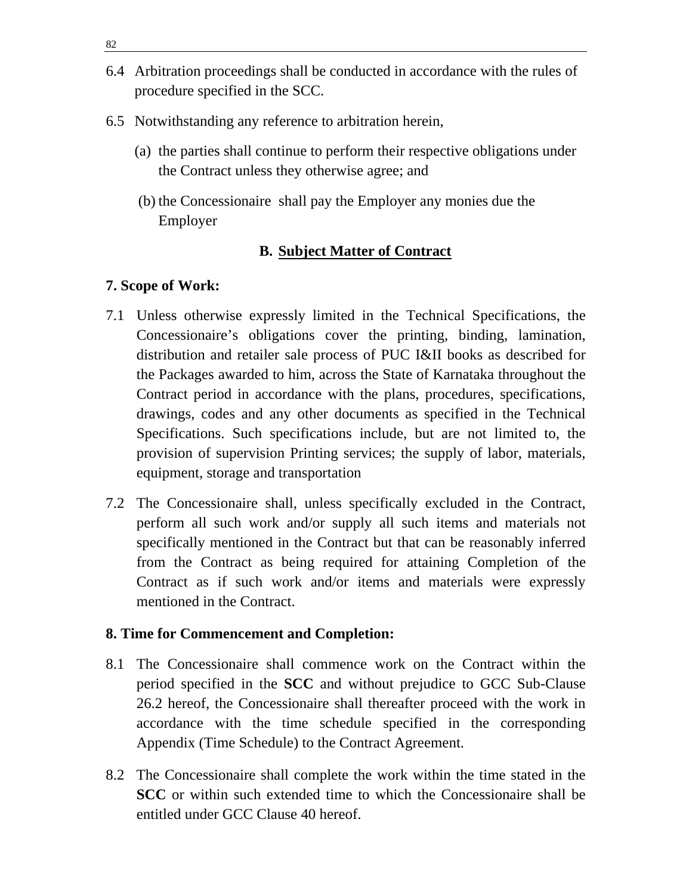6.4 Arbitration proceedings shall be conducted in accordance with the rules of procedure specified in the SCC.

6.5 Notwithstanding any reference to arbitration herein,

(a) the parties shall continue to perform their respective obligations under the Contract unless they otherwise agree; and

(b) the Concessionaire shall pay the Employer any monies due the Employer

## B. Subject Matter of Contract

### 7. Scope of Work:

7.1 Unless otherwise expressly limited in the Technical Specifications, the Concessionaire's obligations cover the printing, binding, lamination, distribution and retailer sale process of PUC I&II books as described for the Packages awarded to him, across the State of Karnataka throughout the Contract period in accordance with the plans, procedures, specifications, drawings, codes and any other documents as specified in the Technical Specifications. Such specifications include, but are not limited to, the provision of supervision Printing services; the supply of labor, materials, equipment, storage and transportation

7.2 The Concessionaire shall, unless specifically excluded in the Contract, perform all such work and/or supply all such items and materials not specifically mentioned in the Contract but that can be reasonably inferred from the Contract as being required for attaining Completion of the Contract as if such work and/or items and materials were expressly mentioned in the Contract.

### 8. Time for Commencement and Completion:

8.1 The Concessionaire shall commence work on the Contract within the period specified in the **SCC** and without prejudice to GCC Sub-Clause 26.2 hereof, the Concessionaire shall thereafter proceed with the work in accordance with the time schedule specified in the corresponding Appendix (Time Schedule) to the Contract Agreement.

8.2 The Concessionaire shall complete the work within the time stated in the **SCC** or within such extended time to which the Concessionaire shall be entitled under GCC Clause 40 hereof.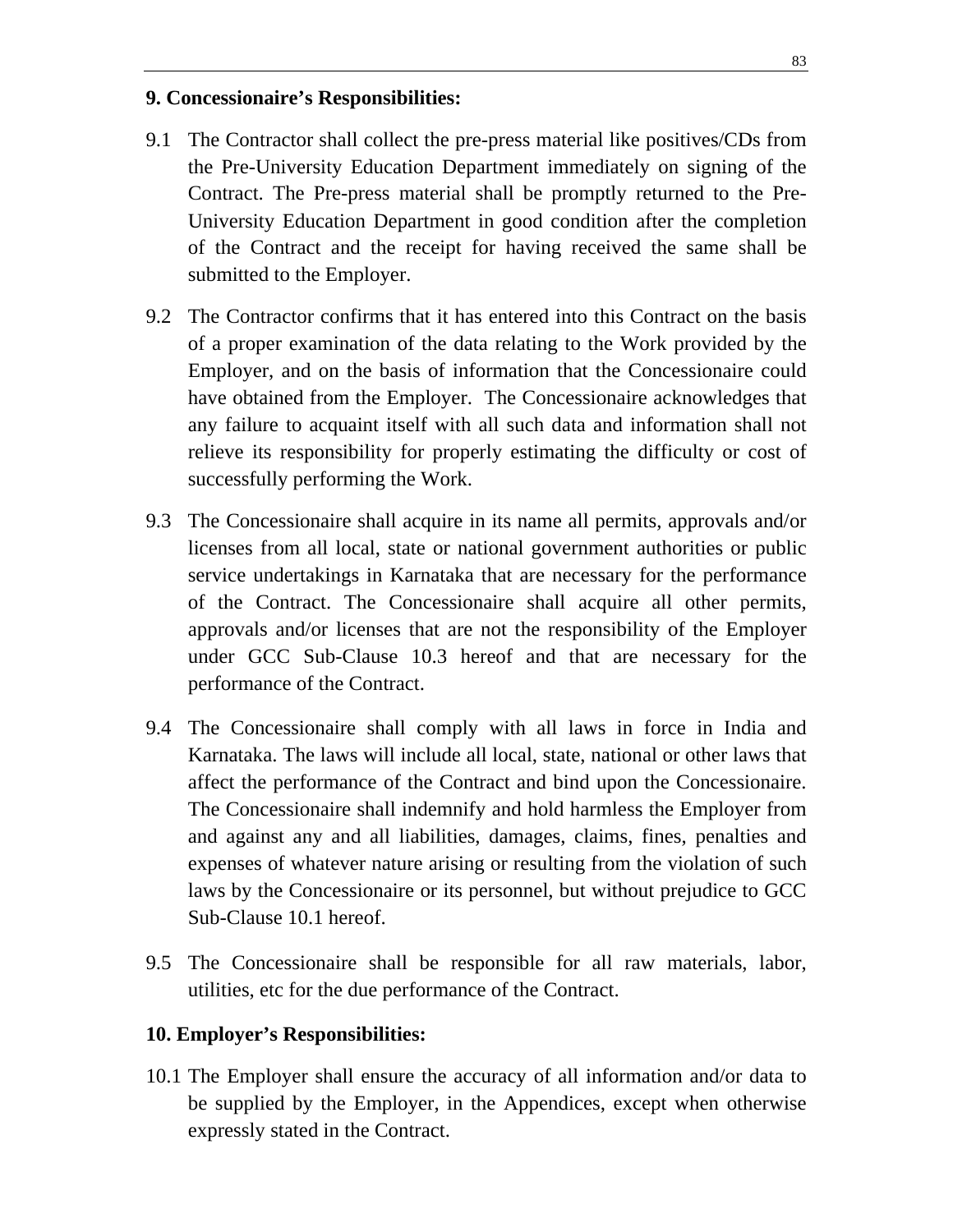**9. Concessionaire's Responsibilities:**

9.1 The Contractor shall collect the pre-press material like positives/CDs from the Pre-University Education Department immediately on signing of the Contract. The Pre-press material shall be promptly returned to the Pre-University Education Department in good condition after the completion of the Contract and the receipt for having received the same shall be submitted to the Employer.

9.2 The Contractor confirms that it has entered into this Contract on the basis of a proper examination of the data relating to the Work provided by the Employer, and on the basis of information that the Concessionaire could have obtained from the Employer. The Concessionaire acknowledges that any failure to acquaint itself with all such data and information shall not relieve its responsibility for properly estimating the difficulty or cost of successfully performing the Work.

9.3 The Concessionaire shall acquire in its name all permits, approvals and/or licenses from all local, state or national government authorities or public service undertakings in Karnataka that are necessary for the performance of the Contract. The Concessionaire shall acquire all other permits, approvals and/or licenses that are not the responsibility of the Employer under GCC Sub-Clause 10.3 hereof and that are necessary for the performance of the Contract.

9.4 The Concessionaire shall comply with all laws in force in India and Karnataka. The laws will include all local, state, national or other laws that affect the performance of the Contract and bind upon the Concessionaire. The Concessionaire shall indemnify and hold harmless the Employer from and against any and all liabilities, damages, claims, fines, penalties and expenses of whatever nature arising or resulting from the violation of such laws by the Concessionaire or its personnel, but without prejudice to GCC Sub-Clause 10.1 hereof.

9.5 The Concessionaire shall be responsible for all raw materials, labor, utilities, etc for the due performance of the Contract.

**10. Employer's Responsibilities:**

10.1 The Employer shall ensure the accuracy of all information and/or data to be supplied by the Employer, in the Appendices, except when otherwise expressly stated in the Contract.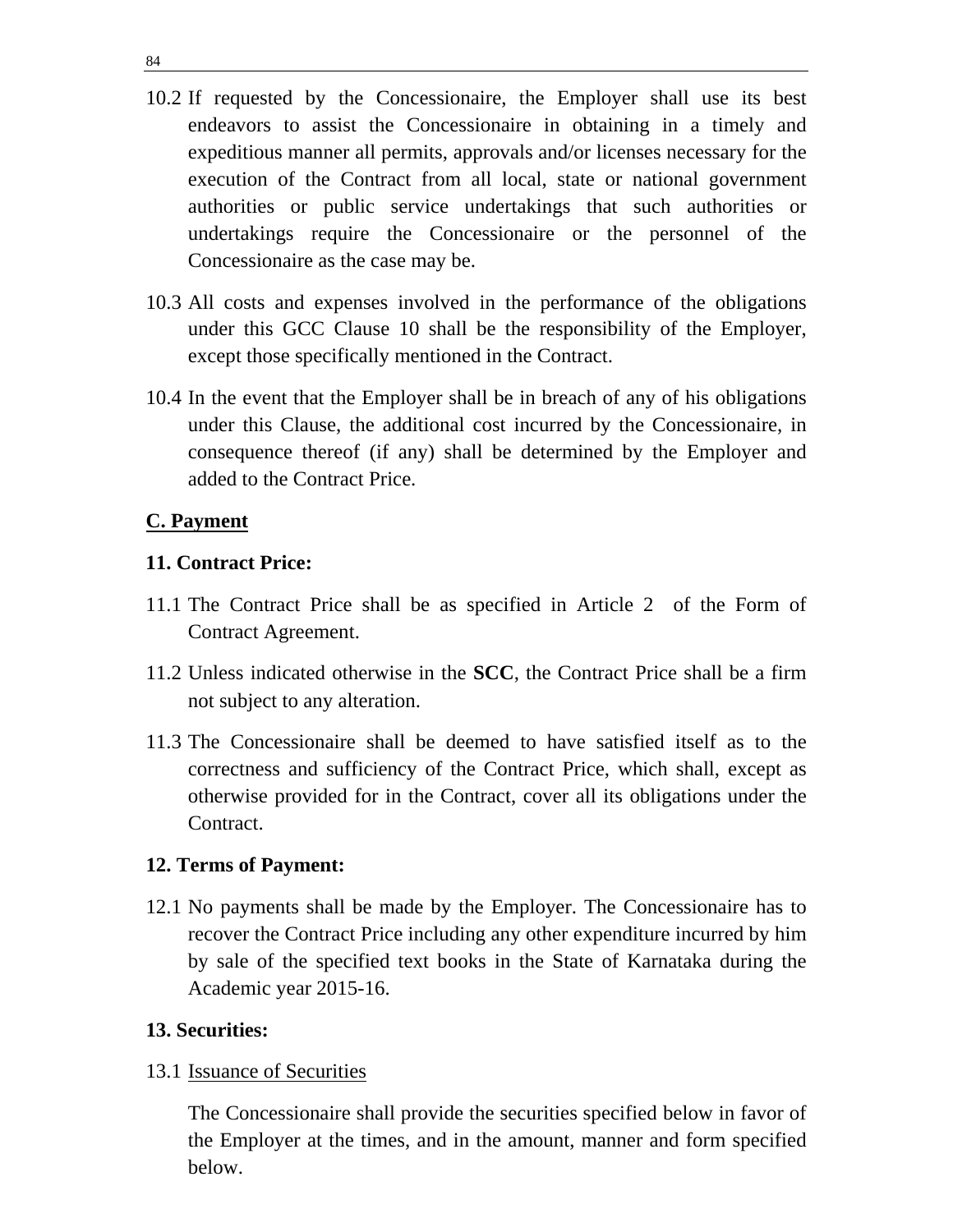10.2 If requested by the Concessionaire, the Employer shall use its best endeavors to assist the Concessionaire in obtaining in a timely and expeditious manner all permits, approvals and/or licenses necessary for the execution of the Contract from all local, state or national government authorities or public service undertakings that such authorities or undertakings require the Concessionaire or the personnel of the Concessionaire as the case may be.

10.3 All costs and expenses involved in the performance of the obligations under this GCC Clause 10 shall be the responsibility of the Employer, except those specifically mentioned in the Contract.

10.4 In the event that the Employer shall be in breach of any of his obligations under this Clause, the additional cost incurred by the Concessionaire, in consequence thereof (if any) shall be determined by the Employer and added to the Contract Price.

## C. Payment

### 11. Contract Price:

11.1 The Contract Price shall be as specified in Article 2 of the Form of Contract Agreement.

11.2 Unless indicated otherwise in the **SCC**, the Contract Price shall be a firm not subject to any alteration.

11.3 The Concessionaire shall be deemed to have satisfied itself as to the correctness and sufficiency of the Contract Price, which shall, except as otherwise provided for in the Contract, cover all its obligations under the Contract.

### 12. Terms of Payment:

12.1 No payments shall be made by the Employer. The Concessionaire has to recover the Contract Price including any other expenditure incurred by him by sale of the specified text books in the State of Karnataka during the Academic year 2015-16.

### 13. Securities:

13.1 Issuance of Securities

The Concessionaire shall provide the securities specified below in favor of the Employer at the times, and in the amount, manner and form specified below.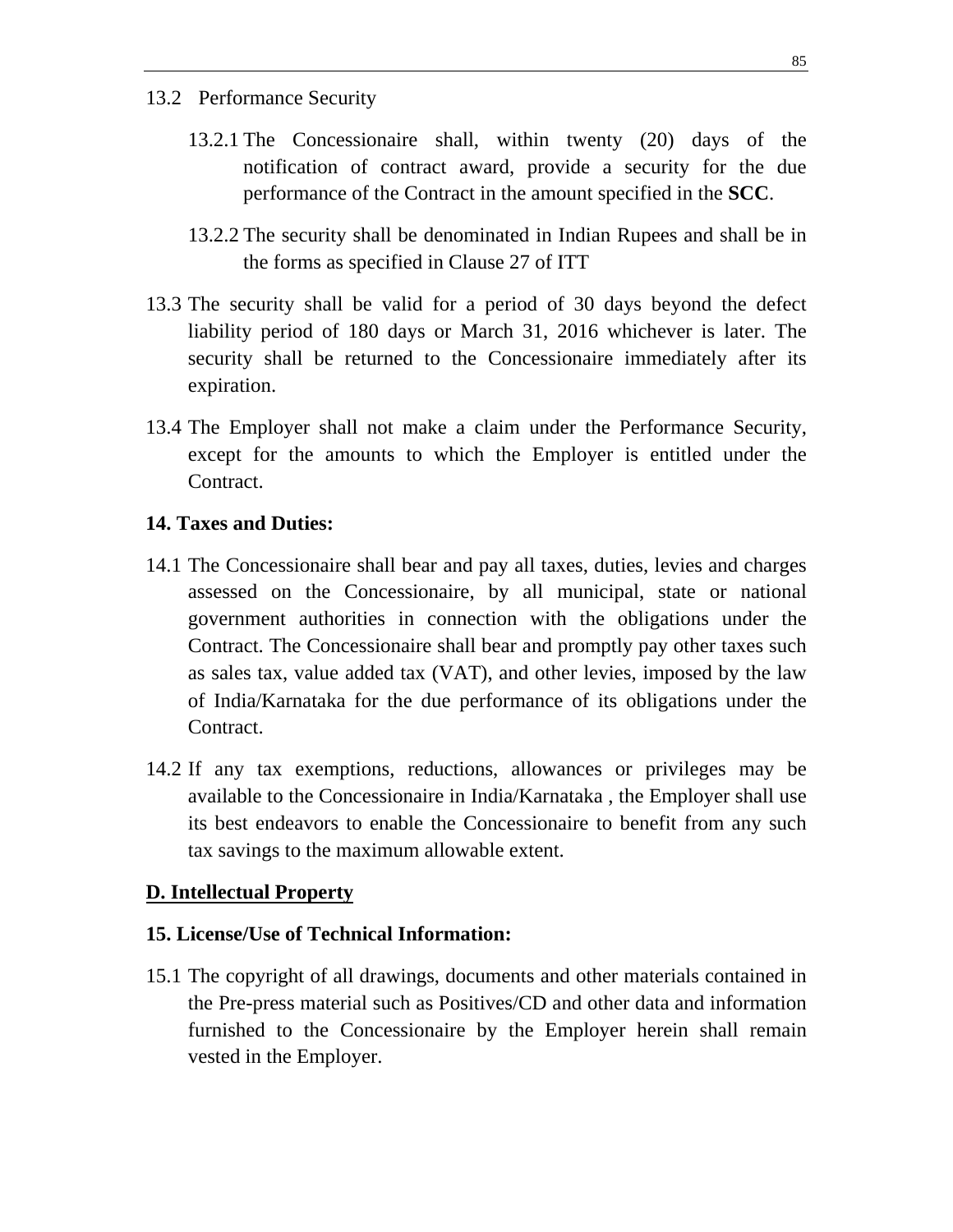13.2 Performance Security

13.2.1 The Concessionaire shall, within twenty (20) days of the notification of contract award, provide a security for the due performance of the Contract in the amount specified in the **SCC**.

13.2.2 The security shall be denominated in Indian Rupees and shall be in the forms as specified in Clause 27 of ITT

13.3 The security shall be valid for a period of 30 days beyond the defect liability period of 180 days or March 31, 2016 whichever is later. The security shall be returned to the Concessionaire immediately after its expiration.

13.4 The Employer shall not make a claim under the Performance Security, except for the amounts to which the Employer is entitled under the Contract.

**14. Taxes and Duties:**

14.1 The Concessionaire shall bear and pay all taxes, duties, levies and charges assessed on the Concessionaire, by all municipal, state or national government authorities in connection with the obligations under the Contract. The Concessionaire shall bear and promptly pay other taxes such as sales tax, value added tax (VAT), and other levies, imposed by the law of India/Karnataka for the due performance of its obligations under the Contract.

14.2 If any tax exemptions, reductions, allowances or privileges may be available to the Concessionaire in India/Karnataka , the Employer shall use its best endeavors to enable the Concessionaire to benefit from any such tax savings to the maximum allowable extent.

**D. Intellectual Property**

**15. License/Use of Technical Information:**

15.1 The copyright of all drawings, documents and other materials contained in the Pre-press material such as Positives/CD and other data and information furnished to the Concessionaire by the Employer herein shall remain vested in the Employer.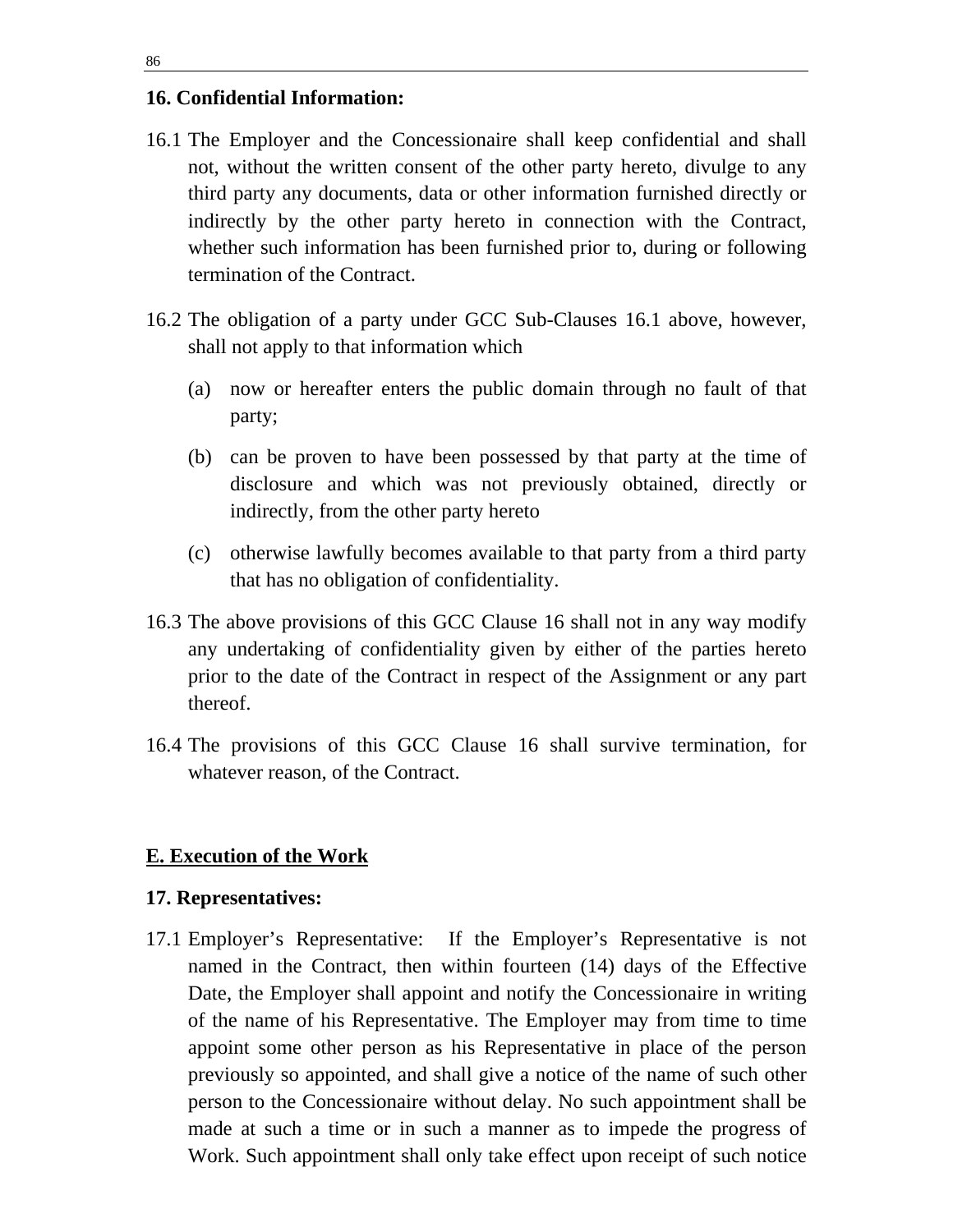**16. Confidential Information:**

16.1 The Employer and the Concessionaire shall keep confidential and shall not, without the written consent of the other party hereto, divulge to any third party any documents, data or other information furnished directly or indirectly by the other party hereto in connection with the Contract, whether such information has been furnished prior to, during or following termination of the Contract.

16.2 The obligation of a party under GCC Sub-Clauses 16.1 above, however, shall not apply to that information which

(a) now or hereafter enters the public domain through no fault of that party;

(b) can be proven to have been possessed by that party at the time of disclosure and which was not previously obtained, directly or indirectly, from the other party hereto

(c) otherwise lawfully becomes available to that party from a third party that has no obligation of confidentiality.

16.3 The above provisions of this GCC Clause 16 shall not in any way modify any undertaking of confidentiality given by either of the parties hereto prior to the date of the Contract in respect of the Assignment or any part thereof.

16.4 The provisions of this GCC Clause 16 shall survive termination, for whatever reason, of the Contract.

## E. Execution of the Work

**17. Representatives:**

17.1 Employer's Representative: If the Employer's Representative is not named in the Contract, then within fourteen (14) days of the Effective Date, the Employer shall appoint and notify the Concessionaire in writing of the name of his Representative. The Employer may from time to time appoint some other person as his Representative in place of the person previously so appointed, and shall give a notice of the name of such other person to the Concessionaire without delay. No such appointment shall be made at such a time or in such a manner as to impede the progress of Work. Such appointment shall only take effect upon receipt of such notice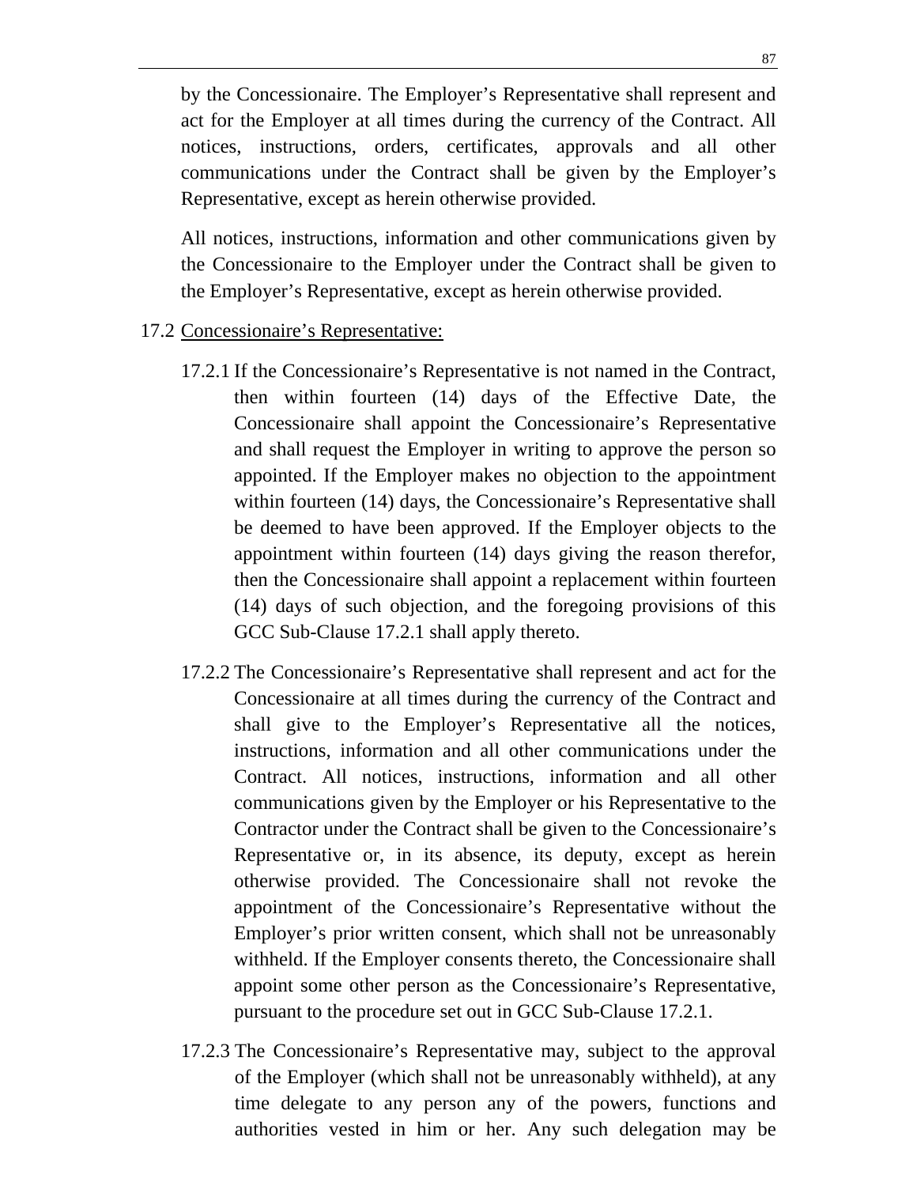by the Concessionaire. The Employer's Representative shall represent and act for the Employer at all times during the currency of the Contract. All notices, instructions, orders, certificates, approvals and all other communications under the Contract shall be given by the Employer's Representative, except as herein otherwise provided.

All notices, instructions, information and other communications given by the Concessionaire to the Employer under the Contract shall be given to the Employer's Representative, except as herein otherwise provided.

17.2 <u>Concessionaire's Representative:</u>

17.2.1 If the Concessionaire's Representative is not named in the Contract, then within fourteen (14) days of the Effective Date, the Concessionaire shall appoint the Concessionaire's Representative and shall request the Employer in writing to approve the person so appointed. If the Employer makes no objection to the appointment within fourteen (14) days, the Concessionaire's Representative shall be deemed to have been approved. If the Employer objects to the appointment within fourteen (14) days giving the reason therefor, then the Concessionaire shall appoint a replacement within fourteen (14) days of such objection, and the foregoing provisions of this GCC Sub-Clause 17.2.1 shall apply thereto.

17.2.2 The Concessionaire's Representative shall represent and act for the Concessionaire at all times during the currency of the Contract and shall give to the Employer's Representative all the notices, instructions, information and all other communications under the Contract. All notices, instructions, information and all other communications given by the Employer or his Representative to the Contractor under the Contract shall be given to the Concessionaire's Representative or, in its absence, its deputy, except as herein otherwise provided. The Concessionaire shall not revoke the appointment of the Concessionaire's Representative without the Employer's prior written consent, which shall not be unreasonably withheld. If the Employer consents thereto, the Concessionaire shall appoint some other person as the Concessionaire's Representative, pursuant to the procedure set out in GCC Sub-Clause 17.2.1.

17.2.3 The Concessionaire's Representative may, subject to the approval of the Employer (which shall not be unreasonably withheld), at any time delegate to any person any of the powers, functions and authorities vested in him or her. Any such delegation may be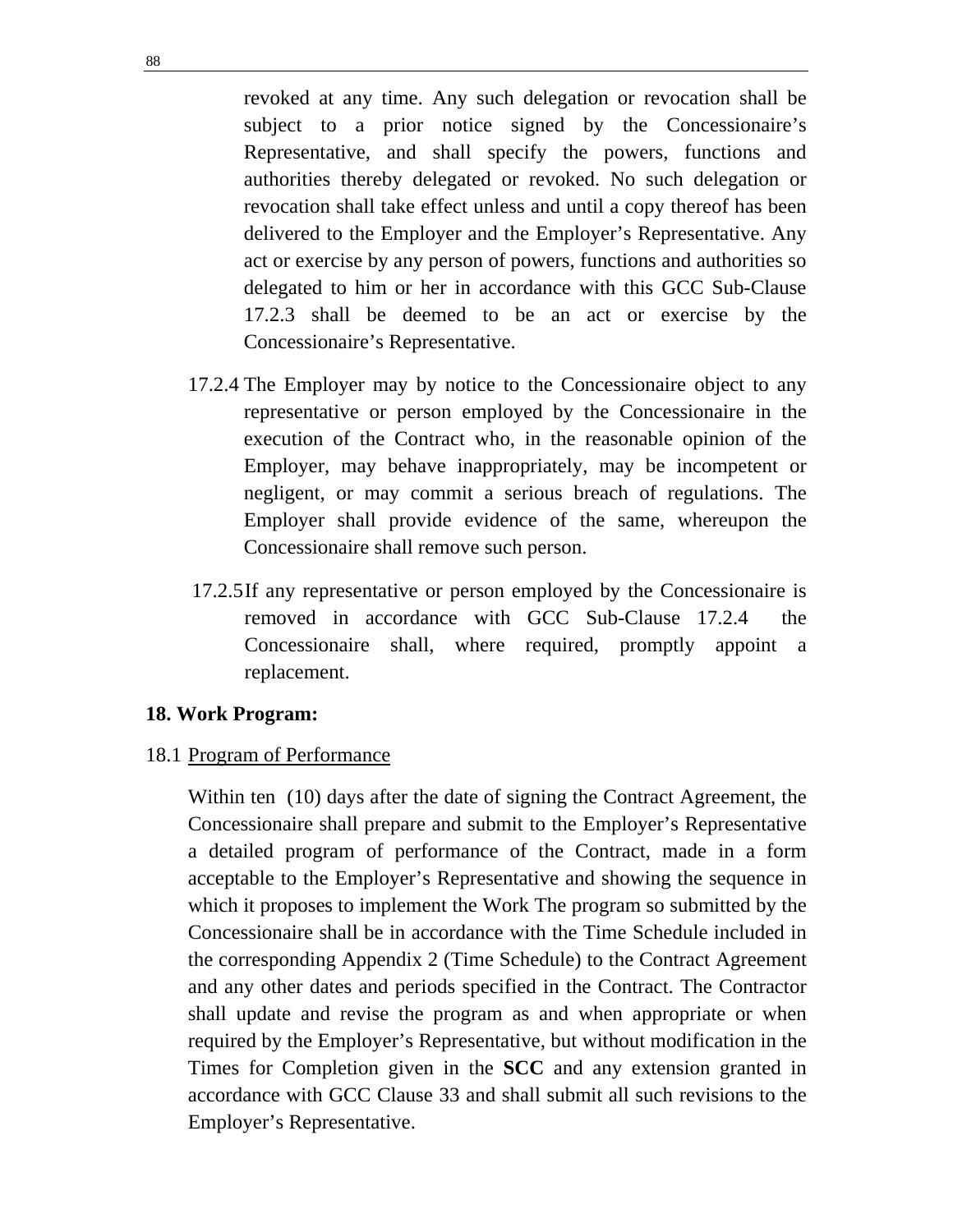revoked at any time. Any such delegation or revocation shall be subject to a prior notice signed by the Concessionaire's Representative, and shall specify the powers, functions and authorities thereby delegated or revoked. No such delegation or revocation shall take effect unless and until a copy thereof has been delivered to the Employer and the Employer's Representative. Any act or exercise by any person of powers, functions and authorities so delegated to him or her in accordance with this GCC Sub-Clause 17.2.3 shall be deemed to be an act or exercise by the Concessionaire's Representative.

17.2.4 The Employer may by notice to the Concessionaire object to any representative or person employed by the Concessionaire in the execution of the Contract who, in the reasonable opinion of the Employer, may behave inappropriately, may be incompetent or negligent, or may commit a serious breach of regulations. The Employer shall provide evidence of the same, whereupon the Concessionaire shall remove such person.

17.2.5 If any representative or person employed by the Concessionaire is removed in accordance with GCC Sub-Clause 17.2.4 the Concessionaire shall, where required, promptly appoint a replacement.

**18. Work Program:**

18.1 Program of Performance

Within ten (10) days after the date of signing the Contract Agreement, the Concessionaire shall prepare and submit to the Employer's Representative a detailed program of performance of the Contract, made in a form acceptable to the Employer's Representative and showing the sequence in which it proposes to implement the Work The program so submitted by the Concessionaire shall be in accordance with the Time Schedule included in the corresponding Appendix 2 (Time Schedule) to the Contract Agreement and any other dates and periods specified in the Contract. The Contractor shall update and revise the program as and when appropriate or when required by the Employer's Representative, but without modification in the Times for Completion given in the **SCC** and any extension granted in accordance with GCC Clause 33 and shall submit all such revisions to the Employer's Representative.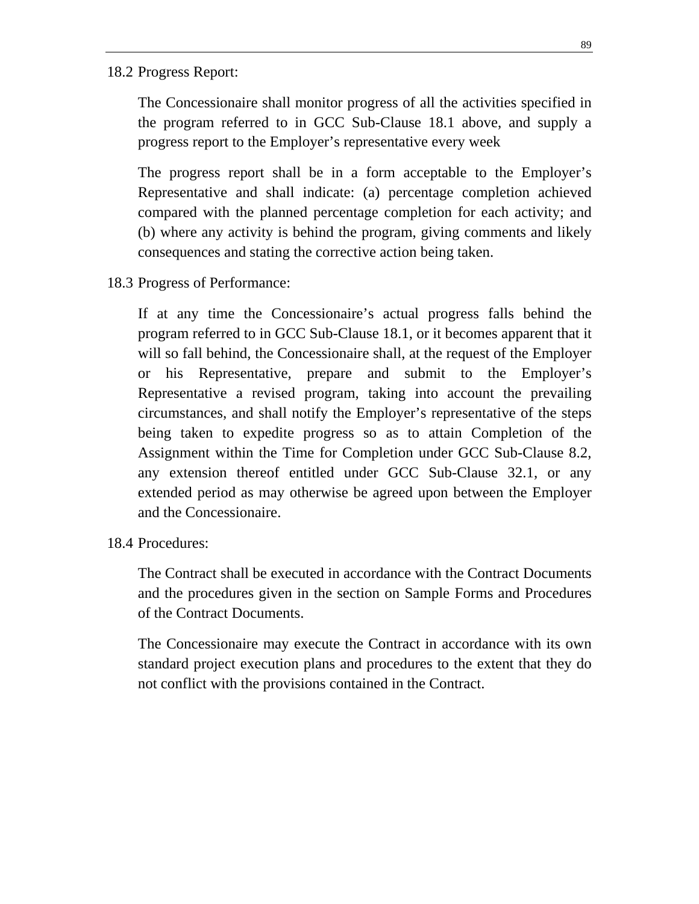18.2 Progress Report:

The Concessionaire shall monitor progress of all the activities specified in the program referred to in GCC Sub-Clause 18.1 above, and supply a progress report to the Employer’s representative every week

The progress report shall be in a form acceptable to the Employer’s Representative and shall indicate: (a) percentage completion achieved compared with the planned percentage completion for each activity; and (b) where any activity is behind the program, giving comments and likely consequences and stating the corrective action being taken.

18.3 Progress of Performance:

If at any time the Concessionaire’s actual progress falls behind the program referred to in GCC Sub-Clause 18.1, or it becomes apparent that it will so fall behind, the Concessionaire shall, at the request of the Employer or his Representative, prepare and submit to the Employer’s Representative a revised program, taking into account the prevailing circumstances, and shall notify the Employer’s representative of the steps being taken to expedite progress so as to attain Completion of the Assignment within the Time for Completion under GCC Sub-Clause 8.2, any extension thereof entitled under GCC Sub-Clause 32.1, or any extended period as may otherwise be agreed upon between the Employer and the Concessionaire.

18.4 Procedures:

The Contract shall be executed in accordance with the Contract Documents and the procedures given in the section on Sample Forms and Procedures of the Contract Documents.

The Concessionaire may execute the Contract in accordance with its own standard project execution plans and procedures to the extent that they do not conflict with the provisions contained in the Contract.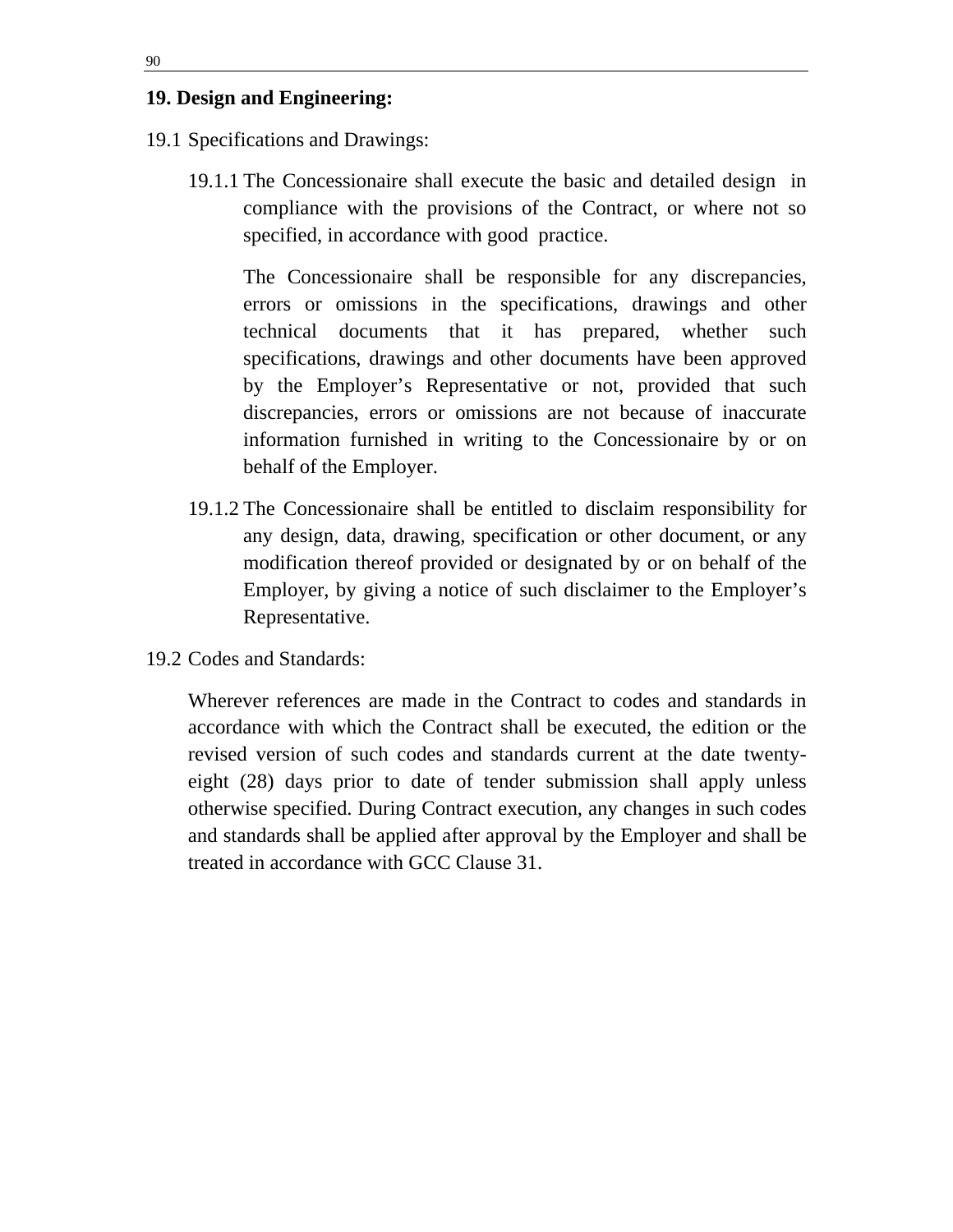## 19. Design and Engineering:

19.1 Specifications and Drawings:

19.1.1 The Concessionaire shall execute the basic and detailed design in compliance with the provisions of the Contract, or where not so specified, in accordance with good practice.

The Concessionaire shall be responsible for any discrepancies, errors or omissions in the specifications, drawings and other technical documents that it has prepared, whether such specifications, drawings and other documents have been approved by the Employer's Representative or not, provided that such discrepancies, errors or omissions are not because of inaccurate information furnished in writing to the Concessionaire by or on behalf of the Employer.

19.1.2 The Concessionaire shall be entitled to disclaim responsibility for any design, data, drawing, specification or other document, or any modification thereof provided or designated by or on behalf of the Employer, by giving a notice of such disclaimer to the Employer's Representative.

19.2 Codes and Standards:

Wherever references are made in the Contract to codes and standards in accordance with which the Contract shall be executed, the edition or the revised version of such codes and standards current at the date twenty-eight (28) days prior to date of tender submission shall apply unless otherwise specified. During Contract execution, any changes in such codes and standards shall be applied after approval by the Employer and shall be treated in accordance with GCC Clause 31.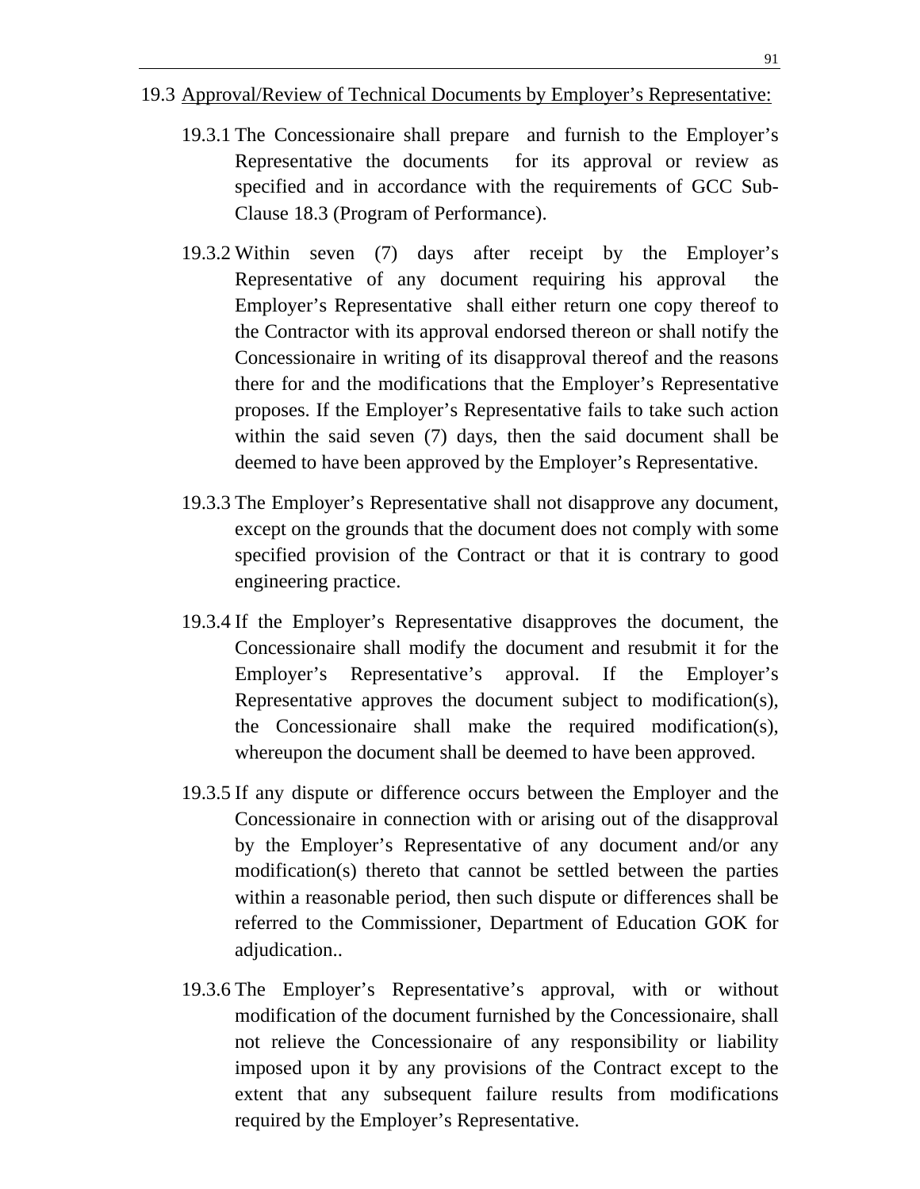19.3 <u>Approval/Review of Technical Documents by Employer's Representative:</u>

19.3.1 The Concessionaire shall prepare and furnish to the Employer's Representative the documents for its approval or review as specified and in accordance with the requirements of GCC Sub-Clause 18.3 (Program of Performance).

19.3.2 Within seven (7) days after receipt by the Employer's Representative of any document requiring his approval the Employer's Representative shall either return one copy thereof to the Contractor with its approval endorsed thereon or shall notify the Concessionaire in writing of its disapproval thereof and the reasons there for and the modifications that the Employer's Representative proposes. If the Employer's Representative fails to take such action within the said seven (7) days, then the said document shall be deemed to have been approved by the Employer's Representative.

19.3.3 The Employer's Representative shall not disapprove any document, except on the grounds that the document does not comply with some specified provision of the Contract or that it is contrary to good engineering practice.

19.3.4 If the Employer's Representative disapproves the document, the Concessionaire shall modify the document and resubmit it for the Employer's Representative's approval. If the Employer's Representative approves the document subject to modification(s), the Concessionaire shall make the required modification(s), whereupon the document shall be deemed to have been approved.

19.3.5 If any dispute or difference occurs between the Employer and the Concessionaire in connection with or arising out of the disapproval by the Employer's Representative of any document and/or any modification(s) thereto that cannot be settled between the parties within a reasonable period, then such dispute or differences shall be referred to the Commissioner, Department of Education GOK for adjudication..

19.3.6 The Employer's Representative's approval, with or without modification of the document furnished by the Concessionaire, shall not relieve the Concessionaire of any responsibility or liability imposed upon it by any provisions of the Contract except to the extent that any subsequent failure results from modifications required by the Employer's Representative.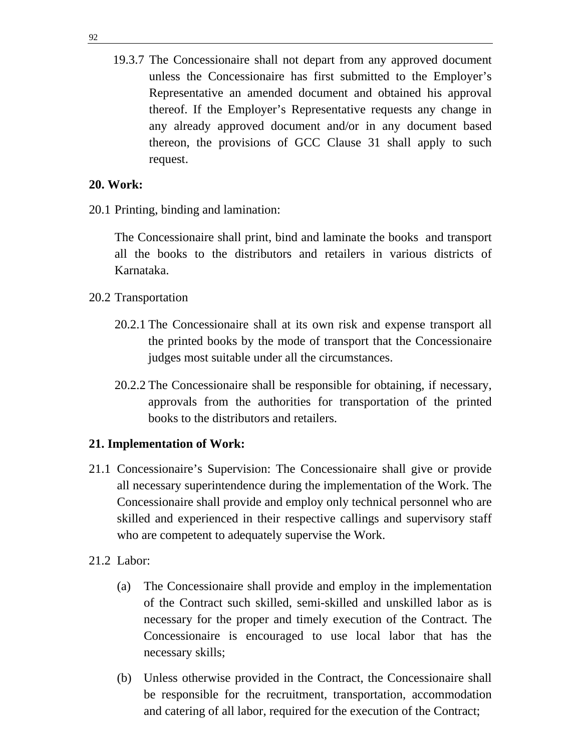19.3.7 The Concessionaire shall not depart from any approved document unless the Concessionaire has first submitted to the Employer's Representative an amended document and obtained his approval thereof. If the Employer's Representative requests any change in any already approved document and/or in any document based thereon, the provisions of GCC Clause 31 shall apply to such request.

**20. Work:**

20.1 Printing, binding and lamination:

The Concessionaire shall print, bind and laminate the books and transport all the books to the distributors and retailers in various districts of Karnataka.

20.2 Transportation

20.2.1 The Concessionaire shall at its own risk and expense transport all the printed books by the mode of transport that the Concessionaire judges most suitable under all the circumstances.

20.2.2 The Concessionaire shall be responsible for obtaining, if necessary, approvals from the authorities for transportation of the printed books to the distributors and retailers.

**21. Implementation of Work:**

21.1 Concessionaire's Supervision: The Concessionaire shall give or provide all necessary superintendence during the implementation of the Work. The Concessionaire shall provide and employ only technical personnel who are skilled and experienced in their respective callings and supervisory staff who are competent to adequately supervise the Work.

21.2 Labor:

(a) The Concessionaire shall provide and employ in the implementation of the Contract such skilled, semi-skilled and unskilled labor as is necessary for the proper and timely execution of the Contract. The Concessionaire is encouraged to use local labor that has the necessary skills;

(b) Unless otherwise provided in the Contract, the Concessionaire shall be responsible for the recruitment, transportation, accommodation and catering of all labor, required for the execution of the Contract;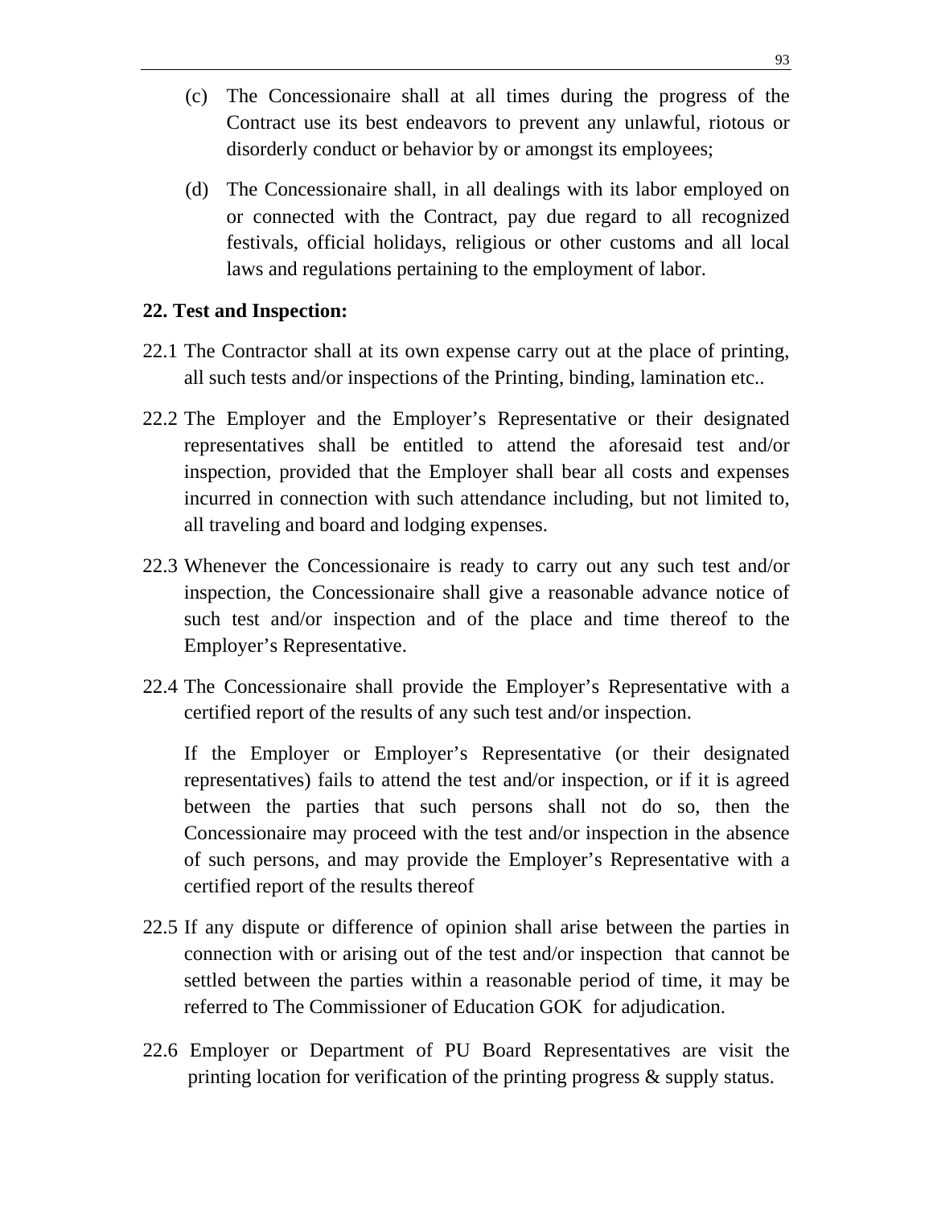(c) The Concessionaire shall at all times during the progress of the Contract use its best endeavors to prevent any unlawful, riotous or disorderly conduct or behavior by or amongst its employees;

(d) The Concessionaire shall, in all dealings with its labor employed on or connected with the Contract, pay due regard to all recognized festivals, official holidays, religious or other customs and all local laws and regulations pertaining to the employment of labor.

**22. Test and Inspection:**

22.1 The Contractor shall at its own expense carry out at the place of printing, all such tests and/or inspections of the Printing, binding, lamination etc..

22.2 The Employer and the Employer's Representative or their designated representatives shall be entitled to attend the aforesaid test and/or inspection, provided that the Employer shall bear all costs and expenses incurred in connection with such attendance including, but not limited to, all traveling and board and lodging expenses.

22.3 Whenever the Concessionaire is ready to carry out any such test and/or inspection, the Concessionaire shall give a reasonable advance notice of such test and/or inspection and of the place and time thereof to the Employer's Representative.

22.4 The Concessionaire shall provide the Employer's Representative with a certified report of the results of any such test and/or inspection.

If the Employer or Employer's Representative (or their designated representatives) fails to attend the test and/or inspection, or if it is agreed between the parties that such persons shall not do so, then the Concessionaire may proceed with the test and/or inspection in the absence of such persons, and may provide the Employer's Representative with a certified report of the results thereof

22.5 If any dispute or difference of opinion shall arise between the parties in connection with or arising out of the test and/or inspection that cannot be settled between the parties within a reasonable period of time, it may be referred to The Commissioner of Education GOK for adjudication.

22.6 Employer or Department of PU Board Representatives are visit the printing location for verification of the printing progress & supply status.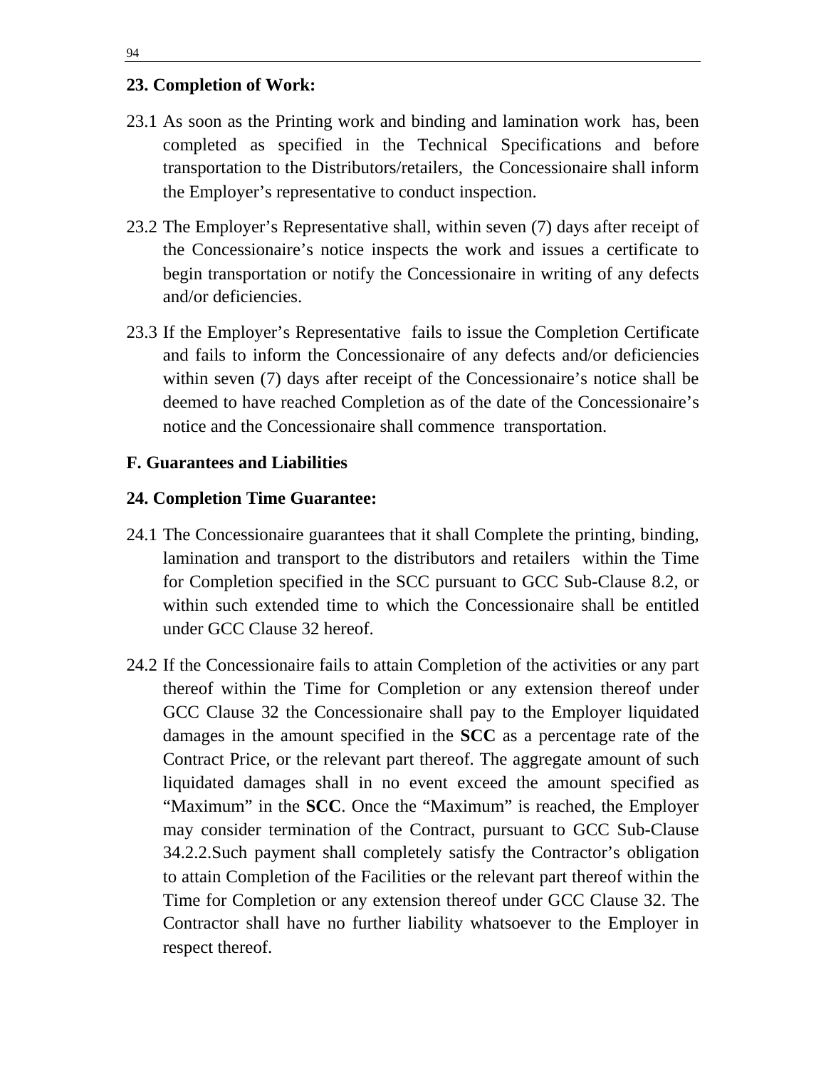**23. Completion of Work:**

23.1 As soon as the Printing work and binding and lamination work has, been completed as specified in the Technical Specifications and before transportation to the Distributors/retailers, the Concessionaire shall inform the Employer's representative to conduct inspection.

23.2 The Employer's Representative shall, within seven (7) days after receipt of the Concessionaire's notice inspects the work and issues a certificate to begin transportation or notify the Concessionaire in writing of any defects and/or deficiencies.

23.3 If the Employer's Representative fails to issue the Completion Certificate and fails to inform the Concessionaire of any defects and/or deficiencies within seven (7) days after receipt of the Concessionaire's notice shall be deemed to have reached Completion as of the date of the Concessionaire's notice and the Concessionaire shall commence transportation.

**F. Guarantees and Liabilities**

**24. Completion Time Guarantee:**

24.1 The Concessionaire guarantees that it shall Complete the printing, binding, lamination and transport to the distributors and retailers within the Time for Completion specified in the SCC pursuant to GCC Sub-Clause 8.2, or within such extended time to which the Concessionaire shall be entitled under GCC Clause 32 hereof.

24.2 If the Concessionaire fails to attain Completion of the activities or any part thereof within the Time for Completion or any extension thereof under GCC Clause 32 the Concessionaire shall pay to the Employer liquidated damages in the amount specified in the **SCC** as a percentage rate of the Contract Price, or the relevant part thereof. The aggregate amount of such liquidated damages shall in no event exceed the amount specified as "Maximum" in the **SCC**. Once the "Maximum" is reached, the Employer may consider termination of the Contract, pursuant to GCC Sub-Clause 34.2.2.Such payment shall completely satisfy the Contractor's obligation to attain Completion of the Facilities or the relevant part thereof within the Time for Completion or any extension thereof under GCC Clause 32. The Contractor shall have no further liability whatsoever to the Employer in respect thereof.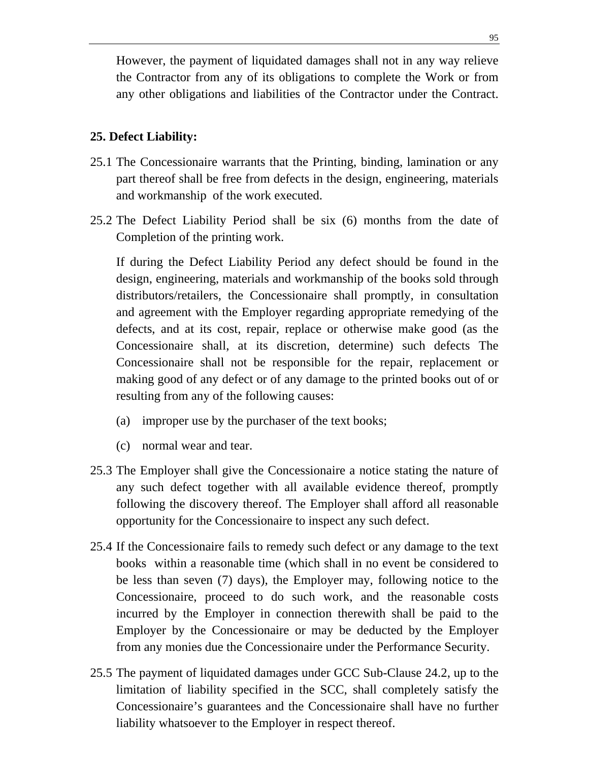However, the payment of liquidated damages shall not in any way relieve the Contractor from any of its obligations to complete the Work or from any other obligations and liabilities of the Contractor under the Contract.

**25. Defect Liability:**

25.1 The Concessionaire warrants that the Printing, binding, lamination or any part thereof shall be free from defects in the design, engineering, materials and workmanship of the work executed.

25.2 The Defect Liability Period shall be six (6) months from the date of Completion of the printing work.

If during the Defect Liability Period any defect should be found in the design, engineering, materials and workmanship of the books sold through distributors/retailers, the Concessionaire shall promptly, in consultation and agreement with the Employer regarding appropriate remedying of the defects, and at its cost, repair, replace or otherwise make good (as the Concessionaire shall, at its discretion, determine) such defects The Concessionaire shall not be responsible for the repair, replacement or making good of any defect or of any damage to the printed books out of or resulting from any of the following causes:

(a) improper use by the purchaser of the text books;

(c) normal wear and tear.

25.3 The Employer shall give the Concessionaire a notice stating the nature of any such defect together with all available evidence thereof, promptly following the discovery thereof. The Employer shall afford all reasonable opportunity for the Concessionaire to inspect any such defect.

25.4 If the Concessionaire fails to remedy such defect or any damage to the text books within a reasonable time (which shall in no event be considered to be less than seven (7) days), the Employer may, following notice to the Concessionaire, proceed to do such work, and the reasonable costs incurred by the Employer in connection therewith shall be paid to the Employer by the Concessionaire or may be deducted by the Employer from any monies due the Concessionaire under the Performance Security.

25.5 The payment of liquidated damages under GCC Sub-Clause 24.2, up to the limitation of liability specified in the SCC, shall completely satisfy the Concessionaire's guarantees and the Concessionaire shall have no further liability whatsoever to the Employer in respect thereof.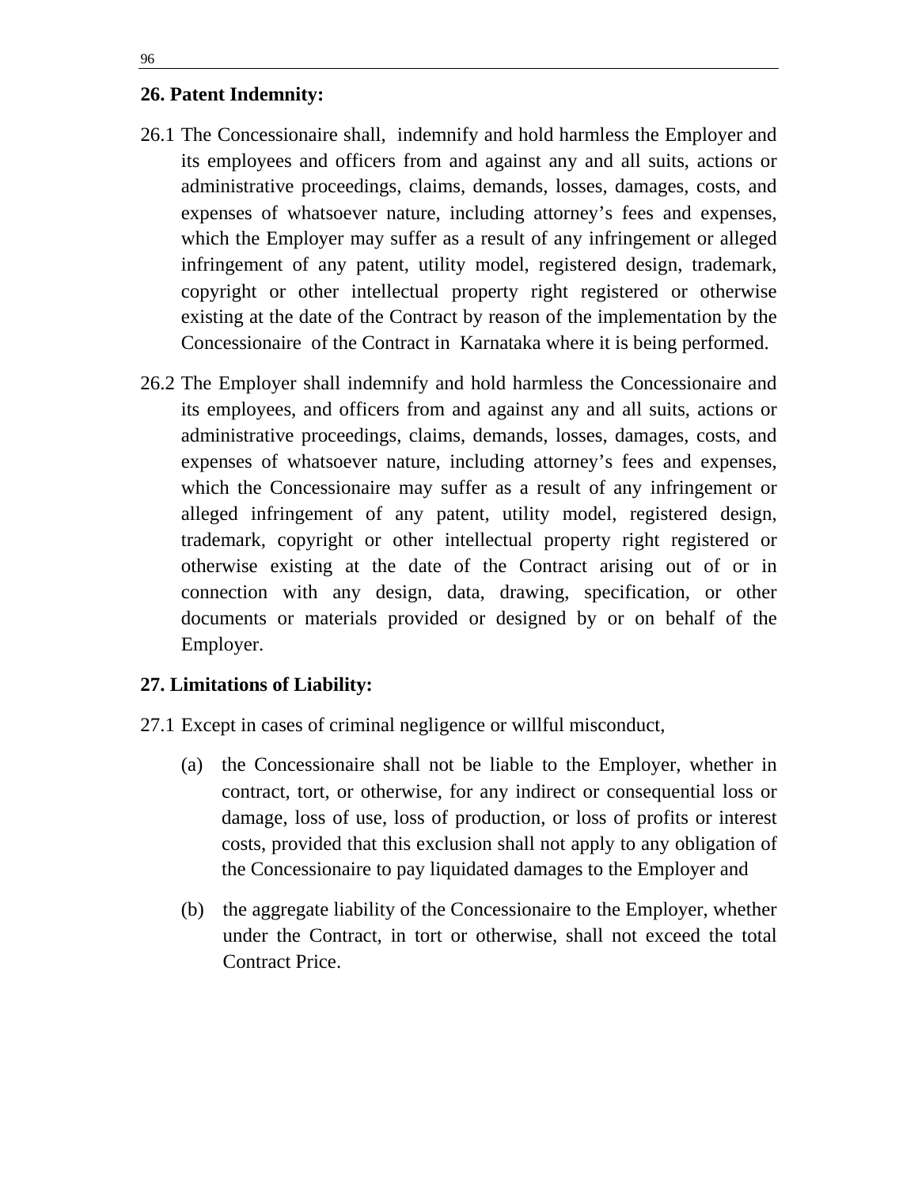**26. Patent Indemnity:**

26.1 The Concessionaire shall, indemnify and hold harmless the Employer and its employees and officers from and against any and all suits, actions or administrative proceedings, claims, demands, losses, damages, costs, and expenses of whatsoever nature, including attorney's fees and expenses, which the Employer may suffer as a result of any infringement or alleged infringement of any patent, utility model, registered design, trademark, copyright or other intellectual property right registered or otherwise existing at the date of the Contract by reason of the implementation by the Concessionaire of the Contract in Karnataka where it is being performed.

26.2 The Employer shall indemnify and hold harmless the Concessionaire and its employees, and officers from and against any and all suits, actions or administrative proceedings, claims, demands, losses, damages, costs, and expenses of whatsoever nature, including attorney's fees and expenses, which the Concessionaire may suffer as a result of any infringement or alleged infringement of any patent, utility model, registered design, trademark, copyright or other intellectual property right registered or otherwise existing at the date of the Contract arising out of or in connection with any design, data, drawing, specification, or other documents or materials provided or designed by or on behalf of the Employer.

**27. Limitations of Liability:**

27.1 Except in cases of criminal negligence or willful misconduct,

(a) the Concessionaire shall not be liable to the Employer, whether in contract, tort, or otherwise, for any indirect or consequential loss or damage, loss of use, loss of production, or loss of profits or interest costs, provided that this exclusion shall not apply to any obligation of the Concessionaire to pay liquidated damages to the Employer and

(b) the aggregate liability of the Concessionaire to the Employer, whether under the Contract, in tort or otherwise, shall not exceed the total Contract Price.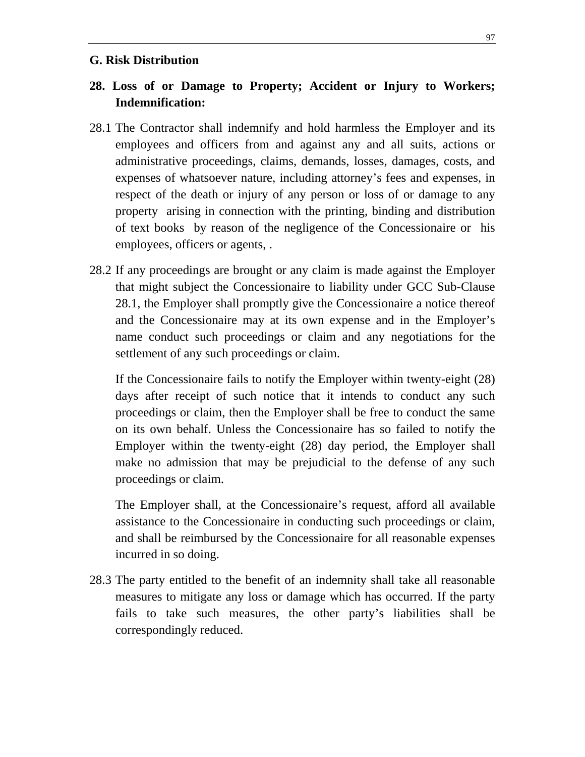**G. Risk Distribution**

**28. Loss of or Damage to Property; Accident or Injury to Workers; Indemnification:**

28.1 The Contractor shall indemnify and hold harmless the Employer and its employees and officers from and against any and all suits, actions or administrative proceedings, claims, demands, losses, damages, costs, and expenses of whatsoever nature, including attorney's fees and expenses, in respect of the death or injury of any person or loss of or damage to any property arising in connection with the printing, binding and distribution of text books by reason of the negligence of the Concessionaire or his employees, officers or agents, .

28.2 If any proceedings are brought or any claim is made against the Employer that might subject the Concessionaire to liability under GCC Sub-Clause 28.1, the Employer shall promptly give the Concessionaire a notice thereof and the Concessionaire may at its own expense and in the Employer's name conduct such proceedings or claim and any negotiations for the settlement of any such proceedings or claim.

If the Concessionaire fails to notify the Employer within twenty-eight (28) days after receipt of such notice that it intends to conduct any such proceedings or claim, then the Employer shall be free to conduct the same on its own behalf. Unless the Concessionaire has so failed to notify the Employer within the twenty-eight (28) day period, the Employer shall make no admission that may be prejudicial to the defense of any such proceedings or claim.

The Employer shall, at the Concessionaire's request, afford all available assistance to the Concessionaire in conducting such proceedings or claim, and shall be reimbursed by the Concessionaire for all reasonable expenses incurred in so doing.

28.3 The party entitled to the benefit of an indemnity shall take all reasonable measures to mitigate any loss or damage which has occurred. If the party fails to take such measures, the other party's liabilities shall be correspondingly reduced.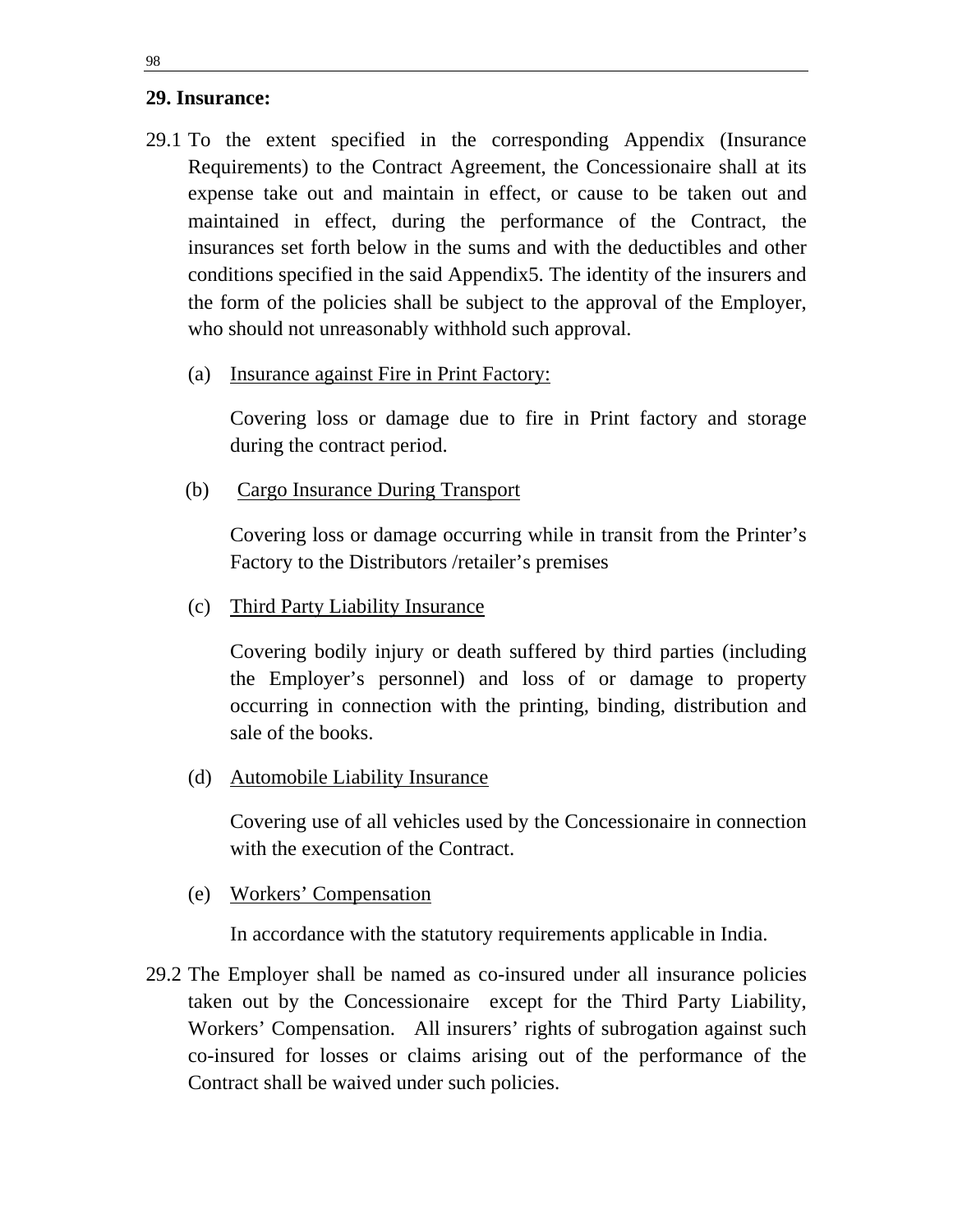**29. Insurance:**

29.1 To the extent specified in the corresponding Appendix (Insurance Requirements) to the Contract Agreement, the Concessionaire shall at its expense take out and maintain in effect, or cause to be taken out and maintained in effect, during the performance of the Contract, the insurances set forth below in the sums and with the deductibles and other conditions specified in the said Appendix5. The identity of the insurers and the form of the policies shall be subject to the approval of the Employer, who should not unreasonably withhold such approval.

(a) Insurance against Fire in Print Factory:

Covering loss or damage due to fire in Print factory and storage during the contract period.

(b) Cargo Insurance During Transport

Covering loss or damage occurring while in transit from the Printer's Factory to the Distributors /retailer's premises

(c) Third Party Liability Insurance

Covering bodily injury or death suffered by third parties (including the Employer's personnel) and loss of or damage to property occurring in connection with the printing, binding, distribution and sale of the books.

(d) Automobile Liability Insurance

Covering use of all vehicles used by the Concessionaire in connection with the execution of the Contract.

(e) Workers' Compensation

In accordance with the statutory requirements applicable in India.

29.2 The Employer shall be named as co-insured under all insurance policies taken out by the Concessionaire except for the Third Party Liability, Workers' Compensation. All insurers' rights of subrogation against such co-insured for losses or claims arising out of the performance of the Contract shall be waived under such policies.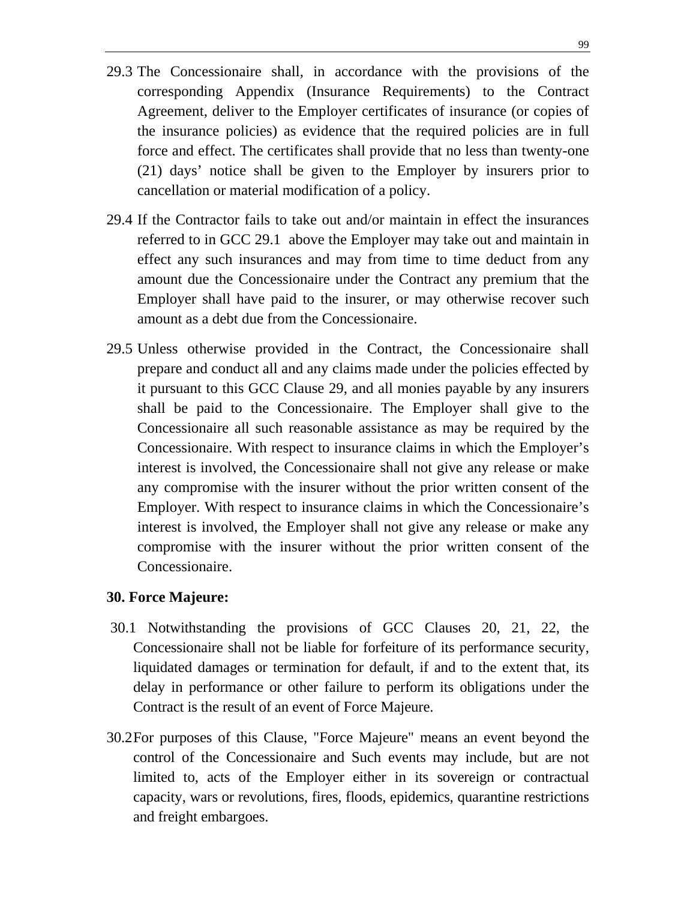29.3 The Concessionaire shall, in accordance with the provisions of the corresponding Appendix (Insurance Requirements) to the Contract Agreement, deliver to the Employer certificates of insurance (or copies of the insurance policies) as evidence that the required policies are in full force and effect. The certificates shall provide that no less than twenty-one (21) days' notice shall be given to the Employer by insurers prior to cancellation or material modification of a policy.

29.4 If the Contractor fails to take out and/or maintain in effect the insurances referred to in GCC 29.1 above the Employer may take out and maintain in effect any such insurances and may from time to time deduct from any amount due the Concessionaire under the Contract any premium that the Employer shall have paid to the insurer, or may otherwise recover such amount as a debt due from the Concessionaire.

29.5 Unless otherwise provided in the Contract, the Concessionaire shall prepare and conduct all and any claims made under the policies effected by it pursuant to this GCC Clause 29, and all monies payable by any insurers shall be paid to the Concessionaire. The Employer shall give to the Concessionaire all such reasonable assistance as may be required by the Concessionaire. With respect to insurance claims in which the Employer's interest is involved, the Concessionaire shall not give any release or make any compromise with the insurer without the prior written consent of the Employer. With respect to insurance claims in which the Concessionaire's interest is involved, the Employer shall not give any release or make any compromise with the insurer without the prior written consent of the Concessionaire.

**30. Force Majeure:**

30.1 Notwithstanding the provisions of GCC Clauses 20, 21, 22, the Concessionaire shall not be liable for forfeiture of its performance security, liquidated damages or termination for default, if and to the extent that, its delay in performance or other failure to perform its obligations under the Contract is the result of an event of Force Majeure.

30.2 For purposes of this Clause, "Force Majeure" means an event beyond the control of the Concessionaire and Such events may include, but are not limited to, acts of the Employer either in its sovereign or contractual capacity, wars or revolutions, fires, floods, epidemics, quarantine restrictions and freight embargoes.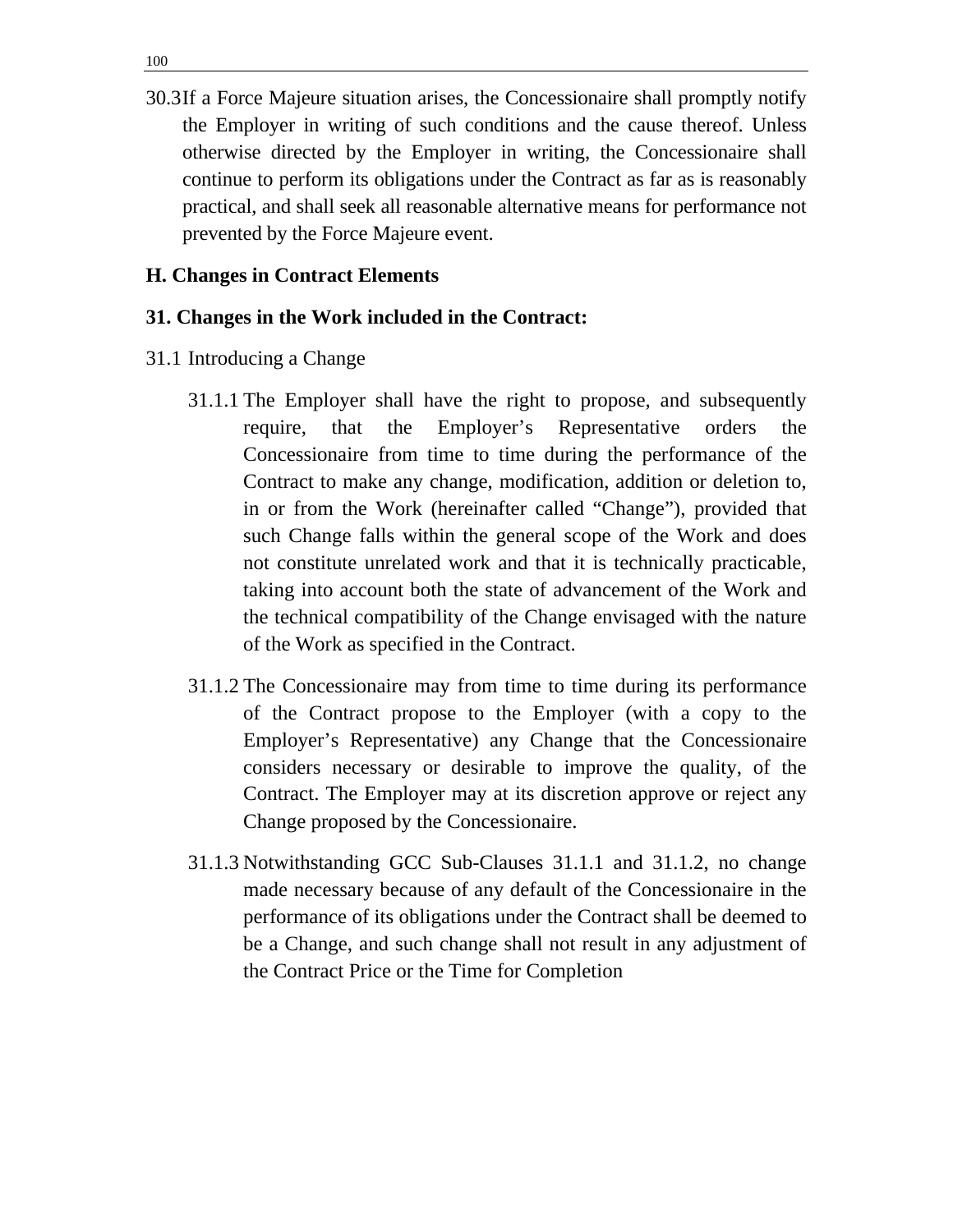30.3 If a Force Majeure situation arises, the Concessionaire shall promptly notify the Employer in writing of such conditions and the cause thereof. Unless otherwise directed by the Employer in writing, the Concessionaire shall continue to perform its obligations under the Contract as far as is reasonably practical, and shall seek all reasonable alternative means for performance not prevented by the Force Majeure event.

## H. Changes in Contract Elements

### 31. Changes in the Work included in the Contract:

31.1 Introducing a Change

31.1.1 The Employer shall have the right to propose, and subsequently require, that the Employer's Representative orders the Concessionaire from time to time during the performance of the Contract to make any change, modification, addition or deletion to, in or from the Work (hereinafter called "Change"), provided that such Change falls within the general scope of the Work and does not constitute unrelated work and that it is technically practicable, taking into account both the state of advancement of the Work and the technical compatibility of the Change envisaged with the nature of the Work as specified in the Contract.

31.1.2 The Concessionaire may from time to time during its performance of the Contract propose to the Employer (with a copy to the Employer's Representative) any Change that the Concessionaire considers necessary or desirable to improve the quality, of the Contract. The Employer may at its discretion approve or reject any Change proposed by the Concessionaire.

31.1.3 Notwithstanding GCC Sub-Clauses 31.1.1 and 31.1.2, no change made necessary because of any default of the Concessionaire in the performance of its obligations under the Contract shall be deemed to be a Change, and such change shall not result in any adjustment of the Contract Price or the Time for Completion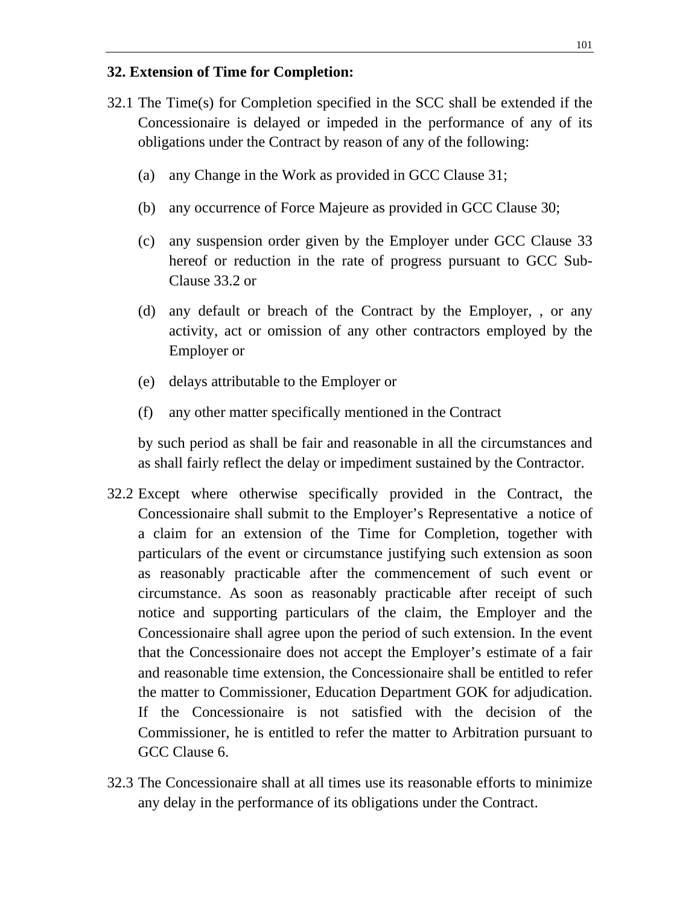## 32. Extension of Time for Completion:

32.1 The Time(s) for Completion specified in the SCC shall be extended if the Concessionaire is delayed or impeded in the performance of any of its obligations under the Contract by reason of any of the following:

(a) any Change in the Work as provided in GCC Clause 31;

(b) any occurrence of Force Majeure as provided in GCC Clause 30;

(c) any suspension order given by the Employer under GCC Clause 33 hereof or reduction in the rate of progress pursuant to GCC Sub-Clause 33.2 or

(d) any default or breach of the Contract by the Employer, , or any activity, act or omission of any other contractors employed by the Employer or

(e) delays attributable to the Employer or

(f) any other matter specifically mentioned in the Contract

by such period as shall be fair and reasonable in all the circumstances and as shall fairly reflect the delay or impediment sustained by the Contractor.

32.2 Except where otherwise specifically provided in the Contract, the Concessionaire shall submit to the Employer's Representative a notice of a claim for an extension of the Time for Completion, together with particulars of the event or circumstance justifying such extension as soon as reasonably practicable after the commencement of such event or circumstance. As soon as reasonably practicable after receipt of such notice and supporting particulars of the claim, the Employer and the Concessionaire shall agree upon the period of such extension. In the event that the Concessionaire does not accept the Employer's estimate of a fair and reasonable time extension, the Concessionaire shall be entitled to refer the matter to Commissioner, Education Department GOK for adjudication. If the Concessionaire is not satisfied with the decision of the Commissioner, he is entitled to refer the matter to Arbitration pursuant to GCC Clause 6.

32.3 The Concessionaire shall at all times use its reasonable efforts to minimize any delay in the performance of its obligations under the Contract.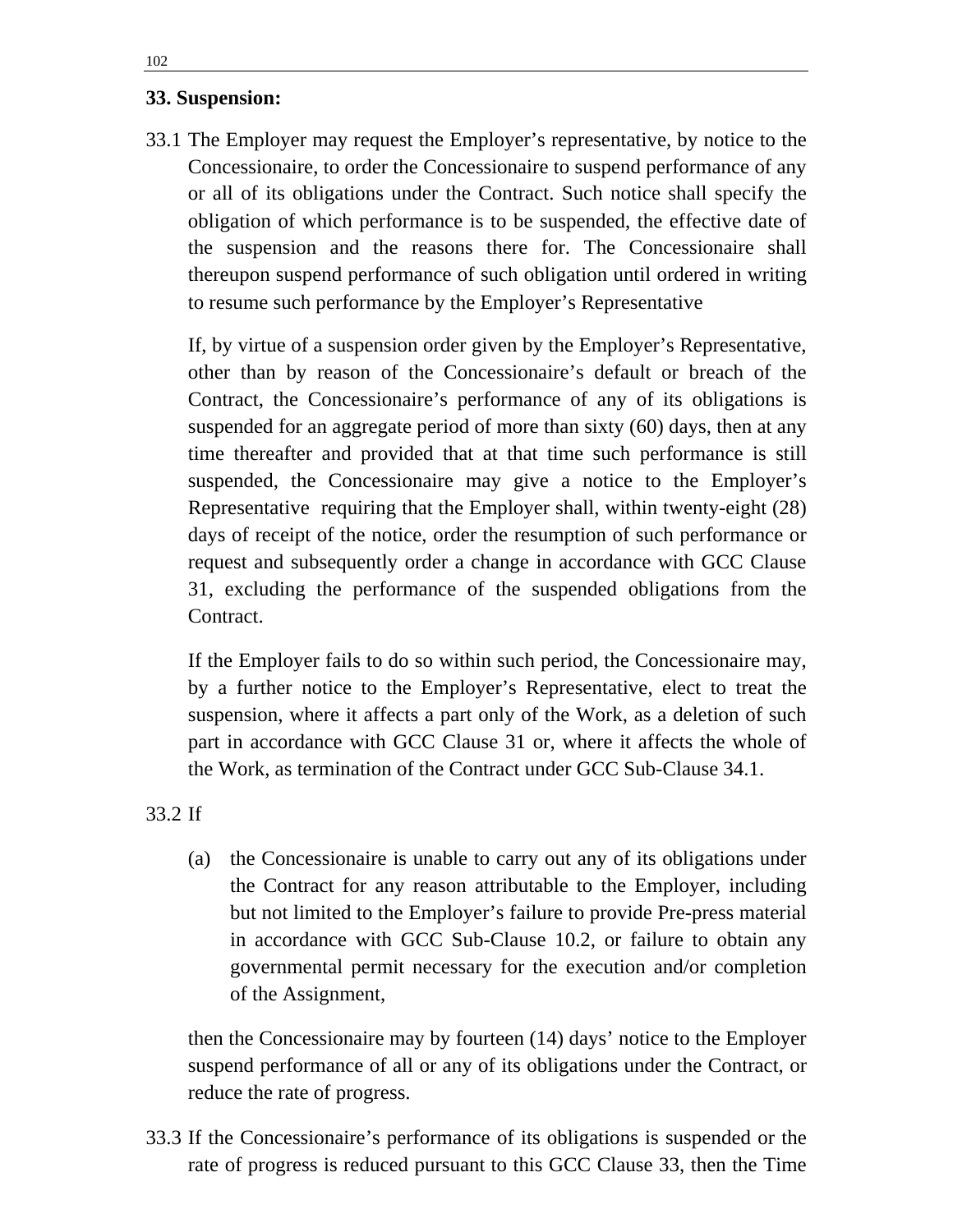**33. Suspension:**

33.1 The Employer may request the Employer’s representative, by notice to the Concessionaire, to order the Concessionaire to suspend performance of any or all of its obligations under the Contract. Such notice shall specify the obligation of which performance is to be suspended, the effective date of the suspension and the reasons there for. The Concessionaire shall thereupon suspend performance of such obligation until ordered in writing to resume such performance by the Employer’s Representative

If, by virtue of a suspension order given by the Employer’s Representative, other than by reason of the Concessionaire’s default or breach of the Contract, the Concessionaire’s performance of any of its obligations is suspended for an aggregate period of more than sixty (60) days, then at any time thereafter and provided that at that time such performance is still suspended, the Concessionaire may give a notice to the Employer’s Representative requiring that the Employer shall, within twenty-eight (28) days of receipt of the notice, order the resumption of such performance or request and subsequently order a change in accordance with GCC Clause 31, excluding the performance of the suspended obligations from the Contract.

If the Employer fails to do so within such period, the Concessionaire may, by a further notice to the Employer’s Representative, elect to treat the suspension, where it affects a part only of the Work, as a deletion of such part in accordance with GCC Clause 31 or, where it affects the whole of the Work, as termination of the Contract under GCC Sub-Clause 34.1.

33.2 If

(a) the Concessionaire is unable to carry out any of its obligations under the Contract for any reason attributable to the Employer, including but not limited to the Employer’s failure to provide Pre-press material in accordance with GCC Sub-Clause 10.2, or failure to obtain any governmental permit necessary for the execution and/or completion of the Assignment,

then the Concessionaire may by fourteen (14) days’ notice to the Employer suspend performance of all or any of its obligations under the Contract, or reduce the rate of progress.

33.3 If the Concessionaire’s performance of its obligations is suspended or the rate of progress is reduced pursuant to this GCC Clause 33, then the Time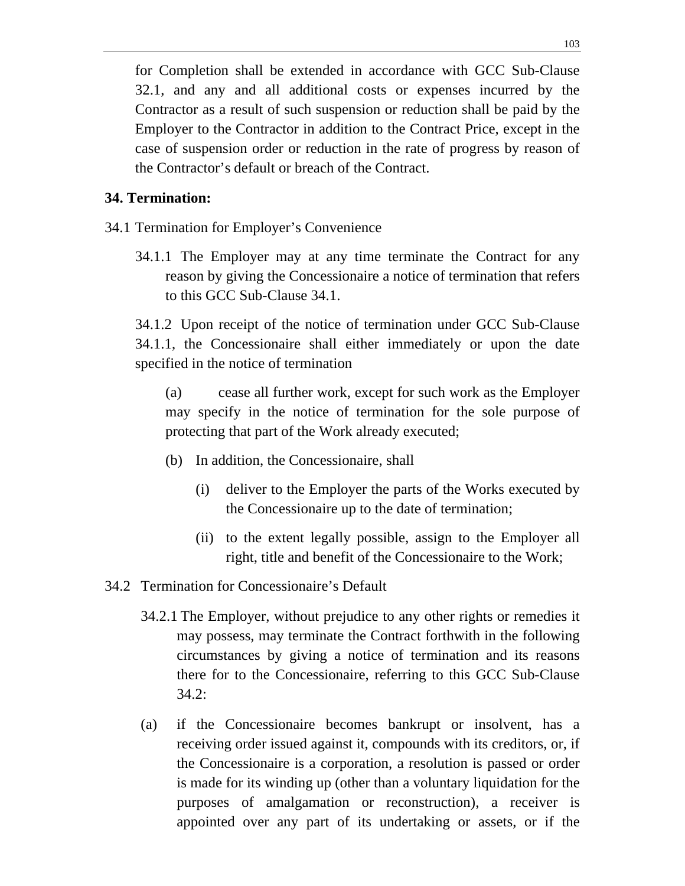for Completion shall be extended in accordance with GCC Sub-Clause 32.1, and any and all additional costs or expenses incurred by the Contractor as a result of such suspension or reduction shall be paid by the Employer to the Contractor in addition to the Contract Price, except in the case of suspension order or reduction in the rate of progress by reason of the Contractor's default or breach of the Contract.

**34. Termination:**

34.1 Termination for Employer's Convenience

34.1.1 The Employer may at any time terminate the Contract for any reason by giving the Concessionaire a notice of termination that refers to this GCC Sub-Clause 34.1.

34.1.2 Upon receipt of the notice of termination under GCC Sub-Clause 34.1.1, the Concessionaire shall either immediately or upon the date specified in the notice of termination

(a) cease all further work, except for such work as the Employer may specify in the notice of termination for the sole purpose of protecting that part of the Work already executed;

(b) In addition, the Concessionaire, shall

(i) deliver to the Employer the parts of the Works executed by the Concessionaire up to the date of termination;

(ii) to the extent legally possible, assign to the Employer all right, title and benefit of the Concessionaire to the Work;

34.2 Termination for Concessionaire's Default

34.2.1 The Employer, without prejudice to any other rights or remedies it may possess, may terminate the Contract forthwith in the following circumstances by giving a notice of termination and its reasons there for to the Concessionaire, referring to this GCC Sub-Clause 34.2:

(a) if the Concessionaire becomes bankrupt or insolvent, has a receiving order issued against it, compounds with its creditors, or, if the Concessionaire is a corporation, a resolution is passed or order is made for its winding up (other than a voluntary liquidation for the purposes of amalgamation or reconstruction), a receiver is appointed over any part of its undertaking or assets, or if the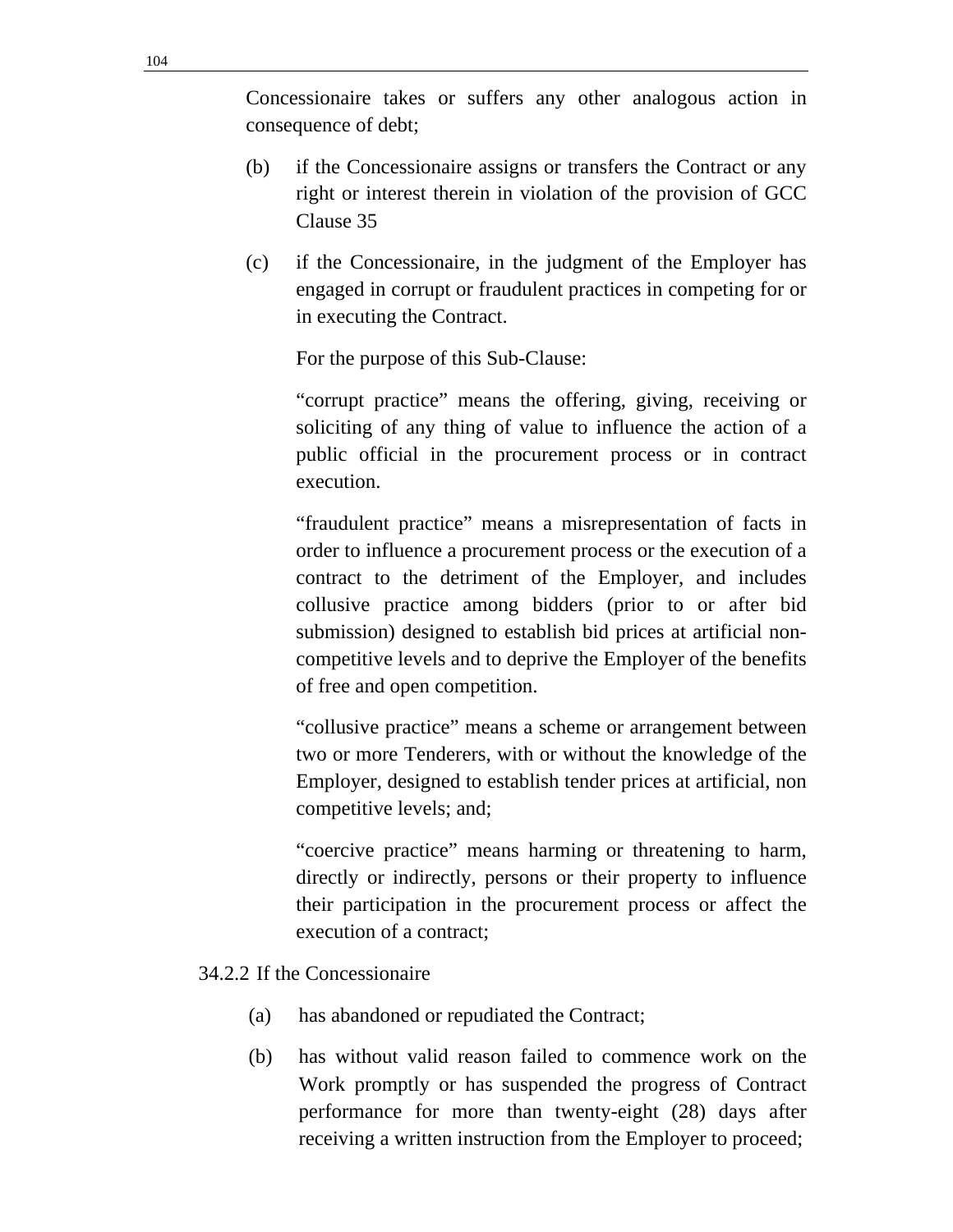Concessionaire takes or suffers any other analogous action in consequence of debt;

(b) if the Concessionaire assigns or transfers the Contract or any right or interest therein in violation of the provision of GCC Clause 35

(c) if the Concessionaire, in the judgment of the Employer has engaged in corrupt or fraudulent practices in competing for or in executing the Contract.

For the purpose of this Sub-Clause:

"corrupt practice" means the offering, giving, receiving or soliciting of any thing of value to influence the action of a public official in the procurement process or in contract execution.

"fraudulent practice" means a misrepresentation of facts in order to influence a procurement process or the execution of a contract to the detriment of the Employer, and includes collusive practice among bidders (prior to or after bid submission) designed to establish bid prices at artificial non-competitive levels and to deprive the Employer of the benefits of free and open competition.

"collusive practice" means a scheme or arrangement between two or more Tenderers, with or without the knowledge of the Employer, designed to establish tender prices at artificial, non competitive levels; and;

"coercive practice" means harming or threatening to harm, directly or indirectly, persons or their property to influence their participation in the procurement process or affect the execution of a contract;

34.2.2 If the Concessionaire

(a) has abandoned or repudiated the Contract;

(b) has without valid reason failed to commence work on the Work promptly or has suspended the progress of Contract performance for more than twenty-eight (28) days after receiving a written instruction from the Employer to proceed;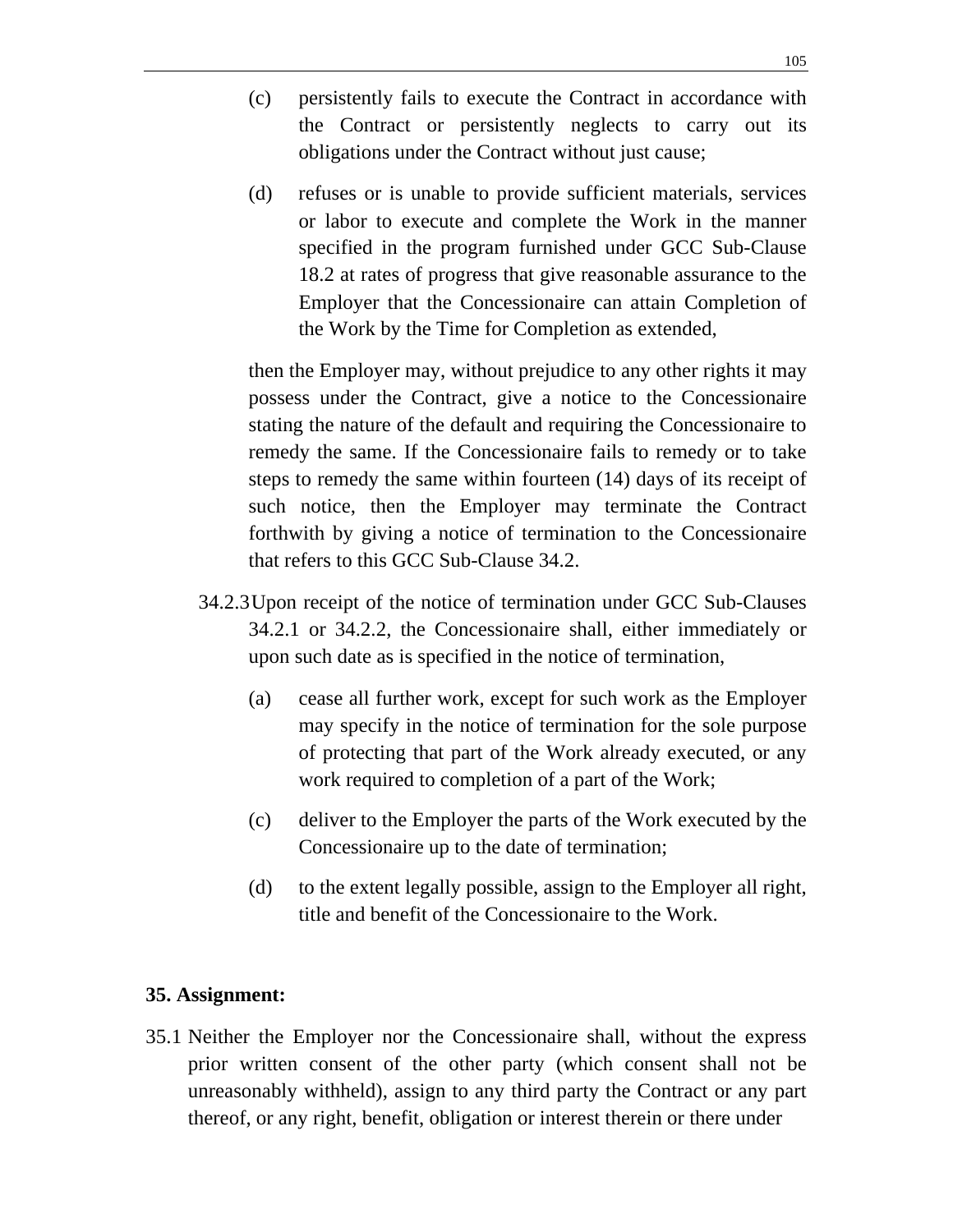(c) persistently fails to execute the Contract in accordance with the Contract or persistently neglects to carry out its obligations under the Contract without just cause;

(d) refuses or is unable to provide sufficient materials, services or labor to execute and complete the Work in the manner specified in the program furnished under GCC Sub-Clause 18.2 at rates of progress that give reasonable assurance to the Employer that the Concessionaire can attain Completion of the Work by the Time for Completion as extended,

then the Employer may, without prejudice to any other rights it may possess under the Contract, give a notice to the Concessionaire stating the nature of the default and requiring the Concessionaire to remedy the same. If the Concessionaire fails to remedy or to take steps to remedy the same within fourteen (14) days of its receipt of such notice, then the Employer may terminate the Contract forthwith by giving a notice of termination to the Concessionaire that refers to this GCC Sub-Clause 34.2.

34.2.3 Upon receipt of the notice of termination under GCC Sub-Clauses 34.2.1 or 34.2.2, the Concessionaire shall, either immediately or upon such date as is specified in the notice of termination,

(a) cease all further work, except for such work as the Employer may specify in the notice of termination for the sole purpose of protecting that part of the Work already executed, or any work required to completion of a part of the Work;

(c) deliver to the Employer the parts of the Work executed by the Concessionaire up to the date of termination;

(d) to the extent legally possible, assign to the Employer all right, title and benefit of the Concessionaire to the Work.

**35. Assignment:**

35.1 Neither the Employer nor the Concessionaire shall, without the express prior written consent of the other party (which consent shall not be unreasonably withheld), assign to any third party the Contract or any part thereof, or any right, benefit, obligation or interest therein or there under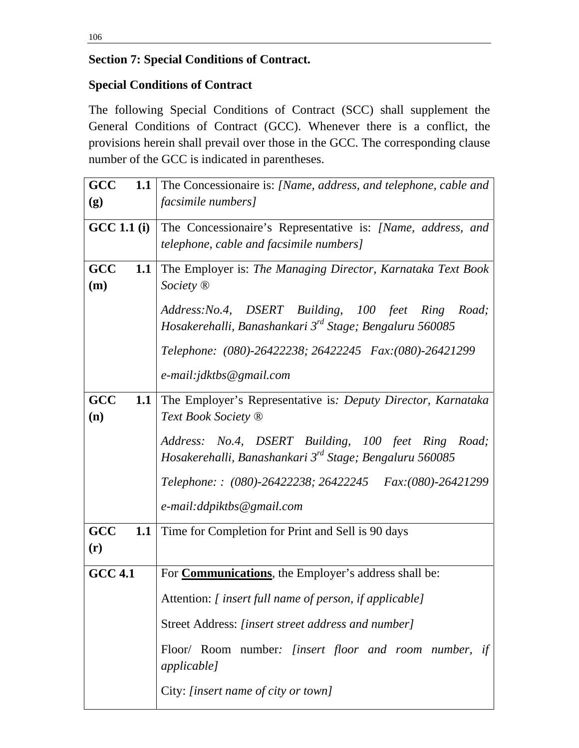**Section 7: Special Conditions of Contract.**

**Special Conditions of Contract**

The following Special Conditions of Contract (SCC) shall supplement the General Conditions of Contract (GCC). Whenever there is a conflict, the provisions herein shall prevail over those in the GCC. The corresponding clause number of the GCC is indicated in parentheses.

| | |
|---|---|
| **GCC 1.1 (g)** | The Concessionaire is: *[Name, address, and telephone, cable and facsimile numbers]* |
| **GCC 1.1 (i)** | The Concessionaire's Representative is: *[Name, address, and telephone, cable and facsimile numbers]* |
| **GCC 1.1 (m)** | The Employer is: *The Managing Director, Karnataka Text Book Society ®*<br><br>*Address:No.4, DSERT Building, 100 feet Ring Road; Hosakerehalli, Banashankari 3rd Stage; Bengaluru 560085*<br><br>*Telephone: (080)-26422238; 26422245 Fax:(080)-26421299*<br><br>*e-mail:jdktbs@gmail.com* |
| **GCC 1.1 (n)** | The Employer's Representative is*: Deputy Director, Karnataka Text Book Society ®*<br><br>*Address: No.4, DSERT Building, 100 feet Ring Road; Hosakerehalli, Banashankari 3rd Stage; Bengaluru 560085*<br><br>*Telephone: : (080)-26422238; 26422245 Fax:(080)-26421299*<br><br>*e-mail:ddpiktbs@gmail.com* |
| **GCC 1.1 (r)** | Time for Completion for Print and Sell is 90 days |
| **GCC 4.1** | For **Communications**, the Employer's address shall be:<br><br>Attention: *[ insert full name of person, if applicable]*<br><br>Street Address: *[insert street address and number]*<br><br>Floor/ Room number*: [insert floor and room number, if applicable]*<br><br>City: *[insert name of city or town]* |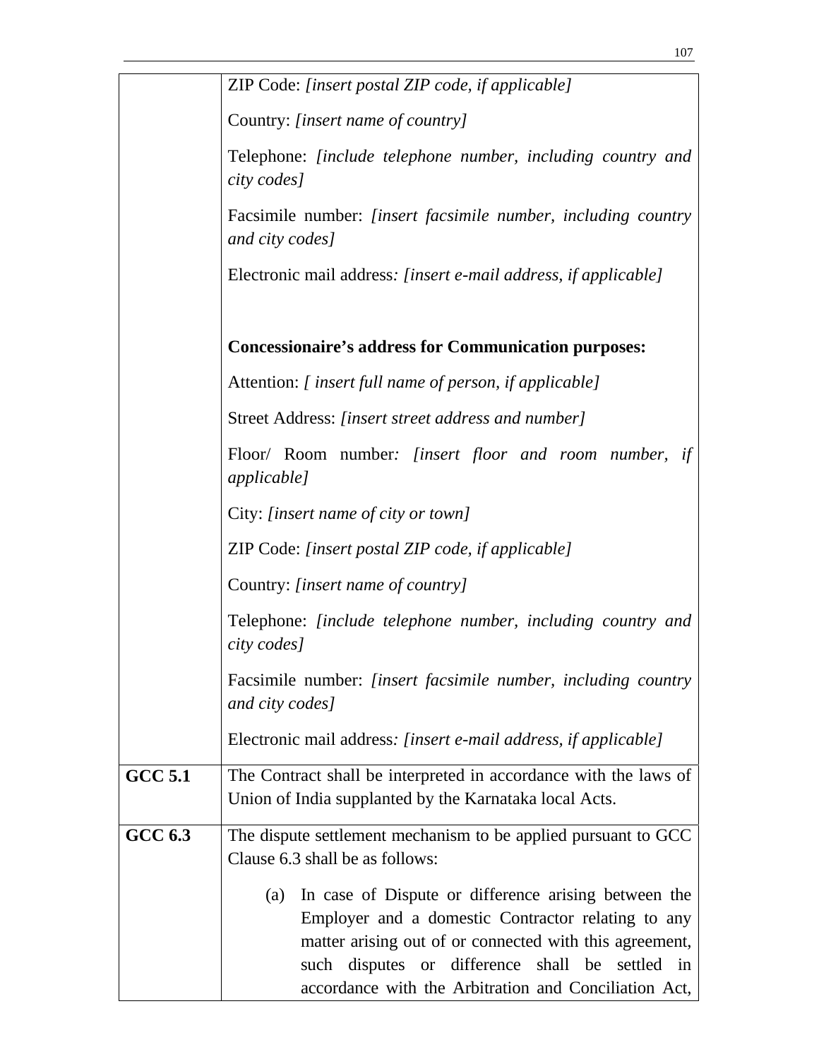| | |
|---|---|
| | ZIP Code: *[insert postal ZIP code, if applicable]*<br><br>Country: *[insert name of country]*<br><br>Telephone: *[include telephone number, including country and city codes]*<br><br>Facsimile number: *[insert facsimile number, including country and city codes]*<br><br>Electronic mail address*: [insert e-mail address, if applicable]*<br><br>**Concessionaire's address for Communication purposes:**<br><br>Attention: *[ insert full name of person, if applicable]*<br><br>Street Address: *[insert street address and number]*<br><br>Floor/ Room number*: [insert floor and room number, if applicable]*<br><br>City: *[insert name of city or town]*<br><br>ZIP Code: *[insert postal ZIP code, if applicable]*<br><br>Country: *[insert name of country]*<br><br>Telephone: *[include telephone number, including country and city codes]*<br><br>Facsimile number: *[insert facsimile number, including country and city codes]*<br><br>Electronic mail address*: [insert e-mail address, if applicable]* |
| **GCC 5.1** | The Contract shall be interpreted in accordance with the laws of Union of India supplanted by the Karnataka local Acts. |
| **GCC 6.3** | The dispute settlement mechanism to be applied pursuant to GCC Clause 6.3 shall be as follows:<br><br>(a) In case of Dispute or difference arising between the Employer and a domestic Contractor relating to any matter arising out of or connected with this agreement, such disputes or difference shall be settled in accordance with the Arbitration and Conciliation Act, |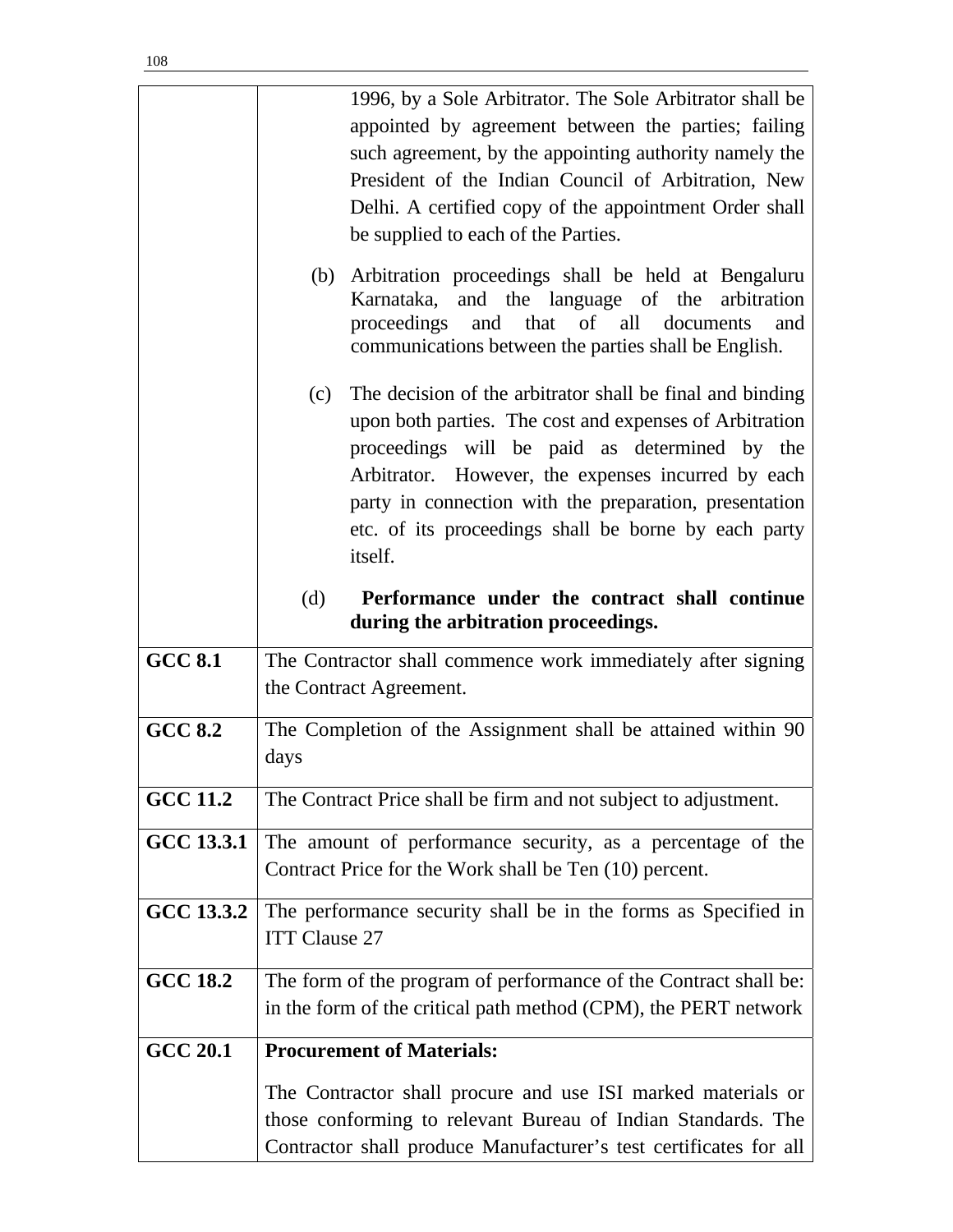| | |
|---|---|
| | 1996, by a Sole Arbitrator. The Sole Arbitrator shall be appointed by agreement between the parties; failing such agreement, by the appointing authority namely the President of the Indian Council of Arbitration, New Delhi. A certified copy of the appointment Order shall be supplied to each of the Parties.<br><br>(b) Arbitration proceedings shall be held at Bengaluru Karnataka, and the language of the arbitration proceedings and that of all documents and communications between the parties shall be English.<br><br>(c) The decision of the arbitrator shall be final and binding upon both parties. The cost and expenses of Arbitration proceedings will be paid as determined by the Arbitrator. However, the expenses incurred by each party in connection with the preparation, presentation etc. of its proceedings shall be borne by each party itself.<br><br>(d) **Performance under the contract shall continue during the arbitration proceedings.** |
| **GCC 8.1** | The Contractor shall commence work immediately after signing the Contract Agreement. |
| **GCC 8.2** | The Completion of the Assignment shall be attained within 90 days |
| **GCC 11.2** | The Contract Price shall be firm and not subject to adjustment. |
| **GCC 13.3.1** | The amount of performance security, as a percentage of the Contract Price for the Work shall be Ten (10) percent. |
| **GCC 13.3.2** | The performance security shall be in the forms as Specified in ITT Clause 27 |
| **GCC 18.2** | The form of the program of performance of the Contract shall be: in the form of the critical path method (CPM), the PERT network |
| **GCC 20.1** | **Procurement of Materials:**<br><br>The Contractor shall procure and use ISI marked materials or those conforming to relevant Bureau of Indian Standards. The Contractor shall produce Manufacturer's test certificates for all |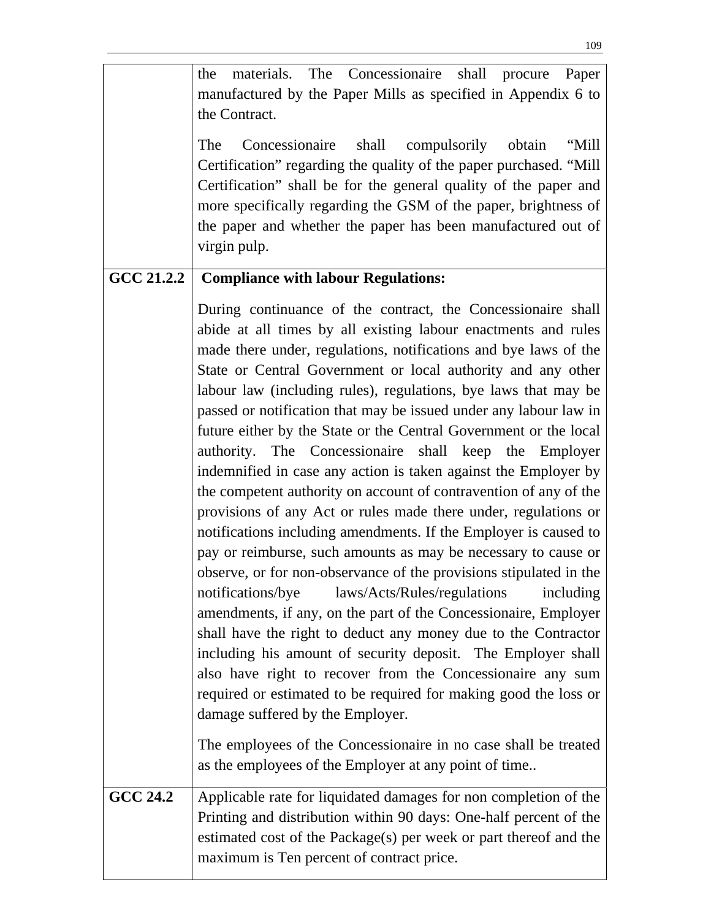| | |
|---|---|
| | the materials. The Concessionaire shall procure Paper manufactured by the Paper Mills as specified in Appendix 6 to the Contract.<br><br>The Concessionaire shall compulsorily obtain "Mill Certification" regarding the quality of the paper purchased. "Mill Certification" shall be for the general quality of the paper and more specifically regarding the GSM of the paper, brightness of the paper and whether the paper has been manufactured out of virgin pulp. |
| **GCC 21.2.2** | **Compliance with labour Regulations:**<br><br>During continuance of the contract, the Concessionaire shall abide at all times by all existing labour enactments and rules made there under, regulations, notifications and bye laws of the State or Central Government or local authority and any other labour law (including rules), regulations, bye laws that may be passed or notification that may be issued under any labour law in future either by the State or the Central Government or the local authority. The Concessionaire shall keep the Employer indemnified in case any action is taken against the Employer by the competent authority on account of contravention of any of the provisions of any Act or rules made there under, regulations or notifications including amendments. If the Employer is caused to pay or reimburse, such amounts as may be necessary to cause or observe, or for non-observance of the provisions stipulated in the notifications/bye laws/Acts/Rules/regulations including amendments, if any, on the part of the Concessionaire, Employer shall have the right to deduct any money due to the Contractor including his amount of security deposit. The Employer shall also have right to recover from the Concessionaire any sum required or estimated to be required for making good the loss or damage suffered by the Employer.<br><br>The employees of the Concessionaire in no case shall be treated as the employees of the Employer at any point of time.. |
| **GCC 24.2** | Applicable rate for liquidated damages for non completion of the Printing and distribution within 90 days: One-half percent of the estimated cost of the Package(s) per week or part thereof and the maximum is Ten percent of contract price. |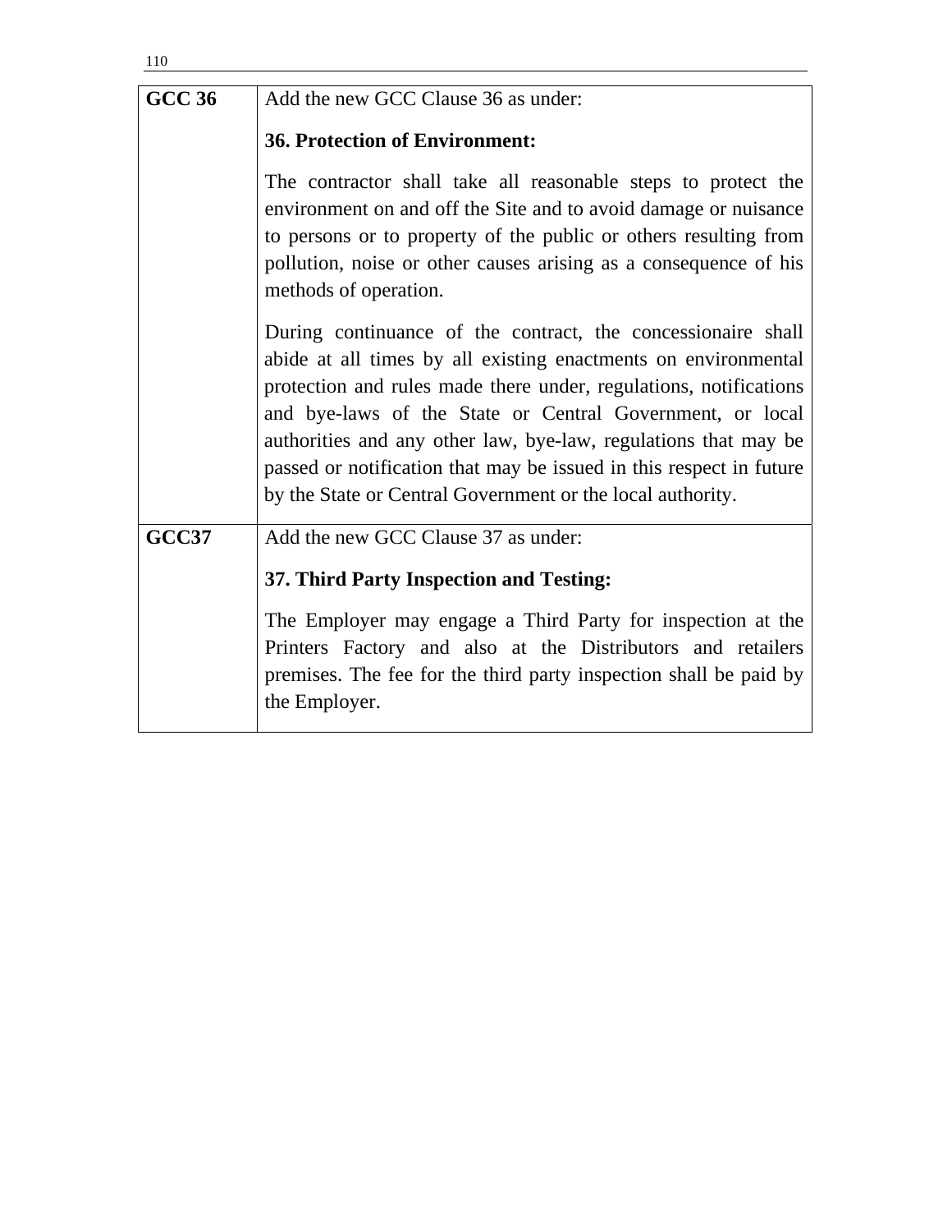| | |
|---|---|
| **GCC 36** | Add the new GCC Clause 36 as under:<br><br>**36. Protection of Environment:**<br><br>The contractor shall take all reasonable steps to protect the environment on and off the Site and to avoid damage or nuisance to persons or to property of the public or others resulting from pollution, noise or other causes arising as a consequence of his methods of operation.<br><br>During continuance of the contract, the concessionaire shall abide at all times by all existing enactments on environmental protection and rules made there under, regulations, notifications and bye-laws of the State or Central Government, or local authorities and any other law, bye-law, regulations that may be passed or notification that may be issued in this respect in future by the State or Central Government or the local authority. |
| **GCC37** | Add the new GCC Clause 37 as under:<br><br>**37. Third Party Inspection and Testing:**<br><br>The Employer may engage a Third Party for inspection at the Printers Factory and also at the Distributors and retailers premises. The fee for the third party inspection shall be paid by the Employer. |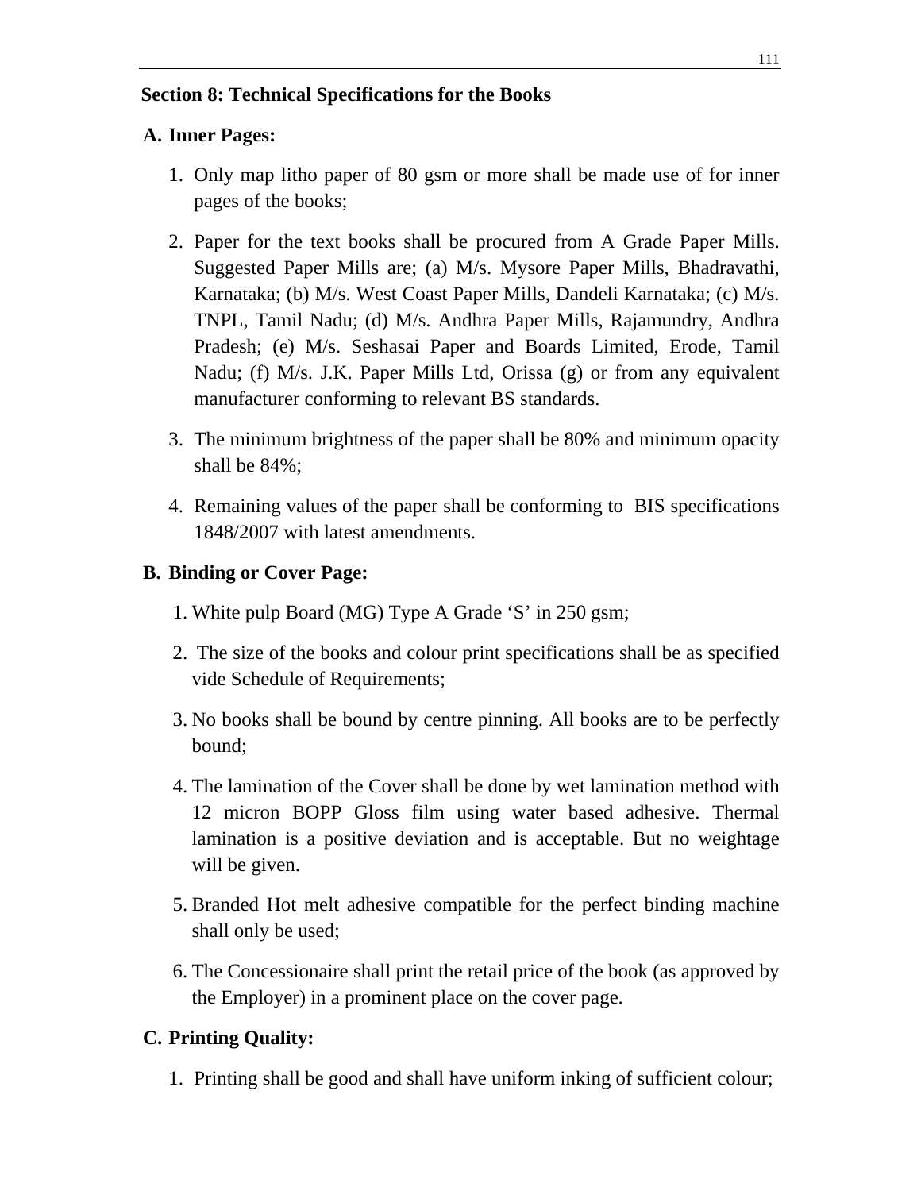## Section 8: Technical Specifications for the Books

### A. Inner Pages:

1. Only map litho paper of 80 gsm or more shall be made use of for inner pages of the books;
2. Paper for the text books shall be procured from A Grade Paper Mills. Suggested Paper Mills are; (a) M/s. Mysore Paper Mills, Bhadravathi, Karnataka; (b) M/s. West Coast Paper Mills, Dandeli Karnataka; (c) M/s. TNPL, Tamil Nadu; (d) M/s. Andhra Paper Mills, Rajamundry, Andhra Pradesh; (e) M/s. Seshasai Paper and Boards Limited, Erode, Tamil Nadu; (f) M/s. J.K. Paper Mills Ltd, Orissa (g) or from any equivalent manufacturer conforming to relevant BS standards.
3. The minimum brightness of the paper shall be 80% and minimum opacity shall be 84%;
4. Remaining values of the paper shall be conforming to BIS specifications 1848/2007 with latest amendments.

### B. Binding or Cover Page:

1. White pulp Board (MG) Type A Grade ‘S’ in 250 gsm;
2. The size of the books and colour print specifications shall be as specified vide Schedule of Requirements;
3. No books shall be bound by centre pinning. All books are to be perfectly bound;
4. The lamination of the Cover shall be done by wet lamination method with 12 micron BOPP Gloss film using water based adhesive. Thermal lamination is a positive deviation and is acceptable. But no weightage will be given.
5. Branded Hot melt adhesive compatible for the perfect binding machine shall only be used;
6. The Concessionaire shall print the retail price of the book (as approved by the Employer) in a prominent place on the cover page.

### C. Printing Quality:

1. Printing shall be good and shall have uniform inking of sufficient colour;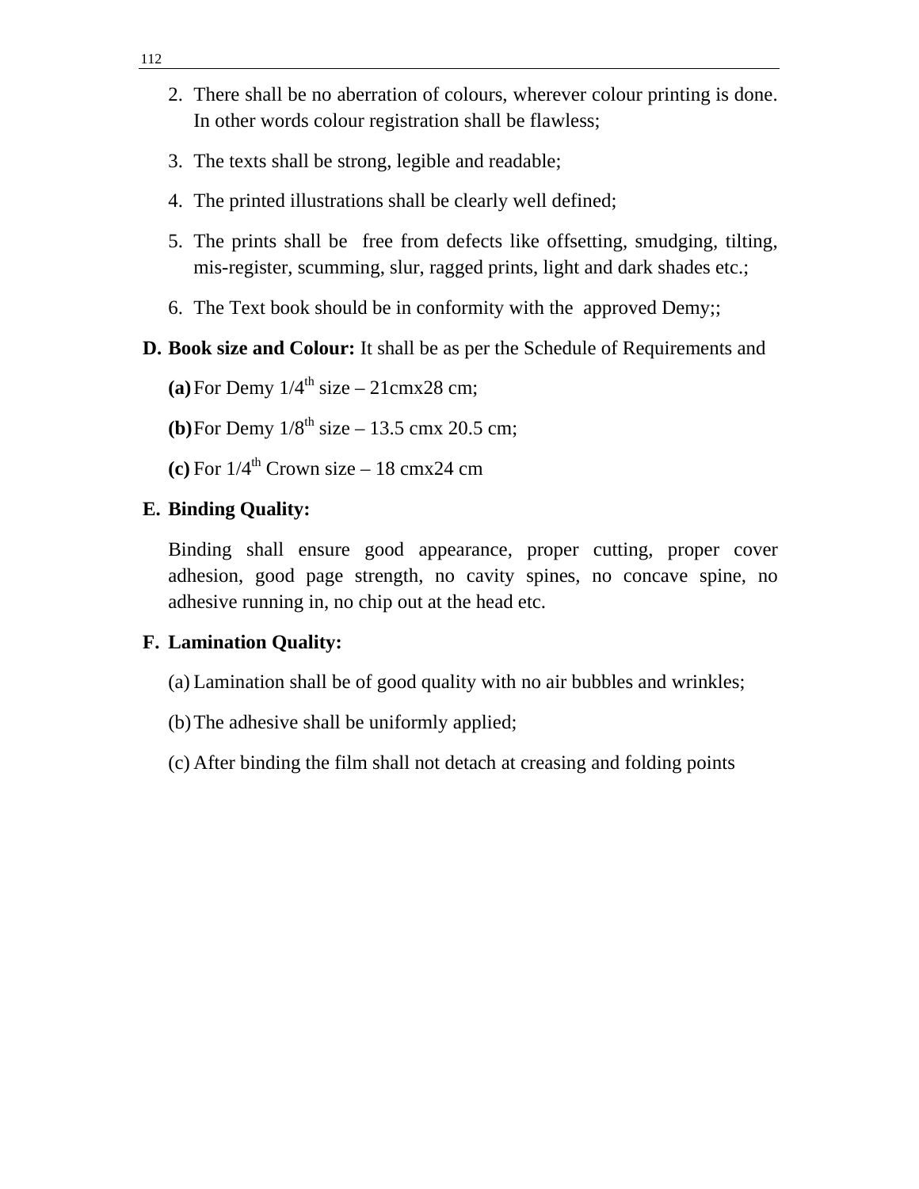2. There shall be no aberration of colours, wherever colour printing is done. In other words colour registration shall be flawless;
3. The texts shall be strong, legible and readable;
4. The printed illustrations shall be clearly well defined;
5. The prints shall be free from defects like offsetting, smudging, tilting, mis-register, scumming, slur, ragged prints, light and dark shades etc.;
6. The Text book should be in conformity with the approved Demy;;

**D. Book size and Colour:** It shall be as per the Schedule of Requirements and

**(a)** For Demy 1/4th size – 21cmx28 cm;

**(b)** For Demy 1/8th size – 13.5 cmx 20.5 cm;

**(c)** For 1/4th Crown size – 18 cmx24 cm

**E. Binding Quality:**

Binding shall ensure good appearance, proper cutting, proper cover adhesion, good page strength, no cavity spines, no concave spine, no adhesive running in, no chip out at the head etc.

**F. Lamination Quality:**

(a) Lamination shall be of good quality with no air bubbles and wrinkles;

(b) The adhesive shall be uniformly applied;

(c) After binding the film shall not detach at creasing and folding points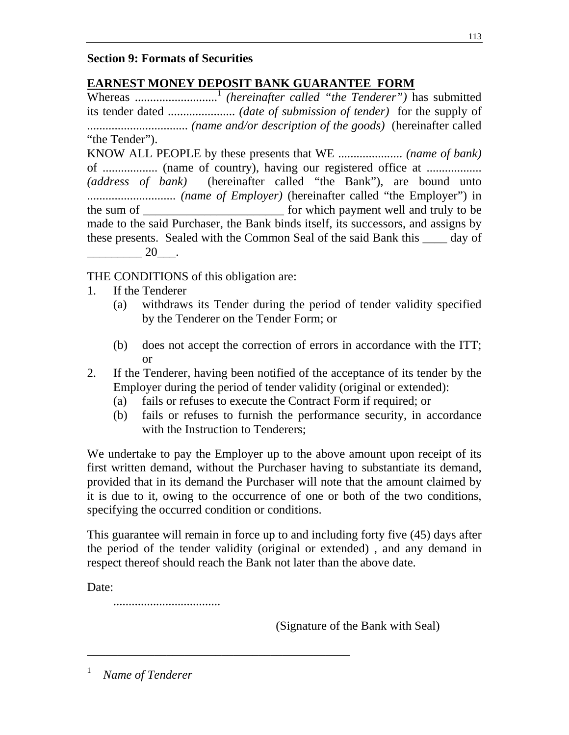**Section 9: Formats of Securities**

## EARNEST MONEY DEPOSIT BANK GUARANTEE FORM

Whereas ...........................[1] *(hereinafter called "the Tenderer")* has submitted its tender dated ...................... *(date of submission of tender)* for the supply of ................................. *(name and/or description of the goods)* (hereinafter called "the Tender").

KNOW ALL PEOPLE by these presents that WE ..................... *(name of bank)* of .................. (name of country), having our registered office at .................. *(address of bank)* (hereinafter called "the Bank"), are bound unto ............................. *(name of Employer)* (hereinafter called "the Employer") in the sum of _______________________ for which payment well and truly to be made to the said Purchaser, the Bank binds itself, its successors, and assigns by these presents. Sealed with the Common Seal of the said Bank this ____ day of _________ 20___.

THE CONDITIONS of this obligation are:

1. If the Tenderer
   - (a) withdraws its Tender during the period of tender validity specified by the Tenderer on the Tender Form; or
   - (b) does not accept the correction of errors in accordance with the ITT; or
2. If the Tenderer, having been notified of the acceptance of its tender by the Employer during the period of tender validity (original or extended):
   - (a) fails or refuses to execute the Contract Form if required; or
   - (b) fails or refuses to furnish the performance security, in accordance with the Instruction to Tenderers;

We undertake to pay the Employer up to the above amount upon receipt of its first written demand, without the Purchaser having to substantiate its demand, provided that in its demand the Purchaser will note that the amount claimed by it is due to it, owing to the occurrence of one or both of the two conditions, specifying the occurred condition or conditions.

This guarantee will remain in force up to and including forty five (45) days after the period of the tender validity (original or extended) , and any demand in respect thereof should reach the Bank not later than the above date.

Date:

...................................

(Signature of the Bank with Seal)

---

[1] *Name of Tenderer*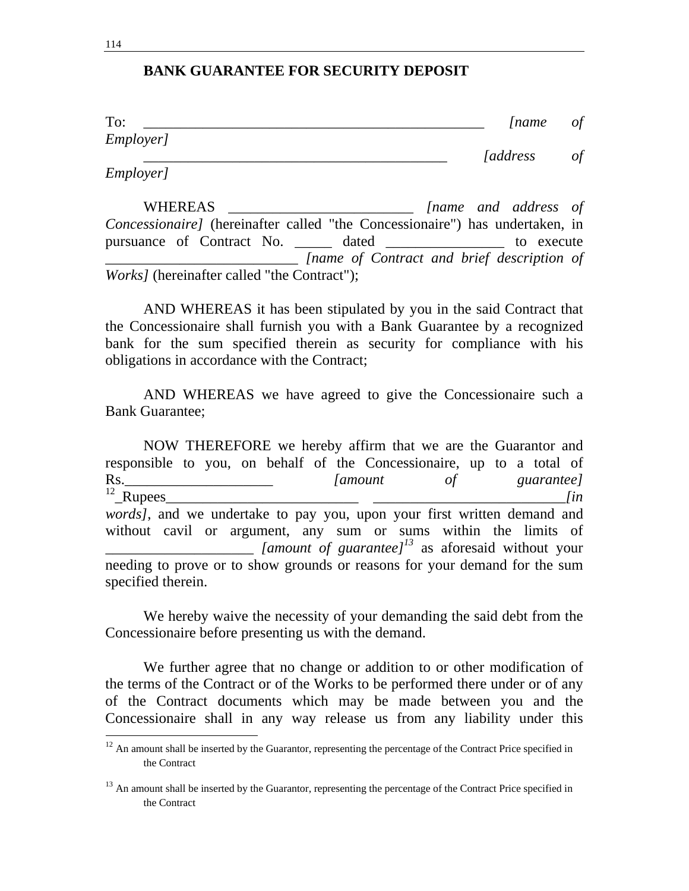## BANK GUARANTEE FOR SECURITY DEPOSIT

To: _______________________________________________ *[name of Employer]*

_________________________________________ *[address of Employer]*

WHEREAS _________________________ *[name and address of Concessionaire]* (hereinafter called "the Concessionaire") has undertaken, in pursuance of Contract No. _____ dated ________________ to execute __________________________ *[name of Contract and brief description of Works]* (hereinafter called "the Contract");

AND WHEREAS it has been stipulated by you in the said Contract that the Concessionaire shall furnish you with a Bank Guarantee by a recognized bank for the sum specified therein as security for compliance with his obligations in accordance with the Contract;

AND WHEREAS we have agreed to give the Concessionaire such a Bank Guarantee;

NOW THEREFORE we hereby affirm that we are the Guarantor and responsible to you, on behalf of the Concessionaire, up to a total of Rs.____________________ *[amount of guarantee]*[12] _Rupees__________________________ _________________________*[in words]*, and we undertake to pay you, upon your first written demand and without cavil or argument, any sum or sums within the limits of ____________________ *[amount of guarantee]*[13] as aforesaid without your needing to prove or to show grounds or reasons for your demand for the sum specified therein.

We hereby waive the necessity of your demanding the said debt from the Concessionaire before presenting us with the demand.

We further agree that no change or addition to or other modification of the terms of the Contract or of the Works to be performed there under or of any of the Contract documents which may be made between you and the Concessionaire shall in any way release us from any liability under this

---

[12] An amount shall be inserted by the Guarantor, representing the percentage of the Contract Price specified in the Contract

[13] An amount shall be inserted by the Guarantor, representing the percentage of the Contract Price specified in the Contract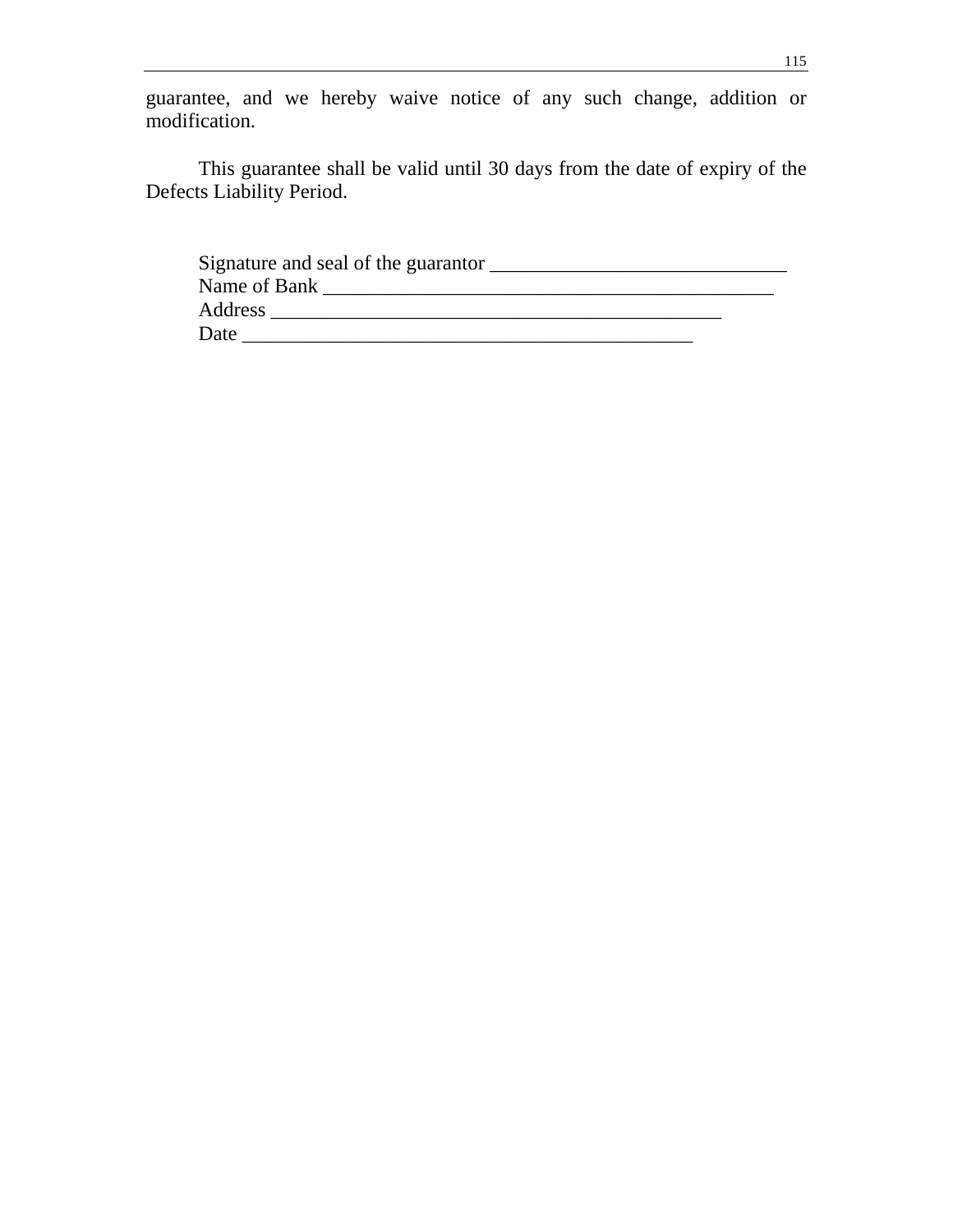guarantee, and we hereby waive notice of any such change, addition or modification.

This guarantee shall be valid until 30 days from the date of expiry of the Defects Liability Period.

Signature and seal of the guarantor ______________________________
Name of Bank ______________________________________________
Address ____________________________________________
Date ____________________________________________